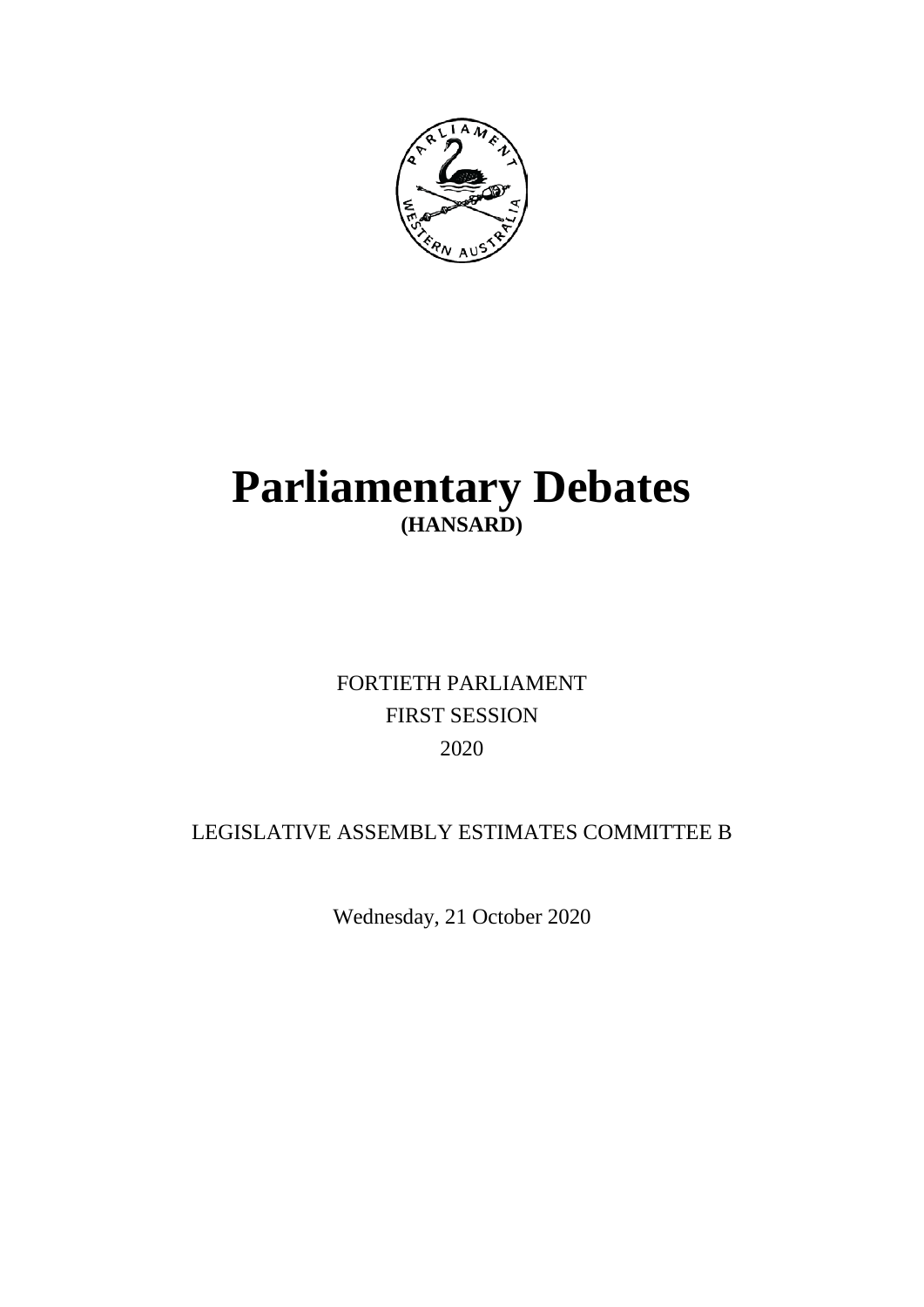# Parliamentary Debates

## (HANSARD)

FORTIETH PARLIAMENT

FIRST SESSION

2020

LEGISLATIVE ASSEMBLY ESTIMATES COMMITTEE B

Wednesday, 21 October 2020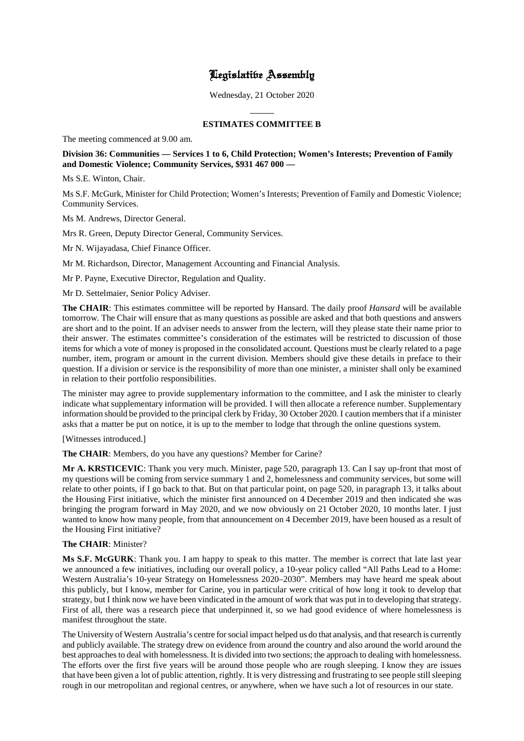# Legislative Assembly

Wednesday, 21 October 2020

## ESTIMATES COMMITTEE B

The meeting commenced at 9.00 am.

**Division 36: Communities — Services 1 to 6, Child Protection; Women's Interests; Prevention of Family and Domestic Violence; Community Services, $931 467 000 —**

Ms S.E. Winton, Chair.

Ms S.F. McGurk, Minister for Child Protection; Women's Interests; Prevention of Family and Domestic Violence; Community Services.

Ms M. Andrews, Director General.

Mrs R. Green, Deputy Director General, Community Services.

Mr N. Wijayadasa, Chief Finance Officer.

Mr M. Richardson, Director, Management Accounting and Financial Analysis.

Mr P. Payne, Executive Director, Regulation and Quality.

Mr D. Settelmaier, Senior Policy Adviser.

**The CHAIR**: This estimates committee will be reported by Hansard. The daily proof *Hansard* will be available tomorrow. The Chair will ensure that as many questions as possible are asked and that both questions and answers are short and to the point. If an adviser needs to answer from the lectern, will they please state their name prior to their answer. The estimates committee's consideration of the estimates will be restricted to discussion of those items for which a vote of money is proposed in the consolidated account. Questions must be clearly related to a page number, item, program or amount in the current division. Members should give these details in preface to their question. If a division or service is the responsibility of more than one minister, a minister shall only be examined in relation to their portfolio responsibilities.

The minister may agree to provide supplementary information to the committee, and I ask the minister to clearly indicate what supplementary information will be provided. I will then allocate a reference number. Supplementary information should be provided to the principal clerk by Friday, 30 October 2020. I caution members that if a minister asks that a matter be put on notice, it is up to the member to lodge that through the online questions system.

[Witnesses introduced.]

**The CHAIR**: Members, do you have any questions? Member for Carine?

**Mr A. KRSTICEVIC**: Thank you very much. Minister, page 520, paragraph 13. Can I say up-front that most of my questions will be coming from service summary 1 and 2, homelessness and community services, but some will relate to other points, if I go back to that. But on that particular point, on page 520, in paragraph 13, it talks about the Housing First initiative, which the minister first announced on 4 December 2019 and then indicated she was bringing the program forward in May 2020, and we now obviously on 21 October 2020, 10 months later. I just wanted to know how many people, from that announcement on 4 December 2019, have been housed as a result of the Housing First initiative?

**The CHAIR**: Minister?

**Ms S.F. McGURK**: Thank you. I am happy to speak to this matter. The member is correct that late last year we announced a few initiatives, including our overall policy, a 10-year policy called "All Paths Lead to a Home: Western Australia's 10-year Strategy on Homelessness 2020–2030". Members may have heard me speak about this publicly, but I know, member for Carine, you in particular were critical of how long it took to develop that strategy, but I think now we have been vindicated in the amount of work that was put in to developing that strategy. First of all, there was a research piece that underpinned it, so we had good evidence of where homelessness is manifest throughout the state.

The University of Western Australia's centre for social impact helped us do that analysis, and that research is currently and publicly available. The strategy drew on evidence from around the country and also around the world around the best approaches to deal with homelessness. It is divided into two sections; the approach to dealing with homelessness. The efforts over the first five years will be around those people who are rough sleeping. I know they are issues that have been given a lot of public attention, rightly. It is very distressing and frustrating to see people still sleeping rough in our metropolitan and regional centres, or anywhere, when we have such a lot of resources in our state.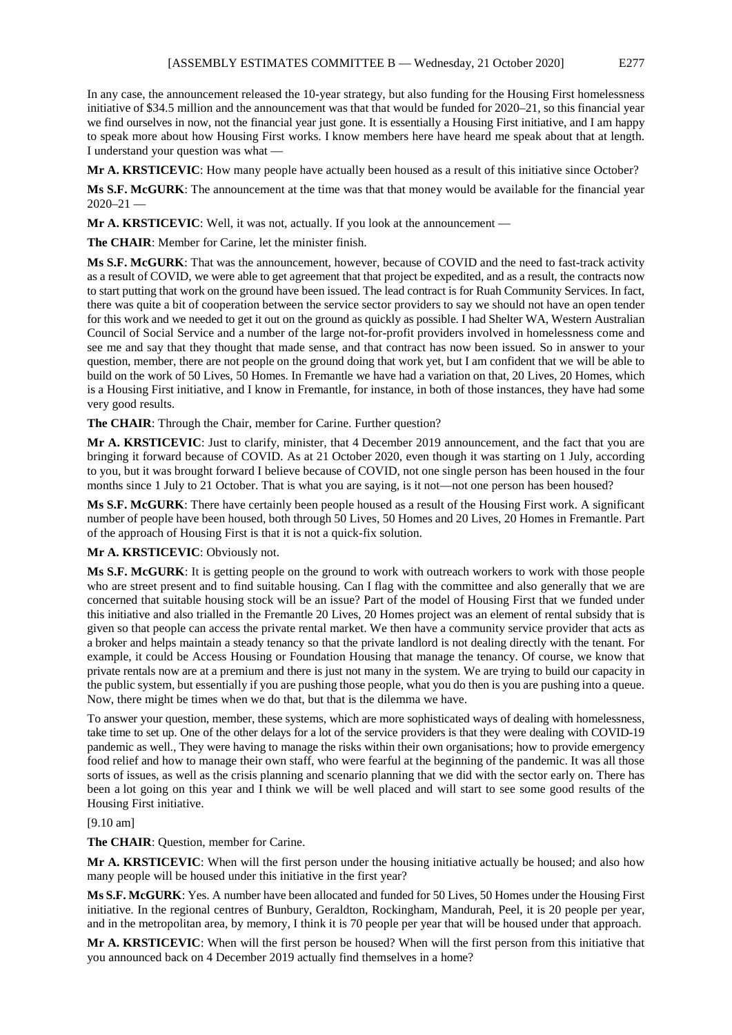In any case, the announcement released the 10-year strategy, but also funding for the Housing First homelessness initiative of $34.5 million and the announcement was that that would be funded for 2020–21, so this financial year we find ourselves in now, not the financial year just gone. It is essentially a Housing First initiative, and I am happy to speak more about how Housing First works. I know members here have heard me speak about that at length. I understand your question was what —

**Mr A. KRSTICEVIC**: How many people have actually been housed as a result of this initiative since October?

**Ms S.F. McGURK**: The announcement at the time was that that money would be available for the financial year 2020–21 —

**Mr A. KRSTICEVIC**: Well, it was not, actually. If you look at the announcement —

**The CHAIR**: Member for Carine, let the minister finish.

**Ms S.F. McGURK**: That was the announcement, however, because of COVID and the need to fast-track activity as a result of COVID, we were able to get agreement that that project be expedited, and as a result, the contracts now to start putting that work on the ground have been issued. The lead contract is for Ruah Community Services. In fact, there was quite a bit of cooperation between the service sector providers to say we should not have an open tender for this work and we needed to get it out on the ground as quickly as possible. I had Shelter WA, Western Australian Council of Social Service and a number of the large not-for-profit providers involved in homelessness come and see me and say that they thought that made sense, and that contract has now been issued. So in answer to your question, member, there are not people on the ground doing that work yet, but I am confident that we will be able to build on the work of 50 Lives, 50 Homes. In Fremantle we have had a variation on that, 20 Lives, 20 Homes, which is a Housing First initiative, and I know in Fremantle, for instance, in both of those instances, they have had some very good results.

**The CHAIR**: Through the Chair, member for Carine. Further question?

**Mr A. KRSTICEVIC**: Just to clarify, minister, that 4 December 2019 announcement, and the fact that you are bringing it forward because of COVID. As at 21 October 2020, even though it was starting on 1 July, according to you, but it was brought forward I believe because of COVID, not one single person has been housed in the four months since 1 July to 21 October. That is what you are saying, is it not—not one person has been housed?

**Ms S.F. McGURK**: There have certainly been people housed as a result of the Housing First work. A significant number of people have been housed, both through 50 Lives, 50 Homes and 20 Lives, 20 Homes in Fremantle. Part of the approach of Housing First is that it is not a quick-fix solution.

**Mr A. KRSTICEVIC**: Obviously not.

**Ms S.F. McGURK**: It is getting people on the ground to work with outreach workers to work with those people who are street present and to find suitable housing. Can I flag with the committee and also generally that we are concerned that suitable housing stock will be an issue? Part of the model of Housing First that we funded under this initiative and also trialled in the Fremantle 20 Lives, 20 Homes project was an element of rental subsidy that is given so that people can access the private rental market. We then have a community service provider that acts as a broker and helps maintain a steady tenancy so that the private landlord is not dealing directly with the tenant. For example, it could be Access Housing or Foundation Housing that manage the tenancy. Of course, we know that private rentals now are at a premium and there is just not many in the system. We are trying to build our capacity in the public system, but essentially if you are pushing those people, what you do then is you are pushing into a queue. Now, there might be times when we do that, but that is the dilemma we have.

To answer your question, member, these systems, which are more sophisticated ways of dealing with homelessness, take time to set up. One of the other delays for a lot of the service providers is that they were dealing with COVID-19 pandemic as well., They were having to manage the risks within their own organisations; how to provide emergency food relief and how to manage their own staff, who were fearful at the beginning of the pandemic. It was all those sorts of issues, as well as the crisis planning and scenario planning that we did with the sector early on. There has been a lot going on this year and I think we will be well placed and will start to see some good results of the Housing First initiative.

[9.10 am]

**The CHAIR**: Question, member for Carine.

**Mr A. KRSTICEVIC**: When will the first person under the housing initiative actually be housed; and also how many people will be housed under this initiative in the first year?

**Ms S.F. McGURK**: Yes. A number have been allocated and funded for 50 Lives, 50 Homes under the Housing First initiative. In the regional centres of Bunbury, Geraldton, Rockingham, Mandurah, Peel, it is 20 people per year, and in the metropolitan area, by memory, I think it is 70 people per year that will be housed under that approach.

**Mr A. KRSTICEVIC**: When will the first person be housed? When will the first person from this initiative that you announced back on 4 December 2019 actually find themselves in a home?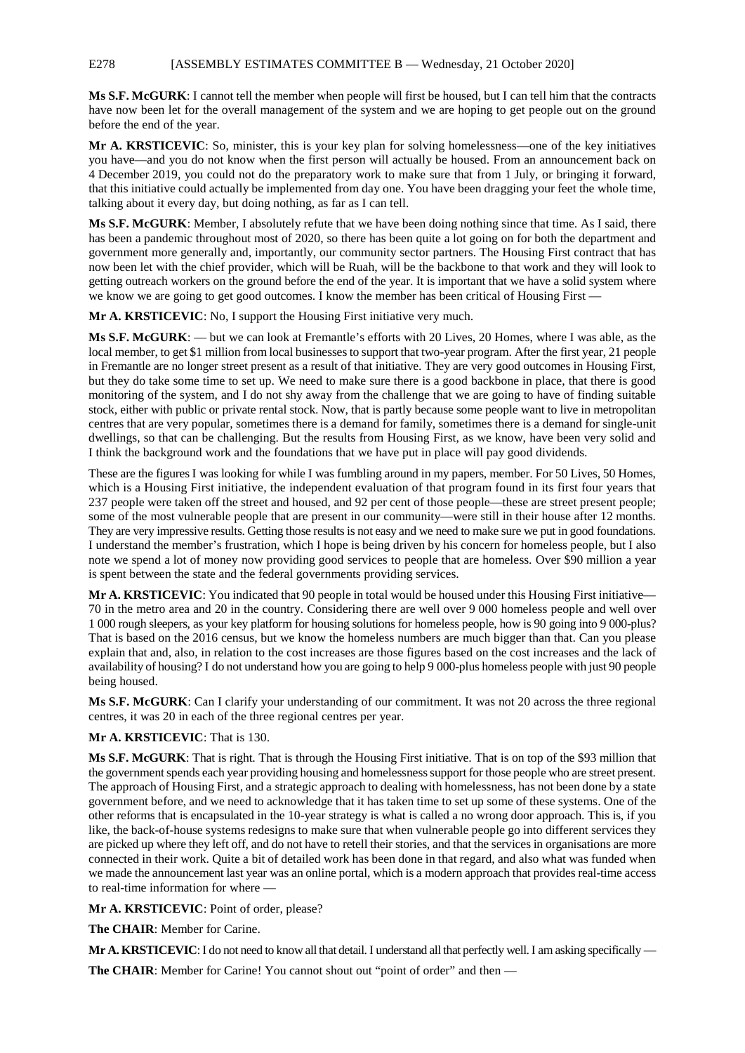**Ms S.F. McGURK**: I cannot tell the member when people will first be housed, but I can tell him that the contracts have now been let for the overall management of the system and we are hoping to get people out on the ground before the end of the year.

**Mr A. KRSTICEVIC**: So, minister, this is your key plan for solving homelessness—one of the key initiatives you have—and you do not know when the first person will actually be housed. From an announcement back on 4 December 2019, you could not do the preparatory work to make sure that from 1 July, or bringing it forward, that this initiative could actually be implemented from day one. You have been dragging your feet the whole time, talking about it every day, but doing nothing, as far as I can tell.

**Ms S.F. McGURK**: Member, I absolutely refute that we have been doing nothing since that time. As I said, there has been a pandemic throughout most of 2020, so there has been quite a lot going on for both the department and government more generally and, importantly, our community sector partners. The Housing First contract that has now been let with the chief provider, which will be Ruah, will be the backbone to that work and they will look to getting outreach workers on the ground before the end of the year. It is important that we have a solid system where we know we are going to get good outcomes. I know the member has been critical of Housing First —

**Mr A. KRSTICEVIC**: No, I support the Housing First initiative very much.

**Ms S.F. McGURK**: — but we can look at Fremantle's efforts with 20 Lives, 20 Homes, where I was able, as the local member, to get $1 million from local businesses to support that two-year program. After the first year, 21 people in Fremantle are no longer street present as a result of that initiative. They are very good outcomes in Housing First, but they do take some time to set up. We need to make sure there is a good backbone in place, that there is good monitoring of the system, and I do not shy away from the challenge that we are going to have of finding suitable stock, either with public or private rental stock. Now, that is partly because some people want to live in metropolitan centres that are very popular, sometimes there is a demand for family, sometimes there is a demand for single-unit dwellings, so that can be challenging. But the results from Housing First, as we know, have been very solid and I think the background work and the foundations that we have put in place will pay good dividends.

These are the figures I was looking for while I was fumbling around in my papers, member. For 50 Lives, 50 Homes, which is a Housing First initiative, the independent evaluation of that program found in its first four years that 237 people were taken off the street and housed, and 92 per cent of those people—these are street present people; some of the most vulnerable people that are present in our community—were still in their house after 12 months. They are very impressive results. Getting those results is not easy and we need to make sure we put in good foundations. I understand the member's frustration, which I hope is being driven by his concern for homeless people, but I also note we spend a lot of money now providing good services to people that are homeless. Over $90 million a year is spent between the state and the federal governments providing services.

**Mr A. KRSTICEVIC**: You indicated that 90 people in total would be housed under this Housing First initiative—70 in the metro area and 20 in the country. Considering there are well over 9 000 homeless people and well over 1 000 rough sleepers, as your key platform for housing solutions for homeless people, how is 90 going into 9 000-plus? That is based on the 2016 census, but we know the homeless numbers are much bigger than that. Can you please explain that and, also, in relation to the cost increases are those figures based on the cost increases and the lack of availability of housing? I do not understand how you are going to help 9 000-plus homeless people with just 90 people being housed.

**Ms S.F. McGURK**: Can I clarify your understanding of our commitment. It was not 20 across the three regional centres, it was 20 in each of the three regional centres per year.

**Mr A. KRSTICEVIC**: That is 130.

**Ms S.F. McGURK**: That is right. That is through the Housing First initiative. That is on top of the $93 million that the government spends each year providing housing and homelessness support for those people who are street present. The approach of Housing First, and a strategic approach to dealing with homelessness, has not been done by a state government before, and we need to acknowledge that it has taken time to set up some of these systems. One of the other reforms that is encapsulated in the 10-year strategy is what is called a no wrong door approach. This is, if you like, the back-of-house systems redesigns to make sure that when vulnerable people go into different services they are picked up where they left off, and do not have to retell their stories, and that the services in organisations are more connected in their work. Quite a bit of detailed work has been done in that regard, and also what was funded when we made the announcement last year was an online portal, which is a modern approach that provides real-time access to real-time information for where —

**Mr A. KRSTICEVIC**: Point of order, please?

**The CHAIR**: Member for Carine.

**Mr A. KRSTICEVIC**: I do not need to know all that detail. I understand all that perfectly well. I am asking specifically —

**The CHAIR**: Member for Carine! You cannot shout out "point of order" and then —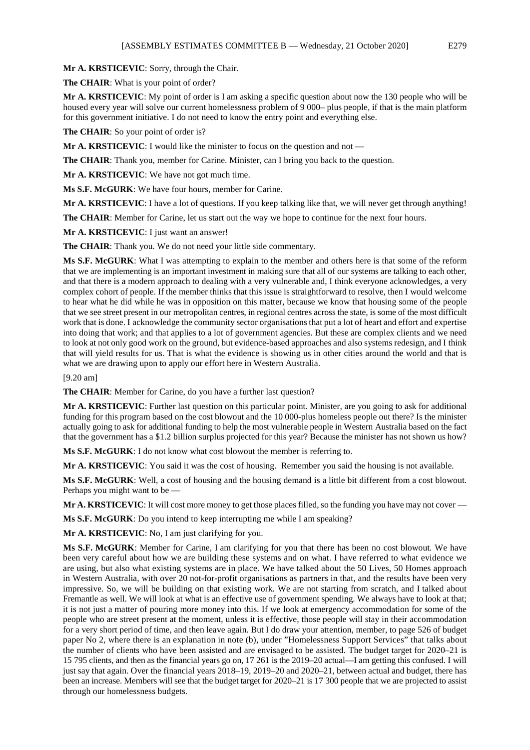**Mr A. KRSTICEVIC**: Sorry, through the Chair.

**The CHAIR**: What is your point of order?

**Mr A. KRSTICEVIC**: My point of order is I am asking a specific question about how the 130 people who will be housed every year will solve our current homelessness problem of 9 000– plus people, if that is the main platform for this government initiative. I do not need to know the entry point and everything else.

**The CHAIR**: So your point of order is?

**Mr A. KRSTICEVIC**: I would like the minister to focus on the question and not —

**The CHAIR**: Thank you, member for Carine. Minister, can I bring you back to the question.

**Mr A. KRSTICEVIC**: We have not got much time.

**Ms S.F. McGURK**: We have four hours, member for Carine.

**Mr A. KRSTICEVIC**: I have a lot of questions. If you keep talking like that, we will never get through anything!

**The CHAIR**: Member for Carine, let us start out the way we hope to continue for the next four hours.

**Mr A. KRSTICEVIC**: I just want an answer!

**The CHAIR**: Thank you. We do not need your little side commentary.

**Ms S.F. McGURK**: What I was attempting to explain to the member and others here is that some of the reform that we are implementing is an important investment in making sure that all of our systems are talking to each other, and that there is a modern approach to dealing with a very vulnerable and, I think everyone acknowledges, a very complex cohort of people. If the member thinks that this issue is straightforward to resolve, then I would welcome to hear what he did while he was in opposition on this matter, because we know that housing some of the people that we see street present in our metropolitan centres, in regional centres across the state, is some of the most difficult work that is done. I acknowledge the community sector organisations that put a lot of heart and effort and expertise into doing that work; and that applies to a lot of government agencies. But these are complex clients and we need to look at not only good work on the ground, but evidence-based approaches and also systems redesign, and I think that will yield results for us. That is what the evidence is showing us in other cities around the world and that is what we are drawing upon to apply our effort here in Western Australia.

[9.20 am]

**The CHAIR**: Member for Carine, do you have a further last question?

**Mr A. KRSTICEVIC**: Further last question on this particular point. Minister, are you going to ask for additional funding for this program based on the cost blowout and the 10 000-plus homeless people out there? Is the minister actually going to ask for additional funding to help the most vulnerable people in Western Australia based on the fact that the government has a $1.2 billion surplus projected for this year? Because the minister has not shown us how?

**Ms S.F. McGURK**: I do not know what cost blowout the member is referring to.

**Mr A. KRSTICEVIC**: You said it was the cost of housing. Remember you said the housing is not available.

**Ms S.F. McGURK**: Well, a cost of housing and the housing demand is a little bit different from a cost blowout. Perhaps you might want to be —

**Mr A. KRSTICEVIC**: It will cost more money to get those places filled, so the funding you have may not cover —

**Ms S.F. McGURK**: Do you intend to keep interrupting me while I am speaking?

**Mr A. KRSTICEVIC**: No, I am just clarifying for you.

**Ms S.F. McGURK**: Member for Carine, I am clarifying for you that there has been no cost blowout. We have been very careful about how we are building these systems and on what. I have referred to what evidence we are using, but also what existing systems are in place. We have talked about the 50 Lives, 50 Homes approach in Western Australia, with over 20 not-for-profit organisations as partners in that, and the results have been very impressive. So, we will be building on that existing work. We are not starting from scratch, and I talked about Fremantle as well. We will look at what is an effective use of government spending. We always have to look at that; it is not just a matter of pouring more money into this. If we look at emergency accommodation for some of the people who are street present at the moment, unless it is effective, those people will stay in their accommodation for a very short period of time, and then leave again. But I do draw your attention, member, to page 526 of budget paper No 2, where there is an explanation in note (b), under "Homelessness Support Services" that talks about the number of clients who have been assisted and are envisaged to be assisted. The budget target for 2020–21 is 15 795 clients, and then as the financial years go on, 17 261 is the 2019–20 actual—I am getting this confused. I will just say that again. Over the financial years 2018–19, 2019–20 and 2020–21, between actual and budget, there has been an increase. Members will see that the budget target for 2020–21 is 17 300 people that we are projected to assist through our homelessness budgets.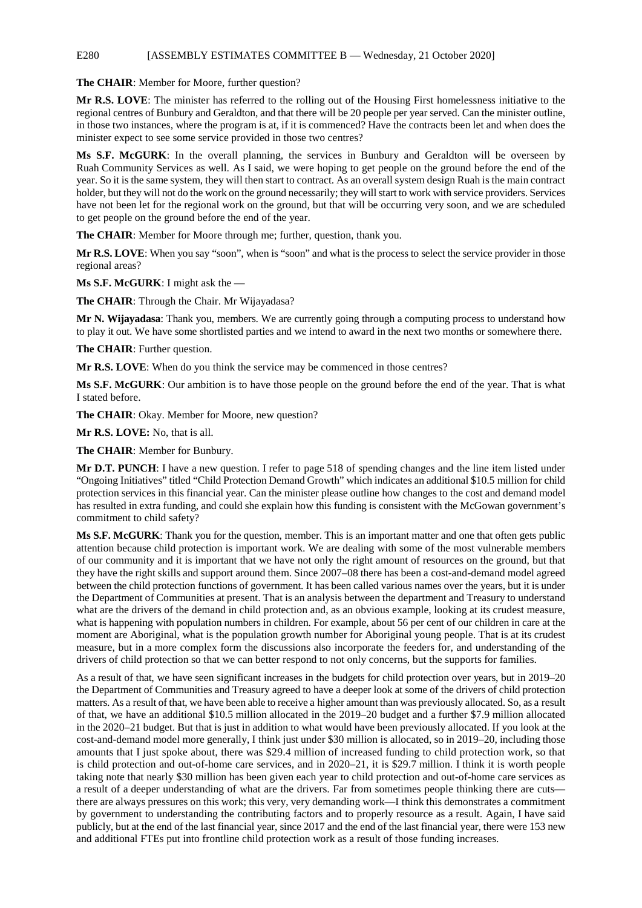**The CHAIR**: Member for Moore, further question?

**Mr R.S. LOVE**: The minister has referred to the rolling out of the Housing First homelessness initiative to the regional centres of Bunbury and Geraldton, and that there will be 20 people per year served. Can the minister outline, in those two instances, where the program is at, if it is commenced? Have the contracts been let and when does the minister expect to see some service provided in those two centres?

**Ms S.F. McGURK**: In the overall planning, the services in Bunbury and Geraldton will be overseen by Ruah Community Services as well. As I said, we were hoping to get people on the ground before the end of the year. So it is the same system, they will then start to contract. As an overall system design Ruah is the main contract holder, but they will not do the work on the ground necessarily; they will start to work with service providers. Services have not been let for the regional work on the ground, but that will be occurring very soon, and we are scheduled to get people on the ground before the end of the year.

**The CHAIR**: Member for Moore through me; further, question, thank you.

**Mr R.S. LOVE**: When you say "soon", when is "soon" and what is the process to select the service provider in those regional areas?

**Ms S.F. McGURK**: I might ask the —

**The CHAIR**: Through the Chair. Mr Wijayadasa?

**Mr N. Wijayadasa**: Thank you, members. We are currently going through a computing process to understand how to play it out. We have some shortlisted parties and we intend to award in the next two months or somewhere there.

**The CHAIR**: Further question.

**Mr R.S. LOVE**: When do you think the service may be commenced in those centres?

**Ms S.F. McGURK**: Our ambition is to have those people on the ground before the end of the year. That is what I stated before.

**The CHAIR**: Okay. Member for Moore, new question?

**Mr R.S. LOVE:** No, that is all.

**The CHAIR**: Member for Bunbury.

**Mr D.T. PUNCH**: I have a new question. I refer to page 518 of spending changes and the line item listed under "Ongoing Initiatives" titled "Child Protection Demand Growth" which indicates an additional $10.5 million for child protection services in this financial year. Can the minister please outline how changes to the cost and demand model has resulted in extra funding, and could she explain how this funding is consistent with the McGowan government's commitment to child safety?

**Ms S.F. McGURK**: Thank you for the question, member. This is an important matter and one that often gets public attention because child protection is important work. We are dealing with some of the most vulnerable members of our community and it is important that we have not only the right amount of resources on the ground, but that they have the right skills and support around them. Since 2007–08 there has been a cost-and-demand model agreed between the child protection functions of government. It has been called various names over the years, but it is under the Department of Communities at present. That is an analysis between the department and Treasury to understand what are the drivers of the demand in child protection and, as an obvious example, looking at its crudest measure, what is happening with population numbers in children. For example, about 56 per cent of our children in care at the moment are Aboriginal, what is the population growth number for Aboriginal young people. That is at its crudest measure, but in a more complex form the discussions also incorporate the feeders for, and understanding of the drivers of child protection so that we can better respond to not only concerns, but the supports for families.

As a result of that, we have seen significant increases in the budgets for child protection over years, but in 2019–20 the Department of Communities and Treasury agreed to have a deeper look at some of the drivers of child protection matters. As a result of that, we have been able to receive a higher amount than was previously allocated. So, as a result of that, we have an additional $10.5 million allocated in the 2019–20 budget and a further $7.9 million allocated in the 2020–21 budget. But that is just in addition to what would have been previously allocated. If you look at the cost-and-demand model more generally, I think just under $30 million is allocated, so in 2019–20, including those amounts that I just spoke about, there was $29.4 million of increased funding to child protection work, so that is child protection and out-of-home care services, and in 2020–21, it is $29.7 million. I think it is worth people taking note that nearly $30 million has been given each year to child protection and out-of-home care services as a result of a deeper understanding of what are the drivers. Far from sometimes people thinking there are cuts—there are always pressures on this work; this very, very demanding work—I think this demonstrates a commitment by government to understanding the contributing factors and to properly resource as a result. Again, I have said publicly, but at the end of the last financial year, since 2017 and the end of the last financial year, there were 153 new and additional FTEs put into frontline child protection work as a result of those funding increases.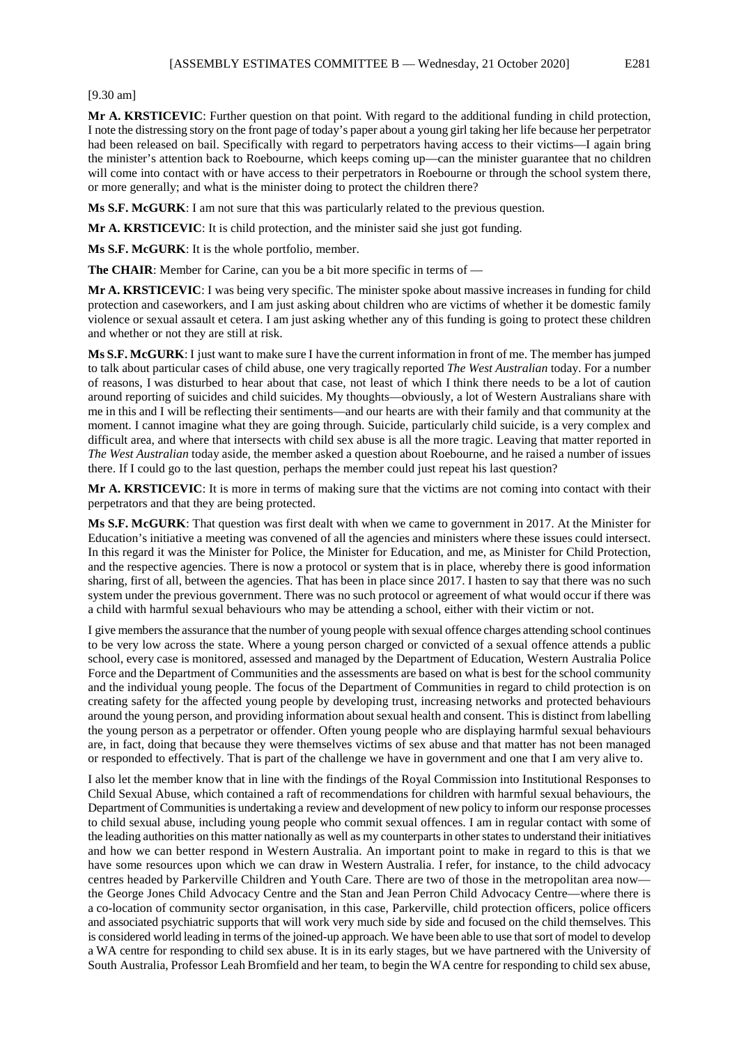[9.30 am]

**Mr A. KRSTICEVIC**: Further question on that point. With regard to the additional funding in child protection, I note the distressing story on the front page of today's paper about a young girl taking her life because her perpetrator had been released on bail. Specifically with regard to perpetrators having access to their victims—I again bring the minister's attention back to Roebourne, which keeps coming up—can the minister guarantee that no children will come into contact with or have access to their perpetrators in Roebourne or through the school system there, or more generally; and what is the minister doing to protect the children there?

**Ms S.F. McGURK**: I am not sure that this was particularly related to the previous question.

**Mr A. KRSTICEVIC**: It is child protection, and the minister said she just got funding.

**Ms S.F. McGURK**: It is the whole portfolio, member.

**The CHAIR**: Member for Carine, can you be a bit more specific in terms of —

**Mr A. KRSTICEVIC**: I was being very specific. The minister spoke about massive increases in funding for child protection and caseworkers, and I am just asking about children who are victims of whether it be domestic family violence or sexual assault et cetera. I am just asking whether any of this funding is going to protect these children and whether or not they are still at risk.

**Ms S.F. McGURK**: I just want to make sure I have the current information in front of me. The member has jumped to talk about particular cases of child abuse, one very tragically reported *The West Australian* today. For a number of reasons, I was disturbed to hear about that case, not least of which I think there needs to be a lot of caution around reporting of suicides and child suicides. My thoughts—obviously, a lot of Western Australians share with me in this and I will be reflecting their sentiments—and our hearts are with their family and that community at the moment. I cannot imagine what they are going through. Suicide, particularly child suicide, is a very complex and difficult area, and where that intersects with child sex abuse is all the more tragic. Leaving that matter reported in *The West Australian* today aside, the member asked a question about Roebourne, and he raised a number of issues there. If I could go to the last question, perhaps the member could just repeat his last question?

**Mr A. KRSTICEVIC**: It is more in terms of making sure that the victims are not coming into contact with their perpetrators and that they are being protected.

**Ms S.F. McGURK**: That question was first dealt with when we came to government in 2017. At the Minister for Education's initiative a meeting was convened of all the agencies and ministers where these issues could intersect. In this regard it was the Minister for Police, the Minister for Education, and me, as Minister for Child Protection, and the respective agencies. There is now a protocol or system that is in place, whereby there is good information sharing, first of all, between the agencies. That has been in place since 2017. I hasten to say that there was no such system under the previous government. There was no such protocol or agreement of what would occur if there was a child with harmful sexual behaviours who may be attending a school, either with their victim or not.

I give members the assurance that the number of young people with sexual offence charges attending school continues to be very low across the state. Where a young person charged or convicted of a sexual offence attends a public school, every case is monitored, assessed and managed by the Department of Education, Western Australia Police Force and the Department of Communities and the assessments are based on what is best for the school community and the individual young people. The focus of the Department of Communities in regard to child protection is on creating safety for the affected young people by developing trust, increasing networks and protected behaviours around the young person, and providing information about sexual health and consent. This is distinct from labelling the young person as a perpetrator or offender. Often young people who are displaying harmful sexual behaviours are, in fact, doing that because they were themselves victims of sex abuse and that matter has not been managed or responded to effectively. That is part of the challenge we have in government and one that I am very alive to.

I also let the member know that in line with the findings of the Royal Commission into Institutional Responses to Child Sexual Abuse, which contained a raft of recommendations for children with harmful sexual behaviours, the Department of Communities is undertaking a review and development of new policy to inform our response processes to child sexual abuse, including young people who commit sexual offences. I am in regular contact with some of the leading authorities on this matter nationally as well as my counterparts in other states to understand their initiatives and how we can better respond in Western Australia. An important point to make in regard to this is that we have some resources upon which we can draw in Western Australia. I refer, for instance, to the child advocacy centres headed by Parkerville Children and Youth Care. There are two of those in the metropolitan area now—the George Jones Child Advocacy Centre and the Stan and Jean Perron Child Advocacy Centre—where there is a co-location of community sector organisation, in this case, Parkerville, child protection officers, police officers and associated psychiatric supports that will work very much side by side and focused on the child themselves. This is considered world leading in terms of the joined-up approach. We have been able to use that sort of model to develop a WA centre for responding to child sex abuse. It is in its early stages, but we have partnered with the University of South Australia, Professor Leah Bromfield and her team, to begin the WA centre for responding to child sex abuse,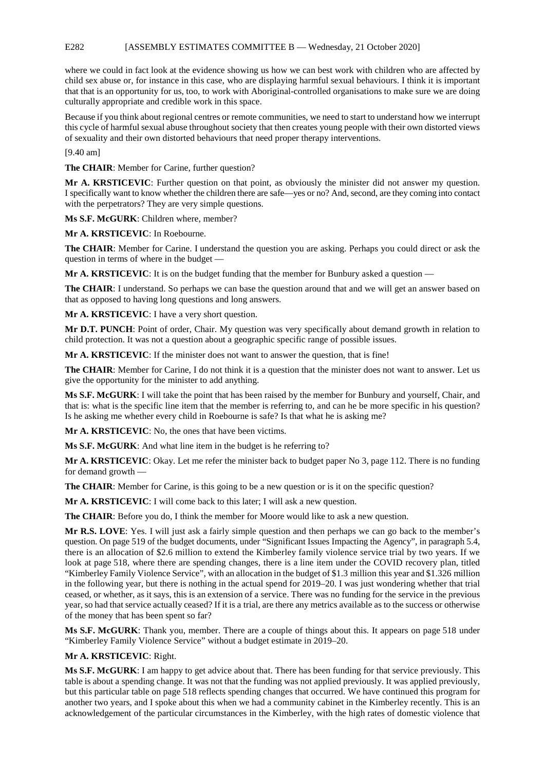where we could in fact look at the evidence showing us how we can best work with children who are affected by child sex abuse or, for instance in this case, who are displaying harmful sexual behaviours. I think it is important that that is an opportunity for us, too, to work with Aboriginal-controlled organisations to make sure we are doing culturally appropriate and credible work in this space.

Because if you think about regional centres or remote communities, we need to start to understand how we interrupt this cycle of harmful sexual abuse throughout society that then creates young people with their own distorted views of sexuality and their own distorted behaviours that need proper therapy interventions.

[9.40 am]

**The CHAIR**: Member for Carine, further question?

**Mr A. KRSTICEVIC**: Further question on that point, as obviously the minister did not answer my question. I specifically want to know whether the children there are safe—yes or no? And, second, are they coming into contact with the perpetrators? They are very simple questions.

**Ms S.F. McGURK**: Children where, member?

**Mr A. KRSTICEVIC**: In Roebourne.

**The CHAIR**: Member for Carine. I understand the question you are asking. Perhaps you could direct or ask the question in terms of where in the budget —

**Mr A. KRSTICEVIC**: It is on the budget funding that the member for Bunbury asked a question —

**The CHAIR**: I understand. So perhaps we can base the question around that and we will get an answer based on that as opposed to having long questions and long answers.

**Mr A. KRSTICEVIC**: I have a very short question.

**Mr D.T. PUNCH**: Point of order, Chair. My question was very specifically about demand growth in relation to child protection. It was not a question about a geographic specific range of possible issues.

**Mr A. KRSTICEVIC**: If the minister does not want to answer the question, that is fine!

**The CHAIR**: Member for Carine, I do not think it is a question that the minister does not want to answer. Let us give the opportunity for the minister to add anything.

**Ms S.F. McGURK**: I will take the point that has been raised by the member for Bunbury and yourself, Chair, and that is: what is the specific line item that the member is referring to, and can he be more specific in his question? Is he asking me whether every child in Roebourne is safe? Is that what he is asking me?

**Mr A. KRSTICEVIC**: No, the ones that have been victims.

**Ms S.F. McGURK**: And what line item in the budget is he referring to?

**Mr A. KRSTICEVIC**: Okay. Let me refer the minister back to budget paper No 3, page 112. There is no funding for demand growth —

**The CHAIR**: Member for Carine, is this going to be a new question or is it on the specific question?

**Mr A. KRSTICEVIC**: I will come back to this later; I will ask a new question.

**The CHAIR**: Before you do, I think the member for Moore would like to ask a new question.

**Mr R.S. LOVE**: Yes. I will just ask a fairly simple question and then perhaps we can go back to the member's question. On page 519 of the budget documents, under "Significant Issues Impacting the Agency", in paragraph 5.4, there is an allocation of $2.6 million to extend the Kimberley family violence service trial by two years. If we look at page 518, where there are spending changes, there is a line item under the COVID recovery plan, titled "Kimberley Family Violence Service", with an allocation in the budget of $1.3 million this year and $1.326 million in the following year, but there is nothing in the actual spend for 2019–20. I was just wondering whether that trial ceased, or whether, as it says, this is an extension of a service. There was no funding for the service in the previous year, so had that service actually ceased? If it is a trial, are there any metrics available as to the success or otherwise of the money that has been spent so far?

**Ms S.F. McGURK**: Thank you, member. There are a couple of things about this. It appears on page 518 under "Kimberley Family Violence Service" without a budget estimate in 2019–20.

**Mr A. KRSTICEVIC**: Right.

**Ms S.F. McGURK**: I am happy to get advice about that. There has been funding for that service previously. This table is about a spending change. It was not that the funding was not applied previously. It was applied previously, but this particular table on page 518 reflects spending changes that occurred. We have continued this program for another two years, and I spoke about this when we had a community cabinet in the Kimberley recently. This is an acknowledgement of the particular circumstances in the Kimberley, with the high rates of domestic violence that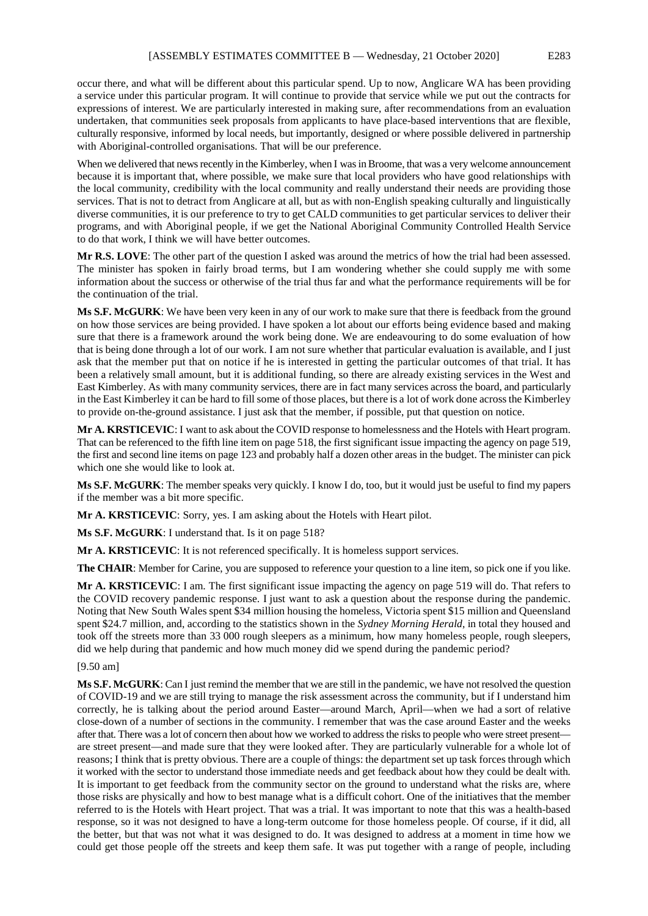occur there, and what will be different about this particular spend. Up to now, Anglicare WA has been providing a service under this particular program. It will continue to provide that service while we put out the contracts for expressions of interest. We are particularly interested in making sure, after recommendations from an evaluation undertaken, that communities seek proposals from applicants to have place-based interventions that are flexible, culturally responsive, informed by local needs, but importantly, designed or where possible delivered in partnership with Aboriginal-controlled organisations. That will be our preference.

When we delivered that news recently in the Kimberley, when I was in Broome, that was a very welcome announcement because it is important that, where possible, we make sure that local providers who have good relationships with the local community, credibility with the local community and really understand their needs are providing those services. That is not to detract from Anglicare at all, but as with non-English speaking culturally and linguistically diverse communities, it is our preference to try to get CALD communities to get particular services to deliver their programs, and with Aboriginal people, if we get the National Aboriginal Community Controlled Health Service to do that work, I think we will have better outcomes.

**Mr R.S. LOVE**: The other part of the question I asked was around the metrics of how the trial had been assessed. The minister has spoken in fairly broad terms, but I am wondering whether she could supply me with some information about the success or otherwise of the trial thus far and what the performance requirements will be for the continuation of the trial.

**Ms S.F. McGURK**: We have been very keen in any of our work to make sure that there is feedback from the ground on how those services are being provided. I have spoken a lot about our efforts being evidence based and making sure that there is a framework around the work being done. We are endeavouring to do some evaluation of how that is being done through a lot of our work. I am not sure whether that particular evaluation is available, and I just ask that the member put that on notice if he is interested in getting the particular outcomes of that trial. It has been a relatively small amount, but it is additional funding, so there are already existing services in the West and East Kimberley. As with many community services, there are in fact many services across the board, and particularly in the East Kimberley it can be hard to fill some of those places, but there is a lot of work done across the Kimberley to provide on-the-ground assistance. I just ask that the member, if possible, put that question on notice.

**Mr A. KRSTICEVIC**: I want to ask about the COVID response to homelessness and the Hotels with Heart program. That can be referenced to the fifth line item on page 518, the first significant issue impacting the agency on page 519, the first and second line items on page 123 and probably half a dozen other areas in the budget. The minister can pick which one she would like to look at.

**Ms S.F. McGURK**: The member speaks very quickly. I know I do, too, but it would just be useful to find my papers if the member was a bit more specific.

**Mr A. KRSTICEVIC**: Sorry, yes. I am asking about the Hotels with Heart pilot.

**Ms S.F. McGURK**: I understand that. Is it on page 518?

**Mr A. KRSTICEVIC**: It is not referenced specifically. It is homeless support services.

**The CHAIR**: Member for Carine, you are supposed to reference your question to a line item, so pick one if you like.

**Mr A. KRSTICEVIC**: I am. The first significant issue impacting the agency on page 519 will do. That refers to the COVID recovery pandemic response. I just want to ask a question about the response during the pandemic. Noting that New South Wales spent $34 million housing the homeless, Victoria spent $15 million and Queensland spent $24.7 million, and, according to the statistics shown in the *Sydney Morning Herald*, in total they housed and took off the streets more than 33 000 rough sleepers as a minimum, how many homeless people, rough sleepers, did we help during that pandemic and how much money did we spend during the pandemic period?

[9.50 am]

**Ms S.F. McGURK**: Can I just remind the member that we are still in the pandemic, we have not resolved the question of COVID-19 and we are still trying to manage the risk assessment across the community, but if I understand him correctly, he is talking about the period around Easter—around March, April—when we had a sort of relative close-down of a number of sections in the community. I remember that was the case around Easter and the weeks after that. There was a lot of concern then about how we worked to address the risks to people who were street present—are street present—and made sure that they were looked after. They are particularly vulnerable for a whole lot of reasons; I think that is pretty obvious. There are a couple of things: the department set up task forces through which it worked with the sector to understand those immediate needs and get feedback about how they could be dealt with. It is important to get feedback from the community sector on the ground to understand what the risks are, where those risks are physically and how to best manage what is a difficult cohort. One of the initiatives that the member referred to is the Hotels with Heart project. That was a trial. It was important to note that this was a health-based response, so it was not designed to have a long-term outcome for those homeless people. Of course, if it did, all the better, but that was not what it was designed to do. It was designed to address at a moment in time how we could get those people off the streets and keep them safe. It was put together with a range of people, including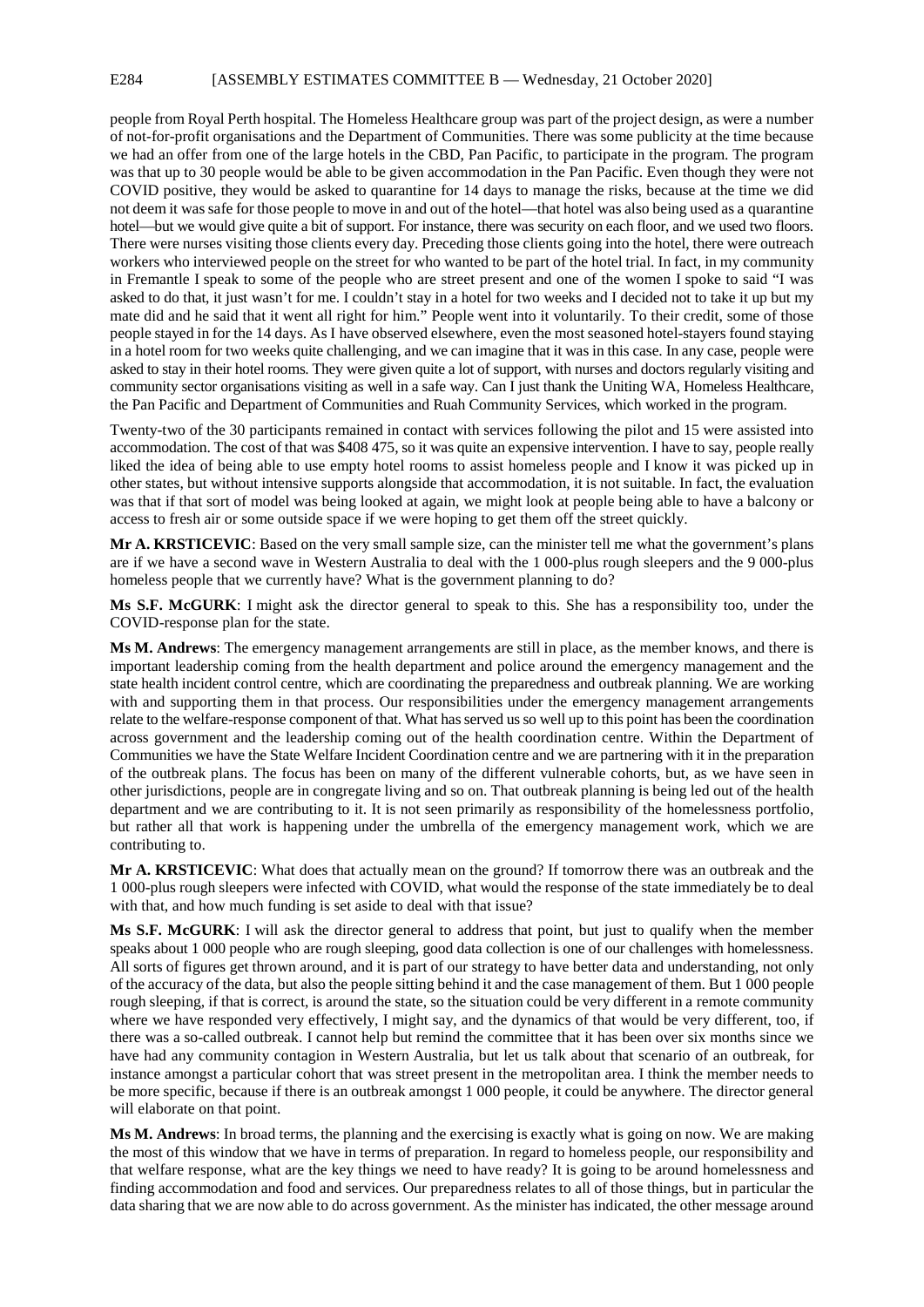people from Royal Perth hospital. The Homeless Healthcare group was part of the project design, as were a number of not-for-profit organisations and the Department of Communities. There was some publicity at the time because we had an offer from one of the large hotels in the CBD, Pan Pacific, to participate in the program. The program was that up to 30 people would be able to be given accommodation in the Pan Pacific. Even though they were not COVID positive, they would be asked to quarantine for 14 days to manage the risks, because at the time we did not deem it was safe for those people to move in and out of the hotel—that hotel was also being used as a quarantine hotel—but we would give quite a bit of support. For instance, there was security on each floor, and we used two floors. There were nurses visiting those clients every day. Preceding those clients going into the hotel, there were outreach workers who interviewed people on the street for who wanted to be part of the hotel trial. In fact, in my community in Fremantle I speak to some of the people who are street present and one of the women I spoke to said "I was asked to do that, it just wasn't for me. I couldn't stay in a hotel for two weeks and I decided not to take it up but my mate did and he said that it went all right for him." People went into it voluntarily. To their credit, some of those people stayed in for the 14 days. As I have observed elsewhere, even the most seasoned hotel-stayers found staying in a hotel room for two weeks quite challenging, and we can imagine that it was in this case. In any case, people were asked to stay in their hotel rooms. They were given quite a lot of support, with nurses and doctors regularly visiting and community sector organisations visiting as well in a safe way. Can I just thank the Uniting WA, Homeless Healthcare, the Pan Pacific and Department of Communities and Ruah Community Services, which worked in the program.

Twenty-two of the 30 participants remained in contact with services following the pilot and 15 were assisted into accommodation. The cost of that was $408 475, so it was quite an expensive intervention. I have to say, people really liked the idea of being able to use empty hotel rooms to assist homeless people and I know it was picked up in other states, but without intensive supports alongside that accommodation, it is not suitable. In fact, the evaluation was that if that sort of model was being looked at again, we might look at people being able to have a balcony or access to fresh air or some outside space if we were hoping to get them off the street quickly.

**Mr A. KRSTICEVIC**: Based on the very small sample size, can the minister tell me what the government's plans are if we have a second wave in Western Australia to deal with the 1 000-plus rough sleepers and the 9 000-plus homeless people that we currently have? What is the government planning to do?

**Ms S.F. McGURK**: I might ask the director general to speak to this. She has a responsibility too, under the COVID-response plan for the state.

**Ms M. Andrews**: The emergency management arrangements are still in place, as the member knows, and there is important leadership coming from the health department and police around the emergency management and the state health incident control centre, which are coordinating the preparedness and outbreak planning. We are working with and supporting them in that process. Our responsibilities under the emergency management arrangements relate to the welfare-response component of that. What has served us so well up to this point has been the coordination across government and the leadership coming out of the health coordination centre. Within the Department of Communities we have the State Welfare Incident Coordination centre and we are partnering with it in the preparation of the outbreak plans. The focus has been on many of the different vulnerable cohorts, but, as we have seen in other jurisdictions, people are in congregate living and so on. That outbreak planning is being led out of the health department and we are contributing to it. It is not seen primarily as responsibility of the homelessness portfolio, but rather all that work is happening under the umbrella of the emergency management work, which we are contributing to.

**Mr A. KRSTICEVIC**: What does that actually mean on the ground? If tomorrow there was an outbreak and the 1 000-plus rough sleepers were infected with COVID, what would the response of the state immediately be to deal with that, and how much funding is set aside to deal with that issue?

**Ms S.F. McGURK**: I will ask the director general to address that point, but just to qualify when the member speaks about 1 000 people who are rough sleeping, good data collection is one of our challenges with homelessness. All sorts of figures get thrown around, and it is part of our strategy to have better data and understanding, not only of the accuracy of the data, but also the people sitting behind it and the case management of them. But 1 000 people rough sleeping, if that is correct, is around the state, so the situation could be very different in a remote community where we have responded very effectively, I might say, and the dynamics of that would be very different, too, if there was a so-called outbreak. I cannot help but remind the committee that it has been over six months since we have had any community contagion in Western Australia, but let us talk about that scenario of an outbreak, for instance amongst a particular cohort that was street present in the metropolitan area. I think the member needs to be more specific, because if there is an outbreak amongst 1 000 people, it could be anywhere. The director general will elaborate on that point.

**Ms M. Andrews**: In broad terms, the planning and the exercising is exactly what is going on now. We are making the most of this window that we have in terms of preparation. In regard to homeless people, our responsibility and that welfare response, what are the key things we need to have ready? It is going to be around homelessness and finding accommodation and food and services. Our preparedness relates to all of those things, but in particular the data sharing that we are now able to do across government. As the minister has indicated, the other message around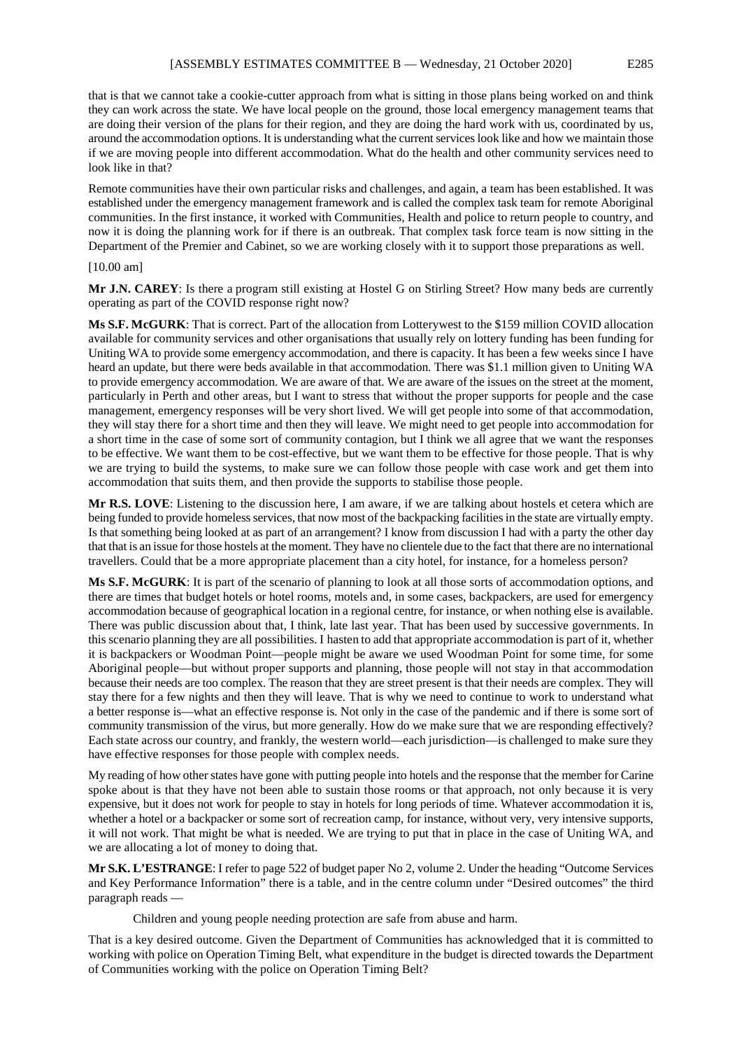that is that we cannot take a cookie-cutter approach from what is sitting in those plans being worked on and think they can work across the state. We have local people on the ground, those local emergency management teams that are doing their version of the plans for their region, and they are doing the hard work with us, coordinated by us, around the accommodation options. It is understanding what the current services look like and how we maintain those if we are moving people into different accommodation. What do the health and other community services need to look like in that?

Remote communities have their own particular risks and challenges, and again, a team has been established. It was established under the emergency management framework and is called the complex task team for remote Aboriginal communities. In the first instance, it worked with Communities, Health and police to return people to country, and now it is doing the planning work for if there is an outbreak. That complex task force team is now sitting in the Department of the Premier and Cabinet, so we are working closely with it to support those preparations as well.

[10.00 am]

**Mr J.N. CAREY**: Is there a program still existing at Hostel G on Stirling Street? How many beds are currently operating as part of the COVID response right now?

**Ms S.F. McGURK**: That is correct. Part of the allocation from Lotterywest to the $159 million COVID allocation available for community services and other organisations that usually rely on lottery funding has been funding for Uniting WA to provide some emergency accommodation, and there is capacity. It has been a few weeks since I have heard an update, but there were beds available in that accommodation. There was $1.1 million given to Uniting WA to provide emergency accommodation. We are aware of that. We are aware of the issues on the street at the moment, particularly in Perth and other areas, but I want to stress that without the proper supports for people and the case management, emergency responses will be very short lived. We will get people into some of that accommodation, they will stay there for a short time and then they will leave. We might need to get people into accommodation for a short time in the case of some sort of community contagion, but I think we all agree that we want the responses to be effective. We want them to be cost-effective, but we want them to be effective for those people. That is why we are trying to build the systems, to make sure we can follow those people with case work and get them into accommodation that suits them, and then provide the supports to stabilise those people.

**Mr R.S. LOVE**: Listening to the discussion here, I am aware, if we are talking about hostels et cetera which are being funded to provide homeless services, that now most of the backpacking facilities in the state are virtually empty. Is that something being looked at as part of an arrangement? I know from discussion I had with a party the other day that that is an issue for those hostels at the moment. They have no clientele due to the fact that there are no international travellers. Could that be a more appropriate placement than a city hotel, for instance, for a homeless person?

**Ms S.F. McGURK**: It is part of the scenario of planning to look at all those sorts of accommodation options, and there are times that budget hotels or hotel rooms, motels and, in some cases, backpackers, are used for emergency accommodation because of geographical location in a regional centre, for instance, or when nothing else is available. There was public discussion about that, I think, late last year. That has been used by successive governments. In this scenario planning they are all possibilities. I hasten to add that appropriate accommodation is part of it, whether it is backpackers or Woodman Point—people might be aware we used Woodman Point for some time, for some Aboriginal people—but without proper supports and planning, those people will not stay in that accommodation because their needs are too complex. The reason that they are street present is that their needs are complex. They will stay there for a few nights and then they will leave. That is why we need to continue to work to understand what a better response is—what an effective response is. Not only in the case of the pandemic and if there is some sort of community transmission of the virus, but more generally. How do we make sure that we are responding effectively? Each state across our country, and frankly, the western world—each jurisdiction—is challenged to make sure they have effective responses for those people with complex needs.

My reading of how other states have gone with putting people into hotels and the response that the member for Carine spoke about is that they have not been able to sustain those rooms or that approach, not only because it is very expensive, but it does not work for people to stay in hotels for long periods of time. Whatever accommodation it is, whether a hotel or a backpacker or some sort of recreation camp, for instance, without very, very intensive supports, it will not work. That might be what is needed. We are trying to put that in place in the case of Uniting WA, and we are allocating a lot of money to doing that.

**Mr S.K. L'ESTRANGE**: I refer to page 522 of budget paper No 2, volume 2. Under the heading "Outcome Services and Key Performance Information" there is a table, and in the centre column under "Desired outcomes" the third paragraph reads —

> Children and young people needing protection are safe from abuse and harm.

That is a key desired outcome. Given the Department of Communities has acknowledged that it is committed to working with police on Operation Timing Belt, what expenditure in the budget is directed towards the Department of Communities working with the police on Operation Timing Belt?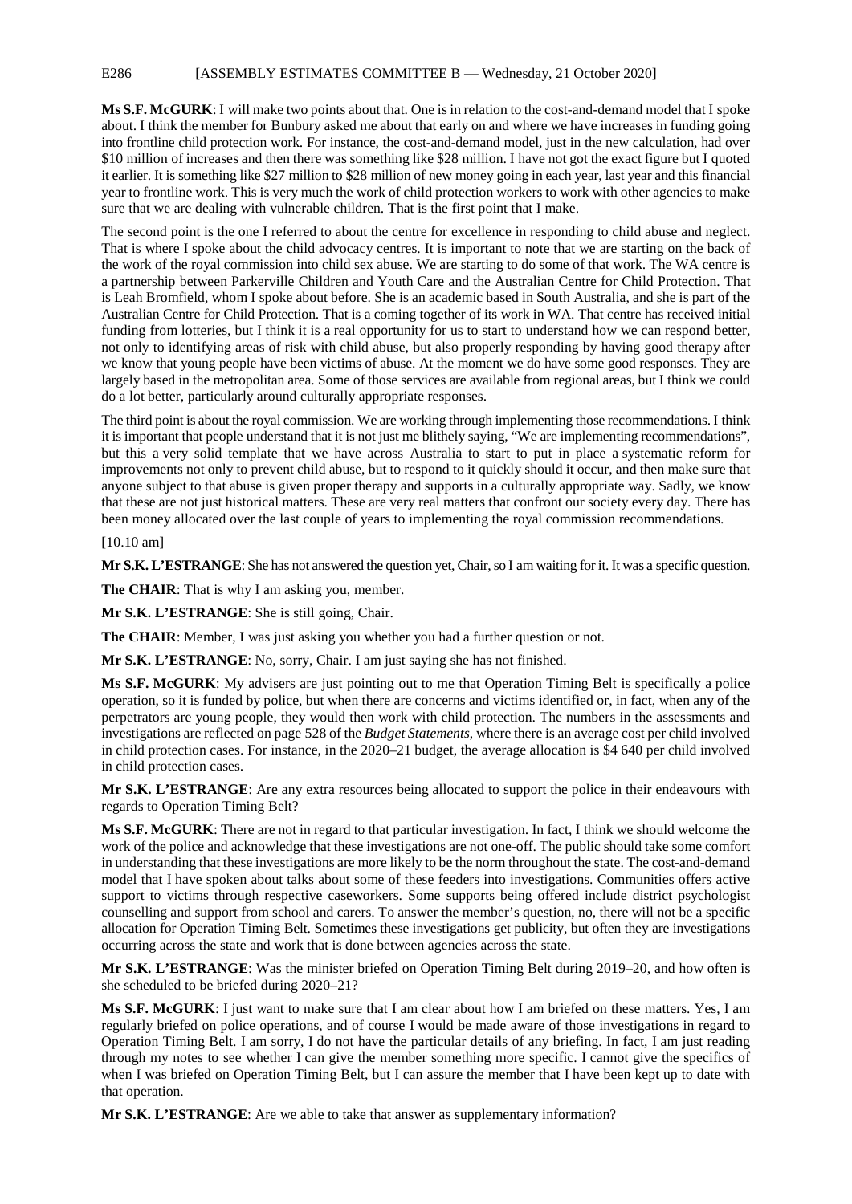**Ms S.F. McGURK**: I will make two points about that. One is in relation to the cost-and-demand model that I spoke about. I think the member for Bunbury asked me about that early on and where we have increases in funding going into frontline child protection work. For instance, the cost-and-demand model, just in the new calculation, had over $10 million of increases and then there was something like $28 million. I have not got the exact figure but I quoted it earlier. It is something like $27 million to $28 million of new money going in each year, last year and this financial year to frontline work. This is very much the work of child protection workers to work with other agencies to make sure that we are dealing with vulnerable children. That is the first point that I make.

The second point is the one I referred to about the centre for excellence in responding to child abuse and neglect. That is where I spoke about the child advocacy centres. It is important to note that we are starting on the back of the work of the royal commission into child sex abuse. We are starting to do some of that work. The WA centre is a partnership between Parkerville Children and Youth Care and the Australian Centre for Child Protection. That is Leah Bromfield, whom I spoke about before. She is an academic based in South Australia, and she is part of the Australian Centre for Child Protection. That is a coming together of its work in WA. That centre has received initial funding from lotteries, but I think it is a real opportunity for us to start to understand how we can respond better, not only to identifying areas of risk with child abuse, but also properly responding by having good therapy after we know that young people have been victims of abuse. At the moment we do have some good responses. They are largely based in the metropolitan area. Some of those services are available from regional areas, but I think we could do a lot better, particularly around culturally appropriate responses.

The third point is about the royal commission. We are working through implementing those recommendations. I think it is important that people understand that it is not just me blithely saying, "We are implementing recommendations", but this a very solid template that we have across Australia to start to put in place a systematic reform for improvements not only to prevent child abuse, but to respond to it quickly should it occur, and then make sure that anyone subject to that abuse is given proper therapy and supports in a culturally appropriate way. Sadly, we know that these are not just historical matters. These are very real matters that confront our society every day. There has been money allocated over the last couple of years to implementing the royal commission recommendations.

[10.10 am]

**Mr S.K. L'ESTRANGE**: She has not answered the question yet, Chair, so I am waiting for it. It was a specific question.

**The CHAIR**: That is why I am asking you, member.

**Mr S.K. L'ESTRANGE**: She is still going, Chair.

**The CHAIR**: Member, I was just asking you whether you had a further question or not.

**Mr S.K. L'ESTRANGE**: No, sorry, Chair. I am just saying she has not finished.

**Ms S.F. McGURK**: My advisers are just pointing out to me that Operation Timing Belt is specifically a police operation, so it is funded by police, but when there are concerns and victims identified or, in fact, when any of the perpetrators are young people, they would then work with child protection. The numbers in the assessments and investigations are reflected on page 528 of the *Budget Statements*, where there is an average cost per child involved in child protection cases. For instance, in the 2020–21 budget, the average allocation is $4 640 per child involved in child protection cases.

**Mr S.K. L'ESTRANGE**: Are any extra resources being allocated to support the police in their endeavours with regards to Operation Timing Belt?

**Ms S.F. McGURK**: There are not in regard to that particular investigation. In fact, I think we should welcome the work of the police and acknowledge that these investigations are not one-off. The public should take some comfort in understanding that these investigations are more likely to be the norm throughout the state. The cost-and-demand model that I have spoken about talks about some of these feeders into investigations. Communities offers active support to victims through respective caseworkers. Some supports being offered include district psychologist counselling and support from school and carers. To answer the member's question, no, there will not be a specific allocation for Operation Timing Belt. Sometimes these investigations get publicity, but often they are investigations occurring across the state and work that is done between agencies across the state.

**Mr S.K. L'ESTRANGE**: Was the minister briefed on Operation Timing Belt during 2019–20, and how often is she scheduled to be briefed during 2020–21?

**Ms S.F. McGURK**: I just want to make sure that I am clear about how I am briefed on these matters. Yes, I am regularly briefed on police operations, and of course I would be made aware of those investigations in regard to Operation Timing Belt. I am sorry, I do not have the particular details of any briefing. In fact, I am just reading through my notes to see whether I can give the member something more specific. I cannot give the specifics of when I was briefed on Operation Timing Belt, but I can assure the member that I have been kept up to date with that operation.

**Mr S.K. L'ESTRANGE**: Are we able to take that answer as supplementary information?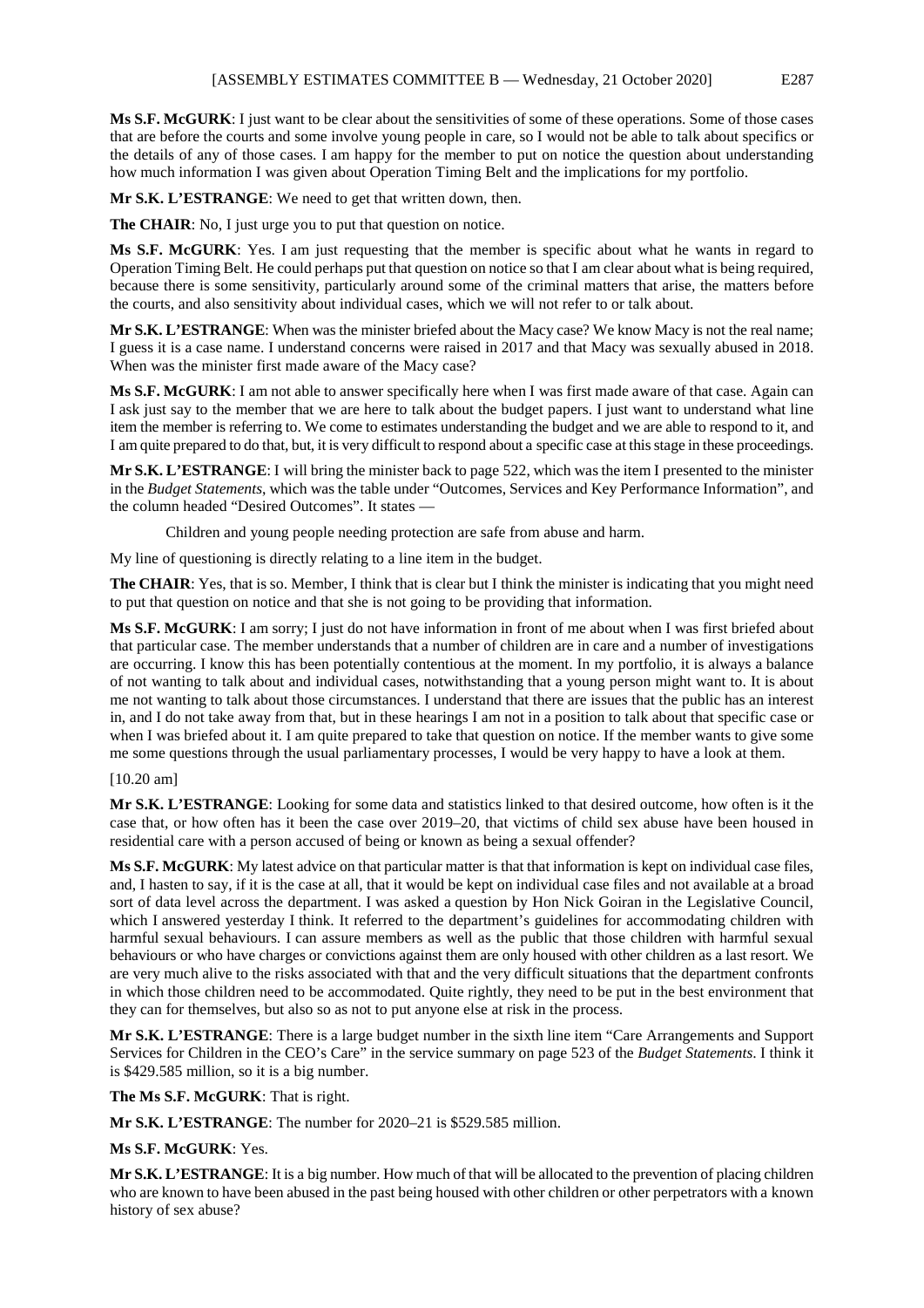**Ms S.F. McGURK**: I just want to be clear about the sensitivities of some of these operations. Some of those cases that are before the courts and some involve young people in care, so I would not be able to talk about specifics or the details of any of those cases. I am happy for the member to put on notice the question about understanding how much information I was given about Operation Timing Belt and the implications for my portfolio.

**Mr S.K. L'ESTRANGE**: We need to get that written down, then.

**The CHAIR**: No, I just urge you to put that question on notice.

**Ms S.F. McGURK**: Yes. I am just requesting that the member is specific about what he wants in regard to Operation Timing Belt. He could perhaps put that question on notice so that I am clear about what is being required, because there is some sensitivity, particularly around some of the criminal matters that arise, the matters before the courts, and also sensitivity about individual cases, which we will not refer to or talk about.

**Mr S.K. L'ESTRANGE**: When was the minister briefed about the Macy case? We know Macy is not the real name; I guess it is a case name. I understand concerns were raised in 2017 and that Macy was sexually abused in 2018. When was the minister first made aware of the Macy case?

**Ms S.F. McGURK**: I am not able to answer specifically here when I was first made aware of that case. Again can I ask just say to the member that we are here to talk about the budget papers. I just want to understand what line item the member is referring to. We come to estimates understanding the budget and we are able to respond to it, and I am quite prepared to do that, but, it is very difficult to respond about a specific case at this stage in these proceedings.

**Mr S.K. L'ESTRANGE**: I will bring the minister back to page 522, which was the item I presented to the minister in the *Budget Statements*, which was the table under "Outcomes, Services and Key Performance Information", and the column headed "Desired Outcomes". It states —

> Children and young people needing protection are safe from abuse and harm.

My line of questioning is directly relating to a line item in the budget.

**The CHAIR**: Yes, that is so. Member, I think that is clear but I think the minister is indicating that you might need to put that question on notice and that she is not going to be providing that information.

**Ms S.F. McGURK**: I am sorry; I just do not have information in front of me about when I was first briefed about that particular case. The member understands that a number of children are in care and a number of investigations are occurring. I know this has been potentially contentious at the moment. In my portfolio, it is always a balance of not wanting to talk about and individual cases, notwithstanding that a young person might want to. It is about me not wanting to talk about those circumstances. I understand that there are issues that the public has an interest in, and I do not take away from that, but in these hearings I am not in a position to talk about that specific case or when I was briefed about it. I am quite prepared to take that question on notice. If the member wants to give some me some questions through the usual parliamentary processes, I would be very happy to have a look at them.

[10.20 am]

**Mr S.K. L'ESTRANGE**: Looking for some data and statistics linked to that desired outcome, how often is it the case that, or how often has it been the case over 2019–20, that victims of child sex abuse have been housed in residential care with a person accused of being or known as being a sexual offender?

**Ms S.F. McGURK**: My latest advice on that particular matter is that that information is kept on individual case files, and, I hasten to say, if it is the case at all, that it would be kept on individual case files and not available at a broad sort of data level across the department. I was asked a question by Hon Nick Goiran in the Legislative Council, which I answered yesterday I think. It referred to the department's guidelines for accommodating children with harmful sexual behaviours. I can assure members as well as the public that those children with harmful sexual behaviours or who have charges or convictions against them are only housed with other children as a last resort. We are very much alive to the risks associated with that and the very difficult situations that the department confronts in which those children need to be accommodated. Quite rightly, they need to be put in the best environment that they can for themselves, but also so as not to put anyone else at risk in the process.

**Mr S.K. L'ESTRANGE**: There is a large budget number in the sixth line item "Care Arrangements and Support Services for Children in the CEO's Care" in the service summary on page 523 of the *Budget Statements*. I think it is $429.585 million, so it is a big number.

**The Ms S.F. McGURK**: That is right.

**Mr S.K. L'ESTRANGE**: The number for 2020–21 is $529.585 million.

**Ms S.F. McGURK**: Yes.

**Mr S.K. L'ESTRANGE**: It is a big number. How much of that will be allocated to the prevention of placing children who are known to have been abused in the past being housed with other children or other perpetrators with a known history of sex abuse?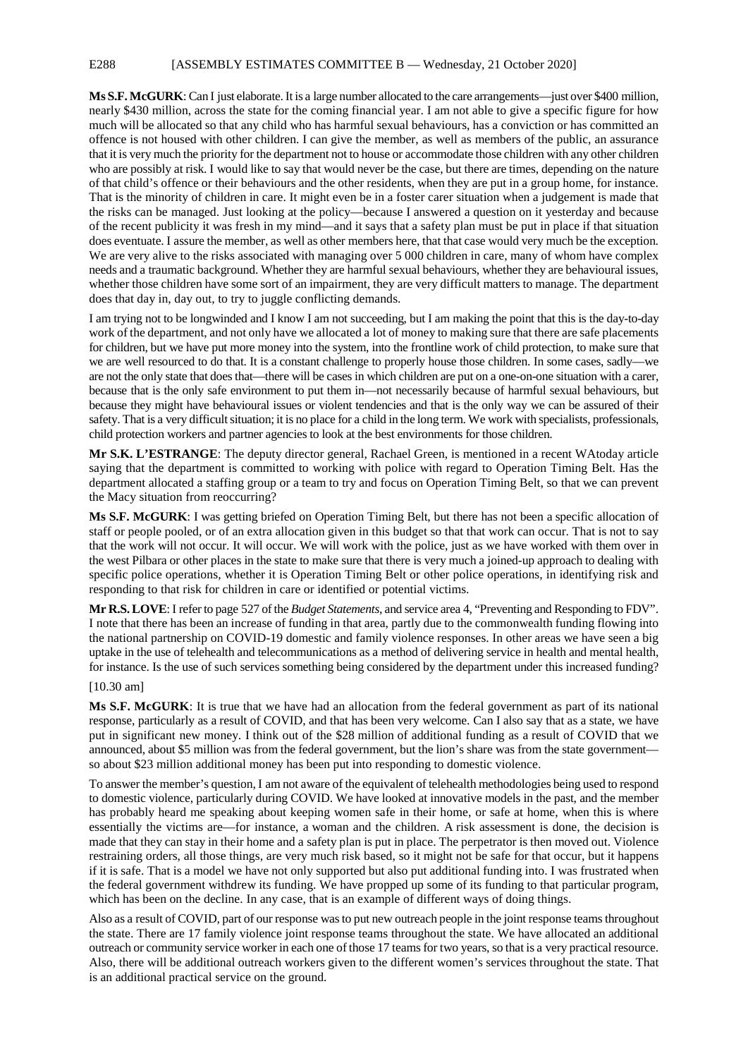**Ms S.F. McGURK**: Can I just elaborate. It is a large number allocated to the care arrangements—just over $400 million, nearly $430 million, across the state for the coming financial year. I am not able to give a specific figure for how much will be allocated so that any child who has harmful sexual behaviours, has a conviction or has committed an offence is not housed with other children. I can give the member, as well as members of the public, an assurance that it is very much the priority for the department not to house or accommodate those children with any other children who are possibly at risk. I would like to say that would never be the case, but there are times, depending on the nature of that child's offence or their behaviours and the other residents, when they are put in a group home, for instance. That is the minority of children in care. It might even be in a foster carer situation when a judgement is made that the risks can be managed. Just looking at the policy—because I answered a question on it yesterday and because of the recent publicity it was fresh in my mind—and it says that a safety plan must be put in place if that situation does eventuate. I assure the member, as well as other members here, that that case would very much be the exception. We are very alive to the risks associated with managing over 5 000 children in care, many of whom have complex needs and a traumatic background. Whether they are harmful sexual behaviours, whether they are behavioural issues, whether those children have some sort of an impairment, they are very difficult matters to manage. The department does that day in, day out, to try to juggle conflicting demands.

I am trying not to be longwinded and I know I am not succeeding, but I am making the point that this is the day-to-day work of the department, and not only have we allocated a lot of money to making sure that there are safe placements for children, but we have put more money into the system, into the frontline work of child protection, to make sure that we are well resourced to do that. It is a constant challenge to properly house those children. In some cases, sadly—we are not the only state that does that—there will be cases in which children are put on a one-on-one situation with a carer, because that is the only safe environment to put them in—not necessarily because of harmful sexual behaviours, but because they might have behavioural issues or violent tendencies and that is the only way we can be assured of their safety. That is a very difficult situation; it is no place for a child in the long term. We work with specialists, professionals, child protection workers and partner agencies to look at the best environments for those children.

**Mr S.K. L'ESTRANGE**: The deputy director general, Rachael Green, is mentioned in a recent WAtoday article saying that the department is committed to working with police with regard to Operation Timing Belt. Has the department allocated a staffing group or a team to try and focus on Operation Timing Belt, so that we can prevent the Macy situation from reoccurring?

**Ms S.F. McGURK**: I was getting briefed on Operation Timing Belt, but there has not been a specific allocation of staff or people pooled, or of an extra allocation given in this budget so that that work can occur. That is not to say that the work will not occur. It will occur. We will work with the police, just as we have worked with them over in the west Pilbara or other places in the state to make sure that there is very much a joined-up approach to dealing with specific police operations, whether it is Operation Timing Belt or other police operations, in identifying risk and responding to that risk for children in care or identified or potential victims.

**Mr R.S. LOVE**: I refer to page 527 of the *Budget Statements*, and service area 4, "Preventing and Responding to FDV". I note that there has been an increase of funding in that area, partly due to the commonwealth funding flowing into the national partnership on COVID-19 domestic and family violence responses. In other areas we have seen a big uptake in the use of telehealth and telecommunications as a method of delivering service in health and mental health, for instance. Is the use of such services something being considered by the department under this increased funding?

[10.30 am]

**Ms S.F. McGURK**: It is true that we have had an allocation from the federal government as part of its national response, particularly as a result of COVID, and that has been very welcome. Can I also say that as a state, we have put in significant new money. I think out of the $28 million of additional funding as a result of COVID that we announced, about $5 million was from the federal government, but the lion's share was from the state government—so about $23 million additional money has been put into responding to domestic violence.

To answer the member's question, I am not aware of the equivalent of telehealth methodologies being used to respond to domestic violence, particularly during COVID. We have looked at innovative models in the past, and the member has probably heard me speaking about keeping women safe in their home, or safe at home, when this is where essentially the victims are—for instance, a woman and the children. A risk assessment is done, the decision is made that they can stay in their home and a safety plan is put in place. The perpetrator is then moved out. Violence restraining orders, all those things, are very much risk based, so it might not be safe for that occur, but it happens if it is safe. That is a model we have not only supported but also put additional funding into. I was frustrated when the federal government withdrew its funding. We have propped up some of its funding to that particular program, which has been on the decline. In any case, that is an example of different ways of doing things.

Also as a result of COVID, part of our response was to put new outreach people in the joint response teams throughout the state. There are 17 family violence joint response teams throughout the state. We have allocated an additional outreach or community service worker in each one of those 17 teams for two years, so that is a very practical resource. Also, there will be additional outreach workers given to the different women's services throughout the state. That is an additional practical service on the ground.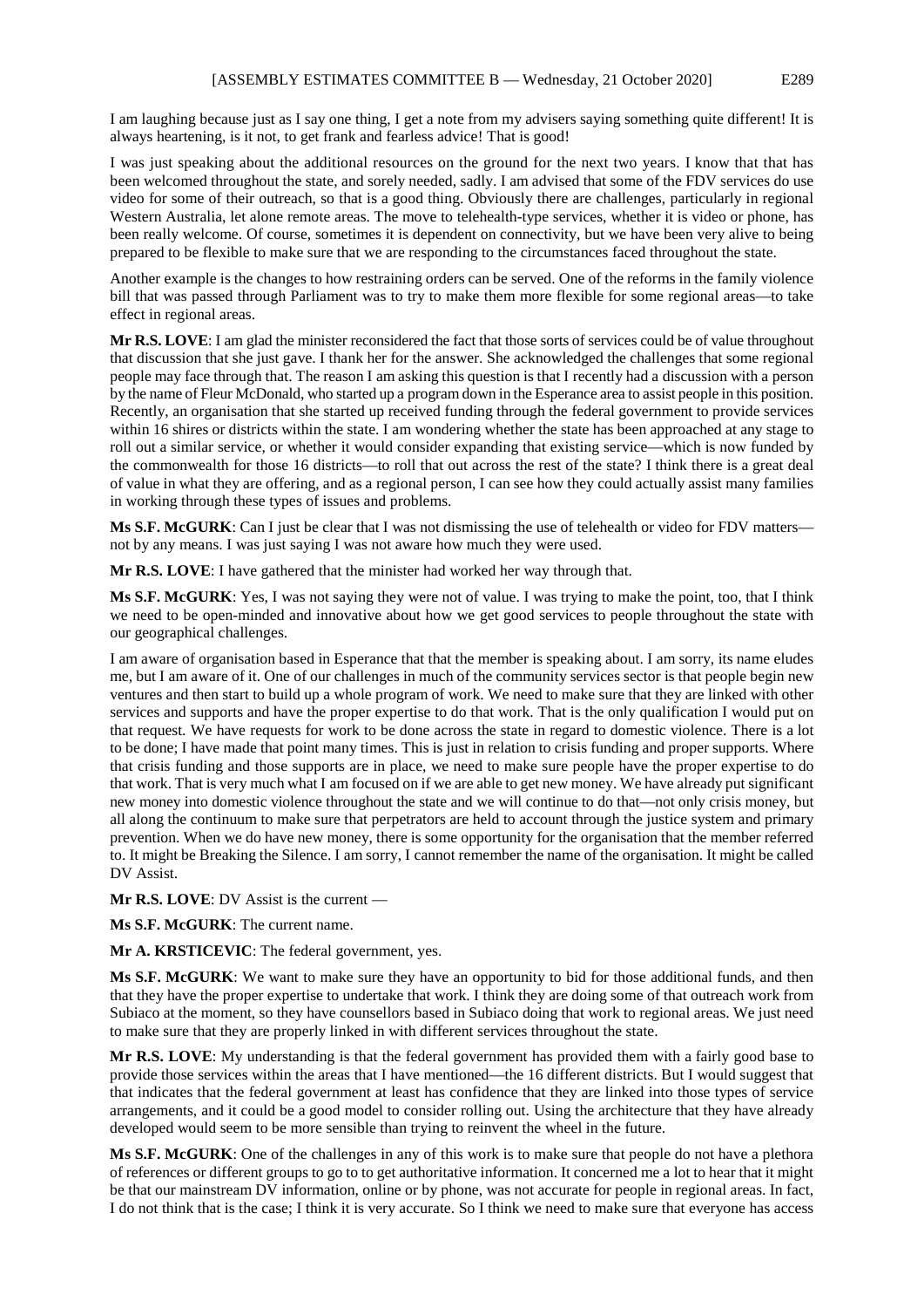I am laughing because just as I say one thing, I get a note from my advisers saying something quite different! It is always heartening, is it not, to get frank and fearless advice! That is good!

I was just speaking about the additional resources on the ground for the next two years. I know that that has been welcomed throughout the state, and sorely needed, sadly. I am advised that some of the FDV services do use video for some of their outreach, so that is a good thing. Obviously there are challenges, particularly in regional Western Australia, let alone remote areas. The move to telehealth-type services, whether it is video or phone, has been really welcome. Of course, sometimes it is dependent on connectivity, but we have been very alive to being prepared to be flexible to make sure that we are responding to the circumstances faced throughout the state.

Another example is the changes to how restraining orders can be served. One of the reforms in the family violence bill that was passed through Parliament was to try to make them more flexible for some regional areas—to take effect in regional areas.

**Mr R.S. LOVE**: I am glad the minister reconsidered the fact that those sorts of services could be of value throughout that discussion that she just gave. I thank her for the answer. She acknowledged the challenges that some regional people may face through that. The reason I am asking this question is that I recently had a discussion with a person by the name of Fleur McDonald, who started up a program down in the Esperance area to assist people in this position. Recently, an organisation that she started up received funding through the federal government to provide services within 16 shires or districts within the state. I am wondering whether the state has been approached at any stage to roll out a similar service, or whether it would consider expanding that existing service—which is now funded by the commonwealth for those 16 districts—to roll that out across the rest of the state? I think there is a great deal of value in what they are offering, and as a regional person, I can see how they could actually assist many families in working through these types of issues and problems.

**Ms S.F. McGURK**: Can I just be clear that I was not dismissing the use of telehealth or video for FDV matters—not by any means. I was just saying I was not aware how much they were used.

**Mr R.S. LOVE**: I have gathered that the minister had worked her way through that.

**Ms S.F. McGURK**: Yes, I was not saying they were not of value. I was trying to make the point, too, that I think we need to be open-minded and innovative about how we get good services to people throughout the state with our geographical challenges.

I am aware of organisation based in Esperance that that the member is speaking about. I am sorry, its name eludes me, but I am aware of it. One of our challenges in much of the community services sector is that people begin new ventures and then start to build up a whole program of work. We need to make sure that they are linked with other services and supports and have the proper expertise to do that work. That is the only qualification I would put on that request. We have requests for work to be done across the state in regard to domestic violence. There is a lot to be done; I have made that point many times. This is just in relation to crisis funding and proper supports. Where that crisis funding and those supports are in place, we need to make sure people have the proper expertise to do that work. That is very much what I am focused on if we are able to get new money. We have already put significant new money into domestic violence throughout the state and we will continue to do that—not only crisis money, but all along the continuum to make sure that perpetrators are held to account through the justice system and primary prevention. When we do have new money, there is some opportunity for the organisation that the member referred to. It might be Breaking the Silence. I am sorry, I cannot remember the name of the organisation. It might be called DV Assist.

**Mr R.S. LOVE**: DV Assist is the current —

**Ms S.F. McGURK**: The current name.

**Mr A. KRSTICEVIC**: The federal government, yes.

**Ms S.F. McGURK**: We want to make sure they have an opportunity to bid for those additional funds, and then that they have the proper expertise to undertake that work. I think they are doing some of that outreach work from Subiaco at the moment, so they have counsellors based in Subiaco doing that work to regional areas. We just need to make sure that they are properly linked in with different services throughout the state.

**Mr R.S. LOVE**: My understanding is that the federal government has provided them with a fairly good base to provide those services within the areas that I have mentioned—the 16 different districts. But I would suggest that that indicates that the federal government at least has confidence that they are linked into those types of service arrangements, and it could be a good model to consider rolling out. Using the architecture that they have already developed would seem to be more sensible than trying to reinvent the wheel in the future.

**Ms S.F. McGURK**: One of the challenges in any of this work is to make sure that people do not have a plethora of references or different groups to go to to get authoritative information. It concerned me a lot to hear that it might be that our mainstream DV information, online or by phone, was not accurate for people in regional areas. In fact, I do not think that is the case; I think it is very accurate. So I think we need to make sure that everyone has access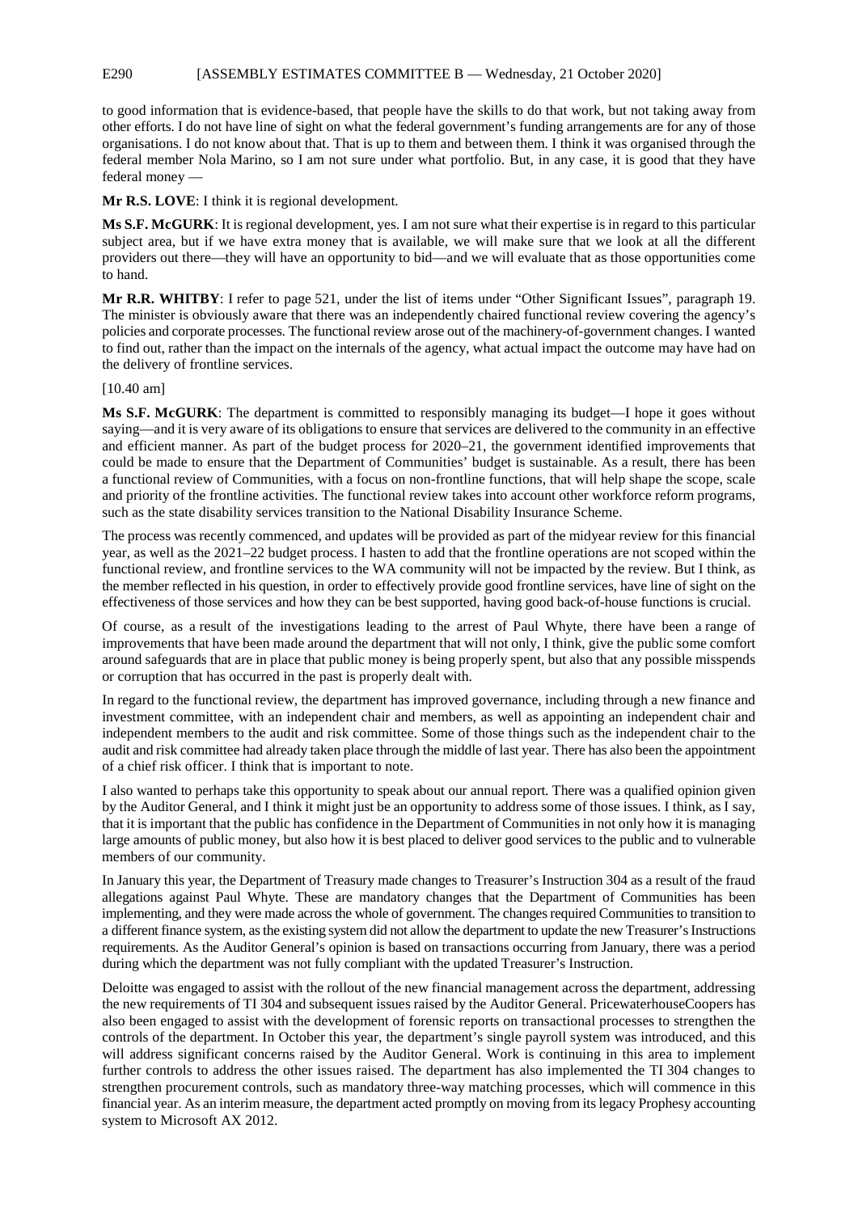to good information that is evidence-based, that people have the skills to do that work, but not taking away from other efforts. I do not have line of sight on what the federal government's funding arrangements are for any of those organisations. I do not know about that. That is up to them and between them. I think it was organised through the federal member Nola Marino, so I am not sure under what portfolio. But, in any case, it is good that they have federal money —

**Mr R.S. LOVE**: I think it is regional development.

**Ms S.F. McGURK**: It is regional development, yes. I am not sure what their expertise is in regard to this particular subject area, but if we have extra money that is available, we will make sure that we look at all the different providers out there—they will have an opportunity to bid—and we will evaluate that as those opportunities come to hand.

**Mr R.R. WHITBY**: I refer to page 521, under the list of items under "Other Significant Issues", paragraph 19. The minister is obviously aware that there was an independently chaired functional review covering the agency's policies and corporate processes. The functional review arose out of the machinery-of-government changes. I wanted to find out, rather than the impact on the internals of the agency, what actual impact the outcome may have had on the delivery of frontline services.

[10.40 am]

**Ms S.F. McGURK**: The department is committed to responsibly managing its budget—I hope it goes without saying—and it is very aware of its obligations to ensure that services are delivered to the community in an effective and efficient manner. As part of the budget process for 2020–21, the government identified improvements that could be made to ensure that the Department of Communities' budget is sustainable. As a result, there has been a functional review of Communities, with a focus on non-frontline functions, that will help shape the scope, scale and priority of the frontline activities. The functional review takes into account other workforce reform programs, such as the state disability services transition to the National Disability Insurance Scheme.

The process was recently commenced, and updates will be provided as part of the midyear review for this financial year, as well as the 2021–22 budget process. I hasten to add that the frontline operations are not scoped within the functional review, and frontline services to the WA community will not be impacted by the review. But I think, as the member reflected in his question, in order to effectively provide good frontline services, have line of sight on the effectiveness of those services and how they can be best supported, having good back-of-house functions is crucial.

Of course, as a result of the investigations leading to the arrest of Paul Whyte, there have been a range of improvements that have been made around the department that will not only, I think, give the public some comfort around safeguards that are in place that public money is being properly spent, but also that any possible misspends or corruption that has occurred in the past is properly dealt with.

In regard to the functional review, the department has improved governance, including through a new finance and investment committee, with an independent chair and members, as well as appointing an independent chair and independent members to the audit and risk committee. Some of those things such as the independent chair to the audit and risk committee had already taken place through the middle of last year. There has also been the appointment of a chief risk officer. I think that is important to note.

I also wanted to perhaps take this opportunity to speak about our annual report. There was a qualified opinion given by the Auditor General, and I think it might just be an opportunity to address some of those issues. I think, as I say, that it is important that the public has confidence in the Department of Communities in not only how it is managing large amounts of public money, but also how it is best placed to deliver good services to the public and to vulnerable members of our community.

In January this year, the Department of Treasury made changes to Treasurer's Instruction 304 as a result of the fraud allegations against Paul Whyte. These are mandatory changes that the Department of Communities has been implementing, and they were made across the whole of government. The changes required Communities to transition to a different finance system, as the existing system did not allow the department to update the new Treasurer's Instructions requirements. As the Auditor General's opinion is based on transactions occurring from January, there was a period during which the department was not fully compliant with the updated Treasurer's Instruction.

Deloitte was engaged to assist with the rollout of the new financial management across the department, addressing the new requirements of TI 304 and subsequent issues raised by the Auditor General. PricewaterhouseCoopers has also been engaged to assist with the development of forensic reports on transactional processes to strengthen the controls of the department. In October this year, the department's single payroll system was introduced, and this will address significant concerns raised by the Auditor General. Work is continuing in this area to implement further controls to address the other issues raised. The department has also implemented the TI 304 changes to strengthen procurement controls, such as mandatory three-way matching processes, which will commence in this financial year. As an interim measure, the department acted promptly on moving from its legacy Prophesy accounting system to Microsoft AX 2012.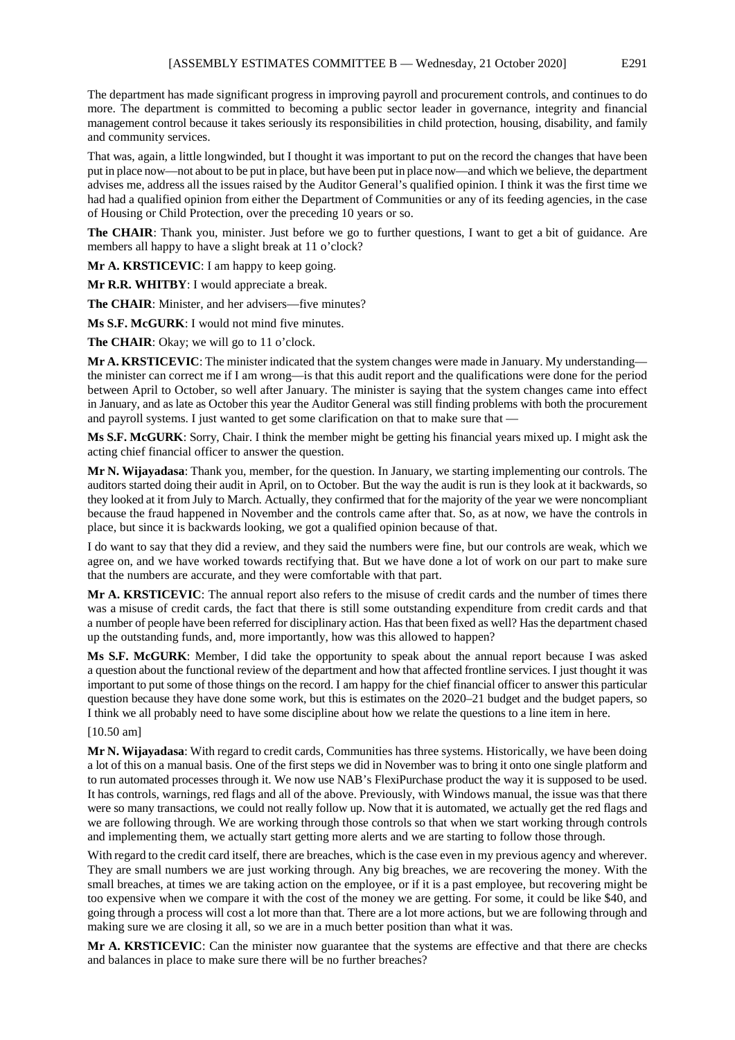The department has made significant progress in improving payroll and procurement controls, and continues to do more. The department is committed to becoming a public sector leader in governance, integrity and financial management control because it takes seriously its responsibilities in child protection, housing, disability, and family and community services.

That was, again, a little longwinded, but I thought it was important to put on the record the changes that have been put in place now—not about to be put in place, but have been put in place now—and which we believe, the department advises me, address all the issues raised by the Auditor General's qualified opinion. I think it was the first time we had had a qualified opinion from either the Department of Communities or any of its feeding agencies, in the case of Housing or Child Protection, over the preceding 10 years or so.

**The CHAIR**: Thank you, minister. Just before we go to further questions, I want to get a bit of guidance. Are members all happy to have a slight break at 11 o'clock?

**Mr A. KRSTICEVIC**: I am happy to keep going.

**Mr R.R. WHITBY**: I would appreciate a break.

**The CHAIR**: Minister, and her advisers—five minutes?

**Ms S.F. McGURK**: I would not mind five minutes.

**The CHAIR**: Okay; we will go to 11 o'clock.

**Mr A. KRSTICEVIC**: The minister indicated that the system changes were made in January. My understanding—the minister can correct me if I am wrong—is that this audit report and the qualifications were done for the period between April to October, so well after January. The minister is saying that the system changes came into effect in January, and as late as October this year the Auditor General was still finding problems with both the procurement and payroll systems. I just wanted to get some clarification on that to make sure that —

**Ms S.F. McGURK**: Sorry, Chair. I think the member might be getting his financial years mixed up. I might ask the acting chief financial officer to answer the question.

**Mr N. Wijayadasa**: Thank you, member, for the question. In January, we starting implementing our controls. The auditors started doing their audit in April, on to October. But the way the audit is run is they look at it backwards, so they looked at it from July to March. Actually, they confirmed that for the majority of the year we were noncompliant because the fraud happened in November and the controls came after that. So, as at now, we have the controls in place, but since it is backwards looking, we got a qualified opinion because of that.

I do want to say that they did a review, and they said the numbers were fine, but our controls are weak, which we agree on, and we have worked towards rectifying that. But we have done a lot of work on our part to make sure that the numbers are accurate, and they were comfortable with that part.

**Mr A. KRSTICEVIC**: The annual report also refers to the misuse of credit cards and the number of times there was a misuse of credit cards, the fact that there is still some outstanding expenditure from credit cards and that a number of people have been referred for disciplinary action. Has that been fixed as well? Has the department chased up the outstanding funds, and, more importantly, how was this allowed to happen?

**Ms S.F. McGURK**: Member, I did take the opportunity to speak about the annual report because I was asked a question about the functional review of the department and how that affected frontline services. I just thought it was important to put some of those things on the record. I am happy for the chief financial officer to answer this particular question because they have done some work, but this is estimates on the 2020–21 budget and the budget papers, so I think we all probably need to have some discipline about how we relate the questions to a line item in here.

[10.50 am]

**Mr N. Wijayadasa**: With regard to credit cards, Communities has three systems. Historically, we have been doing a lot of this on a manual basis. One of the first steps we did in November was to bring it onto one single platform and to run automated processes through it. We now use NAB's FlexiPurchase product the way it is supposed to be used. It has controls, warnings, red flags and all of the above. Previously, with Windows manual, the issue was that there were so many transactions, we could not really follow up. Now that it is automated, we actually get the red flags and we are following through. We are working through those controls so that when we start working through controls and implementing them, we actually start getting more alerts and we are starting to follow those through.

With regard to the credit card itself, there are breaches, which is the case even in my previous agency and wherever. They are small numbers we are just working through. Any big breaches, we are recovering the money. With the small breaches, at times we are taking action on the employee, or if it is a past employee, but recovering might be too expensive when we compare it with the cost of the money we are getting. For some, it could be like $40, and going through a process will cost a lot more than that. There are a lot more actions, but we are following through and making sure we are closing it all, so we are in a much better position than what it was.

**Mr A. KRSTICEVIC**: Can the minister now guarantee that the systems are effective and that there are checks and balances in place to make sure there will be no further breaches?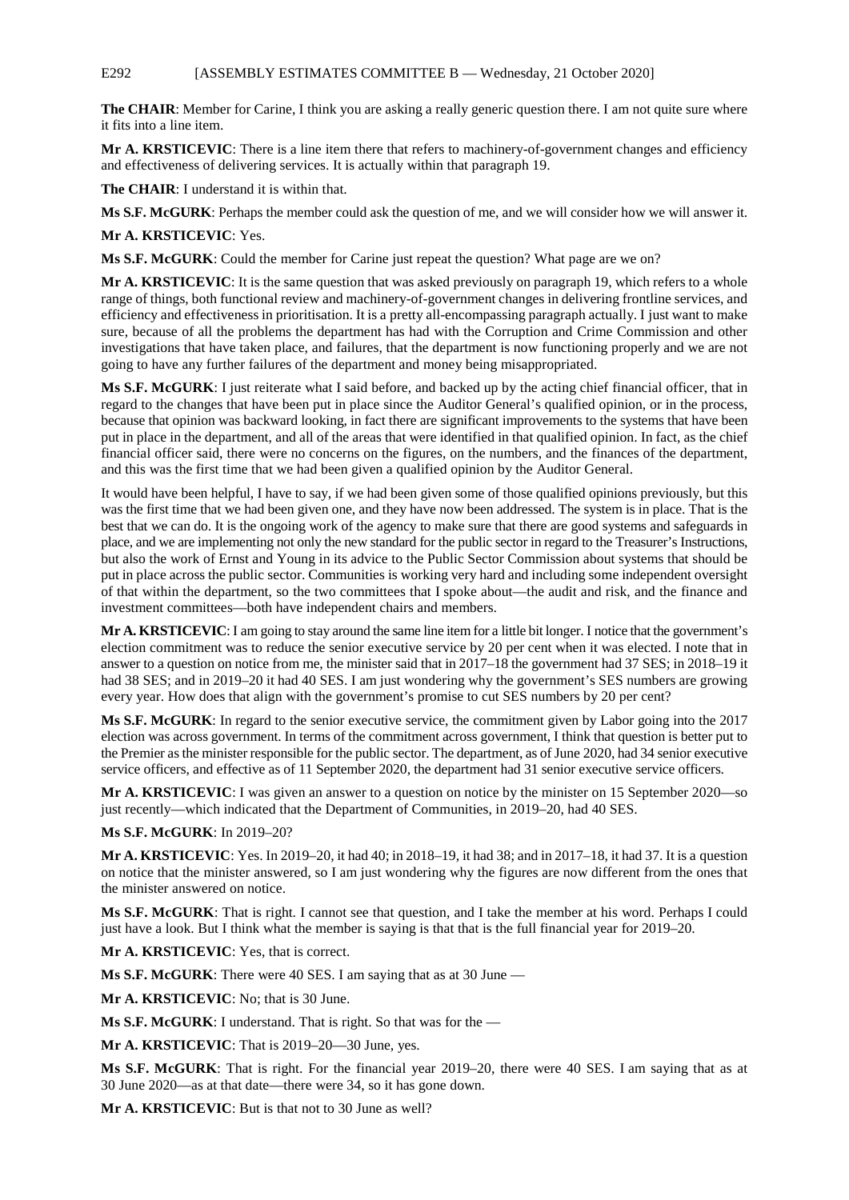**The CHAIR**: Member for Carine, I think you are asking a really generic question there. I am not quite sure where it fits into a line item.

**Mr A. KRSTICEVIC**: There is a line item there that refers to machinery-of-government changes and efficiency and effectiveness of delivering services. It is actually within that paragraph 19.

**The CHAIR**: I understand it is within that.

**Ms S.F. McGURK**: Perhaps the member could ask the question of me, and we will consider how we will answer it.

**Mr A. KRSTICEVIC**: Yes.

**Ms S.F. McGURK**: Could the member for Carine just repeat the question? What page are we on?

**Mr A. KRSTICEVIC**: It is the same question that was asked previously on paragraph 19, which refers to a whole range of things, both functional review and machinery-of-government changes in delivering frontline services, and efficiency and effectiveness in prioritisation. It is a pretty all-encompassing paragraph actually. I just want to make sure, because of all the problems the department has had with the Corruption and Crime Commission and other investigations that have taken place, and failures, that the department is now functioning properly and we are not going to have any further failures of the department and money being misappropriated.

**Ms S.F. McGURK**: I just reiterate what I said before, and backed up by the acting chief financial officer, that in regard to the changes that have been put in place since the Auditor General's qualified opinion, or in the process, because that opinion was backward looking, in fact there are significant improvements to the systems that have been put in place in the department, and all of the areas that were identified in that qualified opinion. In fact, as the chief financial officer said, there were no concerns on the figures, on the numbers, and the finances of the department, and this was the first time that we had been given a qualified opinion by the Auditor General.

It would have been helpful, I have to say, if we had been given some of those qualified opinions previously, but this was the first time that we had been given one, and they have now been addressed. The system is in place. That is the best that we can do. It is the ongoing work of the agency to make sure that there are good systems and safeguards in place, and we are implementing not only the new standard for the public sector in regard to the Treasurer's Instructions, but also the work of Ernst and Young in its advice to the Public Sector Commission about systems that should be put in place across the public sector. Communities is working very hard and including some independent oversight of that within the department, so the two committees that I spoke about—the audit and risk, and the finance and investment committees—both have independent chairs and members.

**Mr A. KRSTICEVIC**: I am going to stay around the same line item for a little bit longer. I notice that the government's election commitment was to reduce the senior executive service by 20 per cent when it was elected. I note that in answer to a question on notice from me, the minister said that in 2017–18 the government had 37 SES; in 2018–19 it had 38 SES; and in 2019–20 it had 40 SES. I am just wondering why the government's SES numbers are growing every year. How does that align with the government's promise to cut SES numbers by 20 per cent?

**Ms S.F. McGURK**: In regard to the senior executive service, the commitment given by Labor going into the 2017 election was across government. In terms of the commitment across government, I think that question is better put to the Premier as the minister responsible for the public sector. The department, as of June 2020, had 34 senior executive service officers, and effective as of 11 September 2020, the department had 31 senior executive service officers.

**Mr A. KRSTICEVIC**: I was given an answer to a question on notice by the minister on 15 September 2020—so just recently—which indicated that the Department of Communities, in 2019–20, had 40 SES.

**Ms S.F. McGURK**: In 2019–20?

**Mr A. KRSTICEVIC**: Yes. In 2019–20, it had 40; in 2018–19, it had 38; and in 2017–18, it had 37. It is a question on notice that the minister answered, so I am just wondering why the figures are now different from the ones that the minister answered on notice.

**Ms S.F. McGURK**: That is right. I cannot see that question, and I take the member at his word. Perhaps I could just have a look. But I think what the member is saying is that that is the full financial year for 2019–20.

**Mr A. KRSTICEVIC**: Yes, that is correct.

**Ms S.F. McGURK**: There were 40 SES. I am saying that as at 30 June —

**Mr A. KRSTICEVIC**: No; that is 30 June.

**Ms S.F. McGURK**: I understand. That is right. So that was for the —

**Mr A. KRSTICEVIC**: That is 2019–20—30 June, yes.

**Ms S.F. McGURK**: That is right. For the financial year 2019–20, there were 40 SES. I am saying that as at 30 June 2020—as at that date—there were 34, so it has gone down.

**Mr A. KRSTICEVIC**: But is that not to 30 June as well?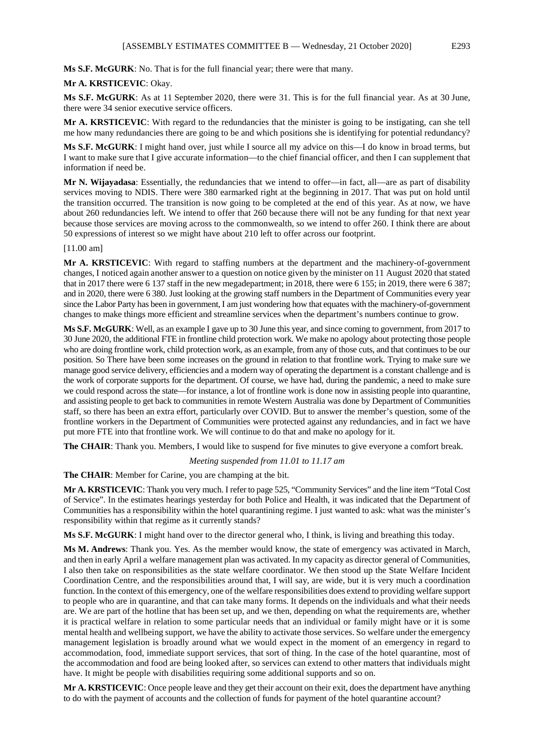**Ms S.F. McGURK**: No. That is for the full financial year; there were that many.

**Mr A. KRSTICEVIC**: Okay.

**Ms S.F. McGURK**: As at 11 September 2020, there were 31. This is for the full financial year. As at 30 June, there were 34 senior executive service officers.

**Mr A. KRSTICEVIC**: With regard to the redundancies that the minister is going to be instigating, can she tell me how many redundancies there are going to be and which positions she is identifying for potential redundancy?

**Ms S.F. McGURK**: I might hand over, just while I source all my advice on this—I do know in broad terms, but I want to make sure that I give accurate information—to the chief financial officer, and then I can supplement that information if need be.

**Mr N. Wijayadasa**: Essentially, the redundancies that we intend to offer—in fact, all—are as part of disability services moving to NDIS. There were 380 earmarked right at the beginning in 2017. That was put on hold until the transition occurred. The transition is now going to be completed at the end of this year. As at now, we have about 260 redundancies left. We intend to offer that 260 because there will not be any funding for that next year because those services are moving across to the commonwealth, so we intend to offer 260. I think there are about 50 expressions of interest so we might have about 210 left to offer across our footprint.

[11.00 am]

**Mr A. KRSTICEVIC**: With regard to staffing numbers at the department and the machinery-of-government changes, I noticed again another answer to a question on notice given by the minister on 11 August 2020 that stated that in 2017 there were 6 137 staff in the new megadepartment; in 2018, there were 6 155; in 2019, there were 6 387; and in 2020, there were 6 380. Just looking at the growing staff numbers in the Department of Communities every year since the Labor Party has been in government, I am just wondering how that equates with the machinery-of-government changes to make things more efficient and streamline services when the department's numbers continue to grow.

**Ms S.F. McGURK**: Well, as an example I gave up to 30 June this year, and since coming to government, from 2017 to 30 June 2020, the additional FTE in frontline child protection work. We make no apology about protecting those people who are doing frontline work, child protection work, as an example, from any of those cuts, and that continues to be our position. So There have been some increases on the ground in relation to that frontline work. Trying to make sure we manage good service delivery, efficiencies and a modern way of operating the department is a constant challenge and is the work of corporate supports for the department. Of course, we have had, during the pandemic, a need to make sure we could respond across the state—for instance, a lot of frontline work is done now in assisting people into quarantine, and assisting people to get back to communities in remote Western Australia was done by Department of Communities staff, so there has been an extra effort, particularly over COVID. But to answer the member's question, some of the frontline workers in the Department of Communities were protected against any redundancies, and in fact we have put more FTE into that frontline work. We will continue to do that and make no apology for it.

**The CHAIR**: Thank you. Members, I would like to suspend for five minutes to give everyone a comfort break.

*Meeting suspended from 11.01 to 11.17 am*

**The CHAIR**: Member for Carine, you are champing at the bit.

**Mr A. KRSTICEVIC**: Thank you very much. I refer to page 525, "Community Services" and the line item "Total Cost of Service". In the estimates hearings yesterday for both Police and Health, it was indicated that the Department of Communities has a responsibility within the hotel quarantining regime. I just wanted to ask: what was the minister's responsibility within that regime as it currently stands?

**Ms S.F. McGURK**: I might hand over to the director general who, I think, is living and breathing this today.

**Ms M. Andrews**: Thank you. Yes. As the member would know, the state of emergency was activated in March, and then in early April a welfare management plan was activated. In my capacity as director general of Communities, I also then take on responsibilities as the state welfare coordinator. We then stood up the State Welfare Incident Coordination Centre, and the responsibilities around that, I will say, are wide, but it is very much a coordination function. In the context of this emergency, one of the welfare responsibilities does extend to providing welfare support to people who are in quarantine, and that can take many forms. It depends on the individuals and what their needs are. We are part of the hotline that has been set up, and we then, depending on what the requirements are, whether it is practical welfare in relation to some particular needs that an individual or family might have or it is some mental health and wellbeing support, we have the ability to activate those services. So welfare under the emergency management legislation is broadly around what we would expect in the moment of an emergency in regard to accommodation, food, immediate support services, that sort of thing. In the case of the hotel quarantine, most of the accommodation and food are being looked after, so services can extend to other matters that individuals might have. It might be people with disabilities requiring some additional supports and so on.

**Mr A. KRSTICEVIC**: Once people leave and they get their account on their exit, does the department have anything to do with the payment of accounts and the collection of funds for payment of the hotel quarantine account?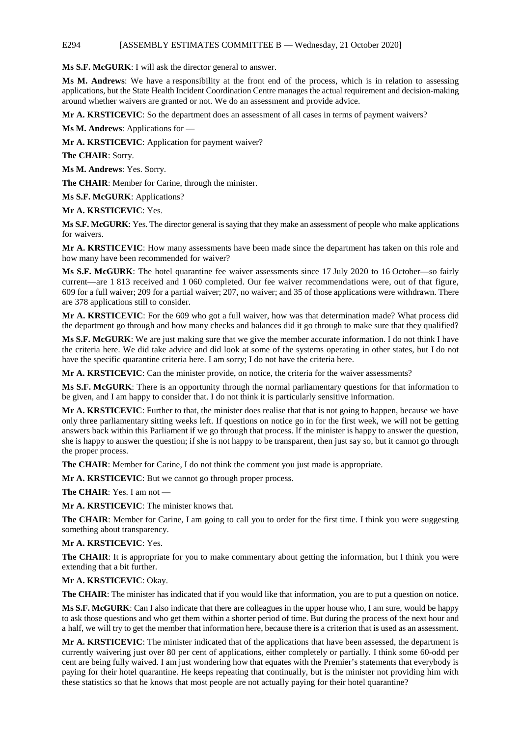**Ms S.F. McGURK**: I will ask the director general to answer.

**Ms M. Andrews**: We have a responsibility at the front end of the process, which is in relation to assessing applications, but the State Health Incident Coordination Centre manages the actual requirement and decision-making around whether waivers are granted or not. We do an assessment and provide advice.

**Mr A. KRSTICEVIC**: So the department does an assessment of all cases in terms of payment waivers?

**Ms M. Andrews**: Applications for —

**Mr A. KRSTICEVIC**: Application for payment waiver?

**The CHAIR**: Sorry.

**Ms M. Andrews**: Yes. Sorry.

**The CHAIR**: Member for Carine, through the minister.

**Ms S.F. McGURK**: Applications?

**Mr A. KRSTICEVIC**: Yes.

**Ms S.F. McGURK**: Yes. The director general is saying that they make an assessment of people who make applications for waivers.

**Mr A. KRSTICEVIC**: How many assessments have been made since the department has taken on this role and how many have been recommended for waiver?

**Ms S.F. McGURK**: The hotel quarantine fee waiver assessments since 17 July 2020 to 16 October—so fairly current—are 1 813 received and 1 060 completed. Our fee waiver recommendations were, out of that figure, 609 for a full waiver; 209 for a partial waiver; 207, no waiver; and 35 of those applications were withdrawn. There are 378 applications still to consider.

**Mr A. KRSTICEVIC**: For the 609 who got a full waiver, how was that determination made? What process did the department go through and how many checks and balances did it go through to make sure that they qualified?

**Ms S.F. McGURK**: We are just making sure that we give the member accurate information. I do not think I have the criteria here. We did take advice and did look at some of the systems operating in other states, but I do not have the specific quarantine criteria here. I am sorry; I do not have the criteria here.

**Mr A. KRSTICEVIC**: Can the minister provide, on notice, the criteria for the waiver assessments?

**Ms S.F. McGURK**: There is an opportunity through the normal parliamentary questions for that information to be given, and I am happy to consider that. I do not think it is particularly sensitive information.

**Mr A. KRSTICEVIC**: Further to that, the minister does realise that that is not going to happen, because we have only three parliamentary sitting weeks left. If questions on notice go in for the first week, we will not be getting answers back within this Parliament if we go through that process. If the minister is happy to answer the question, she is happy to answer the question; if she is not happy to be transparent, then just say so, but it cannot go through the proper process.

**The CHAIR**: Member for Carine, I do not think the comment you just made is appropriate.

**Mr A. KRSTICEVIC**: But we cannot go through proper process.

**The CHAIR**: Yes. I am not —

**Mr A. KRSTICEVIC**: The minister knows that.

**The CHAIR**: Member for Carine, I am going to call you to order for the first time. I think you were suggesting something about transparency.

**Mr A. KRSTICEVIC**: Yes.

**The CHAIR**: It is appropriate for you to make commentary about getting the information, but I think you were extending that a bit further.

**Mr A. KRSTICEVIC**: Okay.

**The CHAIR**: The minister has indicated that if you would like that information, you are to put a question on notice.

**Ms S.F. McGURK**: Can I also indicate that there are colleagues in the upper house who, I am sure, would be happy to ask those questions and who get them within a shorter period of time. But during the process of the next hour and a half, we will try to get the member that information here, because there is a criterion that is used as an assessment.

**Mr A. KRSTICEVIC**: The minister indicated that of the applications that have been assessed, the department is currently waivering just over 80 per cent of applications, either completely or partially. I think some 60-odd per cent are being fully waived. I am just wondering how that equates with the Premier's statements that everybody is paying for their hotel quarantine. He keeps repeating that continually, but is the minister not providing him with these statistics so that he knows that most people are not actually paying for their hotel quarantine?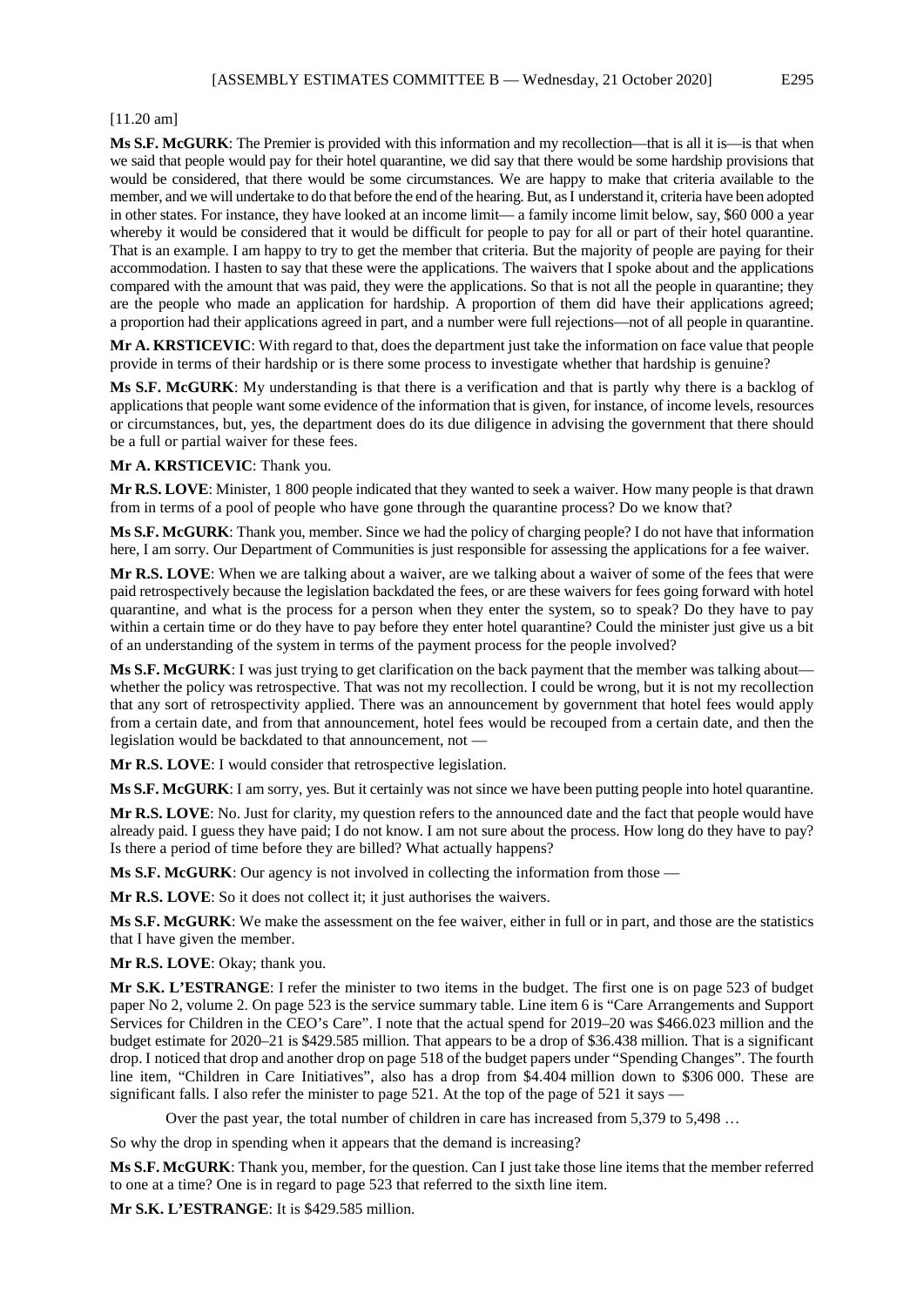[11.20 am]

**Ms S.F. McGURK**: The Premier is provided with this information and my recollection—that is all it is—is that when we said that people would pay for their hotel quarantine, we did say that there would be some hardship provisions that would be considered, that there would be some circumstances. We are happy to make that criteria available to the member, and we will undertake to do that before the end of the hearing. But, as I understand it, criteria have been adopted in other states. For instance, they have looked at an income limit— a family income limit below, say, $60 000 a year whereby it would be considered that it would be difficult for people to pay for all or part of their hotel quarantine. That is an example. I am happy to try to get the member that criteria. But the majority of people are paying for their accommodation. I hasten to say that these were the applications. The waivers that I spoke about and the applications compared with the amount that was paid, they were the applications. So that is not all the people in quarantine; they are the people who made an application for hardship. A proportion of them did have their applications agreed; a proportion had their applications agreed in part, and a number were full rejections—not of all people in quarantine.

**Mr A. KRSTICEVIC**: With regard to that, does the department just take the information on face value that people provide in terms of their hardship or is there some process to investigate whether that hardship is genuine?

**Ms S.F. McGURK**: My understanding is that there is a verification and that is partly why there is a backlog of applications that people want some evidence of the information that is given, for instance, of income levels, resources or circumstances, but, yes, the department does do its due diligence in advising the government that there should be a full or partial waiver for these fees.

**Mr A. KRSTICEVIC**: Thank you.

**Mr R.S. LOVE**: Minister, 1 800 people indicated that they wanted to seek a waiver. How many people is that drawn from in terms of a pool of people who have gone through the quarantine process? Do we know that?

**Ms S.F. McGURK**: Thank you, member. Since we had the policy of charging people? I do not have that information here, I am sorry. Our Department of Communities is just responsible for assessing the applications for a fee waiver.

**Mr R.S. LOVE**: When we are talking about a waiver, are we talking about a waiver of some of the fees that were paid retrospectively because the legislation backdated the fees, or are these waivers for fees going forward with hotel quarantine, and what is the process for a person when they enter the system, so to speak? Do they have to pay within a certain time or do they have to pay before they enter hotel quarantine? Could the minister just give us a bit of an understanding of the system in terms of the payment process for the people involved?

**Ms S.F. McGURK**: I was just trying to get clarification on the back payment that the member was talking about—whether the policy was retrospective. That was not my recollection. I could be wrong, but it is not my recollection that any sort of retrospectivity applied. There was an announcement by government that hotel fees would apply from a certain date, and from that announcement, hotel fees would be recouped from a certain date, and then the legislation would be backdated to that announcement, not —

**Mr R.S. LOVE**: I would consider that retrospective legislation.

**Ms S.F. McGURK**: I am sorry, yes. But it certainly was not since we have been putting people into hotel quarantine.

**Mr R.S. LOVE**: No. Just for clarity, my question refers to the announced date and the fact that people would have already paid. I guess they have paid; I do not know. I am not sure about the process. How long do they have to pay? Is there a period of time before they are billed? What actually happens?

**Ms S.F. McGURK**: Our agency is not involved in collecting the information from those —

**Mr R.S. LOVE**: So it does not collect it; it just authorises the waivers.

**Ms S.F. McGURK**: We make the assessment on the fee waiver, either in full or in part, and those are the statistics that I have given the member.

**Mr R.S. LOVE**: Okay; thank you.

**Mr S.K. L'ESTRANGE**: I refer the minister to two items in the budget. The first one is on page 523 of budget paper No 2, volume 2. On page 523 is the service summary table. Line item 6 is "Care Arrangements and Support Services for Children in the CEO's Care". I note that the actual spend for 2019–20 was $466.023 million and the budget estimate for 2020–21 is $429.585 million. That appears to be a drop of $36.438 million. That is a significant drop. I noticed that drop and another drop on page 518 of the budget papers under "Spending Changes". The fourth line item, "Children in Care Initiatives", also has a drop from $4.404 million down to $306 000. These are significant falls. I also refer the minister to page 521. At the top of the page of 521 it says —

> Over the past year, the total number of children in care has increased from 5,379 to 5,498 …

So why the drop in spending when it appears that the demand is increasing?

**Ms S.F. McGURK**: Thank you, member, for the question. Can I just take those line items that the member referred to one at a time? One is in regard to page 523 that referred to the sixth line item.

**Mr S.K. L'ESTRANGE**: It is $429.585 million.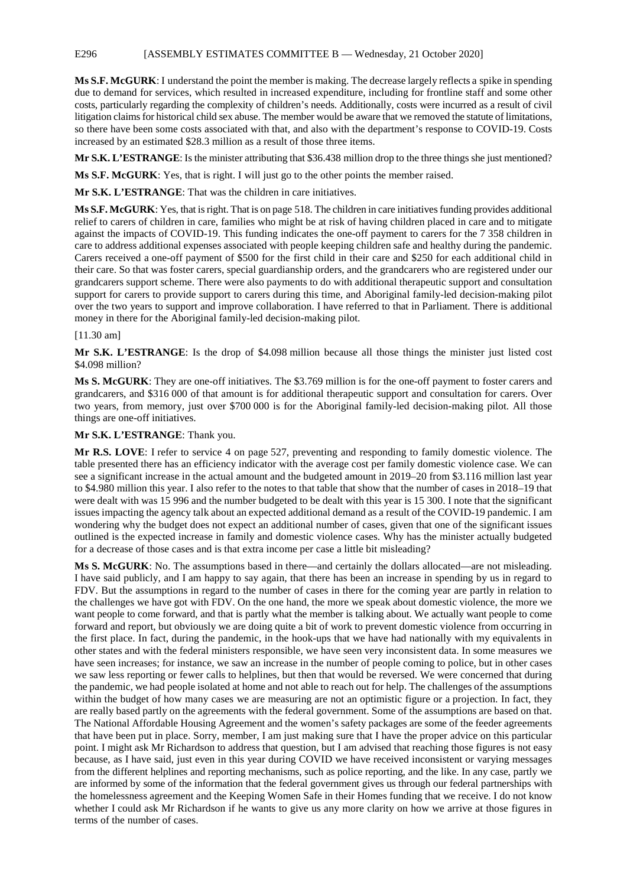**Ms S.F. McGURK**: I understand the point the member is making. The decrease largely reflects a spike in spending due to demand for services, which resulted in increased expenditure, including for frontline staff and some other costs, particularly regarding the complexity of children's needs. Additionally, costs were incurred as a result of civil litigation claims for historical child sex abuse. The member would be aware that we removed the statute of limitations, so there have been some costs associated with that, and also with the department's response to COVID-19. Costs increased by an estimated $28.3 million as a result of those three items.

**Mr S.K. L'ESTRANGE**: Is the minister attributing that $36.438 million drop to the three things she just mentioned?

**Ms S.F. McGURK**: Yes, that is right. I will just go to the other points the member raised.

**Mr S.K. L'ESTRANGE**: That was the children in care initiatives.

**Ms S.F. McGURK**: Yes, that is right. That is on page 518. The children in care initiatives funding provides additional relief to carers of children in care, families who might be at risk of having children placed in care and to mitigate against the impacts of COVID-19. This funding indicates the one-off payment to carers for the 7 358 children in care to address additional expenses associated with people keeping children safe and healthy during the pandemic. Carers received a one-off payment of $500 for the first child in their care and $250 for each additional child in their care. So that was foster carers, special guardianship orders, and the grandcarers who are registered under our grandcarers support scheme. There were also payments to do with additional therapeutic support and consultation support for carers to provide support to carers during this time, and Aboriginal family-led decision-making pilot over the two years to support and improve collaboration. I have referred to that in Parliament. There is additional money in there for the Aboriginal family-led decision-making pilot.

[11.30 am]

**Mr S.K. L'ESTRANGE**: Is the drop of $4.098 million because all those things the minister just listed cost $4.098 million?

**Ms S. McGURK**: They are one-off initiatives. The $3.769 million is for the one-off payment to foster carers and grandcarers, and $316 000 of that amount is for additional therapeutic support and consultation for carers. Over two years, from memory, just over $700 000 is for the Aboriginal family-led decision-making pilot. All those things are one-off initiatives.

**Mr S.K. L'ESTRANGE**: Thank you.

**Mr R.S. LOVE**: I refer to service 4 on page 527, preventing and responding to family domestic violence. The table presented there has an efficiency indicator with the average cost per family domestic violence case. We can see a significant increase in the actual amount and the budgeted amount in 2019–20 from $3.116 million last year to $4.980 million this year. I also refer to the notes to that table that show that the number of cases in 2018–19 that were dealt with was 15 996 and the number budgeted to be dealt with this year is 15 300. I note that the significant issues impacting the agency talk about an expected additional demand as a result of the COVID-19 pandemic. I am wondering why the budget does not expect an additional number of cases, given that one of the significant issues outlined is the expected increase in family and domestic violence cases. Why has the minister actually budgeted for a decrease of those cases and is that extra income per case a little bit misleading?

**Ms S. McGURK**: No. The assumptions based in there—and certainly the dollars allocated—are not misleading. I have said publicly, and I am happy to say again, that there has been an increase in spending by us in regard to FDV. But the assumptions in regard to the number of cases in there for the coming year are partly in relation to the challenges we have got with FDV. On the one hand, the more we speak about domestic violence, the more we want people to come forward, and that is partly what the member is talking about. We actually want people to come forward and report, but obviously we are doing quite a bit of work to prevent domestic violence from occurring in the first place. In fact, during the pandemic, in the hook-ups that we have had nationally with my equivalents in other states and with the federal ministers responsible, we have seen very inconsistent data. In some measures we have seen increases; for instance, we saw an increase in the number of people coming to police, but in other cases we saw less reporting or fewer calls to helplines, but then that would be reversed. We were concerned that during the pandemic, we had people isolated at home and not able to reach out for help. The challenges of the assumptions within the budget of how many cases we are measuring are not an optimistic figure or a projection. In fact, they are really based partly on the agreements with the federal government. Some of the assumptions are based on that. The National Affordable Housing Agreement and the women's safety packages are some of the feeder agreements that have been put in place. Sorry, member, I am just making sure that I have the proper advice on this particular point. I might ask Mr Richardson to address that question, but I am advised that reaching those figures is not easy because, as I have said, just even in this year during COVID we have received inconsistent or varying messages from the different helplines and reporting mechanisms, such as police reporting, and the like. In any case, partly we are informed by some of the information that the federal government gives us through our federal partnerships with the homelessness agreement and the Keeping Women Safe in their Homes funding that we receive. I do not know whether I could ask Mr Richardson if he wants to give us any more clarity on how we arrive at those figures in terms of the number of cases.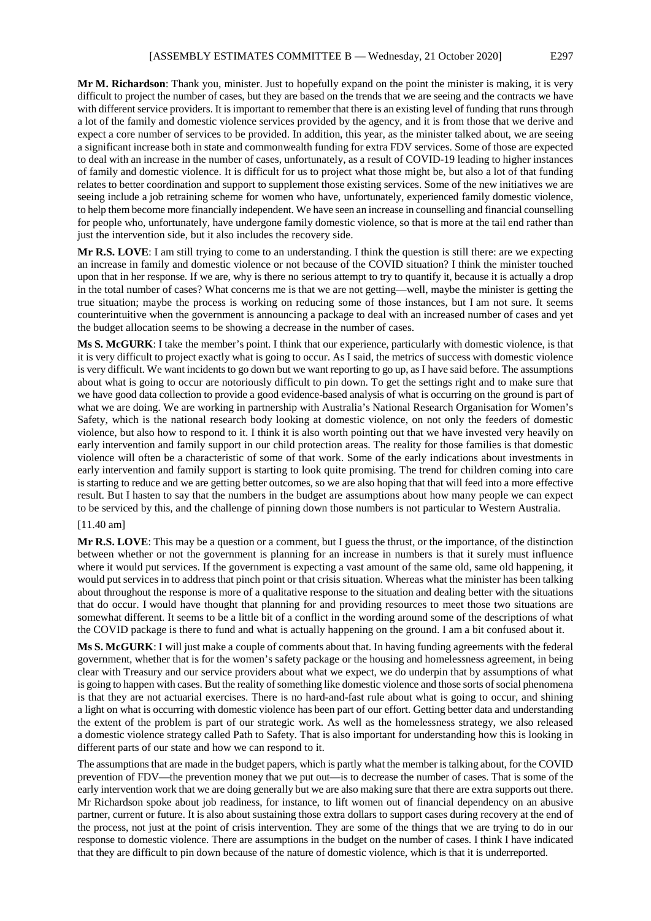**Mr M. Richardson**: Thank you, minister. Just to hopefully expand on the point the minister is making, it is very difficult to project the number of cases, but they are based on the trends that we are seeing and the contracts we have with different service providers. It is important to remember that there is an existing level of funding that runs through a lot of the family and domestic violence services provided by the agency, and it is from those that we derive and expect a core number of services to be provided. In addition, this year, as the minister talked about, we are seeing a significant increase both in state and commonwealth funding for extra FDV services. Some of those are expected to deal with an increase in the number of cases, unfortunately, as a result of COVID-19 leading to higher instances of family and domestic violence. It is difficult for us to project what those might be, but also a lot of that funding relates to better coordination and support to supplement those existing services. Some of the new initiatives we are seeing include a job retraining scheme for women who have, unfortunately, experienced family domestic violence, to help them become more financially independent. We have seen an increase in counselling and financial counselling for people who, unfortunately, have undergone family domestic violence, so that is more at the tail end rather than just the intervention side, but it also includes the recovery side.

**Mr R.S. LOVE**: I am still trying to come to an understanding. I think the question is still there: are we expecting an increase in family and domestic violence or not because of the COVID situation? I think the minister touched upon that in her response. If we are, why is there no serious attempt to try to quantify it, because it is actually a drop in the total number of cases? What concerns me is that we are not getting—well, maybe the minister is getting the true situation; maybe the process is working on reducing some of those instances, but I am not sure. It seems counterintuitive when the government is announcing a package to deal with an increased number of cases and yet the budget allocation seems to be showing a decrease in the number of cases.

**Ms S. McGURK**: I take the member's point. I think that our experience, particularly with domestic violence, is that it is very difficult to project exactly what is going to occur. As I said, the metrics of success with domestic violence is very difficult. We want incidents to go down but we want reporting to go up, as I have said before. The assumptions about what is going to occur are notoriously difficult to pin down. To get the settings right and to make sure that we have good data collection to provide a good evidence-based analysis of what is occurring on the ground is part of what we are doing. We are working in partnership with Australia's National Research Organisation for Women's Safety, which is the national research body looking at domestic violence, on not only the feeders of domestic violence, but also how to respond to it. I think it is also worth pointing out that we have invested very heavily on early intervention and family support in our child protection areas. The reality for those families is that domestic violence will often be a characteristic of some of that work. Some of the early indications about investments in early intervention and family support is starting to look quite promising. The trend for children coming into care is starting to reduce and we are getting better outcomes, so we are also hoping that that will feed into a more effective result. But I hasten to say that the numbers in the budget are assumptions about how many people we can expect to be serviced by this, and the challenge of pinning down those numbers is not particular to Western Australia.

[11.40 am]

**Mr R.S. LOVE**: This may be a question or a comment, but I guess the thrust, or the importance, of the distinction between whether or not the government is planning for an increase in numbers is that it surely must influence where it would put services. If the government is expecting a vast amount of the same old, same old happening, it would put services in to address that pinch point or that crisis situation. Whereas what the minister has been talking about throughout the response is more of a qualitative response to the situation and dealing better with the situations that do occur. I would have thought that planning for and providing resources to meet those two situations are somewhat different. It seems to be a little bit of a conflict in the wording around some of the descriptions of what the COVID package is there to fund and what is actually happening on the ground. I am a bit confused about it.

**Ms S. McGURK**: I will just make a couple of comments about that. In having funding agreements with the federal government, whether that is for the women's safety package or the housing and homelessness agreement, in being clear with Treasury and our service providers about what we expect, we do underpin that by assumptions of what is going to happen with cases. But the reality of something like domestic violence and those sorts of social phenomena is that they are not actuarial exercises. There is no hard-and-fast rule about what is going to occur, and shining a light on what is occurring with domestic violence has been part of our effort. Getting better data and understanding the extent of the problem is part of our strategic work. As well as the homelessness strategy, we also released a domestic violence strategy called Path to Safety. That is also important for understanding how this is looking in different parts of our state and how we can respond to it.

The assumptions that are made in the budget papers, which is partly what the member is talking about, for the COVID prevention of FDV—the prevention money that we put out—is to decrease the number of cases. That is some of the early intervention work that we are doing generally but we are also making sure that there are extra supports out there. Mr Richardson spoke about job readiness, for instance, to lift women out of financial dependency on an abusive partner, current or future. It is also about sustaining those extra dollars to support cases during recovery at the end of the process, not just at the point of crisis intervention. They are some of the things that we are trying to do in our response to domestic violence. There are assumptions in the budget on the number of cases. I think I have indicated that they are difficult to pin down because of the nature of domestic violence, which is that it is underreported.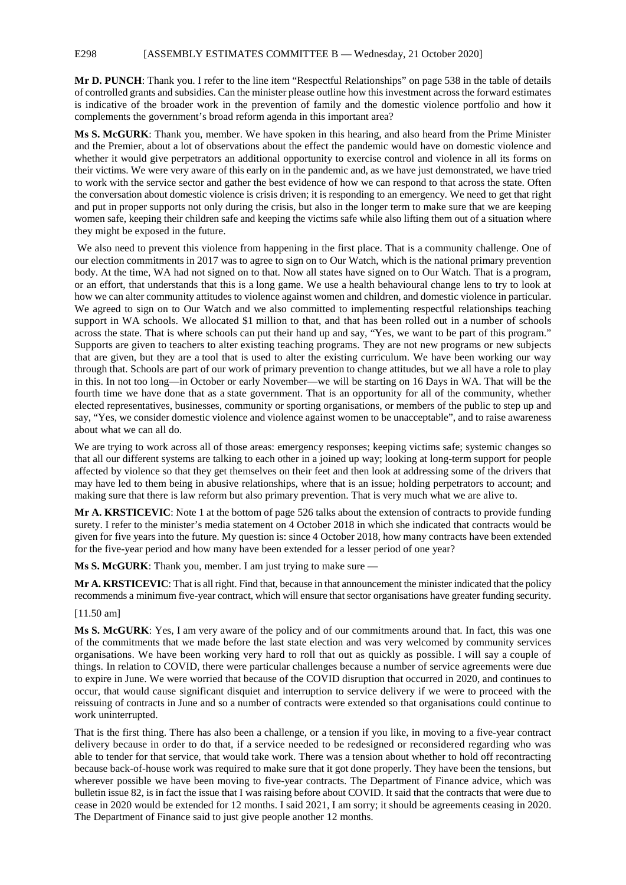**Mr D. PUNCH**: Thank you. I refer to the line item "Respectful Relationships" on page 538 in the table of details of controlled grants and subsidies. Can the minister please outline how this investment across the forward estimates is indicative of the broader work in the prevention of family and the domestic violence portfolio and how it complements the government's broad reform agenda in this important area?

**Ms S. McGURK**: Thank you, member. We have spoken in this hearing, and also heard from the Prime Minister and the Premier, about a lot of observations about the effect the pandemic would have on domestic violence and whether it would give perpetrators an additional opportunity to exercise control and violence in all its forms on their victims. We were very aware of this early on in the pandemic and, as we have just demonstrated, we have tried to work with the service sector and gather the best evidence of how we can respond to that across the state. Often the conversation about domestic violence is crisis driven; it is responding to an emergency. We need to get that right and put in proper supports not only during the crisis, but also in the longer term to make sure that we are keeping women safe, keeping their children safe and keeping the victims safe while also lifting them out of a situation where they might be exposed in the future.

We also need to prevent this violence from happening in the first place. That is a community challenge. One of our election commitments in 2017 was to agree to sign on to Our Watch, which is the national primary prevention body. At the time, WA had not signed on to that. Now all states have signed on to Our Watch. That is a program, or an effort, that understands that this is a long game. We use a health behavioural change lens to try to look at how we can alter community attitudes to violence against women and children, and domestic violence in particular. We agreed to sign on to Our Watch and we also committed to implementing respectful relationships teaching support in WA schools. We allocated $1 million to that, and that has been rolled out in a number of schools across the state. That is where schools can put their hand up and say, "Yes, we want to be part of this program." Supports are given to teachers to alter existing teaching programs. They are not new programs or new subjects that are given, but they are a tool that is used to alter the existing curriculum. We have been working our way through that. Schools are part of our work of primary prevention to change attitudes, but we all have a role to play in this. In not too long—in October or early November—we will be starting on 16 Days in WA. That will be the fourth time we have done that as a state government. That is an opportunity for all of the community, whether elected representatives, businesses, community or sporting organisations, or members of the public to step up and say, "Yes, we consider domestic violence and violence against women to be unacceptable", and to raise awareness about what we can all do.

We are trying to work across all of those areas: emergency responses; keeping victims safe; systemic changes so that all our different systems are talking to each other in a joined up way; looking at long-term support for people affected by violence so that they get themselves on their feet and then look at addressing some of the drivers that may have led to them being in abusive relationships, where that is an issue; holding perpetrators to account; and making sure that there is law reform but also primary prevention. That is very much what we are alive to.

**Mr A. KRSTICEVIC**: Note 1 at the bottom of page 526 talks about the extension of contracts to provide funding surety. I refer to the minister's media statement on 4 October 2018 in which she indicated that contracts would be given for five years into the future. My question is: since 4 October 2018, how many contracts have been extended for the five-year period and how many have been extended for a lesser period of one year?

**Ms S. McGURK**: Thank you, member. I am just trying to make sure —

**Mr A. KRSTICEVIC**: That is all right. Find that, because in that announcement the minister indicated that the policy recommends a minimum five-year contract, which will ensure that sector organisations have greater funding security.

[11.50 am]

**Ms S. McGURK**: Yes, I am very aware of the policy and of our commitments around that. In fact, this was one of the commitments that we made before the last state election and was very welcomed by community services organisations. We have been working very hard to roll that out as quickly as possible. I will say a couple of things. In relation to COVID, there were particular challenges because a number of service agreements were due to expire in June. We were worried that because of the COVID disruption that occurred in 2020, and continues to occur, that would cause significant disquiet and interruption to service delivery if we were to proceed with the reissuing of contracts in June and so a number of contracts were extended so that organisations could continue to work uninterrupted.

That is the first thing. There has also been a challenge, or a tension if you like, in moving to a five-year contract delivery because in order to do that, if a service needed to be redesigned or reconsidered regarding who was able to tender for that service, that would take work. There was a tension about whether to hold off recontracting because back-of-house work was required to make sure that it got done properly. They have been the tensions, but wherever possible we have been moving to five-year contracts. The Department of Finance advice, which was bulletin issue 82, is in fact the issue that I was raising before about COVID. It said that the contracts that were due to cease in 2020 would be extended for 12 months. I said 2021, I am sorry; it should be agreements ceasing in 2020. The Department of Finance said to just give people another 12 months.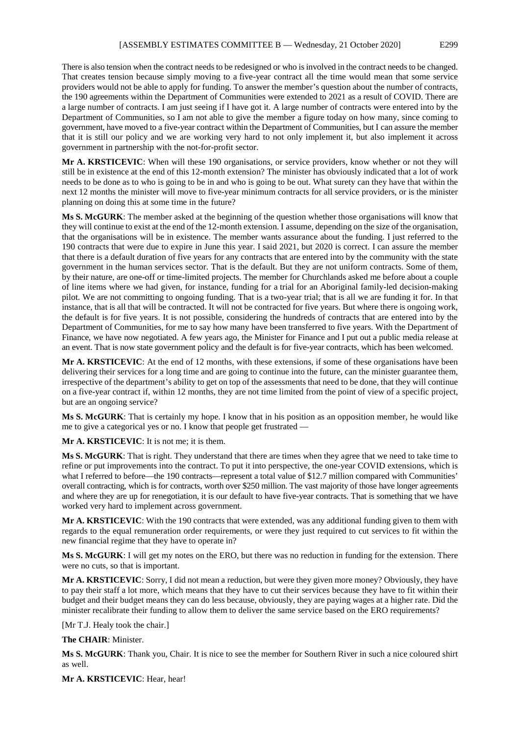There is also tension when the contract needs to be redesigned or who is involved in the contract needs to be changed. That creates tension because simply moving to a five-year contract all the time would mean that some service providers would not be able to apply for funding. To answer the member's question about the number of contracts, the 190 agreements within the Department of Communities were extended to 2021 as a result of COVID. There are a large number of contracts. I am just seeing if I have got it. A large number of contracts were entered into by the Department of Communities, so I am not able to give the member a figure today on how many, since coming to government, have moved to a five-year contract within the Department of Communities, but I can assure the member that it is still our policy and we are working very hard to not only implement it, but also implement it across government in partnership with the not-for-profit sector.

**Mr A. KRSTICEVIC**: When will these 190 organisations, or service providers, know whether or not they will still be in existence at the end of this 12-month extension? The minister has obviously indicated that a lot of work needs to be done as to who is going to be in and who is going to be out. What surety can they have that within the next 12 months the minister will move to five-year minimum contracts for all service providers, or is the minister planning on doing this at some time in the future?

**Ms S. McGURK**: The member asked at the beginning of the question whether those organisations will know that they will continue to exist at the end of the 12-month extension. I assume, depending on the size of the organisation, that the organisations will be in existence. The member wants assurance about the funding. I just referred to the 190 contracts that were due to expire in June this year. I said 2021, but 2020 is correct. I can assure the member that there is a default duration of five years for any contracts that are entered into by the community with the state government in the human services sector. That is the default. But they are not uniform contracts. Some of them, by their nature, are one-off or time-limited projects. The member for Churchlands asked me before about a couple of line items where we had given, for instance, funding for a trial for an Aboriginal family-led decision-making pilot. We are not committing to ongoing funding. That is a two-year trial; that is all we are funding it for. In that instance, that is all that will be contracted. It will not be contracted for five years. But where there is ongoing work, the default is for five years. It is not possible, considering the hundreds of contracts that are entered into by the Department of Communities, for me to say how many have been transferred to five years. With the Department of Finance, we have now negotiated. A few years ago, the Minister for Finance and I put out a public media release at an event. That is now state government policy and the default is for five-year contracts, which has been welcomed.

**Mr A. KRSTICEVIC**: At the end of 12 months, with these extensions, if some of these organisations have been delivering their services for a long time and are going to continue into the future, can the minister guarantee them, irrespective of the department's ability to get on top of the assessments that need to be done, that they will continue on a five-year contract if, within 12 months, they are not time limited from the point of view of a specific project, but are an ongoing service?

**Ms S. McGURK**: That is certainly my hope. I know that in his position as an opposition member, he would like me to give a categorical yes or no. I know that people get frustrated —

**Mr A. KRSTICEVIC**: It is not me; it is them.

**Ms S. McGURK**: That is right. They understand that there are times when they agree that we need to take time to refine or put improvements into the contract. To put it into perspective, the one-year COVID extensions, which is what I referred to before—the 190 contracts—represent a total value of $12.7 million compared with Communities' overall contracting, which is for contracts, worth over $250 million. The vast majority of those have longer agreements and where they are up for renegotiation, it is our default to have five-year contracts. That is something that we have worked very hard to implement across government.

**Mr A. KRSTICEVIC**: With the 190 contracts that were extended, was any additional funding given to them with regards to the equal remuneration order requirements, or were they just required to cut services to fit within the new financial regime that they have to operate in?

**Ms S. McGURK**: I will get my notes on the ERO, but there was no reduction in funding for the extension. There were no cuts, so that is important.

**Mr A. KRSTICEVIC**: Sorry, I did not mean a reduction, but were they given more money? Obviously, they have to pay their staff a lot more, which means that they have to cut their services because they have to fit within their budget and their budget means they can do less because, obviously, they are paying wages at a higher rate. Did the minister recalibrate their funding to allow them to deliver the same service based on the ERO requirements?

[Mr T.J. Healy took the chair.]

**The CHAIR**: Minister.

**Ms S. McGURK**: Thank you, Chair. It is nice to see the member for Southern River in such a nice coloured shirt as well.

**Mr A. KRSTICEVIC**: Hear, hear!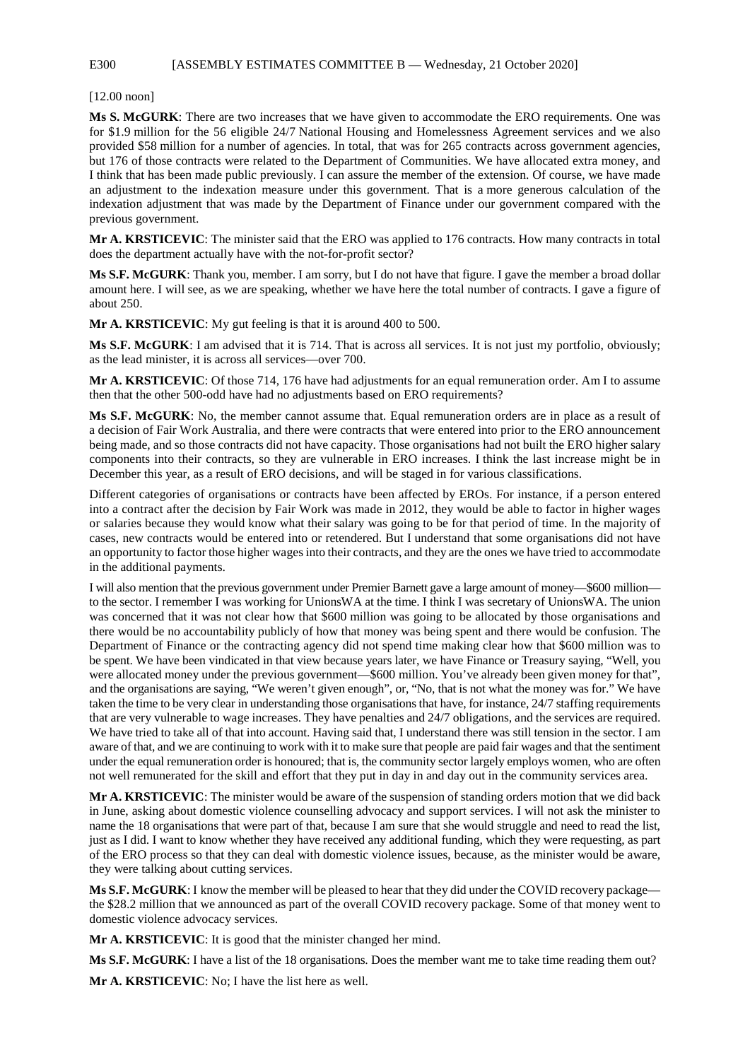[12.00 noon]

**Ms S. McGURK**: There are two increases that we have given to accommodate the ERO requirements. One was for $1.9 million for the 56 eligible 24/7 National Housing and Homelessness Agreement services and we also provided $58 million for a number of agencies. In total, that was for 265 contracts across government agencies, but 176 of those contracts were related to the Department of Communities. We have allocated extra money, and I think that has been made public previously. I can assure the member of the extension. Of course, we have made an adjustment to the indexation measure under this government. That is a more generous calculation of the indexation adjustment that was made by the Department of Finance under our government compared with the previous government.

**Mr A. KRSTICEVIC**: The minister said that the ERO was applied to 176 contracts. How many contracts in total does the department actually have with the not-for-profit sector?

**Ms S.F. McGURK**: Thank you, member. I am sorry, but I do not have that figure. I gave the member a broad dollar amount here. I will see, as we are speaking, whether we have here the total number of contracts. I gave a figure of about 250.

**Mr A. KRSTICEVIC**: My gut feeling is that it is around 400 to 500.

**Ms S.F. McGURK**: I am advised that it is 714. That is across all services. It is not just my portfolio, obviously; as the lead minister, it is across all services—over 700.

**Mr A. KRSTICEVIC**: Of those 714, 176 have had adjustments for an equal remuneration order. Am I to assume then that the other 500-odd have had no adjustments based on ERO requirements?

**Ms S.F. McGURK**: No, the member cannot assume that. Equal remuneration orders are in place as a result of a decision of Fair Work Australia, and there were contracts that were entered into prior to the ERO announcement being made, and so those contracts did not have capacity. Those organisations had not built the ERO higher salary components into their contracts, so they are vulnerable in ERO increases. I think the last increase might be in December this year, as a result of ERO decisions, and will be staged in for various classifications.

Different categories of organisations or contracts have been affected by EROs. For instance, if a person entered into a contract after the decision by Fair Work was made in 2012, they would be able to factor in higher wages or salaries because they would know what their salary was going to be for that period of time. In the majority of cases, new contracts would be entered into or retendered. But I understand that some organisations did not have an opportunity to factor those higher wages into their contracts, and they are the ones we have tried to accommodate in the additional payments.

I will also mention that the previous government under Premier Barnett gave a large amount of money—$600 million—to the sector. I remember I was working for UnionsWA at the time. I think I was secretary of UnionsWA. The union was concerned that it was not clear how that $600 million was going to be allocated by those organisations and there would be no accountability publicly of how that money was being spent and there would be confusion. The Department of Finance or the contracting agency did not spend time making clear how that $600 million was to be spent. We have been vindicated in that view because years later, we have Finance or Treasury saying, "Well, you were allocated money under the previous government—$600 million. You've already been given money for that", and the organisations are saying, "We weren't given enough", or, "No, that is not what the money was for." We have taken the time to be very clear in understanding those organisations that have, for instance, 24/7 staffing requirements that are very vulnerable to wage increases. They have penalties and 24/7 obligations, and the services are required. We have tried to take all of that into account. Having said that, I understand there was still tension in the sector. I am aware of that, and we are continuing to work with it to make sure that people are paid fair wages and that the sentiment under the equal remuneration order is honoured; that is, the community sector largely employs women, who are often not well remunerated for the skill and effort that they put in day in and day out in the community services area.

**Mr A. KRSTICEVIC**: The minister would be aware of the suspension of standing orders motion that we did back in June, asking about domestic violence counselling advocacy and support services. I will not ask the minister to name the 18 organisations that were part of that, because I am sure that she would struggle and need to read the list, just as I did. I want to know whether they have received any additional funding, which they were requesting, as part of the ERO process so that they can deal with domestic violence issues, because, as the minister would be aware, they were talking about cutting services.

**Ms S.F. McGURK**: I know the member will be pleased to hear that they did under the COVID recovery package—the $28.2 million that we announced as part of the overall COVID recovery package. Some of that money went to domestic violence advocacy services.

**Mr A. KRSTICEVIC**: It is good that the minister changed her mind.

**Ms S.F. McGURK**: I have a list of the 18 organisations. Does the member want me to take time reading them out?

**Mr A. KRSTICEVIC**: No; I have the list here as well.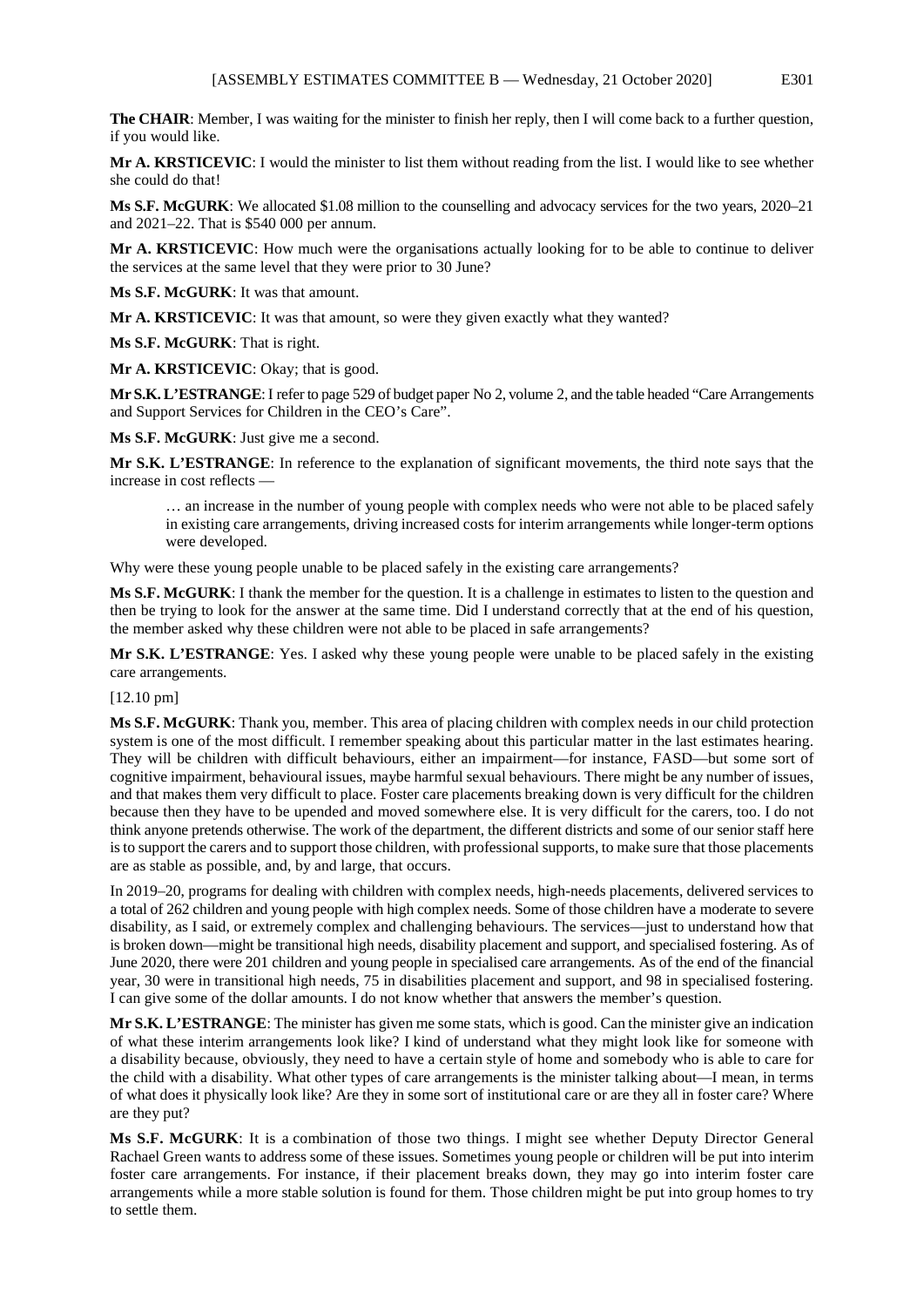**The CHAIR**: Member, I was waiting for the minister to finish her reply, then I will come back to a further question, if you would like.

**Mr A. KRSTICEVIC**: I would the minister to list them without reading from the list. I would like to see whether she could do that!

**Ms S.F. McGURK**: We allocated $1.08 million to the counselling and advocacy services for the two years, 2020–21 and 2021–22. That is $540 000 per annum.

**Mr A. KRSTICEVIC**: How much were the organisations actually looking for to be able to continue to deliver the services at the same level that they were prior to 30 June?

**Ms S.F. McGURK**: It was that amount.

**Mr A. KRSTICEVIC**: It was that amount, so were they given exactly what they wanted?

**Ms S.F. McGURK**: That is right.

**Mr A. KRSTICEVIC**: Okay; that is good.

**Mr S.K. L'ESTRANGE**: I refer to page 529 of budget paper No 2, volume 2, and the table headed "Care Arrangements and Support Services for Children in the CEO's Care".

**Ms S.F. McGURK**: Just give me a second.

**Mr S.K. L'ESTRANGE**: In reference to the explanation of significant movements, the third note says that the increase in cost reflects —

> … an increase in the number of young people with complex needs who were not able to be placed safely in existing care arrangements, driving increased costs for interim arrangements while longer-term options were developed.

Why were these young people unable to be placed safely in the existing care arrangements?

**Ms S.F. McGURK**: I thank the member for the question. It is a challenge in estimates to listen to the question and then be trying to look for the answer at the same time. Did I understand correctly that at the end of his question, the member asked why these children were not able to be placed in safe arrangements?

**Mr S.K. L'ESTRANGE**: Yes. I asked why these young people were unable to be placed safely in the existing care arrangements.

[12.10 pm]

**Ms S.F. McGURK**: Thank you, member. This area of placing children with complex needs in our child protection system is one of the most difficult. I remember speaking about this particular matter in the last estimates hearing. They will be children with difficult behaviours, either an impairment—for instance, FASD—but some sort of cognitive impairment, behavioural issues, maybe harmful sexual behaviours. There might be any number of issues, and that makes them very difficult to place. Foster care placements breaking down is very difficult for the children because then they have to be upended and moved somewhere else. It is very difficult for the carers, too. I do not think anyone pretends otherwise. The work of the department, the different districts and some of our senior staff here is to support the carers and to support those children, with professional supports, to make sure that those placements are as stable as possible, and, by and large, that occurs.

In 2019–20, programs for dealing with children with complex needs, high-needs placements, delivered services to a total of 262 children and young people with high complex needs. Some of those children have a moderate to severe disability, as I said, or extremely complex and challenging behaviours. The services—just to understand how that is broken down—might be transitional high needs, disability placement and support, and specialised fostering. As of June 2020, there were 201 children and young people in specialised care arrangements. As of the end of the financial year, 30 were in transitional high needs, 75 in disabilities placement and support, and 98 in specialised fostering. I can give some of the dollar amounts. I do not know whether that answers the member's question.

**Mr S.K. L'ESTRANGE**: The minister has given me some stats, which is good. Can the minister give an indication of what these interim arrangements look like? I kind of understand what they might look like for someone with a disability because, obviously, they need to have a certain style of home and somebody who is able to care for the child with a disability. What other types of care arrangements is the minister talking about—I mean, in terms of what does it physically look like? Are they in some sort of institutional care or are they all in foster care? Where are they put?

**Ms S.F. McGURK**: It is a combination of those two things. I might see whether Deputy Director General Rachael Green wants to address some of these issues. Sometimes young people or children will be put into interim foster care arrangements. For instance, if their placement breaks down, they may go into interim foster care arrangements while a more stable solution is found for them. Those children might be put into group homes to try to settle them.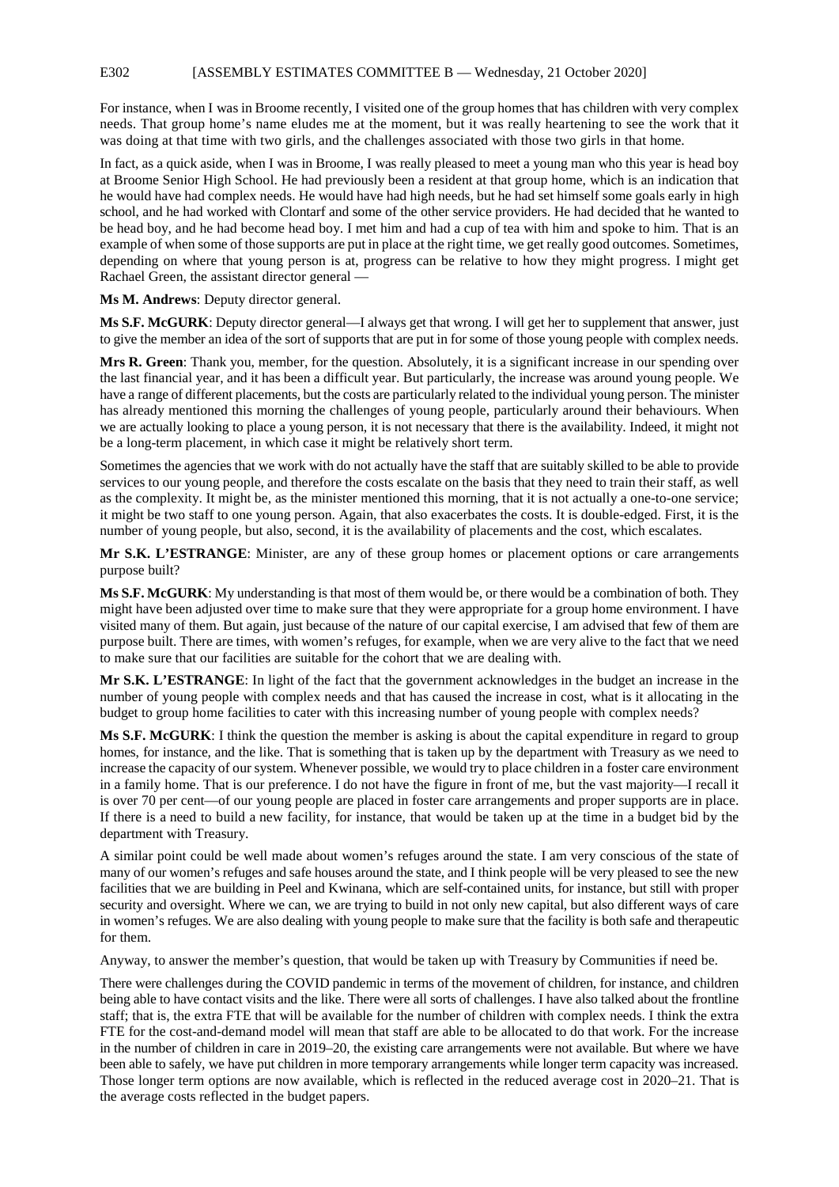For instance, when I was in Broome recently, I visited one of the group homes that has children with very complex needs. That group home's name eludes me at the moment, but it was really heartening to see the work that it was doing at that time with two girls, and the challenges associated with those two girls in that home.

In fact, as a quick aside, when I was in Broome, I was really pleased to meet a young man who this year is head boy at Broome Senior High School. He had previously been a resident at that group home, which is an indication that he would have had complex needs. He would have had high needs, but he had set himself some goals early in high school, and he had worked with Clontarf and some of the other service providers. He had decided that he wanted to be head boy, and he had become head boy. I met him and had a cup of tea with him and spoke to him. That is an example of when some of those supports are put in place at the right time, we get really good outcomes. Sometimes, depending on where that young person is at, progress can be relative to how they might progress. I might get Rachael Green, the assistant director general —

**Ms M. Andrews**: Deputy director general.

**Ms S.F. McGURK**: Deputy director general—I always get that wrong. I will get her to supplement that answer, just to give the member an idea of the sort of supports that are put in for some of those young people with complex needs.

**Mrs R. Green**: Thank you, member, for the question. Absolutely, it is a significant increase in our spending over the last financial year, and it has been a difficult year. But particularly, the increase was around young people. We have a range of different placements, but the costs are particularly related to the individual young person. The minister has already mentioned this morning the challenges of young people, particularly around their behaviours. When we are actually looking to place a young person, it is not necessary that there is the availability. Indeed, it might not be a long-term placement, in which case it might be relatively short term.

Sometimes the agencies that we work with do not actually have the staff that are suitably skilled to be able to provide services to our young people, and therefore the costs escalate on the basis that they need to train their staff, as well as the complexity. It might be, as the minister mentioned this morning, that it is not actually a one-to-one service; it might be two staff to one young person. Again, that also exacerbates the costs. It is double-edged. First, it is the number of young people, but also, second, it is the availability of placements and the cost, which escalates.

**Mr S.K. L'ESTRANGE**: Minister, are any of these group homes or placement options or care arrangements purpose built?

**Ms S.F. McGURK**: My understanding is that most of them would be, or there would be a combination of both. They might have been adjusted over time to make sure that they were appropriate for a group home environment. I have visited many of them. But again, just because of the nature of our capital exercise, I am advised that few of them are purpose built. There are times, with women's refuges, for example, when we are very alive to the fact that we need to make sure that our facilities are suitable for the cohort that we are dealing with.

**Mr S.K. L'ESTRANGE**: In light of the fact that the government acknowledges in the budget an increase in the number of young people with complex needs and that has caused the increase in cost, what is it allocating in the budget to group home facilities to cater with this increasing number of young people with complex needs?

**Ms S.F. McGURK**: I think the question the member is asking is about the capital expenditure in regard to group homes, for instance, and the like. That is something that is taken up by the department with Treasury as we need to increase the capacity of our system. Whenever possible, we would try to place children in a foster care environment in a family home. That is our preference. I do not have the figure in front of me, but the vast majority—I recall it is over 70 per cent—of our young people are placed in foster care arrangements and proper supports are in place. If there is a need to build a new facility, for instance, that would be taken up at the time in a budget bid by the department with Treasury.

A similar point could be well made about women's refuges around the state. I am very conscious of the state of many of our women's refuges and safe houses around the state, and I think people will be very pleased to see the new facilities that we are building in Peel and Kwinana, which are self-contained units, for instance, but still with proper security and oversight. Where we can, we are trying to build in not only new capital, but also different ways of care in women's refuges. We are also dealing with young people to make sure that the facility is both safe and therapeutic for them.

Anyway, to answer the member's question, that would be taken up with Treasury by Communities if need be.

There were challenges during the COVID pandemic in terms of the movement of children, for instance, and children being able to have contact visits and the like. There were all sorts of challenges. I have also talked about the frontline staff; that is, the extra FTE that will be available for the number of children with complex needs. I think the extra FTE for the cost-and-demand model will mean that staff are able to be allocated to do that work. For the increase in the number of children in care in 2019–20, the existing care arrangements were not available. But where we have been able to safely, we have put children in more temporary arrangements while longer term capacity was increased. Those longer term options are now available, which is reflected in the reduced average cost in 2020–21. That is the average costs reflected in the budget papers.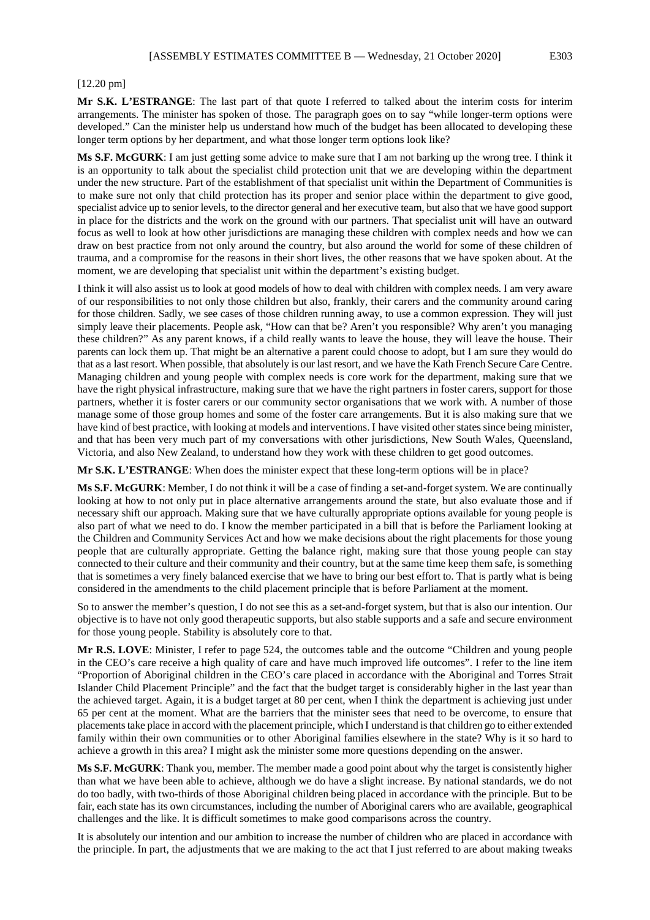[12.20 pm]

**Mr S.K. L'ESTRANGE**: The last part of that quote I referred to talked about the interim costs for interim arrangements. The minister has spoken of those. The paragraph goes on to say "while longer-term options were developed." Can the minister help us understand how much of the budget has been allocated to developing these longer term options by her department, and what those longer term options look like?

**Ms S.F. McGURK**: I am just getting some advice to make sure that I am not barking up the wrong tree. I think it is an opportunity to talk about the specialist child protection unit that we are developing within the department under the new structure. Part of the establishment of that specialist unit within the Department of Communities is to make sure not only that child protection has its proper and senior place within the department to give good, specialist advice up to senior levels, to the director general and her executive team, but also that we have good support in place for the districts and the work on the ground with our partners. That specialist unit will have an outward focus as well to look at how other jurisdictions are managing these children with complex needs and how we can draw on best practice from not only around the country, but also around the world for some of these children of trauma, and a compromise for the reasons in their short lives, the other reasons that we have spoken about. At the moment, we are developing that specialist unit within the department's existing budget.

I think it will also assist us to look at good models of how to deal with children with complex needs. I am very aware of our responsibilities to not only those children but also, frankly, their carers and the community around caring for those children. Sadly, we see cases of those children running away, to use a common expression. They will just simply leave their placements. People ask, "How can that be? Aren't you responsible? Why aren't you managing these children?" As any parent knows, if a child really wants to leave the house, they will leave the house. Their parents can lock them up. That might be an alternative a parent could choose to adopt, but I am sure they would do that as a last resort. When possible, that absolutely is our last resort, and we have the Kath French Secure Care Centre. Managing children and young people with complex needs is core work for the department, making sure that we have the right physical infrastructure, making sure that we have the right partners in foster carers, support for those partners, whether it is foster carers or our community sector organisations that we work with. A number of those manage some of those group homes and some of the foster care arrangements. But it is also making sure that we have kind of best practice, with looking at models and interventions. I have visited other states since being minister, and that has been very much part of my conversations with other jurisdictions, New South Wales, Queensland, Victoria, and also New Zealand, to understand how they work with these children to get good outcomes.

**Mr S.K. L'ESTRANGE**: When does the minister expect that these long-term options will be in place?

**Ms S.F. McGURK**: Member, I do not think it will be a case of finding a set-and-forget system. We are continually looking at how to not only put in place alternative arrangements around the state, but also evaluate those and if necessary shift our approach. Making sure that we have culturally appropriate options available for young people is also part of what we need to do. I know the member participated in a bill that is before the Parliament looking at the Children and Community Services Act and how we make decisions about the right placements for those young people that are culturally appropriate. Getting the balance right, making sure that those young people can stay connected to their culture and their community and their country, but at the same time keep them safe, is something that is sometimes a very finely balanced exercise that we have to bring our best effort to. That is partly what is being considered in the amendments to the child placement principle that is before Parliament at the moment.

So to answer the member's question, I do not see this as a set-and-forget system, but that is also our intention. Our objective is to have not only good therapeutic supports, but also stable supports and a safe and secure environment for those young people. Stability is absolutely core to that.

**Mr R.S. LOVE**: Minister, I refer to page 524, the outcomes table and the outcome "Children and young people in the CEO's care receive a high quality of care and have much improved life outcomes". I refer to the line item "Proportion of Aboriginal children in the CEO's care placed in accordance with the Aboriginal and Torres Strait Islander Child Placement Principle" and the fact that the budget target is considerably higher in the last year than the achieved target. Again, it is a budget target at 80 per cent, when I think the department is achieving just under 65 per cent at the moment. What are the barriers that the minister sees that need to be overcome, to ensure that placements take place in accord with the placement principle, which I understand is that children go to either extended family within their own communities or to other Aboriginal families elsewhere in the state? Why is it so hard to achieve a growth in this area? I might ask the minister some more questions depending on the answer.

**Ms S.F. McGURK**: Thank you, member. The member made a good point about why the target is consistently higher than what we have been able to achieve, although we do have a slight increase. By national standards, we do not do too badly, with two-thirds of those Aboriginal children being placed in accordance with the principle. But to be fair, each state has its own circumstances, including the number of Aboriginal carers who are available, geographical challenges and the like. It is difficult sometimes to make good comparisons across the country.

It is absolutely our intention and our ambition to increase the number of children who are placed in accordance with the principle. In part, the adjustments that we are making to the act that I just referred to are about making tweaks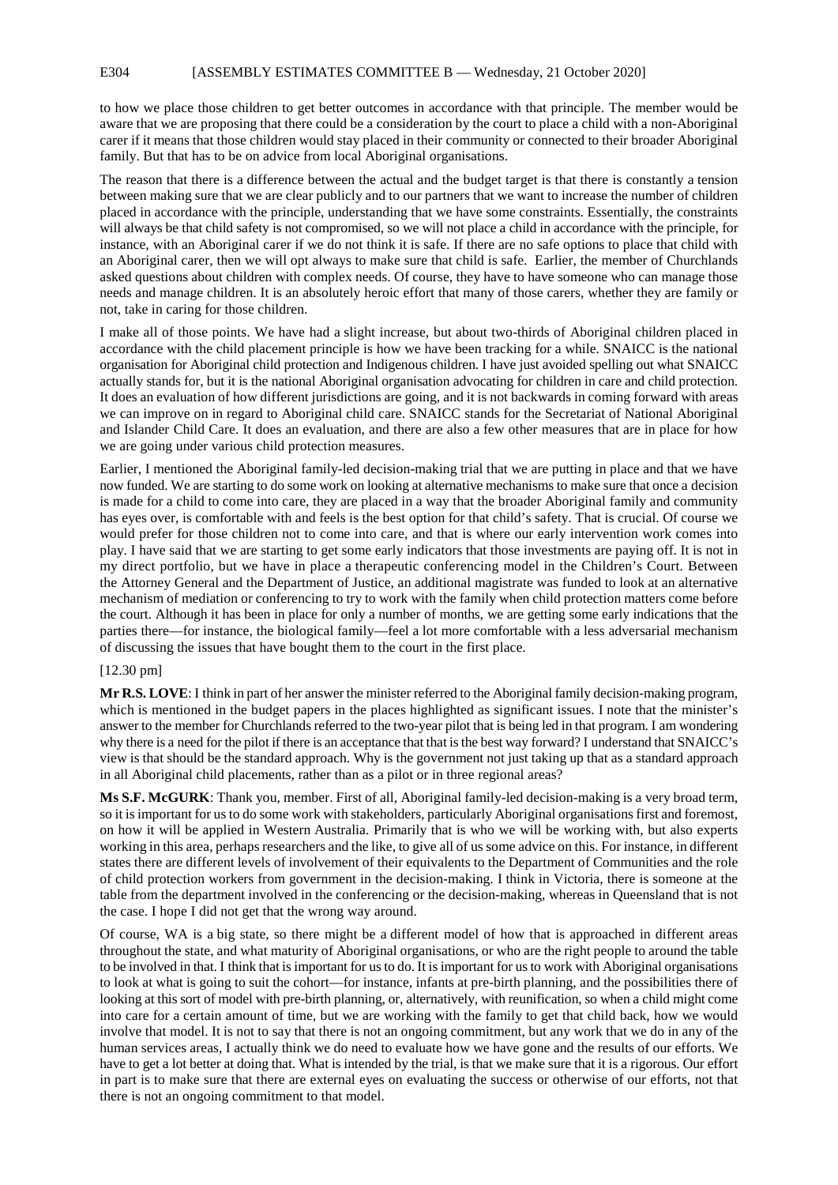to how we place those children to get better outcomes in accordance with that principle. The member would be aware that we are proposing that there could be a consideration by the court to place a child with a non-Aboriginal carer if it means that those children would stay placed in their community or connected to their broader Aboriginal family. But that has to be on advice from local Aboriginal organisations.

The reason that there is a difference between the actual and the budget target is that there is constantly a tension between making sure that we are clear publicly and to our partners that we want to increase the number of children placed in accordance with the principle, understanding that we have some constraints. Essentially, the constraints will always be that child safety is not compromised, so we will not place a child in accordance with the principle, for instance, with an Aboriginal carer if we do not think it is safe. If there are no safe options to place that child with an Aboriginal carer, then we will opt always to make sure that child is safe. Earlier, the member of Churchlands asked questions about children with complex needs. Of course, they have to have someone who can manage those needs and manage children. It is an absolutely heroic effort that many of those carers, whether they are family or not, take in caring for those children.

I make all of those points. We have had a slight increase, but about two-thirds of Aboriginal children placed in accordance with the child placement principle is how we have been tracking for a while. SNAICC is the national organisation for Aboriginal child protection and Indigenous children. I have just avoided spelling out what SNAICC actually stands for, but it is the national Aboriginal organisation advocating for children in care and child protection. It does an evaluation of how different jurisdictions are going, and it is not backwards in coming forward with areas we can improve on in regard to Aboriginal child care. SNAICC stands for the Secretariat of National Aboriginal and Islander Child Care. It does an evaluation, and there are also a few other measures that are in place for how we are going under various child protection measures.

Earlier, I mentioned the Aboriginal family-led decision-making trial that we are putting in place and that we have now funded. We are starting to do some work on looking at alternative mechanisms to make sure that once a decision is made for a child to come into care, they are placed in a way that the broader Aboriginal family and community has eyes over, is comfortable with and feels is the best option for that child's safety. That is crucial. Of course we would prefer for those children not to come into care, and that is where our early intervention work comes into play. I have said that we are starting to get some early indicators that those investments are paying off. It is not in my direct portfolio, but we have in place a therapeutic conferencing model in the Children's Court. Between the Attorney General and the Department of Justice, an additional magistrate was funded to look at an alternative mechanism of mediation or conferencing to try to work with the family when child protection matters come before the court. Although it has been in place for only a number of months, we are getting some early indications that the parties there—for instance, the biological family—feel a lot more comfortable with a less adversarial mechanism of discussing the issues that have bought them to the court in the first place.

[12.30 pm]

**Mr R.S. LOVE**: I think in part of her answer the minister referred to the Aboriginal family decision-making program, which is mentioned in the budget papers in the places highlighted as significant issues. I note that the minister's answer to the member for Churchlands referred to the two-year pilot that is being led in that program. I am wondering why there is a need for the pilot if there is an acceptance that that is the best way forward? I understand that SNAICC's view is that should be the standard approach. Why is the government not just taking up that as a standard approach in all Aboriginal child placements, rather than as a pilot or in three regional areas?

**Ms S.F. McGURK**: Thank you, member. First of all, Aboriginal family-led decision-making is a very broad term, so it is important for us to do some work with stakeholders, particularly Aboriginal organisations first and foremost, on how it will be applied in Western Australia. Primarily that is who we will be working with, but also experts working in this area, perhaps researchers and the like, to give all of us some advice on this. For instance, in different states there are different levels of involvement of their equivalents to the Department of Communities and the role of child protection workers from government in the decision-making. I think in Victoria, there is someone at the table from the department involved in the conferencing or the decision-making, whereas in Queensland that is not the case. I hope I did not get that the wrong way around.

Of course, WA is a big state, so there might be a different model of how that is approached in different areas throughout the state, and what maturity of Aboriginal organisations, or who are the right people to around the table to be involved in that. I think that is important for us to do. It is important for us to work with Aboriginal organisations to look at what is going to suit the cohort—for instance, infants at pre-birth planning, and the possibilities there of looking at this sort of model with pre-birth planning, or, alternatively, with reunification, so when a child might come into care for a certain amount of time, but we are working with the family to get that child back, how we would involve that model. It is not to say that there is not an ongoing commitment, but any work that we do in any of the human services areas, I actually think we do need to evaluate how we have gone and the results of our efforts. We have to get a lot better at doing that. What is intended by the trial, is that we make sure that it is a rigorous. Our effort in part is to make sure that there are external eyes on evaluating the success or otherwise of our efforts, not that there is not an ongoing commitment to that model.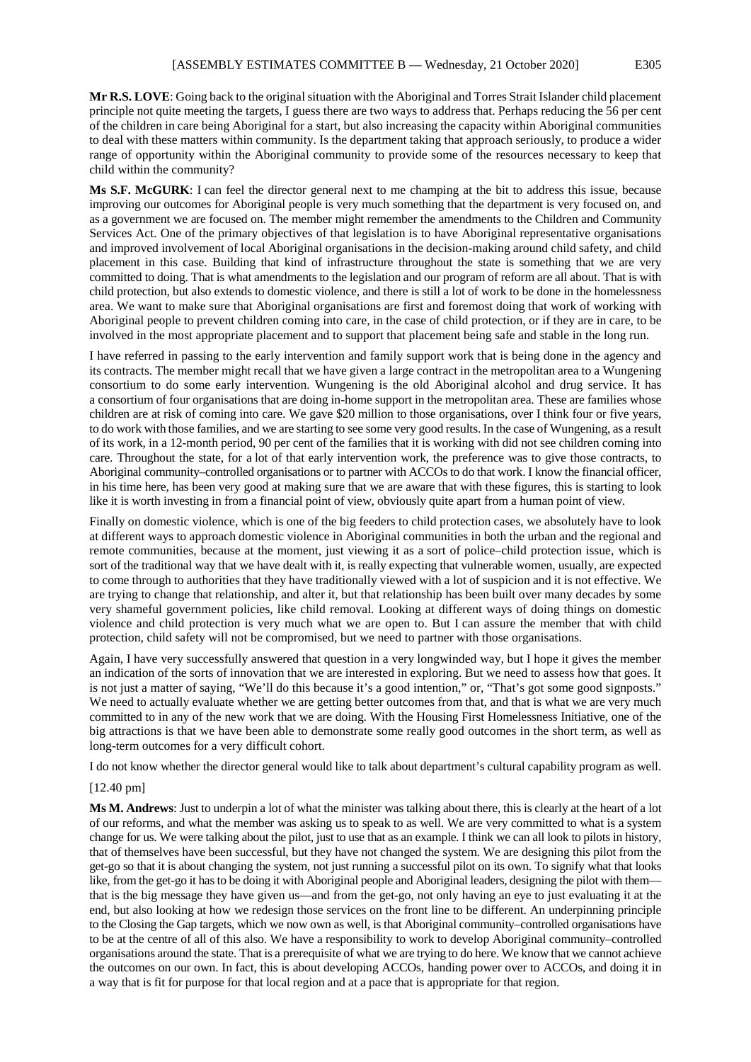**Mr R.S. LOVE**: Going back to the original situation with the Aboriginal and Torres Strait Islander child placement principle not quite meeting the targets, I guess there are two ways to address that. Perhaps reducing the 56 per cent of the children in care being Aboriginal for a start, but also increasing the capacity within Aboriginal communities to deal with these matters within community. Is the department taking that approach seriously, to produce a wider range of opportunity within the Aboriginal community to provide some of the resources necessary to keep that child within the community?

**Ms S.F. McGURK**: I can feel the director general next to me champing at the bit to address this issue, because improving our outcomes for Aboriginal people is very much something that the department is very focused on, and as a government we are focused on. The member might remember the amendments to the Children and Community Services Act. One of the primary objectives of that legislation is to have Aboriginal representative organisations and improved involvement of local Aboriginal organisations in the decision-making around child safety, and child placement in this case. Building that kind of infrastructure throughout the state is something that we are very committed to doing. That is what amendments to the legislation and our program of reform are all about. That is with child protection, but also extends to domestic violence, and there is still a lot of work to be done in the homelessness area. We want to make sure that Aboriginal organisations are first and foremost doing that work of working with Aboriginal people to prevent children coming into care, in the case of child protection, or if they are in care, to be involved in the most appropriate placement and to support that placement being safe and stable in the long run.

I have referred in passing to the early intervention and family support work that is being done in the agency and its contracts. The member might recall that we have given a large contract in the metropolitan area to a Wungening consortium to do some early intervention. Wungening is the old Aboriginal alcohol and drug service. It has a consortium of four organisations that are doing in-home support in the metropolitan area. These are families whose children are at risk of coming into care. We gave $20 million to those organisations, over I think four or five years, to do work with those families, and we are starting to see some very good results. In the case of Wungening, as a result of its work, in a 12-month period, 90 per cent of the families that it is working with did not see children coming into care. Throughout the state, for a lot of that early intervention work, the preference was to give those contracts, to Aboriginal community–controlled organisations or to partner with ACCOs to do that work. I know the financial officer, in his time here, has been very good at making sure that we are aware that with these figures, this is starting to look like it is worth investing in from a financial point of view, obviously quite apart from a human point of view.

Finally on domestic violence, which is one of the big feeders to child protection cases, we absolutely have to look at different ways to approach domestic violence in Aboriginal communities in both the urban and the regional and remote communities, because at the moment, just viewing it as a sort of police–child protection issue, which is sort of the traditional way that we have dealt with it, is really expecting that vulnerable women, usually, are expected to come through to authorities that they have traditionally viewed with a lot of suspicion and it is not effective. We are trying to change that relationship, and alter it, but that relationship has been built over many decades by some very shameful government policies, like child removal. Looking at different ways of doing things on domestic violence and child protection is very much what we are open to. But I can assure the member that with child protection, child safety will not be compromised, but we need to partner with those organisations.

Again, I have very successfully answered that question in a very longwinded way, but I hope it gives the member an indication of the sorts of innovation that we are interested in exploring. But we need to assess how that goes. It is not just a matter of saying, "We'll do this because it's a good intention," or, "That's got some good signposts." We need to actually evaluate whether we are getting better outcomes from that, and that is what we are very much committed to in any of the new work that we are doing. With the Housing First Homelessness Initiative, one of the big attractions is that we have been able to demonstrate some really good outcomes in the short term, as well as long-term outcomes for a very difficult cohort.

I do not know whether the director general would like to talk about department's cultural capability program as well.

[12.40 pm]

**Ms M. Andrews**: Just to underpin a lot of what the minister was talking about there, this is clearly at the heart of a lot of our reforms, and what the member was asking us to speak to as well. We are very committed to what is a system change for us. We were talking about the pilot, just to use that as an example. I think we can all look to pilots in history, that of themselves have been successful, but they have not changed the system. We are designing this pilot from the get-go so that it is about changing the system, not just running a successful pilot on its own. To signify what that looks like, from the get-go it has to be doing it with Aboriginal people and Aboriginal leaders, designing the pilot with them—that is the big message they have given us—and from the get-go, not only having an eye to just evaluating it at the end, but also looking at how we redesign those services on the front line to be different. An underpinning principle to the Closing the Gap targets, which we now own as well, is that Aboriginal community–controlled organisations have to be at the centre of all of this also. We have a responsibility to work to develop Aboriginal community–controlled organisations around the state. That is a prerequisite of what we are trying to do here. We know that we cannot achieve the outcomes on our own. In fact, this is about developing ACCOs, handing power over to ACCOs, and doing it in a way that is fit for purpose for that local region and at a pace that is appropriate for that region.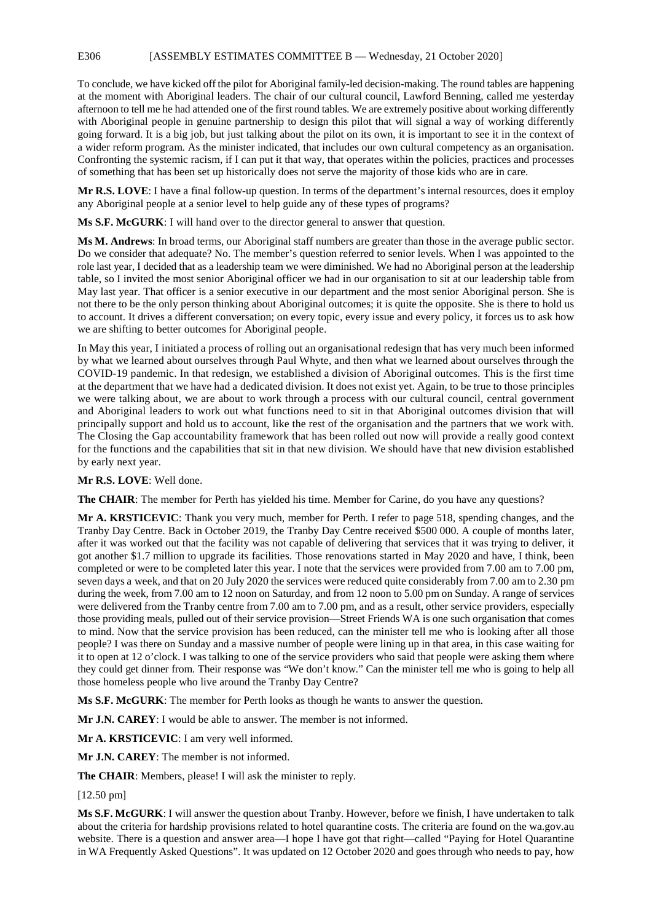To conclude, we have kicked off the pilot for Aboriginal family-led decision-making. The round tables are happening at the moment with Aboriginal leaders. The chair of our cultural council, Lawford Benning, called me yesterday afternoon to tell me he had attended one of the first round tables. We are extremely positive about working differently with Aboriginal people in genuine partnership to design this pilot that will signal a way of working differently going forward. It is a big job, but just talking about the pilot on its own, it is important to see it in the context of a wider reform program. As the minister indicated, that includes our own cultural competency as an organisation. Confronting the systemic racism, if I can put it that way, that operates within the policies, practices and processes of something that has been set up historically does not serve the majority of those kids who are in care.

**Mr R.S. LOVE**: I have a final follow-up question. In terms of the department's internal resources, does it employ any Aboriginal people at a senior level to help guide any of these types of programs?

**Ms S.F. McGURK**: I will hand over to the director general to answer that question.

**Ms M. Andrews**: In broad terms, our Aboriginal staff numbers are greater than those in the average public sector. Do we consider that adequate? No. The member's question referred to senior levels. When I was appointed to the role last year, I decided that as a leadership team we were diminished. We had no Aboriginal person at the leadership table, so I invited the most senior Aboriginal officer we had in our organisation to sit at our leadership table from May last year. That officer is a senior executive in our department and the most senior Aboriginal person. She is not there to be the only person thinking about Aboriginal outcomes; it is quite the opposite. She is there to hold us to account. It drives a different conversation; on every topic, every issue and every policy, it forces us to ask how we are shifting to better outcomes for Aboriginal people.

In May this year, I initiated a process of rolling out an organisational redesign that has very much been informed by what we learned about ourselves through Paul Whyte, and then what we learned about ourselves through the COVID-19 pandemic. In that redesign, we established a division of Aboriginal outcomes. This is the first time at the department that we have had a dedicated division. It does not exist yet. Again, to be true to those principles we were talking about, we are about to work through a process with our cultural council, central government and Aboriginal leaders to work out what functions need to sit in that Aboriginal outcomes division that will principally support and hold us to account, like the rest of the organisation and the partners that we work with. The Closing the Gap accountability framework that has been rolled out now will provide a really good context for the functions and the capabilities that sit in that new division. We should have that new division established by early next year.

**Mr R.S. LOVE**: Well done.

**The CHAIR**: The member for Perth has yielded his time. Member for Carine, do you have any questions?

**Mr A. KRSTICEVIC**: Thank you very much, member for Perth. I refer to page 518, spending changes, and the Tranby Day Centre. Back in October 2019, the Tranby Day Centre received $500 000. A couple of months later, after it was worked out that the facility was not capable of delivering that services that it was trying to deliver, it got another $1.7 million to upgrade its facilities. Those renovations started in May 2020 and have, I think, been completed or were to be completed later this year. I note that the services were provided from 7.00 am to 7.00 pm, seven days a week, and that on 20 July 2020 the services were reduced quite considerably from 7.00 am to 2.30 pm during the week, from 7.00 am to 12 noon on Saturday, and from 12 noon to 5.00 pm on Sunday. A range of services were delivered from the Tranby centre from 7.00 am to 7.00 pm, and as a result, other service providers, especially those providing meals, pulled out of their service provision—Street Friends WA is one such organisation that comes to mind. Now that the service provision has been reduced, can the minister tell me who is looking after all those people? I was there on Sunday and a massive number of people were lining up in that area, in this case waiting for it to open at 12 o'clock. I was talking to one of the service providers who said that people were asking them where they could get dinner from. Their response was "We don't know." Can the minister tell me who is going to help all those homeless people who live around the Tranby Day Centre?

**Ms S.F. McGURK**: The member for Perth looks as though he wants to answer the question.

**Mr J.N. CAREY**: I would be able to answer. The member is not informed.

**Mr A. KRSTICEVIC**: I am very well informed.

**Mr J.N. CAREY**: The member is not informed.

**The CHAIR**: Members, please! I will ask the minister to reply.

[12.50 pm]

**Ms S.F. McGURK**: I will answer the question about Tranby. However, before we finish, I have undertaken to talk about the criteria for hardship provisions related to hotel quarantine costs. The criteria are found on the wa.gov.au website. There is a question and answer area—I hope I have got that right—called "Paying for Hotel Quarantine in WA Frequently Asked Questions". It was updated on 12 October 2020 and goes through who needs to pay, how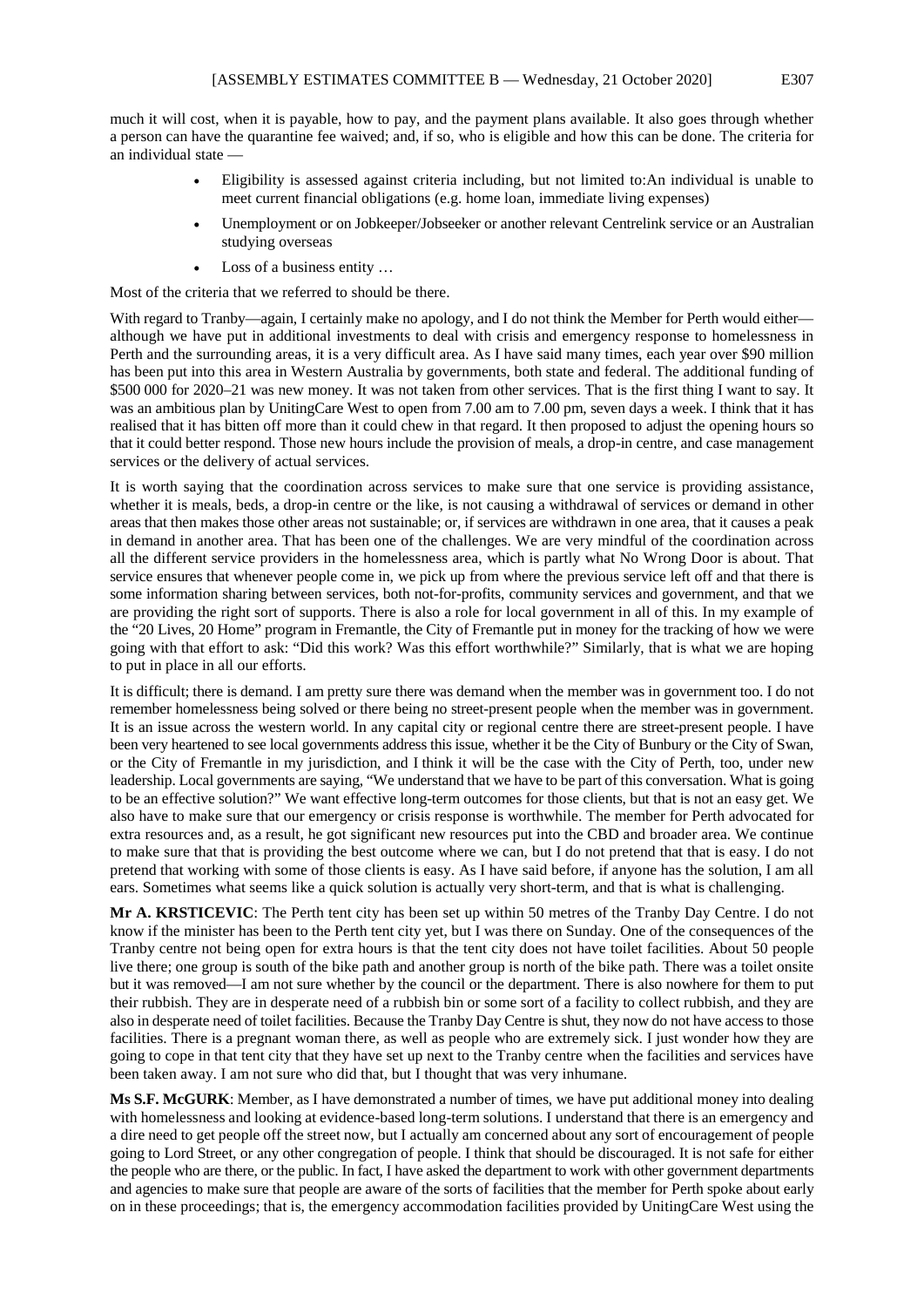much it will cost, when it is payable, how to pay, and the payment plans available. It also goes through whether a person can have the quarantine fee waived; and, if so, who is eligible and how this can be done. The criteria for an individual state —

> - Eligibility is assessed against criteria including, but not limited to:An individual is unable to meet current financial obligations (e.g. home loan, immediate living expenses)
> - Unemployment or on Jobkeeper/Jobseeker or another relevant Centrelink service or an Australian studying overseas
> - Loss of a business entity …

Most of the criteria that we referred to should be there.

With regard to Tranby—again, I certainly make no apology, and I do not think the Member for Perth would either—although we have put in additional investments to deal with crisis and emergency response to homelessness in Perth and the surrounding areas, it is a very difficult area. As I have said many times, each year over $90 million has been put into this area in Western Australia by governments, both state and federal. The additional funding of $500 000 for 2020–21 was new money. It was not taken from other services. That is the first thing I want to say. It was an ambitious plan by UnitingCare West to open from 7.00 am to 7.00 pm, seven days a week. I think that it has realised that it has bitten off more than it could chew in that regard. It then proposed to adjust the opening hours so that it could better respond. Those new hours include the provision of meals, a drop-in centre, and case management services or the delivery of actual services.

It is worth saying that the coordination across services to make sure that one service is providing assistance, whether it is meals, beds, a drop-in centre or the like, is not causing a withdrawal of services or demand in other areas that then makes those other areas not sustainable; or, if services are withdrawn in one area, that it causes a peak in demand in another area. That has been one of the challenges. We are very mindful of the coordination across all the different service providers in the homelessness area, which is partly what No Wrong Door is about. That service ensures that whenever people come in, we pick up from where the previous service left off and that there is some information sharing between services, both not-for-profits, community services and government, and that we are providing the right sort of supports. There is also a role for local government in all of this. In my example of the "20 Lives, 20 Home" program in Fremantle, the City of Fremantle put in money for the tracking of how we were going with that effort to ask: "Did this work? Was this effort worthwhile?" Similarly, that is what we are hoping to put in place in all our efforts.

It is difficult; there is demand. I am pretty sure there was demand when the member was in government too. I do not remember homelessness being solved or there being no street-present people when the member was in government. It is an issue across the western world. In any capital city or regional centre there are street-present people. I have been very heartened to see local governments address this issue, whether it be the City of Bunbury or the City of Swan, or the City of Fremantle in my jurisdiction, and I think it will be the case with the City of Perth, too, under new leadership. Local governments are saying, "We understand that we have to be part of this conversation. What is going to be an effective solution?" We want effective long-term outcomes for those clients, but that is not an easy get. We also have to make sure that our emergency or crisis response is worthwhile. The member for Perth advocated for extra resources and, as a result, he got significant new resources put into the CBD and broader area. We continue to make sure that that is providing the best outcome where we can, but I do not pretend that that is easy. I do not pretend that working with some of those clients is easy. As I have said before, if anyone has the solution, I am all ears. Sometimes what seems like a quick solution is actually very short-term, and that is what is challenging.

**Mr A. KRSTICEVIC**: The Perth tent city has been set up within 50 metres of the Tranby Day Centre. I do not know if the minister has been to the Perth tent city yet, but I was there on Sunday. One of the consequences of the Tranby centre not being open for extra hours is that the tent city does not have toilet facilities. About 50 people live there; one group is south of the bike path and another group is north of the bike path. There was a toilet onsite but it was removed—I am not sure whether by the council or the department. There is also nowhere for them to put their rubbish. They are in desperate need of a rubbish bin or some sort of a facility to collect rubbish, and they are also in desperate need of toilet facilities. Because the Tranby Day Centre is shut, they now do not have access to those facilities. There is a pregnant woman there, as well as people who are extremely sick. I just wonder how they are going to cope in that tent city that they have set up next to the Tranby centre when the facilities and services have been taken away. I am not sure who did that, but I thought that was very inhumane.

**Ms S.F. McGURK**: Member, as I have demonstrated a number of times, we have put additional money into dealing with homelessness and looking at evidence-based long-term solutions. I understand that there is an emergency and a dire need to get people off the street now, but I actually am concerned about any sort of encouragement of people going to Lord Street, or any other congregation of people. I think that should be discouraged. It is not safe for either the people who are there, or the public. In fact, I have asked the department to work with other government departments and agencies to make sure that people are aware of the sorts of facilities that the member for Perth spoke about early on in these proceedings; that is, the emergency accommodation facilities provided by UnitingCare West using the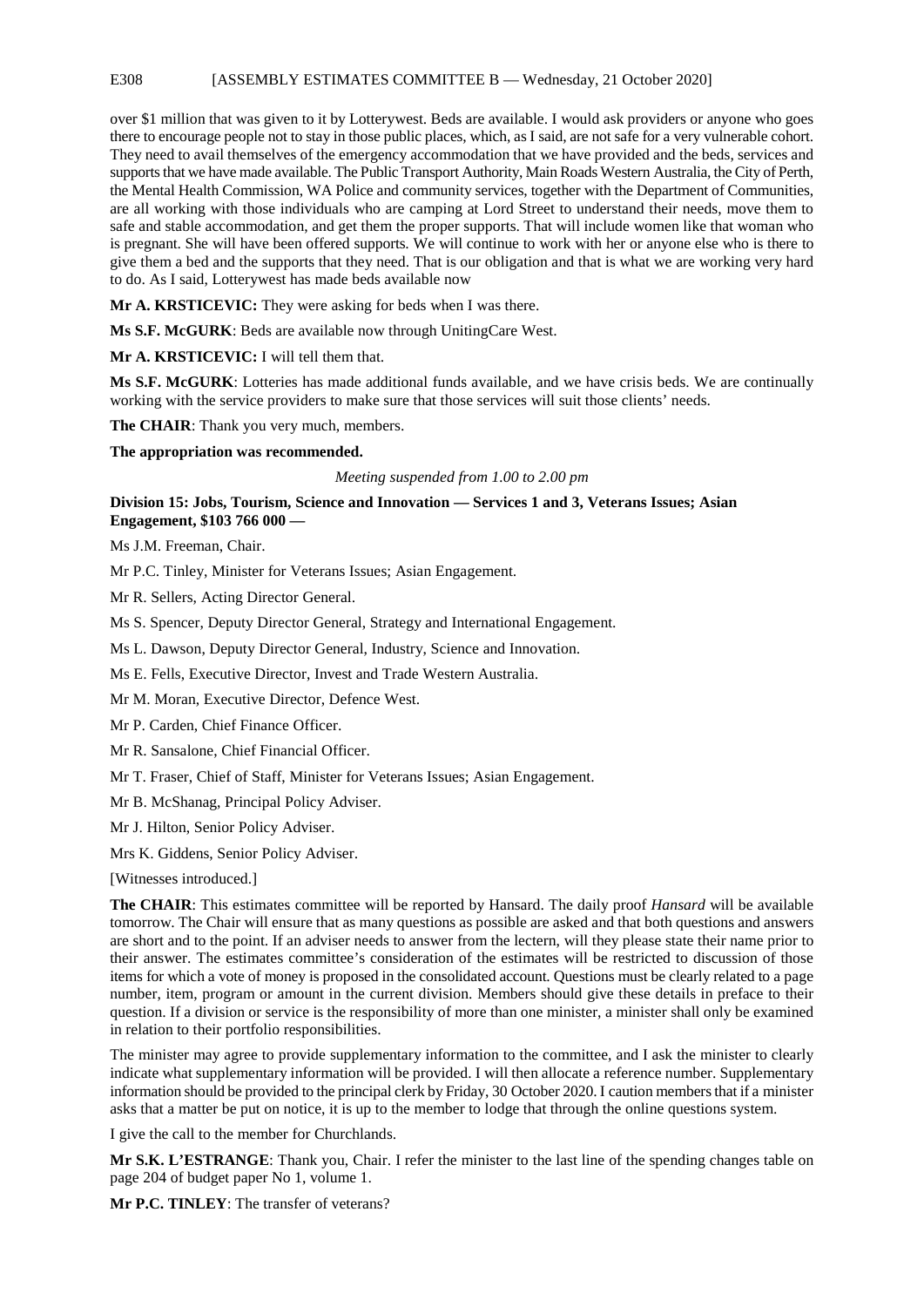over $1 million that was given to it by Lotterywest. Beds are available. I would ask providers or anyone who goes there to encourage people not to stay in those public places, which, as I said, are not safe for a very vulnerable cohort. They need to avail themselves of the emergency accommodation that we have provided and the beds, services and supports that we have made available. The Public Transport Authority, Main Roads Western Australia, the City of Perth, the Mental Health Commission, WA Police and community services, together with the Department of Communities, are all working with those individuals who are camping at Lord Street to understand their needs, move them to safe and stable accommodation, and get them the proper supports. That will include women like that woman who is pregnant. She will have been offered supports. We will continue to work with her or anyone else who is there to give them a bed and the supports that they need. That is our obligation and that is what we are working very hard to do. As I said, Lotterywest has made beds available now

**Mr A. KRSTICEVIC:** They were asking for beds when I was there.

**Ms S.F. McGURK**: Beds are available now through UnitingCare West.

**Mr A. KRSTICEVIC:** I will tell them that.

**Ms S.F. McGURK**: Lotteries has made additional funds available, and we have crisis beds. We are continually working with the service providers to make sure that those services will suit those clients' needs.

**The CHAIR**: Thank you very much, members.

**The appropriation was recommended.**

*Meeting suspended from 1.00 to 2.00 pm*

**Division 15: Jobs, Tourism, Science and Innovation — Services 1 and 3, Veterans Issues; Asian Engagement, $103 766 000 —**

Ms J.M. Freeman, Chair.

Mr P.C. Tinley, Minister for Veterans Issues; Asian Engagement.

Mr R. Sellers, Acting Director General.

Ms S. Spencer, Deputy Director General, Strategy and International Engagement.

Ms L. Dawson, Deputy Director General, Industry, Science and Innovation.

Ms E. Fells, Executive Director, Invest and Trade Western Australia.

Mr M. Moran, Executive Director, Defence West.

Mr P. Carden, Chief Finance Officer.

Mr R. Sansalone, Chief Financial Officer.

Mr T. Fraser, Chief of Staff, Minister for Veterans Issues; Asian Engagement.

Mr B. McShanag, Principal Policy Adviser.

Mr J. Hilton, Senior Policy Adviser.

Mrs K. Giddens, Senior Policy Adviser.

[Witnesses introduced.]

**The CHAIR**: This estimates committee will be reported by Hansard. The daily proof *Hansard* will be available tomorrow. The Chair will ensure that as many questions as possible are asked and that both questions and answers are short and to the point. If an adviser needs to answer from the lectern, will they please state their name prior to their answer. The estimates committee's consideration of the estimates will be restricted to discussion of those items for which a vote of money is proposed in the consolidated account. Questions must be clearly related to a page number, item, program or amount in the current division. Members should give these details in preface to their question. If a division or service is the responsibility of more than one minister, a minister shall only be examined in relation to their portfolio responsibilities.

The minister may agree to provide supplementary information to the committee, and I ask the minister to clearly indicate what supplementary information will be provided. I will then allocate a reference number. Supplementary information should be provided to the principal clerk by Friday, 30 October 2020. I caution members that if a minister asks that a matter be put on notice, it is up to the member to lodge that through the online questions system.

I give the call to the member for Churchlands.

**Mr S.K. L'ESTRANGE**: Thank you, Chair. I refer the minister to the last line of the spending changes table on page 204 of budget paper No 1, volume 1.

**Mr P.C. TINLEY**: The transfer of veterans?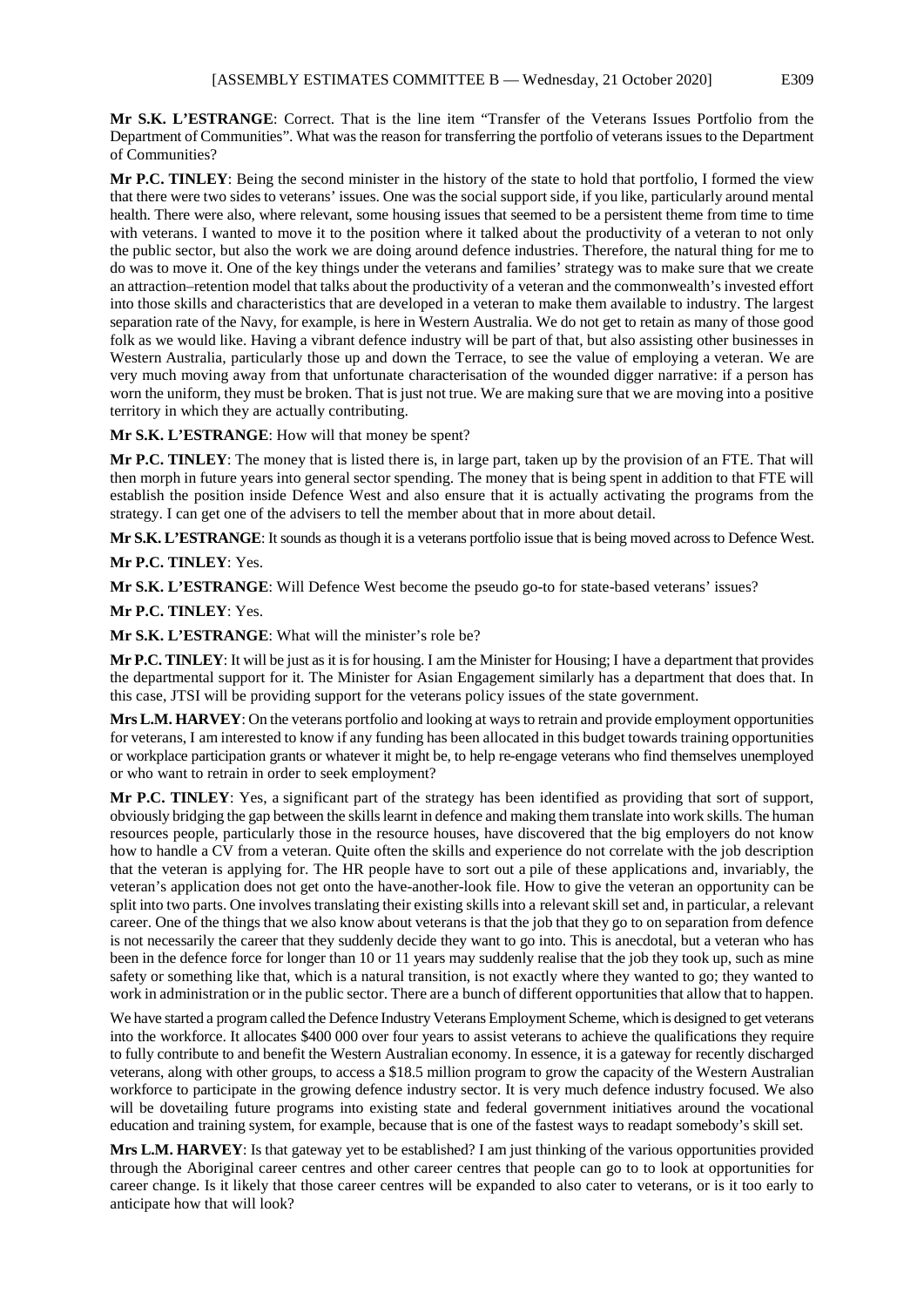**Mr S.K. L'ESTRANGE**: Correct. That is the line item "Transfer of the Veterans Issues Portfolio from the Department of Communities". What was the reason for transferring the portfolio of veterans issues to the Department of Communities?

**Mr P.C. TINLEY**: Being the second minister in the history of the state to hold that portfolio, I formed the view that there were two sides to veterans' issues. One was the social support side, if you like, particularly around mental health. There were also, where relevant, some housing issues that seemed to be a persistent theme from time to time with veterans. I wanted to move it to the position where it talked about the productivity of a veteran to not only the public sector, but also the work we are doing around defence industries. Therefore, the natural thing for me to do was to move it. One of the key things under the veterans and families' strategy was to make sure that we create an attraction–retention model that talks about the productivity of a veteran and the commonwealth's invested effort into those skills and characteristics that are developed in a veteran to make them available to industry. The largest separation rate of the Navy, for example, is here in Western Australia. We do not get to retain as many of those good folk as we would like. Having a vibrant defence industry will be part of that, but also assisting other businesses in Western Australia, particularly those up and down the Terrace, to see the value of employing a veteran. We are very much moving away from that unfortunate characterisation of the wounded digger narrative: if a person has worn the uniform, they must be broken. That is just not true. We are making sure that we are moving into a positive territory in which they are actually contributing.

**Mr S.K. L'ESTRANGE**: How will that money be spent?

**Mr P.C. TINLEY**: The money that is listed there is, in large part, taken up by the provision of an FTE. That will then morph in future years into general sector spending. The money that is being spent in addition to that FTE will establish the position inside Defence West and also ensure that it is actually activating the programs from the strategy. I can get one of the advisers to tell the member about that in more about detail.

**Mr S.K. L'ESTRANGE**: It sounds as though it is a veterans portfolio issue that is being moved across to Defence West.

**Mr P.C. TINLEY**: Yes.

**Mr S.K. L'ESTRANGE**: Will Defence West become the pseudo go-to for state-based veterans' issues?

**Mr P.C. TINLEY**: Yes.

**Mr S.K. L'ESTRANGE**: What will the minister's role be?

**Mr P.C. TINLEY**: It will be just as it is for housing. I am the Minister for Housing; I have a department that provides the departmental support for it. The Minister for Asian Engagement similarly has a department that does that. In this case, JTSI will be providing support for the veterans policy issues of the state government.

**Mrs L.M. HARVEY**: On the veterans portfolio and looking at ways to retrain and provide employment opportunities for veterans, I am interested to know if any funding has been allocated in this budget towards training opportunities or workplace participation grants or whatever it might be, to help re-engage veterans who find themselves unemployed or who want to retrain in order to seek employment?

**Mr P.C. TINLEY**: Yes, a significant part of the strategy has been identified as providing that sort of support, obviously bridging the gap between the skills learnt in defence and making them translate into work skills. The human resources people, particularly those in the resource houses, have discovered that the big employers do not know how to handle a CV from a veteran. Quite often the skills and experience do not correlate with the job description that the veteran is applying for. The HR people have to sort out a pile of these applications and, invariably, the veteran's application does not get onto the have-another-look file. How to give the veteran an opportunity can be split into two parts. One involves translating their existing skills into a relevant skill set and, in particular, a relevant career. One of the things that we also know about veterans is that the job that they go to on separation from defence is not necessarily the career that they suddenly decide they want to go into. This is anecdotal, but a veteran who has been in the defence force for longer than 10 or 11 years may suddenly realise that the job they took up, such as mine safety or something like that, which is a natural transition, is not exactly where they wanted to go; they wanted to work in administration or in the public sector. There are a bunch of different opportunities that allow that to happen.

We have started a program called the Defence Industry Veterans Employment Scheme, which is designed to get veterans into the workforce. It allocates $400 000 over four years to assist veterans to achieve the qualifications they require to fully contribute to and benefit the Western Australian economy. In essence, it is a gateway for recently discharged veterans, along with other groups, to access a $18.5 million program to grow the capacity of the Western Australian workforce to participate in the growing defence industry sector. It is very much defence industry focused. We also will be dovetailing future programs into existing state and federal government initiatives around the vocational education and training system, for example, because that is one of the fastest ways to readapt somebody's skill set.

**Mrs L.M. HARVEY**: Is that gateway yet to be established? I am just thinking of the various opportunities provided through the Aboriginal career centres and other career centres that people can go to to look at opportunities for career change. Is it likely that those career centres will be expanded to also cater to veterans, or is it too early to anticipate how that will look?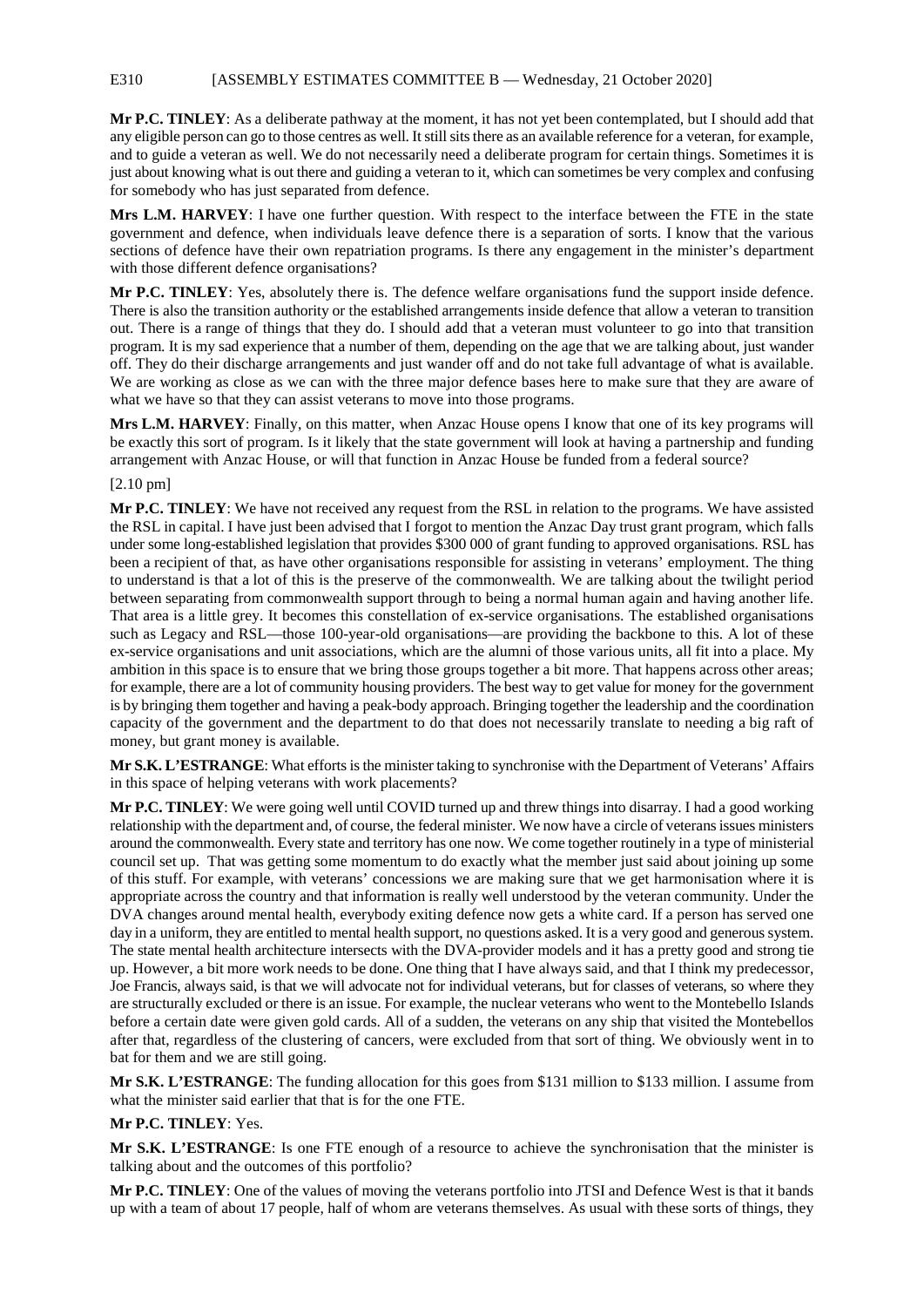**Mr P.C. TINLEY**: As a deliberate pathway at the moment, it has not yet been contemplated, but I should add that any eligible person can go to those centres as well. It still sits there as an available reference for a veteran, for example, and to guide a veteran as well. We do not necessarily need a deliberate program for certain things. Sometimes it is just about knowing what is out there and guiding a veteran to it, which can sometimes be very complex and confusing for somebody who has just separated from defence.

**Mrs L.M. HARVEY**: I have one further question. With respect to the interface between the FTE in the state government and defence, when individuals leave defence there is a separation of sorts. I know that the various sections of defence have their own repatriation programs. Is there any engagement in the minister's department with those different defence organisations?

**Mr P.C. TINLEY**: Yes, absolutely there is. The defence welfare organisations fund the support inside defence. There is also the transition authority or the established arrangements inside defence that allow a veteran to transition out. There is a range of things that they do. I should add that a veteran must volunteer to go into that transition program. It is my sad experience that a number of them, depending on the age that we are talking about, just wander off. They do their discharge arrangements and just wander off and do not take full advantage of what is available. We are working as close as we can with the three major defence bases here to make sure that they are aware of what we have so that they can assist veterans to move into those programs.

**Mrs L.M. HARVEY**: Finally, on this matter, when Anzac House opens I know that one of its key programs will be exactly this sort of program. Is it likely that the state government will look at having a partnership and funding arrangement with Anzac House, or will that function in Anzac House be funded from a federal source?

[2.10 pm]

**Mr P.C. TINLEY**: We have not received any request from the RSL in relation to the programs. We have assisted the RSL in capital. I have just been advised that I forgot to mention the Anzac Day trust grant program, which falls under some long-established legislation that provides $300 000 of grant funding to approved organisations. RSL has been a recipient of that, as have other organisations responsible for assisting in veterans' employment. The thing to understand is that a lot of this is the preserve of the commonwealth. We are talking about the twilight period between separating from commonwealth support through to being a normal human again and having another life. That area is a little grey. It becomes this constellation of ex-service organisations. The established organisations such as Legacy and RSL—those 100-year-old organisations—are providing the backbone to this. A lot of these ex-service organisations and unit associations, which are the alumni of those various units, all fit into a place. My ambition in this space is to ensure that we bring those groups together a bit more. That happens across other areas; for example, there are a lot of community housing providers. The best way to get value for money for the government is by bringing them together and having a peak-body approach. Bringing together the leadership and the coordination capacity of the government and the department to do that does not necessarily translate to needing a big raft of money, but grant money is available.

**Mr S.K. L'ESTRANGE**: What efforts is the minister taking to synchronise with the Department of Veterans' Affairs in this space of helping veterans with work placements?

**Mr P.C. TINLEY**: We were going well until COVID turned up and threw things into disarray. I had a good working relationship with the department and, of course, the federal minister. We now have a circle of veterans issues ministers around the commonwealth. Every state and territory has one now. We come together routinely in a type of ministerial council set up. That was getting some momentum to do exactly what the member just said about joining up some of this stuff. For example, with veterans' concessions we are making sure that we get harmonisation where it is appropriate across the country and that information is really well understood by the veteran community. Under the DVA changes around mental health, everybody exiting defence now gets a white card. If a person has served one day in a uniform, they are entitled to mental health support, no questions asked. It is a very good and generous system. The state mental health architecture intersects with the DVA-provider models and it has a pretty good and strong tie up. However, a bit more work needs to be done. One thing that I have always said, and that I think my predecessor, Joe Francis, always said, is that we will advocate not for individual veterans, but for classes of veterans, so where they are structurally excluded or there is an issue. For example, the nuclear veterans who went to the Montebello Islands before a certain date were given gold cards. All of a sudden, the veterans on any ship that visited the Montebellos after that, regardless of the clustering of cancers, were excluded from that sort of thing. We obviously went in to bat for them and we are still going.

**Mr S.K. L'ESTRANGE**: The funding allocation for this goes from $131 million to $133 million. I assume from what the minister said earlier that that is for the one FTE.

**Mr P.C. TINLEY**: Yes.

**Mr S.K. L'ESTRANGE**: Is one FTE enough of a resource to achieve the synchronisation that the minister is talking about and the outcomes of this portfolio?

**Mr P.C. TINLEY**: One of the values of moving the veterans portfolio into JTSI and Defence West is that it bands up with a team of about 17 people, half of whom are veterans themselves. As usual with these sorts of things, they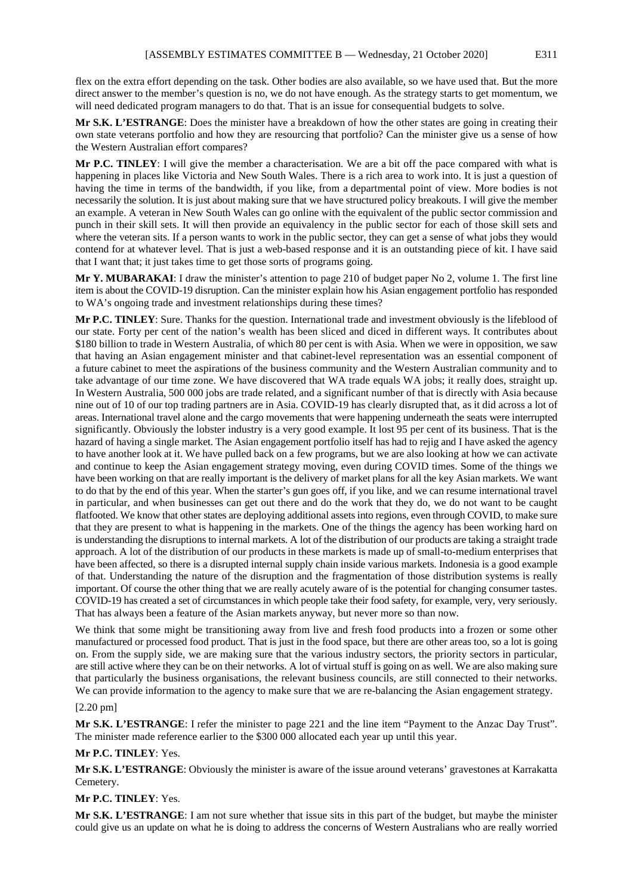flex on the extra effort depending on the task. Other bodies are also available, so we have used that. But the more direct answer to the member's question is no, we do not have enough. As the strategy starts to get momentum, we will need dedicated program managers to do that. That is an issue for consequential budgets to solve.

**Mr S.K. L'ESTRANGE**: Does the minister have a breakdown of how the other states are going in creating their own state veterans portfolio and how they are resourcing that portfolio? Can the minister give us a sense of how the Western Australian effort compares?

**Mr P.C. TINLEY**: I will give the member a characterisation. We are a bit off the pace compared with what is happening in places like Victoria and New South Wales. There is a rich area to work into. It is just a question of having the time in terms of the bandwidth, if you like, from a departmental point of view. More bodies is not necessarily the solution. It is just about making sure that we have structured policy breakouts. I will give the member an example. A veteran in New South Wales can go online with the equivalent of the public sector commission and punch in their skill sets. It will then provide an equivalency in the public sector for each of those skill sets and where the veteran sits. If a person wants to work in the public sector, they can get a sense of what jobs they would contend for at whatever level. That is just a web-based response and it is an outstanding piece of kit. I have said that I want that; it just takes time to get those sorts of programs going.

**Mr Y. MUBARAKAI**: I draw the minister's attention to page 210 of budget paper No 2, volume 1. The first line item is about the COVID-19 disruption. Can the minister explain how his Asian engagement portfolio has responded to WA's ongoing trade and investment relationships during these times?

**Mr P.C. TINLEY**: Sure. Thanks for the question. International trade and investment obviously is the lifeblood of our state. Forty per cent of the nation's wealth has been sliced and diced in different ways. It contributes about \$180 billion to trade in Western Australia, of which 80 per cent is with Asia. When we were in opposition, we saw that having an Asian engagement minister and that cabinet-level representation was an essential component of a future cabinet to meet the aspirations of the business community and the Western Australian community and to take advantage of our time zone. We have discovered that WA trade equals WA jobs; it really does, straight up. In Western Australia, 500 000 jobs are trade related, and a significant number of that is directly with Asia because nine out of 10 of our top trading partners are in Asia. COVID-19 has clearly disrupted that, as it did across a lot of areas. International travel alone and the cargo movements that were happening underneath the seats were interrupted significantly. Obviously the lobster industry is a very good example. It lost 95 per cent of its business. That is the hazard of having a single market. The Asian engagement portfolio itself has had to rejig and I have asked the agency to have another look at it. We have pulled back on a few programs, but we are also looking at how we can activate and continue to keep the Asian engagement strategy moving, even during COVID times. Some of the things we have been working on that are really important is the delivery of market plans for all the key Asian markets. We want to do that by the end of this year. When the starter's gun goes off, if you like, and we can resume international travel in particular, and when businesses can get out there and do the work that they do, we do not want to be caught flatfooted. We know that other states are deploying additional assets into regions, even through COVID, to make sure that they are present to what is happening in the markets. One of the things the agency has been working hard on is understanding the disruptions to internal markets. A lot of the distribution of our products are taking a straight trade approach. A lot of the distribution of our products in these markets is made up of small-to-medium enterprises that have been affected, so there is a disrupted internal supply chain inside various markets. Indonesia is a good example of that. Understanding the nature of the disruption and the fragmentation of those distribution systems is really important. Of course the other thing that we are really acutely aware of is the potential for changing consumer tastes. COVID-19 has created a set of circumstances in which people take their food safety, for example, very, very seriously. That has always been a feature of the Asian markets anyway, but never more so than now.

We think that some might be transitioning away from live and fresh food products into a frozen or some other manufactured or processed food product. That is just in the food space, but there are other areas too, so a lot is going on. From the supply side, we are making sure that the various industry sectors, the priority sectors in particular, are still active where they can be on their networks. A lot of virtual stuff is going on as well. We are also making sure that particularly the business organisations, the relevant business councils, are still connected to their networks. We can provide information to the agency to make sure that we are re-balancing the Asian engagement strategy.

[2.20 pm]

**Mr S.K. L'ESTRANGE**: I refer the minister to page 221 and the line item "Payment to the Anzac Day Trust". The minister made reference earlier to the \$300 000 allocated each year up until this year.

**Mr P.C. TINLEY**: Yes.

**Mr S.K. L'ESTRANGE**: Obviously the minister is aware of the issue around veterans' gravestones at Karrakatta Cemetery.

**Mr P.C. TINLEY**: Yes.

**Mr S.K. L'ESTRANGE**: I am not sure whether that issue sits in this part of the budget, but maybe the minister could give us an update on what he is doing to address the concerns of Western Australians who are really worried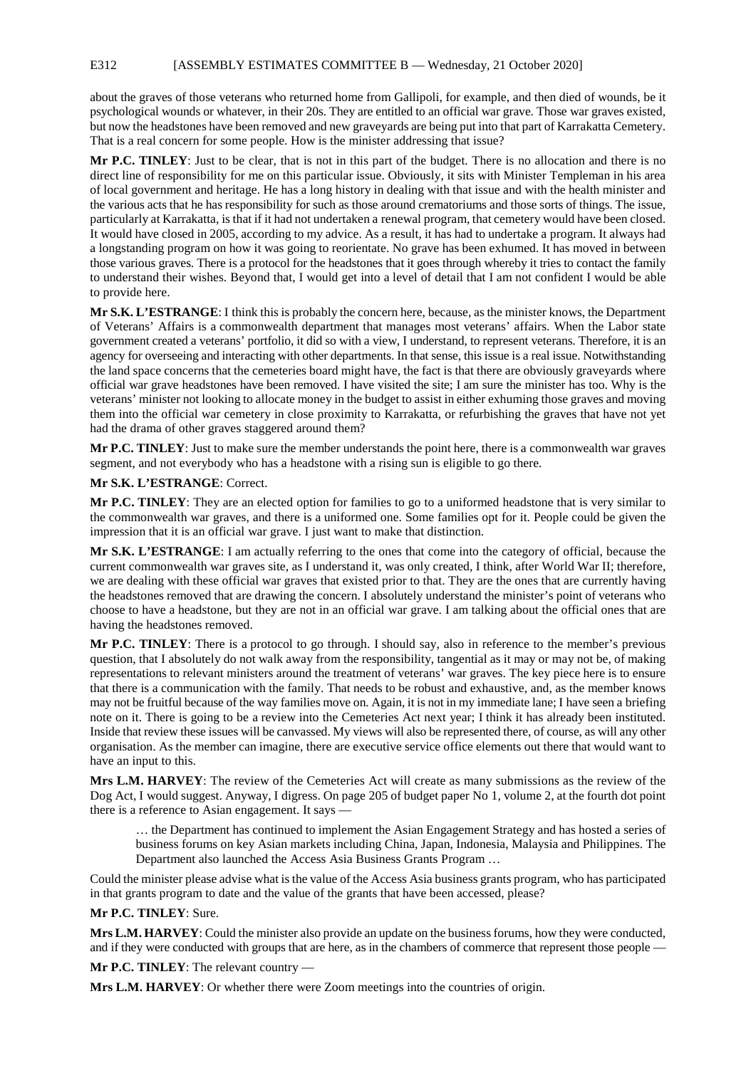about the graves of those veterans who returned home from Gallipoli, for example, and then died of wounds, be it psychological wounds or whatever, in their 20s. They are entitled to an official war grave. Those war graves existed, but now the headstones have been removed and new graveyards are being put into that part of Karrakatta Cemetery. That is a real concern for some people. How is the minister addressing that issue?

**Mr P.C. TINLEY**: Just to be clear, that is not in this part of the budget. There is no allocation and there is no direct line of responsibility for me on this particular issue. Obviously, it sits with Minister Templeman in his area of local government and heritage. He has a long history in dealing with that issue and with the health minister and the various acts that he has responsibility for such as those around crematoriums and those sorts of things. The issue, particularly at Karrakatta, is that if it had not undertaken a renewal program, that cemetery would have been closed. It would have closed in 2005, according to my advice. As a result, it has had to undertake a program. It always had a longstanding program on how it was going to reorientate. No grave has been exhumed. It has moved in between those various graves. There is a protocol for the headstones that it goes through whereby it tries to contact the family to understand their wishes. Beyond that, I would get into a level of detail that I am not confident I would be able to provide here.

**Mr S.K. L'ESTRANGE**: I think this is probably the concern here, because, as the minister knows, the Department of Veterans' Affairs is a commonwealth department that manages most veterans' affairs. When the Labor state government created a veterans' portfolio, it did so with a view, I understand, to represent veterans. Therefore, it is an agency for overseeing and interacting with other departments. In that sense, this issue is a real issue. Notwithstanding the land space concerns that the cemeteries board might have, the fact is that there are obviously graveyards where official war grave headstones have been removed. I have visited the site; I am sure the minister has too. Why is the veterans' minister not looking to allocate money in the budget to assist in either exhuming those graves and moving them into the official war cemetery in close proximity to Karrakatta, or refurbishing the graves that have not yet had the drama of other graves staggered around them?

**Mr P.C. TINLEY**: Just to make sure the member understands the point here, there is a commonwealth war graves segment, and not everybody who has a headstone with a rising sun is eligible to go there.

**Mr S.K. L'ESTRANGE**: Correct.

**Mr P.C. TINLEY**: They are an elected option for families to go to a uniformed headstone that is very similar to the commonwealth war graves, and there is a uniformed one. Some families opt for it. People could be given the impression that it is an official war grave. I just want to make that distinction.

**Mr S.K. L'ESTRANGE**: I am actually referring to the ones that come into the category of official, because the current commonwealth war graves site, as I understand it, was only created, I think, after World War II; therefore, we are dealing with these official war graves that existed prior to that. They are the ones that are currently having the headstones removed that are drawing the concern. I absolutely understand the minister's point of veterans who choose to have a headstone, but they are not in an official war grave. I am talking about the official ones that are having the headstones removed.

**Mr P.C. TINLEY**: There is a protocol to go through. I should say, also in reference to the member's previous question, that I absolutely do not walk away from the responsibility, tangential as it may or may not be, of making representations to relevant ministers around the treatment of veterans' war graves. The key piece here is to ensure that there is a communication with the family. That needs to be robust and exhaustive, and, as the member knows may not be fruitful because of the way families move on. Again, it is not in my immediate lane; I have seen a briefing note on it. There is going to be a review into the Cemeteries Act next year; I think it has already been instituted. Inside that review these issues will be canvassed. My views will also be represented there, of course, as will any other organisation. As the member can imagine, there are executive service office elements out there that would want to have an input to this.

**Mrs L.M. HARVEY**: The review of the Cemeteries Act will create as many submissions as the review of the Dog Act, I would suggest. Anyway, I digress. On page 205 of budget paper No 1, volume 2, at the fourth dot point there is a reference to Asian engagement. It says —

> … the Department has continued to implement the Asian Engagement Strategy and has hosted a series of business forums on key Asian markets including China, Japan, Indonesia, Malaysia and Philippines. The Department also launched the Access Asia Business Grants Program …

Could the minister please advise what is the value of the Access Asia business grants program, who has participated in that grants program to date and the value of the grants that have been accessed, please?

**Mr P.C. TINLEY**: Sure.

**Mrs L.M. HARVEY**: Could the minister also provide an update on the business forums, how they were conducted, and if they were conducted with groups that are here, as in the chambers of commerce that represent those people —

**Mr P.C. TINLEY**: The relevant country —

**Mrs L.M. HARVEY**: Or whether there were Zoom meetings into the countries of origin.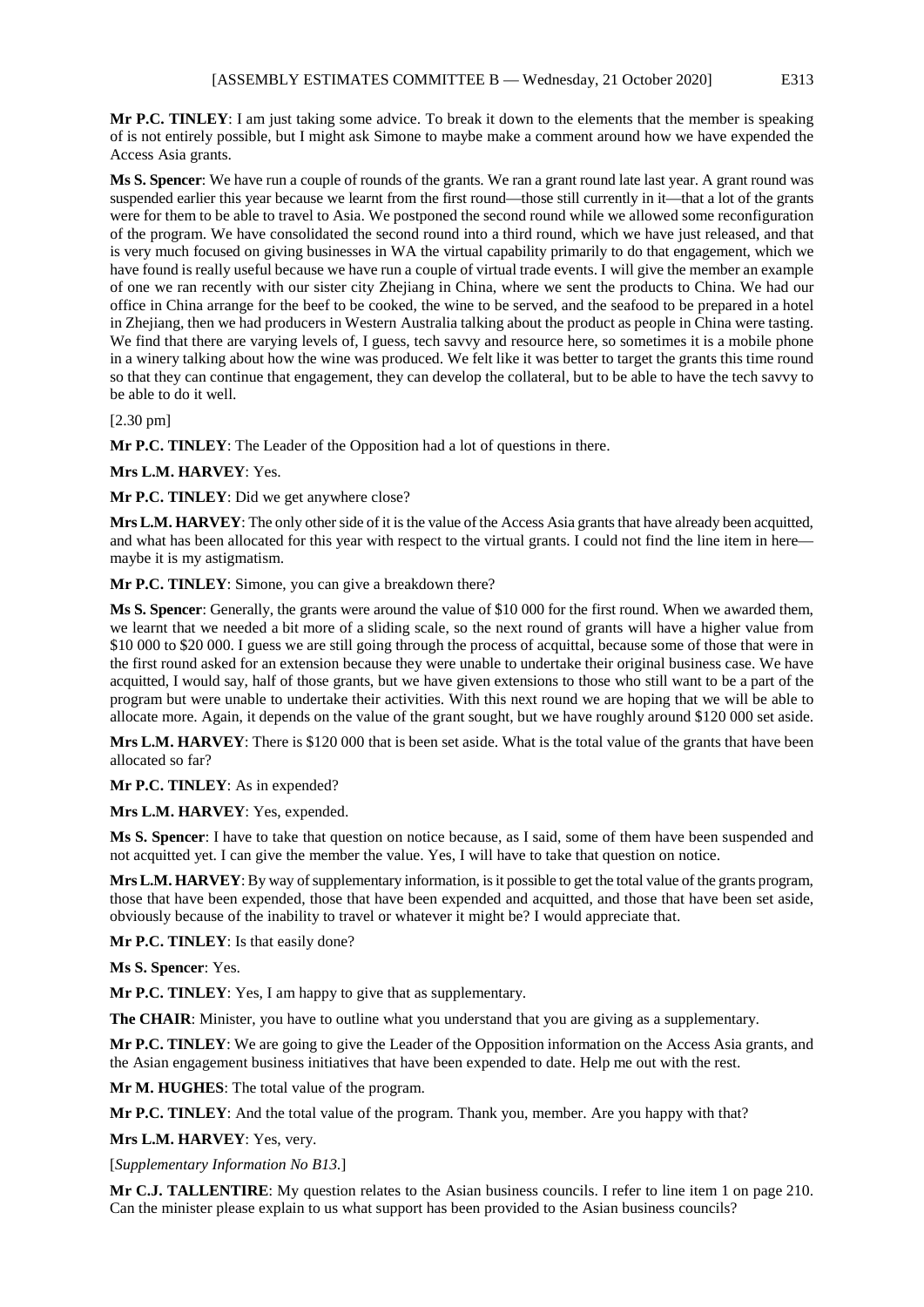**Mr P.C. TINLEY**: I am just taking some advice. To break it down to the elements that the member is speaking of is not entirely possible, but I might ask Simone to maybe make a comment around how we have expended the Access Asia grants.

**Ms S. Spencer**: We have run a couple of rounds of the grants. We ran a grant round late last year. A grant round was suspended earlier this year because we learnt from the first round—those still currently in it—that a lot of the grants were for them to be able to travel to Asia. We postponed the second round while we allowed some reconfiguration of the program. We have consolidated the second round into a third round, which we have just released, and that is very much focused on giving businesses in WA the virtual capability primarily to do that engagement, which we have found is really useful because we have run a couple of virtual trade events. I will give the member an example of one we ran recently with our sister city Zhejiang in China, where we sent the products to China. We had our office in China arrange for the beef to be cooked, the wine to be served, and the seafood to be prepared in a hotel in Zhejiang, then we had producers in Western Australia talking about the product as people in China were tasting. We find that there are varying levels of, I guess, tech savvy and resource here, so sometimes it is a mobile phone in a winery talking about how the wine was produced. We felt like it was better to target the grants this time round so that they can continue that engagement, they can develop the collateral, but to be able to have the tech savvy to be able to do it well.

[2.30 pm]

**Mr P.C. TINLEY**: The Leader of the Opposition had a lot of questions in there.

**Mrs L.M. HARVEY**: Yes.

**Mr P.C. TINLEY**: Did we get anywhere close?

**Mrs L.M. HARVEY**: The only other side of it is the value of the Access Asia grants that have already been acquitted, and what has been allocated for this year with respect to the virtual grants. I could not find the line item in here—maybe it is my astigmatism.

**Mr P.C. TINLEY**: Simone, you can give a breakdown there?

**Ms S. Spencer**: Generally, the grants were around the value of $10 000 for the first round. When we awarded them, we learnt that we needed a bit more of a sliding scale, so the next round of grants will have a higher value from $10 000 to $20 000. I guess we are still going through the process of acquittal, because some of those that were in the first round asked for an extension because they were unable to undertake their original business case. We have acquitted, I would say, half of those grants, but we have given extensions to those who still want to be a part of the program but were unable to undertake their activities. With this next round we are hoping that we will be able to allocate more. Again, it depends on the value of the grant sought, but we have roughly around $120 000 set aside.

**Mrs L.M. HARVEY**: There is $120 000 that is been set aside. What is the total value of the grants that have been allocated so far?

**Mr P.C. TINLEY**: As in expended?

**Mrs L.M. HARVEY**: Yes, expended.

**Ms S. Spencer**: I have to take that question on notice because, as I said, some of them have been suspended and not acquitted yet. I can give the member the value. Yes, I will have to take that question on notice.

**Mrs L.M. HARVEY**: By way of supplementary information, is it possible to get the total value of the grants program, those that have been expended, those that have been expended and acquitted, and those that have been set aside, obviously because of the inability to travel or whatever it might be? I would appreciate that.

**Mr P.C. TINLEY**: Is that easily done?

**Ms S. Spencer**: Yes.

**Mr P.C. TINLEY**: Yes, I am happy to give that as supplementary.

**The CHAIR**: Minister, you have to outline what you understand that you are giving as a supplementary.

**Mr P.C. TINLEY**: We are going to give the Leader of the Opposition information on the Access Asia grants, and the Asian engagement business initiatives that have been expended to date. Help me out with the rest.

**Mr M. HUGHES**: The total value of the program.

**Mr P.C. TINLEY**: And the total value of the program. Thank you, member. Are you happy with that?

**Mrs L.M. HARVEY**: Yes, very.

[*Supplementary Information No B13.*]

**Mr C.J. TALLENTIRE**: My question relates to the Asian business councils. I refer to line item 1 on page 210. Can the minister please explain to us what support has been provided to the Asian business councils?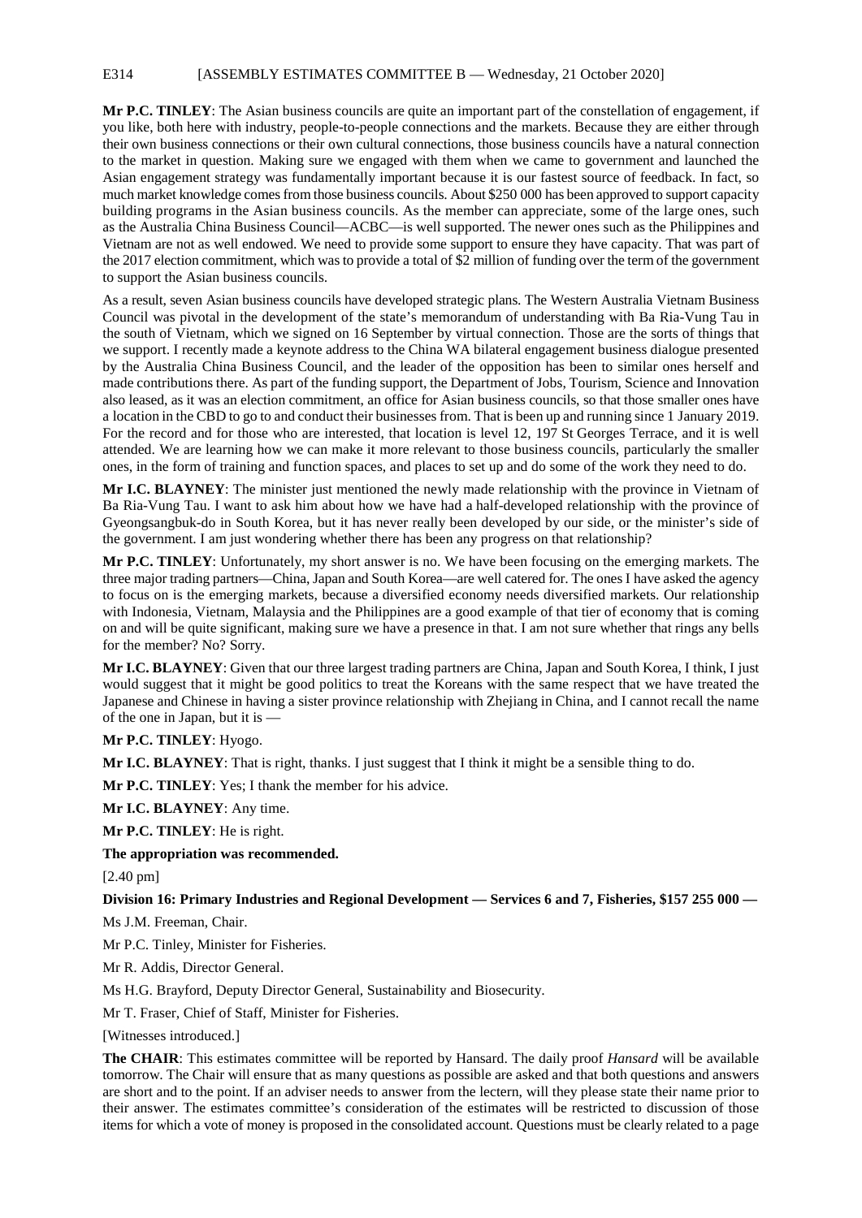**Mr P.C. TINLEY**: The Asian business councils are quite an important part of the constellation of engagement, if you like, both here with industry, people-to-people connections and the markets. Because they are either through their own business connections or their own cultural connections, those business councils have a natural connection to the market in question. Making sure we engaged with them when we came to government and launched the Asian engagement strategy was fundamentally important because it is our fastest source of feedback. In fact, so much market knowledge comes from those business councils. About $250 000 has been approved to support capacity building programs in the Asian business councils. As the member can appreciate, some of the large ones, such as the Australia China Business Council—ACBC—is well supported. The newer ones such as the Philippines and Vietnam are not as well endowed. We need to provide some support to ensure they have capacity. That was part of the 2017 election commitment, which was to provide a total of $2 million of funding over the term of the government to support the Asian business councils.

As a result, seven Asian business councils have developed strategic plans. The Western Australia Vietnam Business Council was pivotal in the development of the state's memorandum of understanding with Ba Ria-Vung Tau in the south of Vietnam, which we signed on 16 September by virtual connection. Those are the sorts of things that we support. I recently made a keynote address to the China WA bilateral engagement business dialogue presented by the Australia China Business Council, and the leader of the opposition has been to similar ones herself and made contributions there. As part of the funding support, the Department of Jobs, Tourism, Science and Innovation also leased, as it was an election commitment, an office for Asian business councils, so that those smaller ones have a location in the CBD to go to and conduct their businesses from. That is been up and running since 1 January 2019. For the record and for those who are interested, that location is level 12, 197 St Georges Terrace, and it is well attended. We are learning how we can make it more relevant to those business councils, particularly the smaller ones, in the form of training and function spaces, and places to set up and do some of the work they need to do.

**Mr I.C. BLAYNEY**: The minister just mentioned the newly made relationship with the province in Vietnam of Ba Ria-Vung Tau. I want to ask him about how we have had a half-developed relationship with the province of Gyeongsangbuk-do in South Korea, but it has never really been developed by our side, or the minister's side of the government. I am just wondering whether there has been any progress on that relationship?

**Mr P.C. TINLEY**: Unfortunately, my short answer is no. We have been focusing on the emerging markets. The three major trading partners—China, Japan and South Korea—are well catered for. The ones I have asked the agency to focus on is the emerging markets, because a diversified economy needs diversified markets. Our relationship with Indonesia, Vietnam, Malaysia and the Philippines are a good example of that tier of economy that is coming on and will be quite significant, making sure we have a presence in that. I am not sure whether that rings any bells for the member? No? Sorry.

**Mr I.C. BLAYNEY**: Given that our three largest trading partners are China, Japan and South Korea, I think, I just would suggest that it might be good politics to treat the Koreans with the same respect that we have treated the Japanese and Chinese in having a sister province relationship with Zhejiang in China, and I cannot recall the name of the one in Japan, but it is —

**Mr P.C. TINLEY**: Hyogo.

**Mr I.C. BLAYNEY**: That is right, thanks. I just suggest that I think it might be a sensible thing to do.

**Mr P.C. TINLEY**: Yes; I thank the member for his advice.

**Mr I.C. BLAYNEY**: Any time.

**Mr P.C. TINLEY**: He is right.

**The appropriation was recommended.**

[2.40 pm]

**Division 16: Primary Industries and Regional Development — Services 6 and 7, Fisheries, $157 255 000 —**

Ms J.M. Freeman, Chair.

Mr P.C. Tinley, Minister for Fisheries.

Mr R. Addis, Director General.

Ms H.G. Brayford, Deputy Director General, Sustainability and Biosecurity.

Mr T. Fraser, Chief of Staff, Minister for Fisheries.

[Witnesses introduced.]

**The CHAIR**: This estimates committee will be reported by Hansard. The daily proof *Hansard* will be available tomorrow. The Chair will ensure that as many questions as possible are asked and that both questions and answers are short and to the point. If an adviser needs to answer from the lectern, will they please state their name prior to their answer. The estimates committee's consideration of the estimates will be restricted to discussion of those items for which a vote of money is proposed in the consolidated account. Questions must be clearly related to a page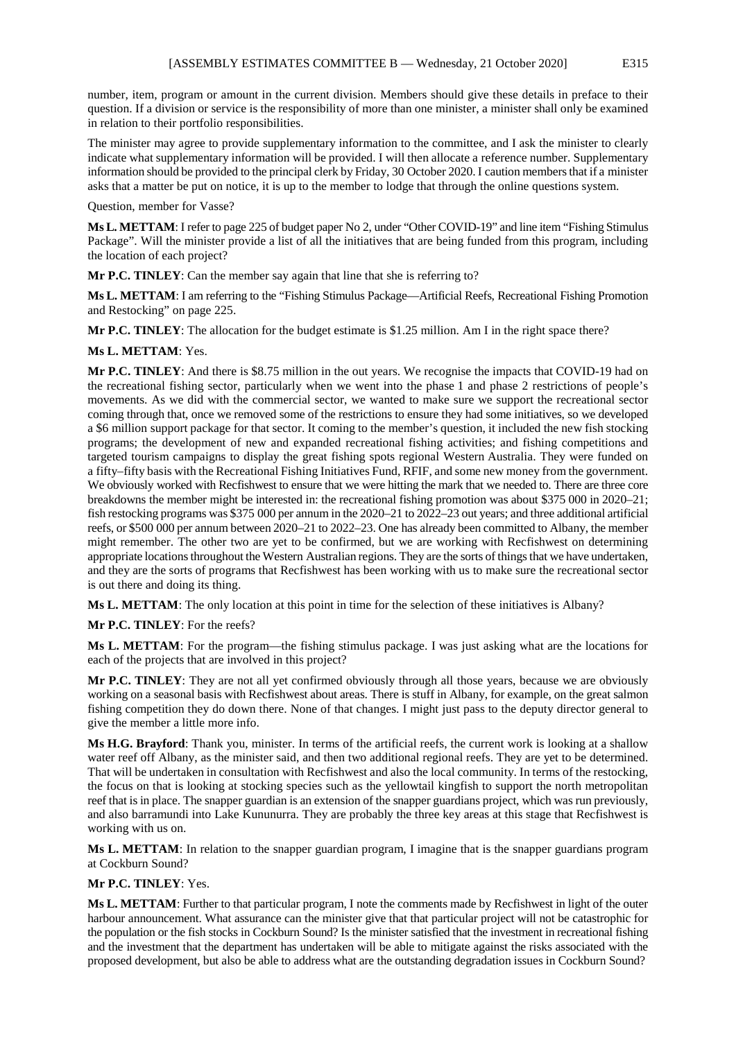number, item, program or amount in the current division. Members should give these details in preface to their question. If a division or service is the responsibility of more than one minister, a minister shall only be examined in relation to their portfolio responsibilities.

The minister may agree to provide supplementary information to the committee, and I ask the minister to clearly indicate what supplementary information will be provided. I will then allocate a reference number. Supplementary information should be provided to the principal clerk by Friday, 30 October 2020. I caution members that if a minister asks that a matter be put on notice, it is up to the member to lodge that through the online questions system.

Question, member for Vasse?

**Ms L. METTAM**: I refer to page 225 of budget paper No 2, under "Other COVID-19" and line item "Fishing Stimulus Package". Will the minister provide a list of all the initiatives that are being funded from this program, including the location of each project?

**Mr P.C. TINLEY**: Can the member say again that line that she is referring to?

**Ms L. METTAM**: I am referring to the "Fishing Stimulus Package—Artificial Reefs, Recreational Fishing Promotion and Restocking" on page 225.

**Mr P.C. TINLEY**: The allocation for the budget estimate is $1.25 million. Am I in the right space there?

**Ms L. METTAM**: Yes.

**Mr P.C. TINLEY**: And there is $8.75 million in the out years. We recognise the impacts that COVID-19 had on the recreational fishing sector, particularly when we went into the phase 1 and phase 2 restrictions of people's movements. As we did with the commercial sector, we wanted to make sure we support the recreational sector coming through that, once we removed some of the restrictions to ensure they had some initiatives, so we developed a $6 million support package for that sector. It coming to the member's question, it included the new fish stocking programs; the development of new and expanded recreational fishing activities; and fishing competitions and targeted tourism campaigns to display the great fishing spots regional Western Australia. They were funded on a fifty–fifty basis with the Recreational Fishing Initiatives Fund, RFIF, and some new money from the government. We obviously worked with Recfishwest to ensure that we were hitting the mark that we needed to. There are three core breakdowns the member might be interested in: the recreational fishing promotion was about $375 000 in 2020–21; fish restocking programs was $375 000 per annum in the 2020–21 to 2022–23 out years; and three additional artificial reefs, or $500 000 per annum between 2020–21 to 2022–23. One has already been committed to Albany, the member might remember. The other two are yet to be confirmed, but we are working with Recfishwest on determining appropriate locations throughout the Western Australian regions. They are the sorts of things that we have undertaken, and they are the sorts of programs that Recfishwest has been working with us to make sure the recreational sector is out there and doing its thing.

**Ms L. METTAM**: The only location at this point in time for the selection of these initiatives is Albany?

**Mr P.C. TINLEY**: For the reefs?

**Ms L. METTAM**: For the program—the fishing stimulus package. I was just asking what are the locations for each of the projects that are involved in this project?

**Mr P.C. TINLEY**: They are not all yet confirmed obviously through all those years, because we are obviously working on a seasonal basis with Recfishwest about areas. There is stuff in Albany, for example, on the great salmon fishing competition they do down there. None of that changes. I might just pass to the deputy director general to give the member a little more info.

**Ms H.G. Brayford**: Thank you, minister. In terms of the artificial reefs, the current work is looking at a shallow water reef off Albany, as the minister said, and then two additional regional reefs. They are yet to be determined. That will be undertaken in consultation with Recfishwest and also the local community. In terms of the restocking, the focus on that is looking at stocking species such as the yellowtail kingfish to support the north metropolitan reef that is in place. The snapper guardian is an extension of the snapper guardians project, which was run previously, and also barramundi into Lake Kununurra. They are probably the three key areas at this stage that Recfishwest is working with us on.

**Ms L. METTAM**: In relation to the snapper guardian program, I imagine that is the snapper guardians program at Cockburn Sound?

**Mr P.C. TINLEY**: Yes.

**Ms L. METTAM**: Further to that particular program, I note the comments made by Recfishwest in light of the outer harbour announcement. What assurance can the minister give that that particular project will not be catastrophic for the population or the fish stocks in Cockburn Sound? Is the minister satisfied that the investment in recreational fishing and the investment that the department has undertaken will be able to mitigate against the risks associated with the proposed development, but also be able to address what are the outstanding degradation issues in Cockburn Sound?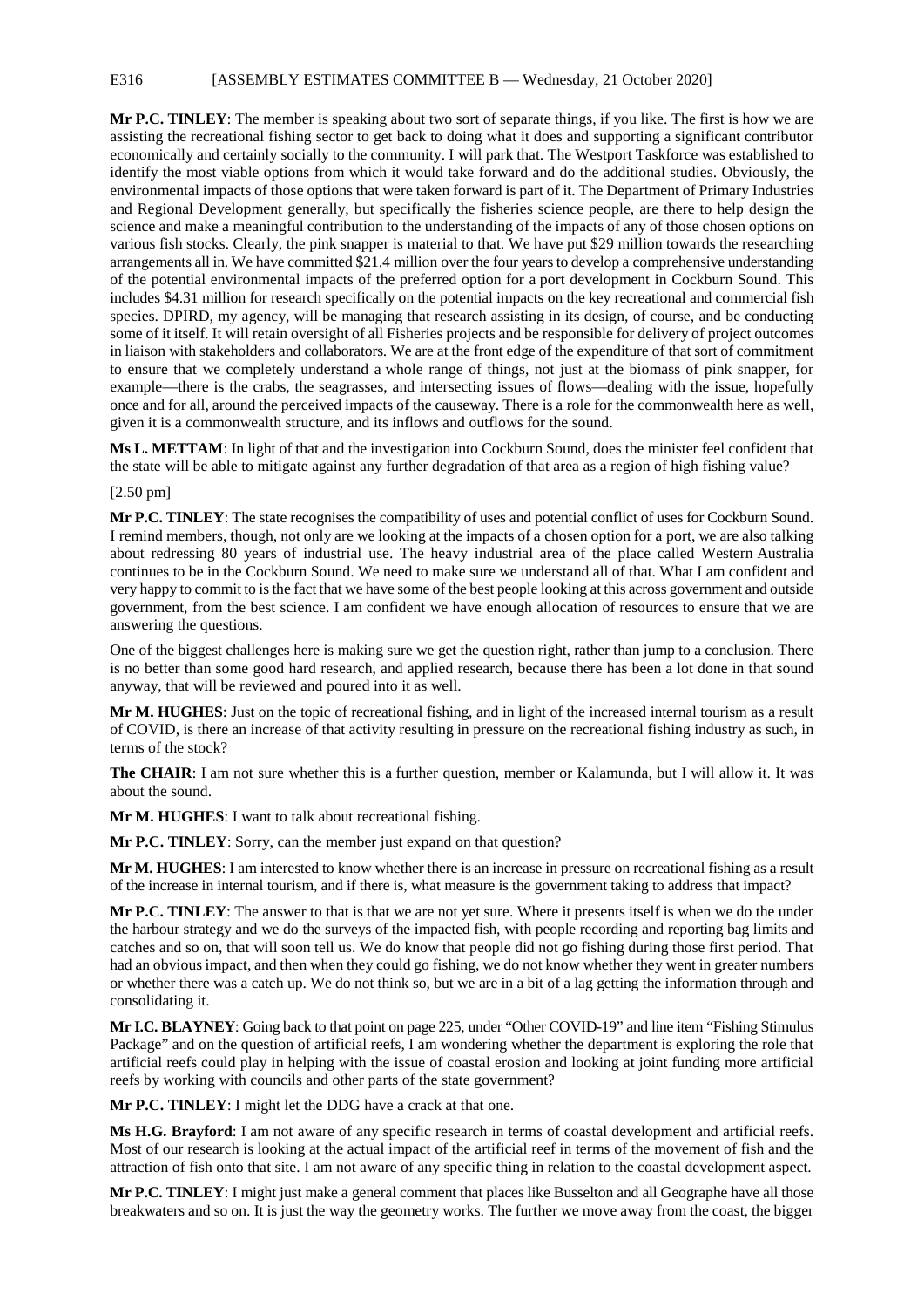**Mr P.C. TINLEY**: The member is speaking about two sort of separate things, if you like. The first is how we are assisting the recreational fishing sector to get back to doing what it does and supporting a significant contributor economically and certainly socially to the community. I will park that. The Westport Taskforce was established to identify the most viable options from which it would take forward and do the additional studies. Obviously, the environmental impacts of those options that were taken forward is part of it. The Department of Primary Industries and Regional Development generally, but specifically the fisheries science people, are there to help design the science and make a meaningful contribution to the understanding of the impacts of any of those chosen options on various fish stocks. Clearly, the pink snapper is material to that. We have put $29 million towards the researching arrangements all in. We have committed $21.4 million over the four years to develop a comprehensive understanding of the potential environmental impacts of the preferred option for a port development in Cockburn Sound. This includes $4.31 million for research specifically on the potential impacts on the key recreational and commercial fish species. DPIRD, my agency, will be managing that research assisting in its design, of course, and be conducting some of it itself. It will retain oversight of all Fisheries projects and be responsible for delivery of project outcomes in liaison with stakeholders and collaborators. We are at the front edge of the expenditure of that sort of commitment to ensure that we completely understand a whole range of things, not just at the biomass of pink snapper, for example—there is the crabs, the seagrasses, and intersecting issues of flows—dealing with the issue, hopefully once and for all, around the perceived impacts of the causeway. There is a role for the commonwealth here as well, given it is a commonwealth structure, and its inflows and outflows for the sound.

**Ms L. METTAM**: In light of that and the investigation into Cockburn Sound, does the minister feel confident that the state will be able to mitigate against any further degradation of that area as a region of high fishing value?

[2.50 pm]

**Mr P.C. TINLEY**: The state recognises the compatibility of uses and potential conflict of uses for Cockburn Sound. I remind members, though, not only are we looking at the impacts of a chosen option for a port, we are also talking about redressing 80 years of industrial use. The heavy industrial area of the place called Western Australia continues to be in the Cockburn Sound. We need to make sure we understand all of that. What I am confident and very happy to commit to is the fact that we have some of the best people looking at this across government and outside government, from the best science. I am confident we have enough allocation of resources to ensure that we are answering the questions.

One of the biggest challenges here is making sure we get the question right, rather than jump to a conclusion. There is no better than some good hard research, and applied research, because there has been a lot done in that sound anyway, that will be reviewed and poured into it as well.

**Mr M. HUGHES**: Just on the topic of recreational fishing, and in light of the increased internal tourism as a result of COVID, is there an increase of that activity resulting in pressure on the recreational fishing industry as such, in terms of the stock?

**The CHAIR**: I am not sure whether this is a further question, member or Kalamunda, but I will allow it. It was about the sound.

**Mr M. HUGHES**: I want to talk about recreational fishing.

**Mr P.C. TINLEY**: Sorry, can the member just expand on that question?

**Mr M. HUGHES**: I am interested to know whether there is an increase in pressure on recreational fishing as a result of the increase in internal tourism, and if there is, what measure is the government taking to address that impact?

**Mr P.C. TINLEY**: The answer to that is that we are not yet sure. Where it presents itself is when we do the under the harbour strategy and we do the surveys of the impacted fish, with people recording and reporting bag limits and catches and so on, that will soon tell us. We do know that people did not go fishing during those first period. That had an obvious impact, and then when they could go fishing, we do not know whether they went in greater numbers or whether there was a catch up. We do not think so, but we are in a bit of a lag getting the information through and consolidating it.

**Mr I.C. BLAYNEY**: Going back to that point on page 225, under "Other COVID-19" and line item "Fishing Stimulus Package" and on the question of artificial reefs, I am wondering whether the department is exploring the role that artificial reefs could play in helping with the issue of coastal erosion and looking at joint funding more artificial reefs by working with councils and other parts of the state government?

**Mr P.C. TINLEY**: I might let the DDG have a crack at that one.

**Ms H.G. Brayford**: I am not aware of any specific research in terms of coastal development and artificial reefs. Most of our research is looking at the actual impact of the artificial reef in terms of the movement of fish and the attraction of fish onto that site. I am not aware of any specific thing in relation to the coastal development aspect.

**Mr P.C. TINLEY**: I might just make a general comment that places like Busselton and all Geographe have all those breakwaters and so on. It is just the way the geometry works. The further we move away from the coast, the bigger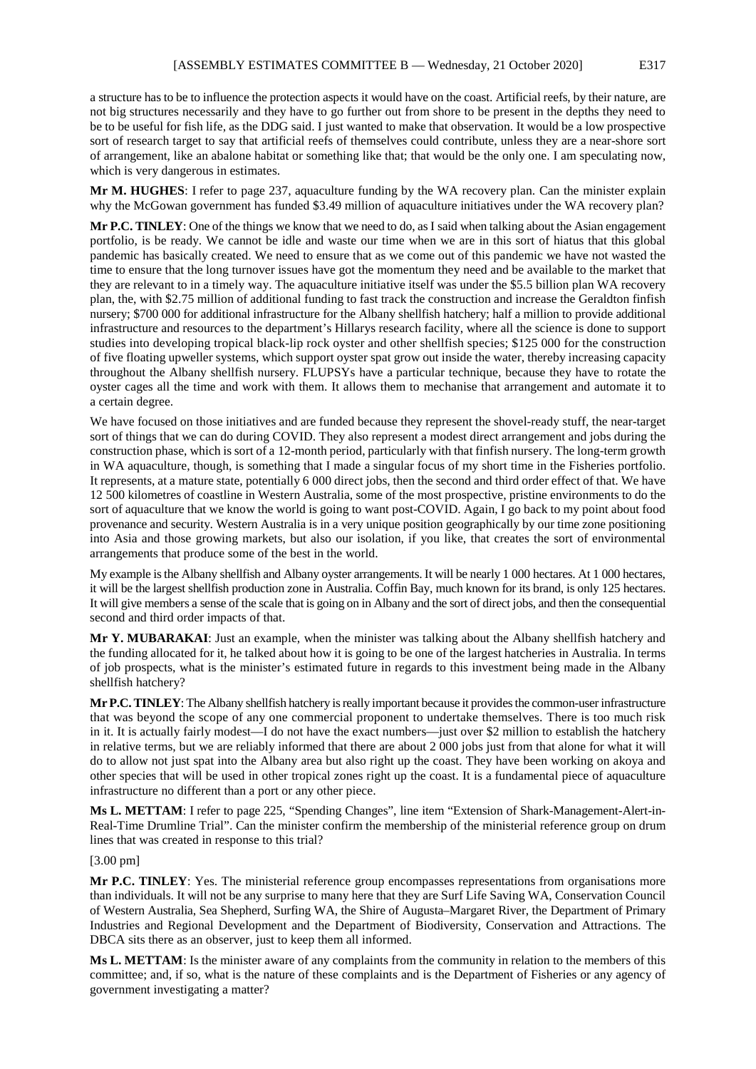a structure has to be to influence the protection aspects it would have on the coast. Artificial reefs, by their nature, are not big structures necessarily and they have to go further out from shore to be present in the depths they need to be to be useful for fish life, as the DDG said. I just wanted to make that observation. It would be a low prospective sort of research target to say that artificial reefs of themselves could contribute, unless they are a near-shore sort of arrangement, like an abalone habitat or something like that; that would be the only one. I am speculating now, which is very dangerous in estimates.

**Mr M. HUGHES**: I refer to page 237, aquaculture funding by the WA recovery plan. Can the minister explain why the McGowan government has funded $3.49 million of aquaculture initiatives under the WA recovery plan?

**Mr P.C. TINLEY**: One of the things we know that we need to do, as I said when talking about the Asian engagement portfolio, is be ready. We cannot be idle and waste our time when we are in this sort of hiatus that this global pandemic has basically created. We need to ensure that as we come out of this pandemic we have not wasted the time to ensure that the long turnover issues have got the momentum they need and be available to the market that they are relevant to in a timely way. The aquaculture initiative itself was under the $5.5 billion plan WA recovery plan, the, with $2.75 million of additional funding to fast track the construction and increase the Geraldton finfish nursery; $700 000 for additional infrastructure for the Albany shellfish hatchery; half a million to provide additional infrastructure and resources to the department's Hillarys research facility, where all the science is done to support studies into developing tropical black-lip rock oyster and other shellfish species; $125 000 for the construction of five floating upweller systems, which support oyster spat grow out inside the water, thereby increasing capacity throughout the Albany shellfish nursery. FLUPSYs have a particular technique, because they have to rotate the oyster cages all the time and work with them. It allows them to mechanise that arrangement and automate it to a certain degree.

We have focused on those initiatives and are funded because they represent the shovel-ready stuff, the near-target sort of things that we can do during COVID. They also represent a modest direct arrangement and jobs during the construction phase, which is sort of a 12-month period, particularly with that finfish nursery. The long-term growth in WA aquaculture, though, is something that I made a singular focus of my short time in the Fisheries portfolio. It represents, at a mature state, potentially 6 000 direct jobs, then the second and third order effect of that. We have 12 500 kilometres of coastline in Western Australia, some of the most prospective, pristine environments to do the sort of aquaculture that we know the world is going to want post-COVID. Again, I go back to my point about food provenance and security. Western Australia is in a very unique position geographically by our time zone positioning into Asia and those growing markets, but also our isolation, if you like, that creates the sort of environmental arrangements that produce some of the best in the world.

My example is the Albany shellfish and Albany oyster arrangements. It will be nearly 1 000 hectares. At 1 000 hectares, it will be the largest shellfish production zone in Australia. Coffin Bay, much known for its brand, is only 125 hectares. It will give members a sense of the scale that is going on in Albany and the sort of direct jobs, and then the consequential second and third order impacts of that.

**Mr Y. MUBARAKAI**: Just an example, when the minister was talking about the Albany shellfish hatchery and the funding allocated for it, he talked about how it is going to be one of the largest hatcheries in Australia. In terms of job prospects, what is the minister's estimated future in regards to this investment being made in the Albany shellfish hatchery?

**Mr P.C. TINLEY**: The Albany shellfish hatchery is really important because it provides the common-user infrastructure that was beyond the scope of any one commercial proponent to undertake themselves. There is too much risk in it. It is actually fairly modest—I do not have the exact numbers—just over $2 million to establish the hatchery in relative terms, but we are reliably informed that there are about 2 000 jobs just from that alone for what it will do to allow not just spat into the Albany area but also right up the coast. They have been working on akoya and other species that will be used in other tropical zones right up the coast. It is a fundamental piece of aquaculture infrastructure no different than a port or any other piece.

**Ms L. METTAM**: I refer to page 225, "Spending Changes", line item "Extension of Shark-Management-Alert-in-Real-Time Drumline Trial". Can the minister confirm the membership of the ministerial reference group on drum lines that was created in response to this trial?

[3.00 pm]

**Mr P.C. TINLEY**: Yes. The ministerial reference group encompasses representations from organisations more than individuals. It will not be any surprise to many here that they are Surf Life Saving WA, Conservation Council of Western Australia, Sea Shepherd, Surfing WA, the Shire of Augusta–Margaret River, the Department of Primary Industries and Regional Development and the Department of Biodiversity, Conservation and Attractions. The DBCA sits there as an observer, just to keep them all informed.

**Ms L. METTAM**: Is the minister aware of any complaints from the community in relation to the members of this committee; and, if so, what is the nature of these complaints and is the Department of Fisheries or any agency of government investigating a matter?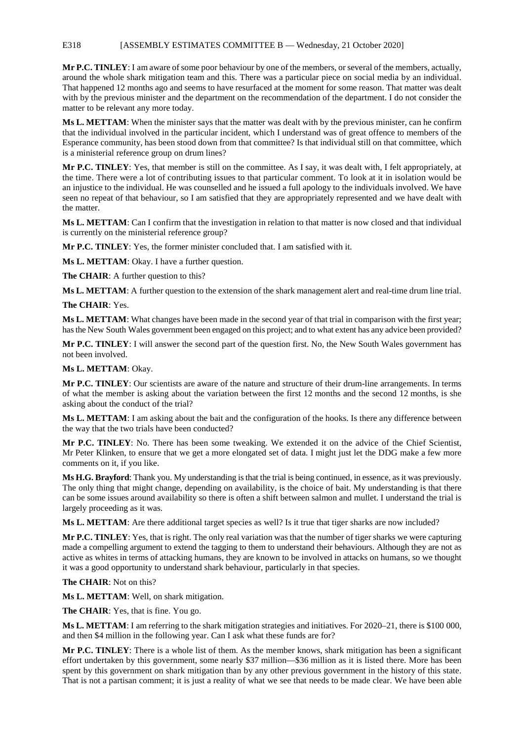**Mr P.C. TINLEY**: I am aware of some poor behaviour by one of the members, or several of the members, actually, around the whole shark mitigation team and this. There was a particular piece on social media by an individual. That happened 12 months ago and seems to have resurfaced at the moment for some reason. That matter was dealt with by the previous minister and the department on the recommendation of the department. I do not consider the matter to be relevant any more today.

**Ms L. METTAM**: When the minister says that the matter was dealt with by the previous minister, can he confirm that the individual involved in the particular incident, which I understand was of great offence to members of the Esperance community, has been stood down from that committee? Is that individual still on that committee, which is a ministerial reference group on drum lines?

**Mr P.C. TINLEY**: Yes, that member is still on the committee. As I say, it was dealt with, I felt appropriately, at the time. There were a lot of contributing issues to that particular comment. To look at it in isolation would be an injustice to the individual. He was counselled and he issued a full apology to the individuals involved. We have seen no repeat of that behaviour, so I am satisfied that they are appropriately represented and we have dealt with the matter.

**Ms L. METTAM**: Can I confirm that the investigation in relation to that matter is now closed and that individual is currently on the ministerial reference group?

**Mr P.C. TINLEY**: Yes, the former minister concluded that. I am satisfied with it.

**Ms L. METTAM**: Okay. I have a further question.

**The CHAIR**: A further question to this?

**Ms L. METTAM**: A further question to the extension of the shark management alert and real-time drum line trial.

**The CHAIR**: Yes.

**Ms L. METTAM**: What changes have been made in the second year of that trial in comparison with the first year; has the New South Wales government been engaged on this project; and to what extent has any advice been provided?

**Mr P.C. TINLEY**: I will answer the second part of the question first. No, the New South Wales government has not been involved.

**Ms L. METTAM**: Okay.

**Mr P.C. TINLEY**: Our scientists are aware of the nature and structure of their drum-line arrangements. In terms of what the member is asking about the variation between the first 12 months and the second 12 months, is she asking about the conduct of the trial?

**Ms L. METTAM**: I am asking about the bait and the configuration of the hooks. Is there any difference between the way that the two trials have been conducted?

**Mr P.C. TINLEY**: No. There has been some tweaking. We extended it on the advice of the Chief Scientist, Mr Peter Klinken, to ensure that we get a more elongated set of data. I might just let the DDG make a few more comments on it, if you like.

**Ms H.G. Brayford**: Thank you. My understanding is that the trial is being continued, in essence, as it was previously. The only thing that might change, depending on availability, is the choice of bait. My understanding is that there can be some issues around availability so there is often a shift between salmon and mullet. I understand the trial is largely proceeding as it was.

**Ms L. METTAM**: Are there additional target species as well? Is it true that tiger sharks are now included?

**Mr P.C. TINLEY**: Yes, that is right. The only real variation was that the number of tiger sharks we were capturing made a compelling argument to extend the tagging to them to understand their behaviours. Although they are not as active as whites in terms of attacking humans, they are known to be involved in attacks on humans, so we thought it was a good opportunity to understand shark behaviour, particularly in that species.

**The CHAIR**: Not on this?

**Ms L. METTAM**: Well, on shark mitigation.

**The CHAIR**: Yes, that is fine. You go.

**Ms L. METTAM**: I am referring to the shark mitigation strategies and initiatives. For 2020–21, there is $100 000, and then $4 million in the following year. Can I ask what these funds are for?

**Mr P.C. TINLEY**: There is a whole list of them. As the member knows, shark mitigation has been a significant effort undertaken by this government, some nearly $37 million—$36 million as it is listed there. More has been spent by this government on shark mitigation than by any other previous government in the history of this state. That is not a partisan comment; it is just a reality of what we see that needs to be made clear. We have been able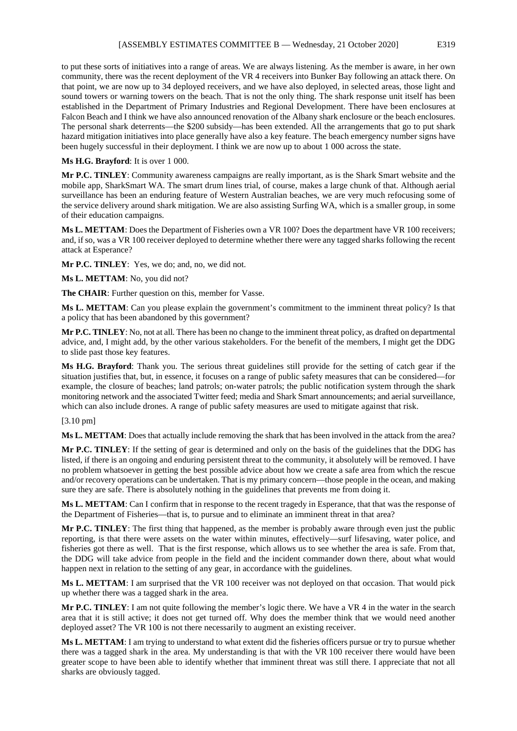to put these sorts of initiatives into a range of areas. We are always listening. As the member is aware, in her own community, there was the recent deployment of the VR 4 receivers into Bunker Bay following an attack there. On that point, we are now up to 34 deployed receivers, and we have also deployed, in selected areas, those light and sound towers or warning towers on the beach. That is not the only thing. The shark response unit itself has been established in the Department of Primary Industries and Regional Development. There have been enclosures at Falcon Beach and I think we have also announced renovation of the Albany shark enclosure or the beach enclosures. The personal shark deterrents—the $200 subsidy—has been extended. All the arrangements that go to put shark hazard mitigation initiatives into place generally have also a key feature. The beach emergency number signs have been hugely successful in their deployment. I think we are now up to about 1 000 across the state.

**Ms H.G. Brayford**: It is over 1 000.

**Mr P.C. TINLEY**: Community awareness campaigns are really important, as is the Shark Smart website and the mobile app, SharkSmart WA. The smart drum lines trial, of course, makes a large chunk of that. Although aerial surveillance has been an enduring feature of Western Australian beaches, we are very much refocusing some of the service delivery around shark mitigation. We are also assisting Surfing WA, which is a smaller group, in some of their education campaigns.

**Ms L. METTAM**: Does the Department of Fisheries own a VR 100? Does the department have VR 100 receivers; and, if so, was a VR 100 receiver deployed to determine whether there were any tagged sharks following the recent attack at Esperance?

**Mr P.C. TINLEY**: Yes, we do; and, no, we did not.

**Ms L. METTAM**: No, you did not?

**The CHAIR**: Further question on this, member for Vasse.

**Ms L. METTAM**: Can you please explain the government's commitment to the imminent threat policy? Is that a policy that has been abandoned by this government?

**Mr P.C. TINLEY**: No, not at all. There has been no change to the imminent threat policy, as drafted on departmental advice, and, I might add, by the other various stakeholders. For the benefit of the members, I might get the DDG to slide past those key features.

**Ms H.G. Brayford**: Thank you. The serious threat guidelines still provide for the setting of catch gear if the situation justifies that, but, in essence, it focuses on a range of public safety measures that can be considered—for example, the closure of beaches; land patrols; on-water patrols; the public notification system through the shark monitoring network and the associated Twitter feed; media and Shark Smart announcements; and aerial surveillance, which can also include drones. A range of public safety measures are used to mitigate against that risk.

[3.10 pm]

**Ms L. METTAM**: Does that actually include removing the shark that has been involved in the attack from the area?

**Mr P.C. TINLEY**: If the setting of gear is determined and only on the basis of the guidelines that the DDG has listed, if there is an ongoing and enduring persistent threat to the community, it absolutely will be removed. I have no problem whatsoever in getting the best possible advice about how we create a safe area from which the rescue and/or recovery operations can be undertaken. That is my primary concern—those people in the ocean, and making sure they are safe. There is absolutely nothing in the guidelines that prevents me from doing it.

**Ms L. METTAM**: Can I confirm that in response to the recent tragedy in Esperance, that that was the response of the Department of Fisheries—that is, to pursue and to eliminate an imminent threat in that area?

**Mr P.C. TINLEY**: The first thing that happened, as the member is probably aware through even just the public reporting, is that there were assets on the water within minutes, effectively—surf lifesaving, water police, and fisheries got there as well. That is the first response, which allows us to see whether the area is safe. From that, the DDG will take advice from people in the field and the incident commander down there, about what would happen next in relation to the setting of any gear, in accordance with the guidelines.

**Ms L. METTAM**: I am surprised that the VR 100 receiver was not deployed on that occasion. That would pick up whether there was a tagged shark in the area.

**Mr P.C. TINLEY**: I am not quite following the member's logic there. We have a VR 4 in the water in the search area that it is still active; it does not get turned off. Why does the member think that we would need another deployed asset? The VR 100 is not there necessarily to augment an existing receiver.

**Ms L. METTAM**: I am trying to understand to what extent did the fisheries officers pursue or try to pursue whether there was a tagged shark in the area. My understanding is that with the VR 100 receiver there would have been greater scope to have been able to identify whether that imminent threat was still there. I appreciate that not all sharks are obviously tagged.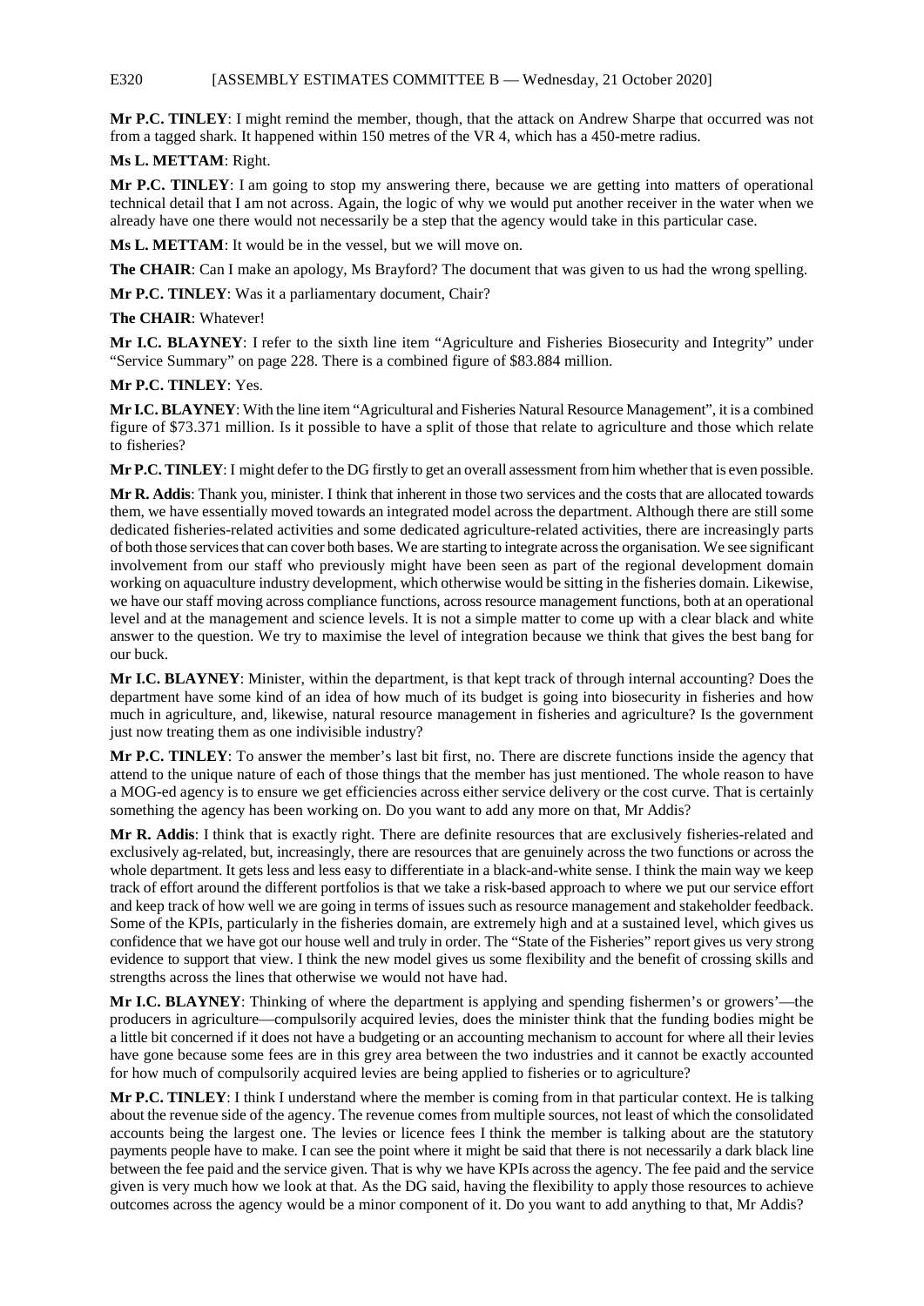**Mr P.C. TINLEY**: I might remind the member, though, that the attack on Andrew Sharpe that occurred was not from a tagged shark. It happened within 150 metres of the VR 4, which has a 450-metre radius.

**Ms L. METTAM**: Right.

**Mr P.C. TINLEY**: I am going to stop my answering there, because we are getting into matters of operational technical detail that I am not across. Again, the logic of why we would put another receiver in the water when we already have one there would not necessarily be a step that the agency would take in this particular case.

**Ms L. METTAM**: It would be in the vessel, but we will move on.

**The CHAIR**: Can I make an apology, Ms Brayford? The document that was given to us had the wrong spelling.

**Mr P.C. TINLEY**: Was it a parliamentary document, Chair?

**The CHAIR**: Whatever!

**Mr I.C. BLAYNEY**: I refer to the sixth line item "Agriculture and Fisheries Biosecurity and Integrity" under "Service Summary" on page 228. There is a combined figure of $83.884 million.

**Mr P.C. TINLEY**: Yes.

**Mr I.C. BLAYNEY**: With the line item "Agricultural and Fisheries Natural Resource Management", it is a combined figure of $73.371 million. Is it possible to have a split of those that relate to agriculture and those which relate to fisheries?

**Mr P.C. TINLEY**: I might defer to the DG firstly to get an overall assessment from him whether that is even possible.

**Mr R. Addis**: Thank you, minister. I think that inherent in those two services and the costs that are allocated towards them, we have essentially moved towards an integrated model across the department. Although there are still some dedicated fisheries-related activities and some dedicated agriculture-related activities, there are increasingly parts of both those services that can cover both bases. We are starting to integrate across the organisation. We see significant involvement from our staff who previously might have been seen as part of the regional development domain working on aquaculture industry development, which otherwise would be sitting in the fisheries domain. Likewise, we have our staff moving across compliance functions, across resource management functions, both at an operational level and at the management and science levels. It is not a simple matter to come up with a clear black and white answer to the question. We try to maximise the level of integration because we think that gives the best bang for our buck.

**Mr I.C. BLAYNEY**: Minister, within the department, is that kept track of through internal accounting? Does the department have some kind of an idea of how much of its budget is going into biosecurity in fisheries and how much in agriculture, and, likewise, natural resource management in fisheries and agriculture? Is the government just now treating them as one indivisible industry?

**Mr P.C. TINLEY**: To answer the member's last bit first, no. There are discrete functions inside the agency that attend to the unique nature of each of those things that the member has just mentioned. The whole reason to have a MOG-ed agency is to ensure we get efficiencies across either service delivery or the cost curve. That is certainly something the agency has been working on. Do you want to add any more on that, Mr Addis?

**Mr R. Addis**: I think that is exactly right. There are definite resources that are exclusively fisheries-related and exclusively ag-related, but, increasingly, there are resources that are genuinely across the two functions or across the whole department. It gets less and less easy to differentiate in a black-and-white sense. I think the main way we keep track of effort around the different portfolios is that we take a risk-based approach to where we put our service effort and keep track of how well we are going in terms of issues such as resource management and stakeholder feedback. Some of the KPIs, particularly in the fisheries domain, are extremely high and at a sustained level, which gives us confidence that we have got our house well and truly in order. The "State of the Fisheries" report gives us very strong evidence to support that view. I think the new model gives us some flexibility and the benefit of crossing skills and strengths across the lines that otherwise we would not have had.

**Mr I.C. BLAYNEY**: Thinking of where the department is applying and spending fishermen's or growers'—the producers in agriculture—compulsorily acquired levies, does the minister think that the funding bodies might be a little bit concerned if it does not have a budgeting or an accounting mechanism to account for where all their levies have gone because some fees are in this grey area between the two industries and it cannot be exactly accounted for how much of compulsorily acquired levies are being applied to fisheries or to agriculture?

**Mr P.C. TINLEY**: I think I understand where the member is coming from in that particular context. He is talking about the revenue side of the agency. The revenue comes from multiple sources, not least of which the consolidated accounts being the largest one. The levies or licence fees I think the member is talking about are the statutory payments people have to make. I can see the point where it might be said that there is not necessarily a dark black line between the fee paid and the service given. That is why we have KPIs across the agency. The fee paid and the service given is very much how we look at that. As the DG said, having the flexibility to apply those resources to achieve outcomes across the agency would be a minor component of it. Do you want to add anything to that, Mr Addis?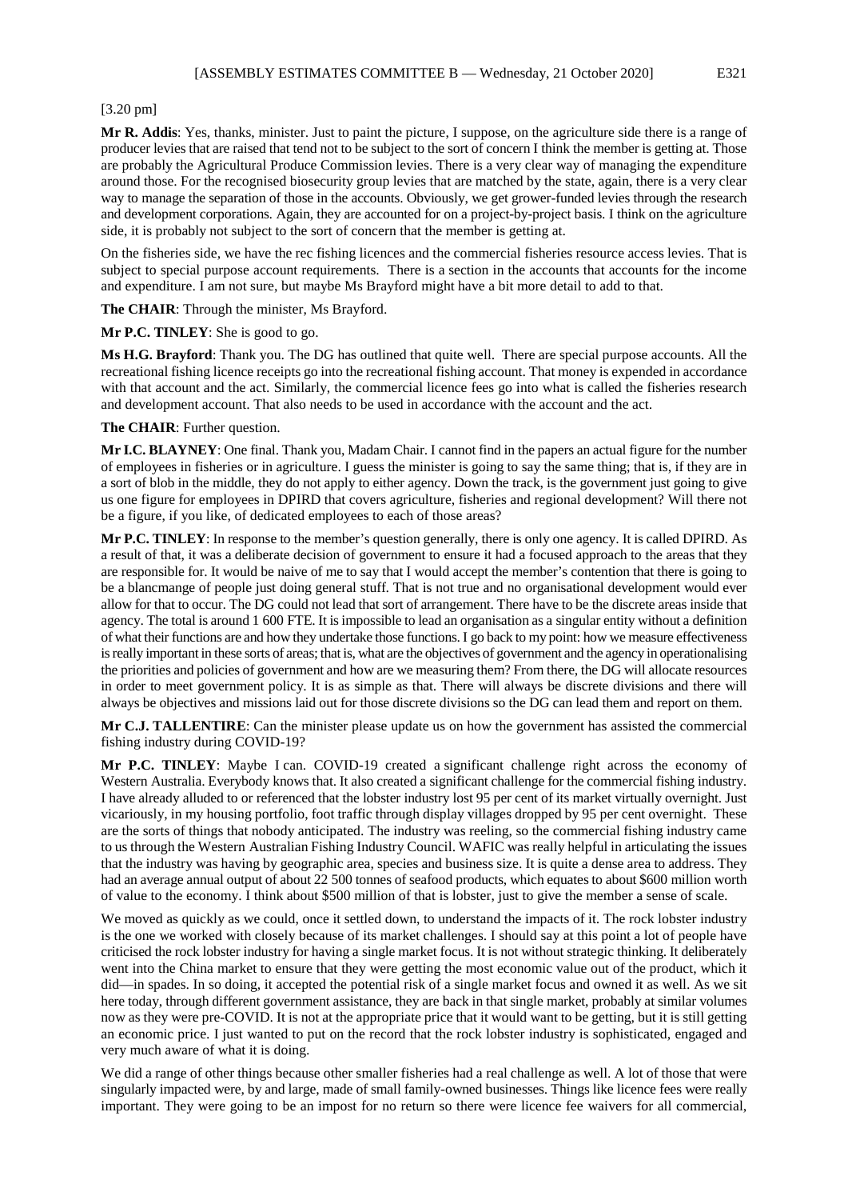[3.20 pm]

**Mr R. Addis**: Yes, thanks, minister. Just to paint the picture, I suppose, on the agriculture side there is a range of producer levies that are raised that tend not to be subject to the sort of concern I think the member is getting at. Those are probably the Agricultural Produce Commission levies. There is a very clear way of managing the expenditure around those. For the recognised biosecurity group levies that are matched by the state, again, there is a very clear way to manage the separation of those in the accounts. Obviously, we get grower-funded levies through the research and development corporations. Again, they are accounted for on a project-by-project basis. I think on the agriculture side, it is probably not subject to the sort of concern that the member is getting at.

On the fisheries side, we have the rec fishing licences and the commercial fisheries resource access levies. That is subject to special purpose account requirements. There is a section in the accounts that accounts for the income and expenditure. I am not sure, but maybe Ms Brayford might have a bit more detail to add to that.

**The CHAIR**: Through the minister, Ms Brayford.

**Mr P.C. TINLEY**: She is good to go.

**Ms H.G. Brayford**: Thank you. The DG has outlined that quite well. There are special purpose accounts. All the recreational fishing licence receipts go into the recreational fishing account. That money is expended in accordance with that account and the act. Similarly, the commercial licence fees go into what is called the fisheries research and development account. That also needs to be used in accordance with the account and the act.

**The CHAIR**: Further question.

**Mr I.C. BLAYNEY**: One final. Thank you, Madam Chair. I cannot find in the papers an actual figure for the number of employees in fisheries or in agriculture. I guess the minister is going to say the same thing; that is, if they are in a sort of blob in the middle, they do not apply to either agency. Down the track, is the government just going to give us one figure for employees in DPIRD that covers agriculture, fisheries and regional development? Will there not be a figure, if you like, of dedicated employees to each of those areas?

**Mr P.C. TINLEY**: In response to the member's question generally, there is only one agency. It is called DPIRD. As a result of that, it was a deliberate decision of government to ensure it had a focused approach to the areas that they are responsible for. It would be naive of me to say that I would accept the member's contention that there is going to be a blancmange of people just doing general stuff. That is not true and no organisational development would ever allow for that to occur. The DG could not lead that sort of arrangement. There have to be the discrete areas inside that agency. The total is around 1 600 FTE. It is impossible to lead an organisation as a singular entity without a definition of what their functions are and how they undertake those functions. I go back to my point: how we measure effectiveness is really important in these sorts of areas; that is, what are the objectives of government and the agency in operationalising the priorities and policies of government and how are we measuring them? From there, the DG will allocate resources in order to meet government policy. It is as simple as that. There will always be discrete divisions and there will always be objectives and missions laid out for those discrete divisions so the DG can lead them and report on them.

**Mr C.J. TALLENTIRE**: Can the minister please update us on how the government has assisted the commercial fishing industry during COVID-19?

**Mr P.C. TINLEY**: Maybe I can. COVID-19 created a significant challenge right across the economy of Western Australia. Everybody knows that. It also created a significant challenge for the commercial fishing industry. I have already alluded to or referenced that the lobster industry lost 95 per cent of its market virtually overnight. Just vicariously, in my housing portfolio, foot traffic through display villages dropped by 95 per cent overnight. These are the sorts of things that nobody anticipated. The industry was reeling, so the commercial fishing industry came to us through the Western Australian Fishing Industry Council. WAFIC was really helpful in articulating the issues that the industry was having by geographic area, species and business size. It is quite a dense area to address. They had an average annual output of about 22 500 tonnes of seafood products, which equates to about $600 million worth of value to the economy. I think about $500 million of that is lobster, just to give the member a sense of scale.

We moved as quickly as we could, once it settled down, to understand the impacts of it. The rock lobster industry is the one we worked with closely because of its market challenges. I should say at this point a lot of people have criticised the rock lobster industry for having a single market focus. It is not without strategic thinking. It deliberately went into the China market to ensure that they were getting the most economic value out of the product, which it did—in spades. In so doing, it accepted the potential risk of a single market focus and owned it as well. As we sit here today, through different government assistance, they are back in that single market, probably at similar volumes now as they were pre-COVID. It is not at the appropriate price that it would want to be getting, but it is still getting an economic price. I just wanted to put on the record that the rock lobster industry is sophisticated, engaged and very much aware of what it is doing.

We did a range of other things because other smaller fisheries had a real challenge as well. A lot of those that were singularly impacted were, by and large, made of small family-owned businesses. Things like licence fees were really important. They were going to be an impost for no return so there were licence fee waivers for all commercial,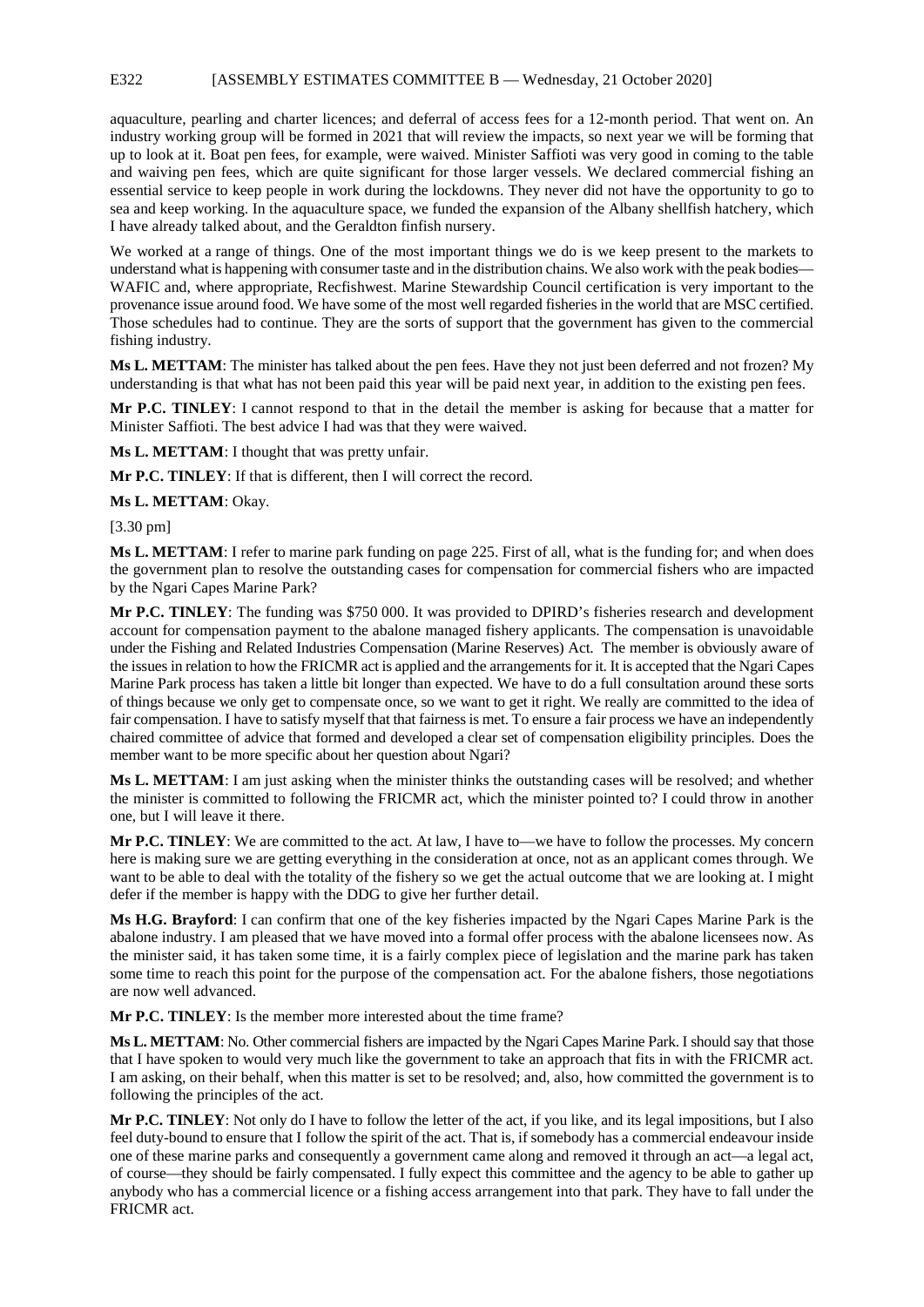aquaculture, pearling and charter licences; and deferral of access fees for a 12-month period. That went on. An industry working group will be formed in 2021 that will review the impacts, so next year we will be forming that up to look at it. Boat pen fees, for example, were waived. Minister Saffioti was very good in coming to the table and waiving pen fees, which are quite significant for those larger vessels. We declared commercial fishing an essential service to keep people in work during the lockdowns. They never did not have the opportunity to go to sea and keep working. In the aquaculture space, we funded the expansion of the Albany shellfish hatchery, which I have already talked about, and the Geraldton finfish nursery.

We worked at a range of things. One of the most important things we do is we keep present to the markets to understand what is happening with consumer taste and in the distribution chains. We also work with the peak bodies—WAFIC and, where appropriate, Recfishwest. Marine Stewardship Council certification is very important to the provenance issue around food. We have some of the most well regarded fisheries in the world that are MSC certified. Those schedules had to continue. They are the sorts of support that the government has given to the commercial fishing industry.

**Ms L. METTAM**: The minister has talked about the pen fees. Have they not just been deferred and not frozen? My understanding is that what has not been paid this year will be paid next year, in addition to the existing pen fees.

**Mr P.C. TINLEY**: I cannot respond to that in the detail the member is asking for because that a matter for Minister Saffioti. The best advice I had was that they were waived.

**Ms L. METTAM**: I thought that was pretty unfair.

**Mr P.C. TINLEY**: If that is different, then I will correct the record.

**Ms L. METTAM**: Okay.

[3.30 pm]

**Ms L. METTAM**: I refer to marine park funding on page 225. First of all, what is the funding for; and when does the government plan to resolve the outstanding cases for compensation for commercial fishers who are impacted by the Ngari Capes Marine Park?

**Mr P.C. TINLEY**: The funding was $750 000. It was provided to DPIRD's fisheries research and development account for compensation payment to the abalone managed fishery applicants. The compensation is unavoidable under the Fishing and Related Industries Compensation (Marine Reserves) Act. The member is obviously aware of the issues in relation to how the FRICMR act is applied and the arrangements for it. It is accepted that the Ngari Capes Marine Park process has taken a little bit longer than expected. We have to do a full consultation around these sorts of things because we only get to compensate once, so we want to get it right. We really are committed to the idea of fair compensation. I have to satisfy myself that that fairness is met. To ensure a fair process we have an independently chaired committee of advice that formed and developed a clear set of compensation eligibility principles. Does the member want to be more specific about her question about Ngari?

**Ms L. METTAM**: I am just asking when the minister thinks the outstanding cases will be resolved; and whether the minister is committed to following the FRICMR act, which the minister pointed to? I could throw in another one, but I will leave it there.

**Mr P.C. TINLEY**: We are committed to the act. At law, I have to—we have to follow the processes. My concern here is making sure we are getting everything in the consideration at once, not as an applicant comes through. We want to be able to deal with the totality of the fishery so we get the actual outcome that we are looking at. I might defer if the member is happy with the DDG to give her further detail.

**Ms H.G. Brayford**: I can confirm that one of the key fisheries impacted by the Ngari Capes Marine Park is the abalone industry. I am pleased that we have moved into a formal offer process with the abalone licensees now. As the minister said, it has taken some time, it is a fairly complex piece of legislation and the marine park has taken some time to reach this point for the purpose of the compensation act. For the abalone fishers, those negotiations are now well advanced.

**Mr P.C. TINLEY**: Is the member more interested about the time frame?

**Ms L. METTAM**: No. Other commercial fishers are impacted by the Ngari Capes Marine Park. I should say that those that I have spoken to would very much like the government to take an approach that fits in with the FRICMR act. I am asking, on their behalf, when this matter is set to be resolved; and, also, how committed the government is to following the principles of the act.

**Mr P.C. TINLEY**: Not only do I have to follow the letter of the act, if you like, and its legal impositions, but I also feel duty-bound to ensure that I follow the spirit of the act. That is, if somebody has a commercial endeavour inside one of these marine parks and consequently a government came along and removed it through an act—a legal act, of course—they should be fairly compensated. I fully expect this committee and the agency to be able to gather up anybody who has a commercial licence or a fishing access arrangement into that park. They have to fall under the FRICMR act.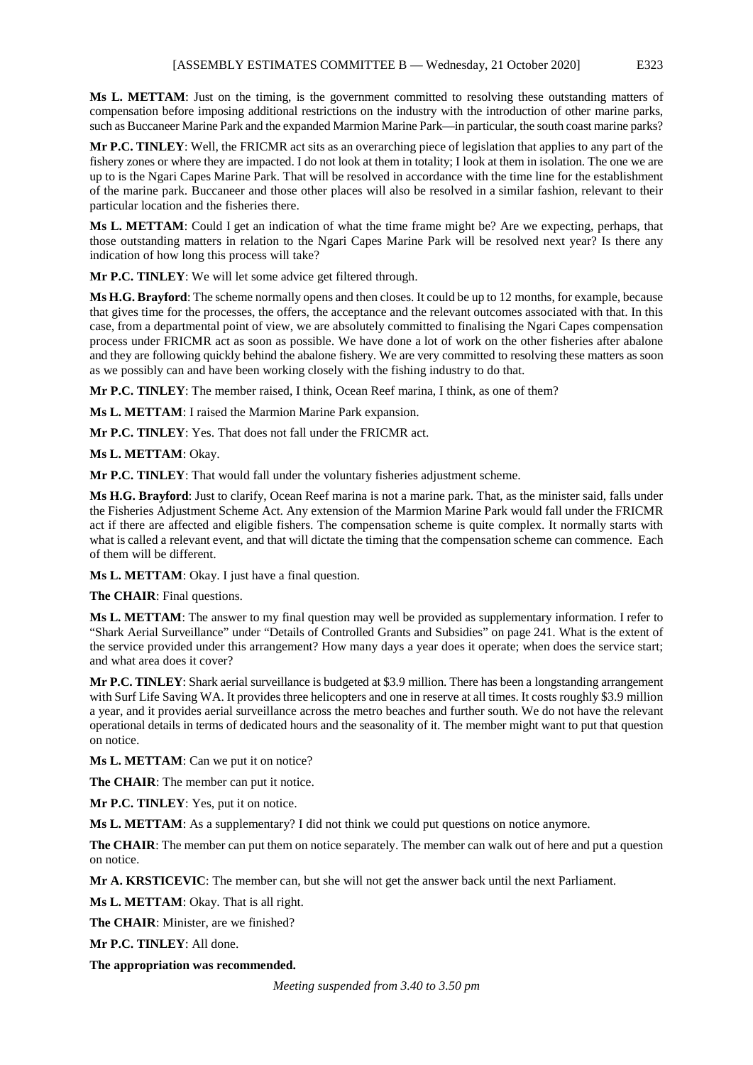**Ms L. METTAM**: Just on the timing, is the government committed to resolving these outstanding matters of compensation before imposing additional restrictions on the industry with the introduction of other marine parks, such as Buccaneer Marine Park and the expanded Marmion Marine Park—in particular, the south coast marine parks?

**Mr P.C. TINLEY**: Well, the FRICMR act sits as an overarching piece of legislation that applies to any part of the fishery zones or where they are impacted. I do not look at them in totality; I look at them in isolation. The one we are up to is the Ngari Capes Marine Park. That will be resolved in accordance with the time line for the establishment of the marine park. Buccaneer and those other places will also be resolved in a similar fashion, relevant to their particular location and the fisheries there.

**Ms L. METTAM**: Could I get an indication of what the time frame might be? Are we expecting, perhaps, that those outstanding matters in relation to the Ngari Capes Marine Park will be resolved next year? Is there any indication of how long this process will take?

**Mr P.C. TINLEY**: We will let some advice get filtered through.

**Ms H.G. Brayford**: The scheme normally opens and then closes. It could be up to 12 months, for example, because that gives time for the processes, the offers, the acceptance and the relevant outcomes associated with that. In this case, from a departmental point of view, we are absolutely committed to finalising the Ngari Capes compensation process under FRICMR act as soon as possible. We have done a lot of work on the other fisheries after abalone and they are following quickly behind the abalone fishery. We are very committed to resolving these matters as soon as we possibly can and have been working closely with the fishing industry to do that.

**Mr P.C. TINLEY**: The member raised, I think, Ocean Reef marina, I think, as one of them?

**Ms L. METTAM**: I raised the Marmion Marine Park expansion.

**Mr P.C. TINLEY**: Yes. That does not fall under the FRICMR act.

**Ms L. METTAM**: Okay.

**Mr P.C. TINLEY**: That would fall under the voluntary fisheries adjustment scheme.

**Ms H.G. Brayford**: Just to clarify, Ocean Reef marina is not a marine park. That, as the minister said, falls under the Fisheries Adjustment Scheme Act. Any extension of the Marmion Marine Park would fall under the FRICMR act if there are affected and eligible fishers. The compensation scheme is quite complex. It normally starts with what is called a relevant event, and that will dictate the timing that the compensation scheme can commence. Each of them will be different.

**Ms L. METTAM**: Okay. I just have a final question.

**The CHAIR**: Final questions.

**Ms L. METTAM**: The answer to my final question may well be provided as supplementary information. I refer to "Shark Aerial Surveillance" under "Details of Controlled Grants and Subsidies" on page 241. What is the extent of the service provided under this arrangement? How many days a year does it operate; when does the service start; and what area does it cover?

**Mr P.C. TINLEY**: Shark aerial surveillance is budgeted at $3.9 million. There has been a longstanding arrangement with Surf Life Saving WA. It provides three helicopters and one in reserve at all times. It costs roughly $3.9 million a year, and it provides aerial surveillance across the metro beaches and further south. We do not have the relevant operational details in terms of dedicated hours and the seasonality of it. The member might want to put that question on notice.

**Ms L. METTAM**: Can we put it on notice?

**The CHAIR**: The member can put it notice.

**Mr P.C. TINLEY**: Yes, put it on notice.

**Ms L. METTAM**: As a supplementary? I did not think we could put questions on notice anymore.

**The CHAIR**: The member can put them on notice separately. The member can walk out of here and put a question on notice.

**Mr A. KRSTICEVIC**: The member can, but she will not get the answer back until the next Parliament.

**Ms L. METTAM**: Okay. That is all right.

**The CHAIR**: Minister, are we finished?

**Mr P.C. TINLEY**: All done.

**The appropriation was recommended.**

*Meeting suspended from 3.40 to 3.50 pm*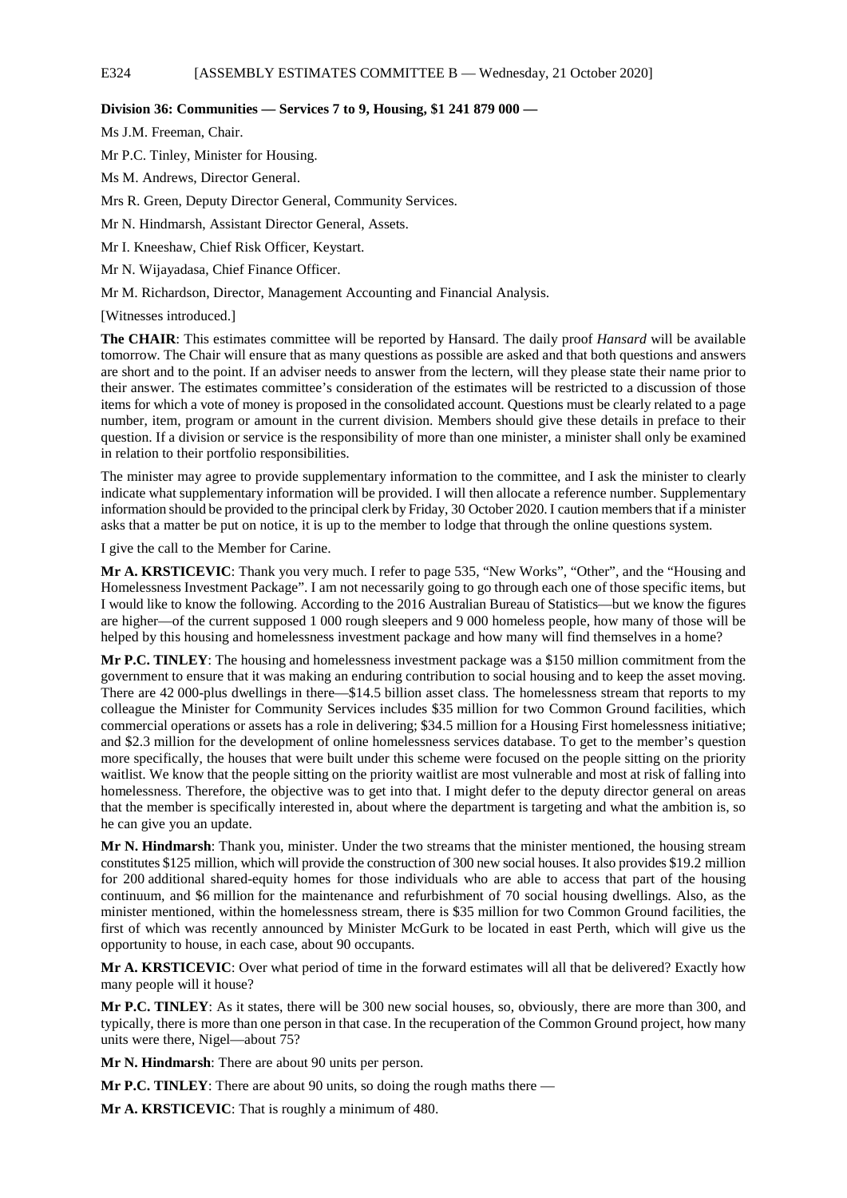**Division 36: Communities — Services 7 to 9, Housing, $1 241 879 000 —**

Ms J.M. Freeman, Chair.

Mr P.C. Tinley, Minister for Housing.

Ms M. Andrews, Director General.

Mrs R. Green, Deputy Director General, Community Services.

Mr N. Hindmarsh, Assistant Director General, Assets.

Mr I. Kneeshaw, Chief Risk Officer, Keystart.

Mr N. Wijayadasa, Chief Finance Officer.

Mr M. Richardson, Director, Management Accounting and Financial Analysis.

[Witnesses introduced.]

**The CHAIR**: This estimates committee will be reported by Hansard. The daily proof *Hansard* will be available tomorrow. The Chair will ensure that as many questions as possible are asked and that both questions and answers are short and to the point. If an adviser needs to answer from the lectern, will they please state their name prior to their answer. The estimates committee's consideration of the estimates will be restricted to a discussion of those items for which a vote of money is proposed in the consolidated account. Questions must be clearly related to a page number, item, program or amount in the current division. Members should give these details in preface to their question. If a division or service is the responsibility of more than one minister, a minister shall only be examined in relation to their portfolio responsibilities.

The minister may agree to provide supplementary information to the committee, and I ask the minister to clearly indicate what supplementary information will be provided. I will then allocate a reference number. Supplementary information should be provided to the principal clerk by Friday, 30 October 2020. I caution members that if a minister asks that a matter be put on notice, it is up to the member to lodge that through the online questions system.

I give the call to the Member for Carine.

**Mr A. KRSTICEVIC**: Thank you very much. I refer to page 535, "New Works", "Other", and the "Housing and Homelessness Investment Package". I am not necessarily going to go through each one of those specific items, but I would like to know the following. According to the 2016 Australian Bureau of Statistics—but we know the figures are higher—of the current supposed 1 000 rough sleepers and 9 000 homeless people, how many of those will be helped by this housing and homelessness investment package and how many will find themselves in a home?

**Mr P.C. TINLEY**: The housing and homelessness investment package was a $150 million commitment from the government to ensure that it was making an enduring contribution to social housing and to keep the asset moving. There are 42 000-plus dwellings in there—$14.5 billion asset class. The homelessness stream that reports to my colleague the Minister for Community Services includes $35 million for two Common Ground facilities, which commercial operations or assets has a role in delivering; $34.5 million for a Housing First homelessness initiative; and $2.3 million for the development of online homelessness services database. To get to the member's question more specifically, the houses that were built under this scheme were focused on the people sitting on the priority waitlist. We know that the people sitting on the priority waitlist are most vulnerable and most at risk of falling into homelessness. Therefore, the objective was to get into that. I might defer to the deputy director general on areas that the member is specifically interested in, about where the department is targeting and what the ambition is, so he can give you an update.

**Mr N. Hindmarsh**: Thank you, minister. Under the two streams that the minister mentioned, the housing stream constitutes $125 million, which will provide the construction of 300 new social houses. It also provides $19.2 million for 200 additional shared-equity homes for those individuals who are able to access that part of the housing continuum, and $6 million for the maintenance and refurbishment of 70 social housing dwellings. Also, as the minister mentioned, within the homelessness stream, there is $35 million for two Common Ground facilities, the first of which was recently announced by Minister McGurk to be located in east Perth, which will give us the opportunity to house, in each case, about 90 occupants.

**Mr A. KRSTICEVIC**: Over what period of time in the forward estimates will all that be delivered? Exactly how many people will it house?

**Mr P.C. TINLEY**: As it states, there will be 300 new social houses, so, obviously, there are more than 300, and typically, there is more than one person in that case. In the recuperation of the Common Ground project, how many units were there, Nigel—about 75?

**Mr N. Hindmarsh**: There are about 90 units per person.

**Mr P.C. TINLEY**: There are about 90 units, so doing the rough maths there —

**Mr A. KRSTICEVIC**: That is roughly a minimum of 480.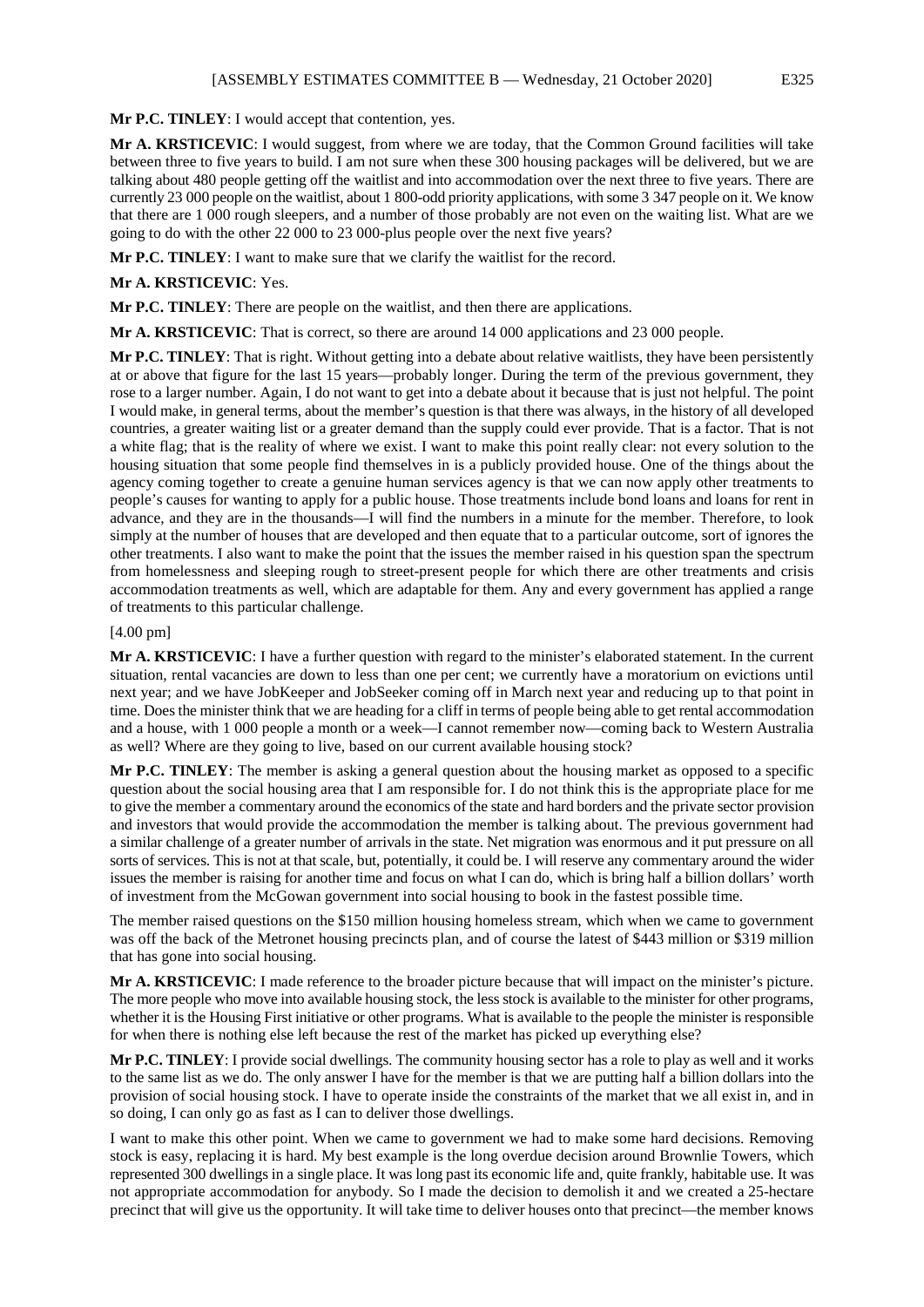**Mr P.C. TINLEY**: I would accept that contention, yes.

**Mr A. KRSTICEVIC**: I would suggest, from where we are today, that the Common Ground facilities will take between three to five years to build. I am not sure when these 300 housing packages will be delivered, but we are talking about 480 people getting off the waitlist and into accommodation over the next three to five years. There are currently 23 000 people on the waitlist, about 1 800-odd priority applications, with some 3 347 people on it. We know that there are 1 000 rough sleepers, and a number of those probably are not even on the waiting list. What are we going to do with the other 22 000 to 23 000-plus people over the next five years?

**Mr P.C. TINLEY**: I want to make sure that we clarify the waitlist for the record.

**Mr A. KRSTICEVIC**: Yes.

**Mr P.C. TINLEY**: There are people on the waitlist, and then there are applications.

**Mr A. KRSTICEVIC**: That is correct, so there are around 14 000 applications and 23 000 people.

**Mr P.C. TINLEY**: That is right. Without getting into a debate about relative waitlists, they have been persistently at or above that figure for the last 15 years—probably longer. During the term of the previous government, they rose to a larger number. Again, I do not want to get into a debate about it because that is just not helpful. The point I would make, in general terms, about the member's question is that there was always, in the history of all developed countries, a greater waiting list or a greater demand than the supply could ever provide. That is a factor. That is not a white flag; that is the reality of where we exist. I want to make this point really clear: not every solution to the housing situation that some people find themselves in is a publicly provided house. One of the things about the agency coming together to create a genuine human services agency is that we can now apply other treatments to people's causes for wanting to apply for a public house. Those treatments include bond loans and loans for rent in advance, and they are in the thousands—I will find the numbers in a minute for the member. Therefore, to look simply at the number of houses that are developed and then equate that to a particular outcome, sort of ignores the other treatments. I also want to make the point that the issues the member raised in his question span the spectrum from homelessness and sleeping rough to street-present people for which there are other treatments and crisis accommodation treatments as well, which are adaptable for them. Any and every government has applied a range of treatments to this particular challenge.

[4.00 pm]

**Mr A. KRSTICEVIC**: I have a further question with regard to the minister's elaborated statement. In the current situation, rental vacancies are down to less than one per cent; we currently have a moratorium on evictions until next year; and we have JobKeeper and JobSeeker coming off in March next year and reducing up to that point in time. Does the minister think that we are heading for a cliff in terms of people being able to get rental accommodation and a house, with 1 000 people a month or a week—I cannot remember now—coming back to Western Australia as well? Where are they going to live, based on our current available housing stock?

**Mr P.C. TINLEY**: The member is asking a general question about the housing market as opposed to a specific question about the social housing area that I am responsible for. I do not think this is the appropriate place for me to give the member a commentary around the economics of the state and hard borders and the private sector provision and investors that would provide the accommodation the member is talking about. The previous government had a similar challenge of a greater number of arrivals in the state. Net migration was enormous and it put pressure on all sorts of services. This is not at that scale, but, potentially, it could be. I will reserve any commentary around the wider issues the member is raising for another time and focus on what I can do, which is bring half a billion dollars' worth of investment from the McGowan government into social housing to book in the fastest possible time.

The member raised questions on the $150 million housing homeless stream, which when we came to government was off the back of the Metronet housing precincts plan, and of course the latest of $443 million or $319 million that has gone into social housing.

**Mr A. KRSTICEVIC**: I made reference to the broader picture because that will impact on the minister's picture. The more people who move into available housing stock, the less stock is available to the minister for other programs, whether it is the Housing First initiative or other programs. What is available to the people the minister is responsible for when there is nothing else left because the rest of the market has picked up everything else?

**Mr P.C. TINLEY**: I provide social dwellings. The community housing sector has a role to play as well and it works to the same list as we do. The only answer I have for the member is that we are putting half a billion dollars into the provision of social housing stock. I have to operate inside the constraints of the market that we all exist in, and in so doing, I can only go as fast as I can to deliver those dwellings.

I want to make this other point. When we came to government we had to make some hard decisions. Removing stock is easy, replacing it is hard. My best example is the long overdue decision around Brownlie Towers, which represented 300 dwellings in a single place. It was long past its economic life and, quite frankly, habitable use. It was not appropriate accommodation for anybody. So I made the decision to demolish it and we created a 25-hectare precinct that will give us the opportunity. It will take time to deliver houses onto that precinct—the member knows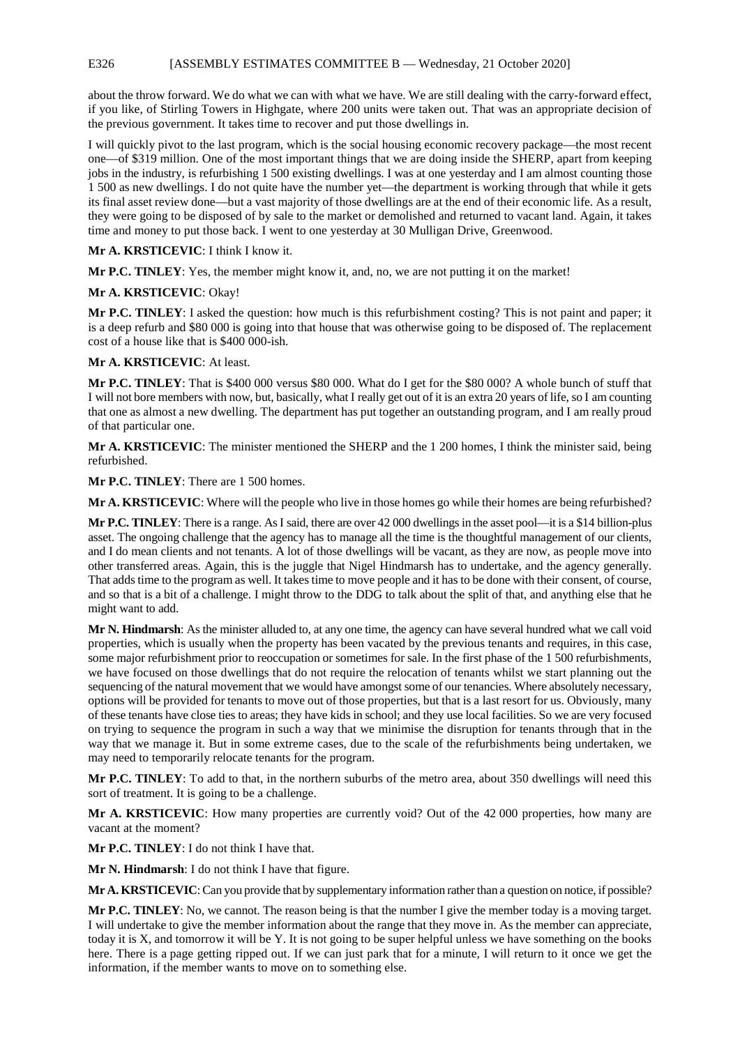about the throw forward. We do what we can with what we have. We are still dealing with the carry-forward effect, if you like, of Stirling Towers in Highgate, where 200 units were taken out. That was an appropriate decision of the previous government. It takes time to recover and put those dwellings in.

I will quickly pivot to the last program, which is the social housing economic recovery package—the most recent one—of $319 million. One of the most important things that we are doing inside the SHERP, apart from keeping jobs in the industry, is refurbishing 1 500 existing dwellings. I was at one yesterday and I am almost counting those 1 500 as new dwellings. I do not quite have the number yet—the department is working through that while it gets its final asset review done—but a vast majority of those dwellings are at the end of their economic life. As a result, they were going to be disposed of by sale to the market or demolished and returned to vacant land. Again, it takes time and money to put those back. I went to one yesterday at 30 Mulligan Drive, Greenwood.

**Mr A. KRSTICEVIC**: I think I know it.

**Mr P.C. TINLEY**: Yes, the member might know it, and, no, we are not putting it on the market!

**Mr A. KRSTICEVIC**: Okay!

**Mr P.C. TINLEY**: I asked the question: how much is this refurbishment costing? This is not paint and paper; it is a deep refurb and $80 000 is going into that house that was otherwise going to be disposed of. The replacement cost of a house like that is $400 000-ish.

**Mr A. KRSTICEVIC**: At least.

**Mr P.C. TINLEY**: That is $400 000 versus $80 000. What do I get for the $80 000? A whole bunch of stuff that I will not bore members with now, but, basically, what I really get out of it is an extra 20 years of life, so I am counting that one as almost a new dwelling. The department has put together an outstanding program, and I am really proud of that particular one.

**Mr A. KRSTICEVIC**: The minister mentioned the SHERP and the 1 200 homes, I think the minister said, being refurbished.

**Mr P.C. TINLEY**: There are 1 500 homes.

**Mr A. KRSTICEVIC**: Where will the people who live in those homes go while their homes are being refurbished?

**Mr P.C. TINLEY**: There is a range. As I said, there are over 42 000 dwellings in the asset pool—it is a $14 billion-plus asset. The ongoing challenge that the agency has to manage all the time is the thoughtful management of our clients, and I do mean clients and not tenants. A lot of those dwellings will be vacant, as they are now, as people move into other transferred areas. Again, this is the juggle that Nigel Hindmarsh has to undertake, and the agency generally. That adds time to the program as well. It takes time to move people and it has to be done with their consent, of course, and so that is a bit of a challenge. I might throw to the DDG to talk about the split of that, and anything else that he might want to add.

**Mr N. Hindmarsh**: As the minister alluded to, at any one time, the agency can have several hundred what we call void properties, which is usually when the property has been vacated by the previous tenants and requires, in this case, some major refurbishment prior to reoccupation or sometimes for sale. In the first phase of the 1 500 refurbishments, we have focused on those dwellings that do not require the relocation of tenants whilst we start planning out the sequencing of the natural movement that we would have amongst some of our tenancies. Where absolutely necessary, options will be provided for tenants to move out of those properties, but that is a last resort for us. Obviously, many of these tenants have close ties to areas; they have kids in school; and they use local facilities. So we are very focused on trying to sequence the program in such a way that we minimise the disruption for tenants through that in the way that we manage it. But in some extreme cases, due to the scale of the refurbishments being undertaken, we may need to temporarily relocate tenants for the program.

**Mr P.C. TINLEY**: To add to that, in the northern suburbs of the metro area, about 350 dwellings will need this sort of treatment. It is going to be a challenge.

**Mr A. KRSTICEVIC**: How many properties are currently void? Out of the 42 000 properties, how many are vacant at the moment?

**Mr P.C. TINLEY**: I do not think I have that.

**Mr N. Hindmarsh**: I do not think I have that figure.

**Mr A. KRSTICEVIC**: Can you provide that by supplementary information rather than a question on notice, if possible?

**Mr P.C. TINLEY**: No, we cannot. The reason being is that the number I give the member today is a moving target. I will undertake to give the member information about the range that they move in. As the member can appreciate, today it is X, and tomorrow it will be Y. It is not going to be super helpful unless we have something on the books here. There is a page getting ripped out. If we can just park that for a minute, I will return to it once we get the information, if the member wants to move on to something else.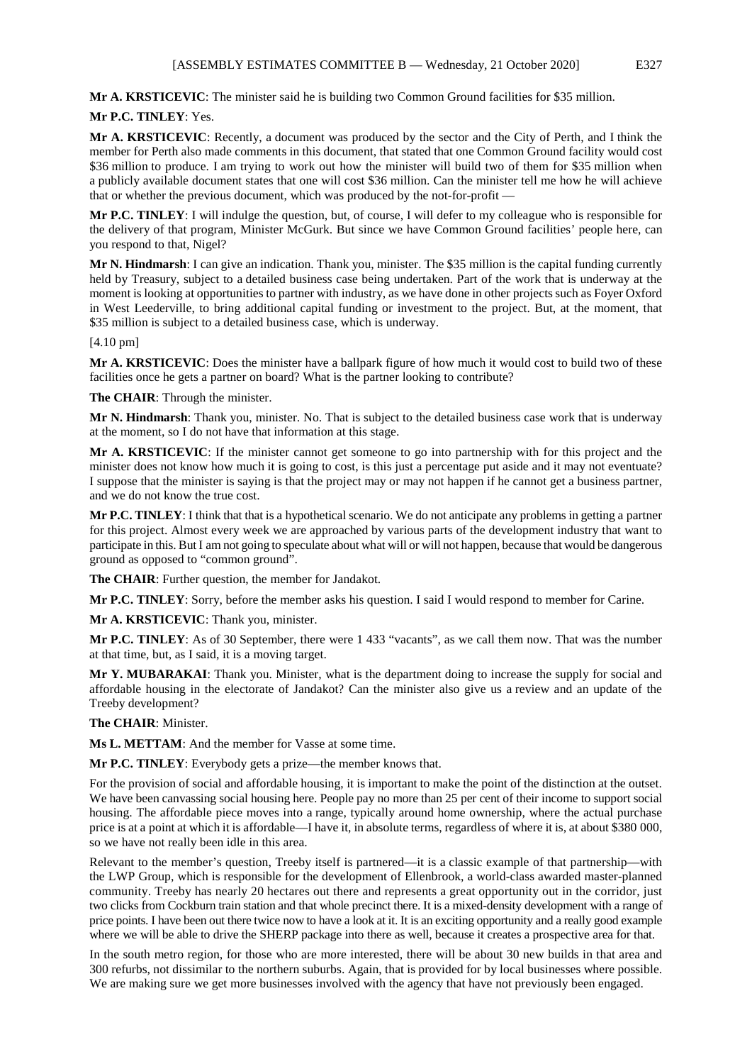**Mr A. KRSTICEVIC**: The minister said he is building two Common Ground facilities for $35 million.

**Mr P.C. TINLEY**: Yes.

**Mr A. KRSTICEVIC**: Recently, a document was produced by the sector and the City of Perth, and I think the member for Perth also made comments in this document, that stated that one Common Ground facility would cost $36 million to produce. I am trying to work out how the minister will build two of them for $35 million when a publicly available document states that one will cost $36 million. Can the minister tell me how he will achieve that or whether the previous document, which was produced by the not-for-profit —

**Mr P.C. TINLEY**: I will indulge the question, but, of course, I will defer to my colleague who is responsible for the delivery of that program, Minister McGurk. But since we have Common Ground facilities' people here, can you respond to that, Nigel?

**Mr N. Hindmarsh**: I can give an indication. Thank you, minister. The $35 million is the capital funding currently held by Treasury, subject to a detailed business case being undertaken. Part of the work that is underway at the moment is looking at opportunities to partner with industry, as we have done in other projects such as Foyer Oxford in West Leederville, to bring additional capital funding or investment to the project. But, at the moment, that $35 million is subject to a detailed business case, which is underway.

[4.10 pm]

**Mr A. KRSTICEVIC**: Does the minister have a ballpark figure of how much it would cost to build two of these facilities once he gets a partner on board? What is the partner looking to contribute?

**The CHAIR**: Through the minister.

**Mr N. Hindmarsh**: Thank you, minister. No. That is subject to the detailed business case work that is underway at the moment, so I do not have that information at this stage.

**Mr A. KRSTICEVIC**: If the minister cannot get someone to go into partnership with for this project and the minister does not know how much it is going to cost, is this just a percentage put aside and it may not eventuate? I suppose that the minister is saying is that the project may or may not happen if he cannot get a business partner, and we do not know the true cost.

**Mr P.C. TINLEY**: I think that that is a hypothetical scenario. We do not anticipate any problems in getting a partner for this project. Almost every week we are approached by various parts of the development industry that want to participate in this. But I am not going to speculate about what will or will not happen, because that would be dangerous ground as opposed to "common ground".

**The CHAIR**: Further question, the member for Jandakot.

**Mr P.C. TINLEY**: Sorry, before the member asks his question. I said I would respond to member for Carine.

**Mr A. KRSTICEVIC**: Thank you, minister.

**Mr P.C. TINLEY**: As of 30 September, there were 1 433 "vacants", as we call them now. That was the number at that time, but, as I said, it is a moving target.

**Mr Y. MUBARAKAI**: Thank you. Minister, what is the department doing to increase the supply for social and affordable housing in the electorate of Jandakot? Can the minister also give us a review and an update of the Treeby development?

**The CHAIR**: Minister.

**Ms L. METTAM**: And the member for Vasse at some time.

**Mr P.C. TINLEY**: Everybody gets a prize—the member knows that.

For the provision of social and affordable housing, it is important to make the point of the distinction at the outset. We have been canvassing social housing here. People pay no more than 25 per cent of their income to support social housing. The affordable piece moves into a range, typically around home ownership, where the actual purchase price is at a point at which it is affordable—I have it, in absolute terms, regardless of where it is, at about $380 000, so we have not really been idle in this area.

Relevant to the member's question, Treeby itself is partnered—it is a classic example of that partnership—with the LWP Group, which is responsible for the development of Ellenbrook, a world-class awarded master-planned community. Treeby has nearly 20 hectares out there and represents a great opportunity out in the corridor, just two clicks from Cockburn train station and that whole precinct there. It is a mixed-density development with a range of price points. I have been out there twice now to have a look at it. It is an exciting opportunity and a really good example where we will be able to drive the SHERP package into there as well, because it creates a prospective area for that.

In the south metro region, for those who are more interested, there will be about 30 new builds in that area and 300 refurbs, not dissimilar to the northern suburbs. Again, that is provided for by local businesses where possible. We are making sure we get more businesses involved with the agency that have not previously been engaged.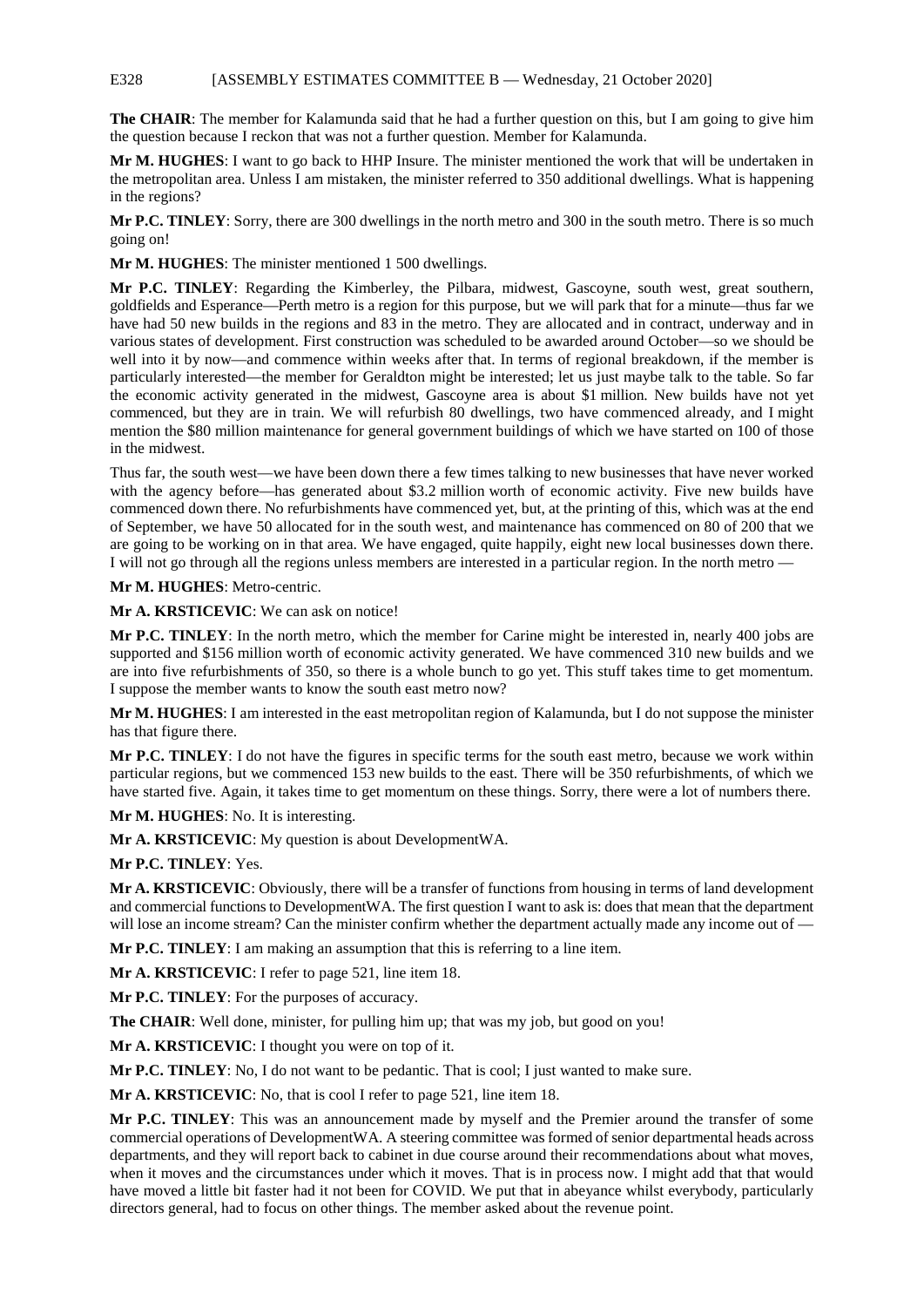**The CHAIR**: The member for Kalamunda said that he had a further question on this, but I am going to give him the question because I reckon that was not a further question. Member for Kalamunda.

**Mr M. HUGHES**: I want to go back to HHP Insure. The minister mentioned the work that will be undertaken in the metropolitan area. Unless I am mistaken, the minister referred to 350 additional dwellings. What is happening in the regions?

**Mr P.C. TINLEY**: Sorry, there are 300 dwellings in the north metro and 300 in the south metro. There is so much going on!

**Mr M. HUGHES**: The minister mentioned 1 500 dwellings.

**Mr P.C. TINLEY**: Regarding the Kimberley, the Pilbara, midwest, Gascoyne, south west, great southern, goldfields and Esperance—Perth metro is a region for this purpose, but we will park that for a minute—thus far we have had 50 new builds in the regions and 83 in the metro. They are allocated and in contract, underway and in various states of development. First construction was scheduled to be awarded around October—so we should be well into it by now—and commence within weeks after that. In terms of regional breakdown, if the member is particularly interested—the member for Geraldton might be interested; let us just maybe talk to the table. So far the economic activity generated in the midwest, Gascoyne area is about $1 million. New builds have not yet commenced, but they are in train. We will refurbish 80 dwellings, two have commenced already, and I might mention the $80 million maintenance for general government buildings of which we have started on 100 of those in the midwest.

Thus far, the south west—we have been down there a few times talking to new businesses that have never worked with the agency before—has generated about $3.2 million worth of economic activity. Five new builds have commenced down there. No refurbishments have commenced yet, but, at the printing of this, which was at the end of September, we have 50 allocated for in the south west, and maintenance has commenced on 80 of 200 that we are going to be working on in that area. We have engaged, quite happily, eight new local businesses down there. I will not go through all the regions unless members are interested in a particular region. In the north metro —

**Mr M. HUGHES**: Metro-centric.

**Mr A. KRSTICEVIC**: We can ask on notice!

**Mr P.C. TINLEY**: In the north metro, which the member for Carine might be interested in, nearly 400 jobs are supported and $156 million worth of economic activity generated. We have commenced 310 new builds and we are into five refurbishments of 350, so there is a whole bunch to go yet. This stuff takes time to get momentum. I suppose the member wants to know the south east metro now?

**Mr M. HUGHES**: I am interested in the east metropolitan region of Kalamunda, but I do not suppose the minister has that figure there.

**Mr P.C. TINLEY**: I do not have the figures in specific terms for the south east metro, because we work within particular regions, but we commenced 153 new builds to the east. There will be 350 refurbishments, of which we have started five. Again, it takes time to get momentum on these things. Sorry, there were a lot of numbers there.

**Mr M. HUGHES**: No. It is interesting.

**Mr A. KRSTICEVIC**: My question is about DevelopmentWA.

**Mr P.C. TINLEY**: Yes.

**Mr A. KRSTICEVIC**: Obviously, there will be a transfer of functions from housing in terms of land development and commercial functions to DevelopmentWA. The first question I want to ask is: does that mean that the department will lose an income stream? Can the minister confirm whether the department actually made any income out of —

**Mr P.C. TINLEY**: I am making an assumption that this is referring to a line item.

**Mr A. KRSTICEVIC**: I refer to page 521, line item 18.

**Mr P.C. TINLEY**: For the purposes of accuracy.

**The CHAIR**: Well done, minister, for pulling him up; that was my job, but good on you!

**Mr A. KRSTICEVIC**: I thought you were on top of it.

**Mr P.C. TINLEY**: No, I do not want to be pedantic. That is cool; I just wanted to make sure.

**Mr A. KRSTICEVIC**: No, that is cool I refer to page 521, line item 18.

**Mr P.C. TINLEY**: This was an announcement made by myself and the Premier around the transfer of some commercial operations of DevelopmentWA. A steering committee was formed of senior departmental heads across departments, and they will report back to cabinet in due course around their recommendations about what moves, when it moves and the circumstances under which it moves. That is in process now. I might add that that would have moved a little bit faster had it not been for COVID. We put that in abeyance whilst everybody, particularly directors general, had to focus on other things. The member asked about the revenue point.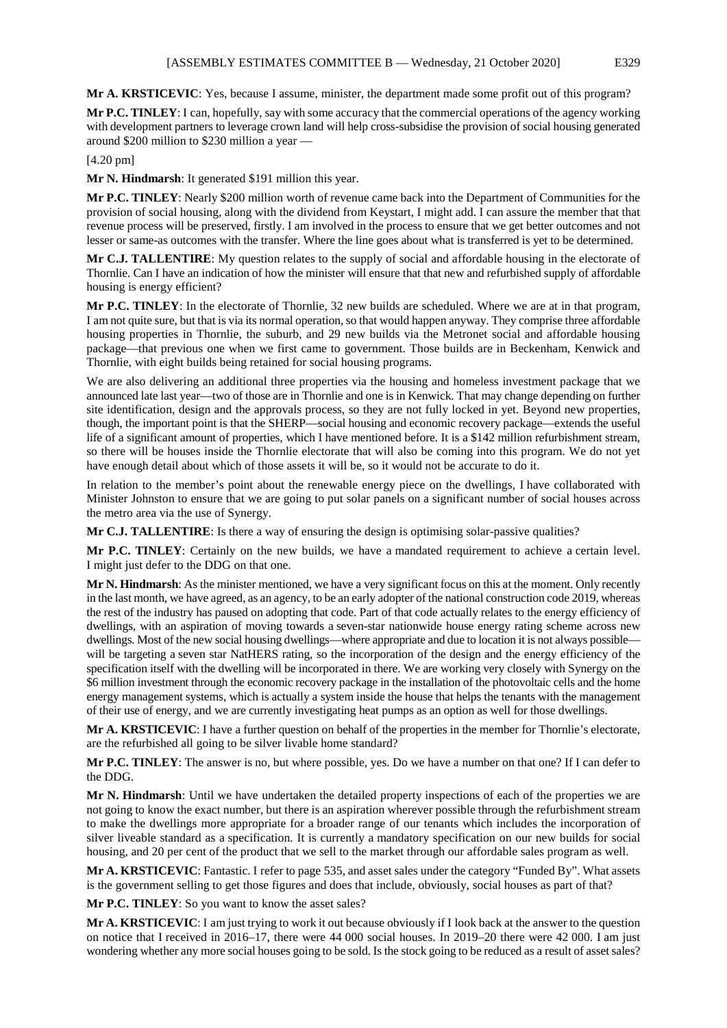**Mr A. KRSTICEVIC**: Yes, because I assume, minister, the department made some profit out of this program?

**Mr P.C. TINLEY**: I can, hopefully, say with some accuracy that the commercial operations of the agency working with development partners to leverage crown land will help cross-subsidise the provision of social housing generated around $200 million to $230 million a year —

[4.20 pm]

**Mr N. Hindmarsh**: It generated $191 million this year.

**Mr P.C. TINLEY**: Nearly $200 million worth of revenue came back into the Department of Communities for the provision of social housing, along with the dividend from Keystart, I might add. I can assure the member that that revenue process will be preserved, firstly. I am involved in the process to ensure that we get better outcomes and not lesser or same-as outcomes with the transfer. Where the line goes about what is transferred is yet to be determined.

**Mr C.J. TALLENTIRE**: My question relates to the supply of social and affordable housing in the electorate of Thornlie. Can I have an indication of how the minister will ensure that that new and refurbished supply of affordable housing is energy efficient?

**Mr P.C. TINLEY**: In the electorate of Thornlie, 32 new builds are scheduled. Where we are at in that program, I am not quite sure, but that is via its normal operation, so that would happen anyway. They comprise three affordable housing properties in Thornlie, the suburb, and 29 new builds via the Metronet social and affordable housing package—that previous one when we first came to government. Those builds are in Beckenham, Kenwick and Thornlie, with eight builds being retained for social housing programs.

We are also delivering an additional three properties via the housing and homeless investment package that we announced late last year—two of those are in Thornlie and one is in Kenwick. That may change depending on further site identification, design and the approvals process, so they are not fully locked in yet. Beyond new properties, though, the important point is that the SHERP—social housing and economic recovery package—extends the useful life of a significant amount of properties, which I have mentioned before. It is a $142 million refurbishment stream, so there will be houses inside the Thornlie electorate that will also be coming into this program. We do not yet have enough detail about which of those assets it will be, so it would not be accurate to do it.

In relation to the member's point about the renewable energy piece on the dwellings, I have collaborated with Minister Johnston to ensure that we are going to put solar panels on a significant number of social houses across the metro area via the use of Synergy.

**Mr C.J. TALLENTIRE**: Is there a way of ensuring the design is optimising solar-passive qualities?

**Mr P.C. TINLEY**: Certainly on the new builds, we have a mandated requirement to achieve a certain level. I might just defer to the DDG on that one.

**Mr N. Hindmarsh**: As the minister mentioned, we have a very significant focus on this at the moment. Only recently in the last month, we have agreed, as an agency, to be an early adopter of the national construction code 2019, whereas the rest of the industry has paused on adopting that code. Part of that code actually relates to the energy efficiency of dwellings, with an aspiration of moving towards a seven-star nationwide house energy rating scheme across new dwellings. Most of the new social housing dwellings—where appropriate and due to location it is not always possible—will be targeting a seven star NatHERS rating, so the incorporation of the design and the energy efficiency of the specification itself with the dwelling will be incorporated in there. We are working very closely with Synergy on the $6 million investment through the economic recovery package in the installation of the photovoltaic cells and the home energy management systems, which is actually a system inside the house that helps the tenants with the management of their use of energy, and we are currently investigating heat pumps as an option as well for those dwellings.

**Mr A. KRSTICEVIC**: I have a further question on behalf of the properties in the member for Thornlie's electorate, are the refurbished all going to be silver livable home standard?

**Mr P.C. TINLEY**: The answer is no, but where possible, yes. Do we have a number on that one? If I can defer to the DDG.

**Mr N. Hindmarsh**: Until we have undertaken the detailed property inspections of each of the properties we are not going to know the exact number, but there is an aspiration wherever possible through the refurbishment stream to make the dwellings more appropriate for a broader range of our tenants which includes the incorporation of silver liveable standard as a specification. It is currently a mandatory specification on our new builds for social housing, and 20 per cent of the product that we sell to the market through our affordable sales program as well.

**Mr A. KRSTICEVIC**: Fantastic. I refer to page 535, and asset sales under the category "Funded By". What assets is the government selling to get those figures and does that include, obviously, social houses as part of that?

**Mr P.C. TINLEY**: So you want to know the asset sales?

**Mr A. KRSTICEVIC**: I am just trying to work it out because obviously if I look back at the answer to the question on notice that I received in 2016–17, there were 44 000 social houses. In 2019–20 there were 42 000. I am just wondering whether any more social houses going to be sold. Is the stock going to be reduced as a result of asset sales?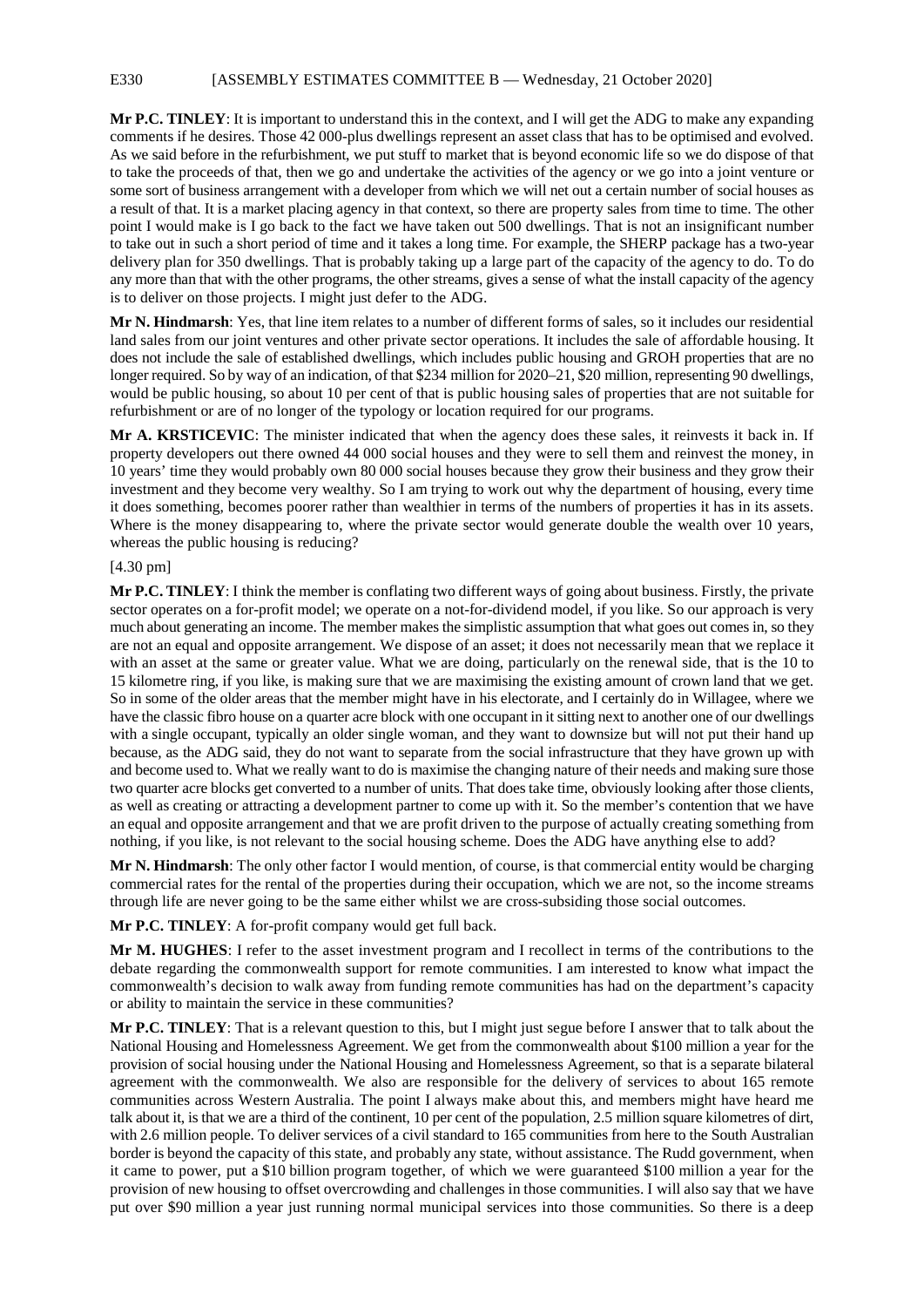**Mr P.C. TINLEY**: It is important to understand this in the context, and I will get the ADG to make any expanding comments if he desires. Those 42 000-plus dwellings represent an asset class that has to be optimised and evolved. As we said before in the refurbishment, we put stuff to market that is beyond economic life so we do dispose of that to take the proceeds of that, then we go and undertake the activities of the agency or we go into a joint venture or some sort of business arrangement with a developer from which we will net out a certain number of social houses as a result of that. It is a market placing agency in that context, so there are property sales from time to time. The other point I would make is I go back to the fact we have taken out 500 dwellings. That is not an insignificant number to take out in such a short period of time and it takes a long time. For example, the SHERP package has a two-year delivery plan for 350 dwellings. That is probably taking up a large part of the capacity of the agency to do. To do any more than that with the other programs, the other streams, gives a sense of what the install capacity of the agency is to deliver on those projects. I might just defer to the ADG.

**Mr N. Hindmarsh**: Yes, that line item relates to a number of different forms of sales, so it includes our residential land sales from our joint ventures and other private sector operations. It includes the sale of affordable housing. It does not include the sale of established dwellings, which includes public housing and GROH properties that are no longer required. So by way of an indication, of that $234 million for 2020–21, $20 million, representing 90 dwellings, would be public housing, so about 10 per cent of that is public housing sales of properties that are not suitable for refurbishment or are of no longer of the typology or location required for our programs.

**Mr A. KRSTICEVIC**: The minister indicated that when the agency does these sales, it reinvests it back in. If property developers out there owned 44 000 social houses and they were to sell them and reinvest the money, in 10 years' time they would probably own 80 000 social houses because they grow their business and they grow their investment and they become very wealthy. So I am trying to work out why the department of housing, every time it does something, becomes poorer rather than wealthier in terms of the numbers of properties it has in its assets. Where is the money disappearing to, where the private sector would generate double the wealth over 10 years, whereas the public housing is reducing?

[4.30 pm]

**Mr P.C. TINLEY**: I think the member is conflating two different ways of going about business. Firstly, the private sector operates on a for-profit model; we operate on a not-for-dividend model, if you like. So our approach is very much about generating an income. The member makes the simplistic assumption that what goes out comes in, so they are not an equal and opposite arrangement. We dispose of an asset; it does not necessarily mean that we replace it with an asset at the same or greater value. What we are doing, particularly on the renewal side, that is the 10 to 15 kilometre ring, if you like, is making sure that we are maximising the existing amount of crown land that we get. So in some of the older areas that the member might have in his electorate, and I certainly do in Willagee, where we have the classic fibro house on a quarter acre block with one occupant in it sitting next to another one of our dwellings with a single occupant, typically an older single woman, and they want to downsize but will not put their hand up because, as the ADG said, they do not want to separate from the social infrastructure that they have grown up with and become used to. What we really want to do is maximise the changing nature of their needs and making sure those two quarter acre blocks get converted to a number of units. That does take time, obviously looking after those clients, as well as creating or attracting a development partner to come up with it. So the member's contention that we have an equal and opposite arrangement and that we are profit driven to the purpose of actually creating something from nothing, if you like, is not relevant to the social housing scheme. Does the ADG have anything else to add?

**Mr N. Hindmarsh**: The only other factor I would mention, of course, is that commercial entity would be charging commercial rates for the rental of the properties during their occupation, which we are not, so the income streams through life are never going to be the same either whilst we are cross-subsiding those social outcomes.

**Mr P.C. TINLEY**: A for-profit company would get full back.

**Mr M. HUGHES**: I refer to the asset investment program and I recollect in terms of the contributions to the debate regarding the commonwealth support for remote communities. I am interested to know what impact the commonwealth's decision to walk away from funding remote communities has had on the department's capacity or ability to maintain the service in these communities?

**Mr P.C. TINLEY**: That is a relevant question to this, but I might just segue before I answer that to talk about the National Housing and Homelessness Agreement. We get from the commonwealth about $100 million a year for the provision of social housing under the National Housing and Homelessness Agreement, so that is a separate bilateral agreement with the commonwealth. We also are responsible for the delivery of services to about 165 remote communities across Western Australia. The point I always make about this, and members might have heard me talk about it, is that we are a third of the continent, 10 per cent of the population, 2.5 million square kilometres of dirt, with 2.6 million people. To deliver services of a civil standard to 165 communities from here to the South Australian border is beyond the capacity of this state, and probably any state, without assistance. The Rudd government, when it came to power, put a $10 billion program together, of which we were guaranteed $100 million a year for the provision of new housing to offset overcrowding and challenges in those communities. I will also say that we have put over $90 million a year just running normal municipal services into those communities. So there is a deep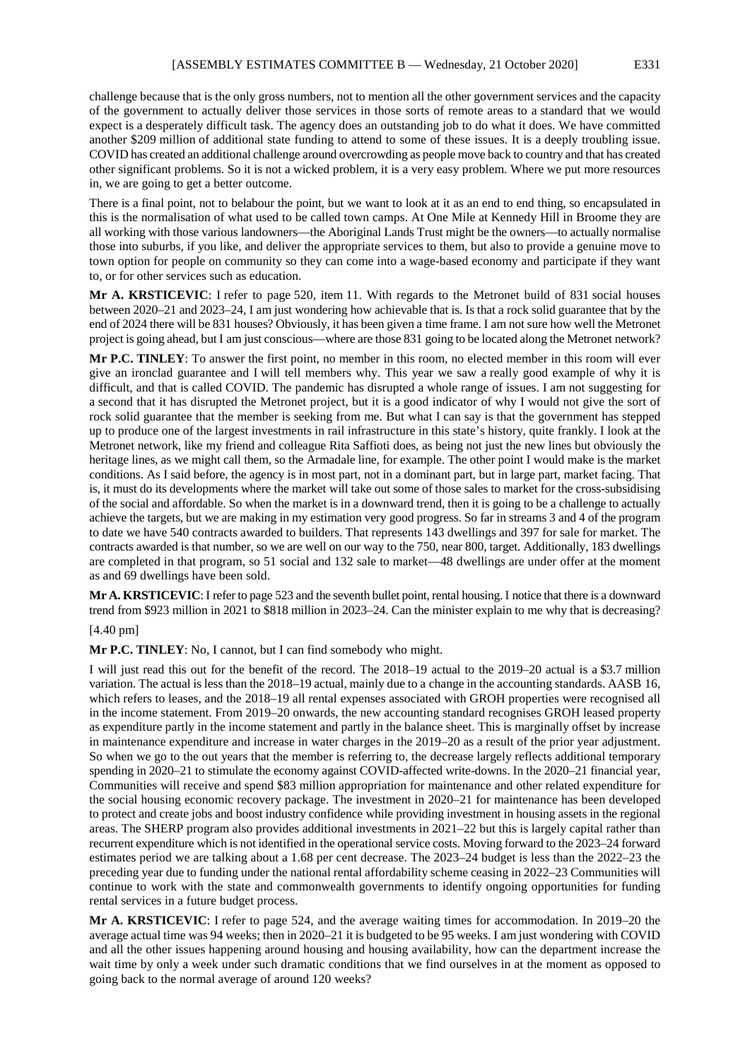challenge because that is the only gross numbers, not to mention all the other government services and the capacity of the government to actually deliver those services in those sorts of remote areas to a standard that we would expect is a desperately difficult task. The agency does an outstanding job to do what it does. We have committed another $209 million of additional state funding to attend to some of these issues. It is a deeply troubling issue. COVID has created an additional challenge around overcrowding as people move back to country and that has created other significant problems. So it is not a wicked problem, it is a very easy problem. Where we put more resources in, we are going to get a better outcome.

There is a final point, not to belabour the point, but we want to look at it as an end to end thing, so encapsulated in this is the normalisation of what used to be called town camps. At One Mile at Kennedy Hill in Broome they are all working with those various landowners—the Aboriginal Lands Trust might be the owners—to actually normalise those into suburbs, if you like, and deliver the appropriate services to them, but also to provide a genuine move to town option for people on community so they can come into a wage-based economy and participate if they want to, or for other services such as education.

**Mr A. KRSTICEVIC**: I refer to page 520, item 11. With regards to the Metronet build of 831 social houses between 2020–21 and 2023–24, I am just wondering how achievable that is. Is that a rock solid guarantee that by the end of 2024 there will be 831 houses? Obviously, it has been given a time frame. I am not sure how well the Metronet project is going ahead, but I am just conscious—where are those 831 going to be located along the Metronet network?

**Mr P.C. TINLEY**: To answer the first point, no member in this room, no elected member in this room will ever give an ironclad guarantee and I will tell members why. This year we saw a really good example of why it is difficult, and that is called COVID. The pandemic has disrupted a whole range of issues. I am not suggesting for a second that it has disrupted the Metronet project, but it is a good indicator of why I would not give the sort of rock solid guarantee that the member is seeking from me. But what I can say is that the government has stepped up to produce one of the largest investments in rail infrastructure in this state's history, quite frankly. I look at the Metronet network, like my friend and colleague Rita Saffioti does, as being not just the new lines but obviously the heritage lines, as we might call them, so the Armadale line, for example. The other point I would make is the market conditions. As I said before, the agency is in most part, not in a dominant part, but in large part, market facing. That is, it must do its developments where the market will take out some of those sales to market for the cross-subsidising of the social and affordable. So when the market is in a downward trend, then it is going to be a challenge to actually achieve the targets, but we are making in my estimation very good progress. So far in streams 3 and 4 of the program to date we have 540 contracts awarded to builders. That represents 143 dwellings and 397 for sale for market. The contracts awarded is that number, so we are well on our way to the 750, near 800, target. Additionally, 183 dwellings are completed in that program, so 51 social and 132 sale to market—48 dwellings are under offer at the moment as and 69 dwellings have been sold.

**Mr A. KRSTICEVIC**: I refer to page 523 and the seventh bullet point, rental housing. I notice that there is a downward trend from $923 million in 2021 to $818 million in 2023–24. Can the minister explain to me why that is decreasing?

[4.40 pm]

**Mr P.C. TINLEY**: No, I cannot, but I can find somebody who might.

I will just read this out for the benefit of the record. The 2018–19 actual to the 2019–20 actual is a $3.7 million variation. The actual is less than the 2018–19 actual, mainly due to a change in the accounting standards. AASB 16, which refers to leases, and the 2018–19 all rental expenses associated with GROH properties were recognised all in the income statement. From 2019–20 onwards, the new accounting standard recognises GROH leased property as expenditure partly in the income statement and partly in the balance sheet. This is marginally offset by increase in maintenance expenditure and increase in water charges in the 2019–20 as a result of the prior year adjustment. So when we go to the out years that the member is referring to, the decrease largely reflects additional temporary spending in 2020–21 to stimulate the economy against COVID-affected write-downs. In the 2020–21 financial year, Communities will receive and spend $83 million appropriation for maintenance and other related expenditure for the social housing economic recovery package. The investment in 2020–21 for maintenance has been developed to protect and create jobs and boost industry confidence while providing investment in housing assets in the regional areas. The SHERP program also provides additional investments in 2021–22 but this is largely capital rather than recurrent expenditure which is not identified in the operational service costs. Moving forward to the 2023–24 forward estimates period we are talking about a 1.68 per cent decrease. The 2023–24 budget is less than the 2022–23 the preceding year due to funding under the national rental affordability scheme ceasing in 2022–23 Communities will continue to work with the state and commonwealth governments to identify ongoing opportunities for funding rental services in a future budget process.

**Mr A. KRSTICEVIC**: I refer to page 524, and the average waiting times for accommodation. In 2019–20 the average actual time was 94 weeks; then in 2020–21 it is budgeted to be 95 weeks. I am just wondering with COVID and all the other issues happening around housing and housing availability, how can the department increase the wait time by only a week under such dramatic conditions that we find ourselves in at the moment as opposed to going back to the normal average of around 120 weeks?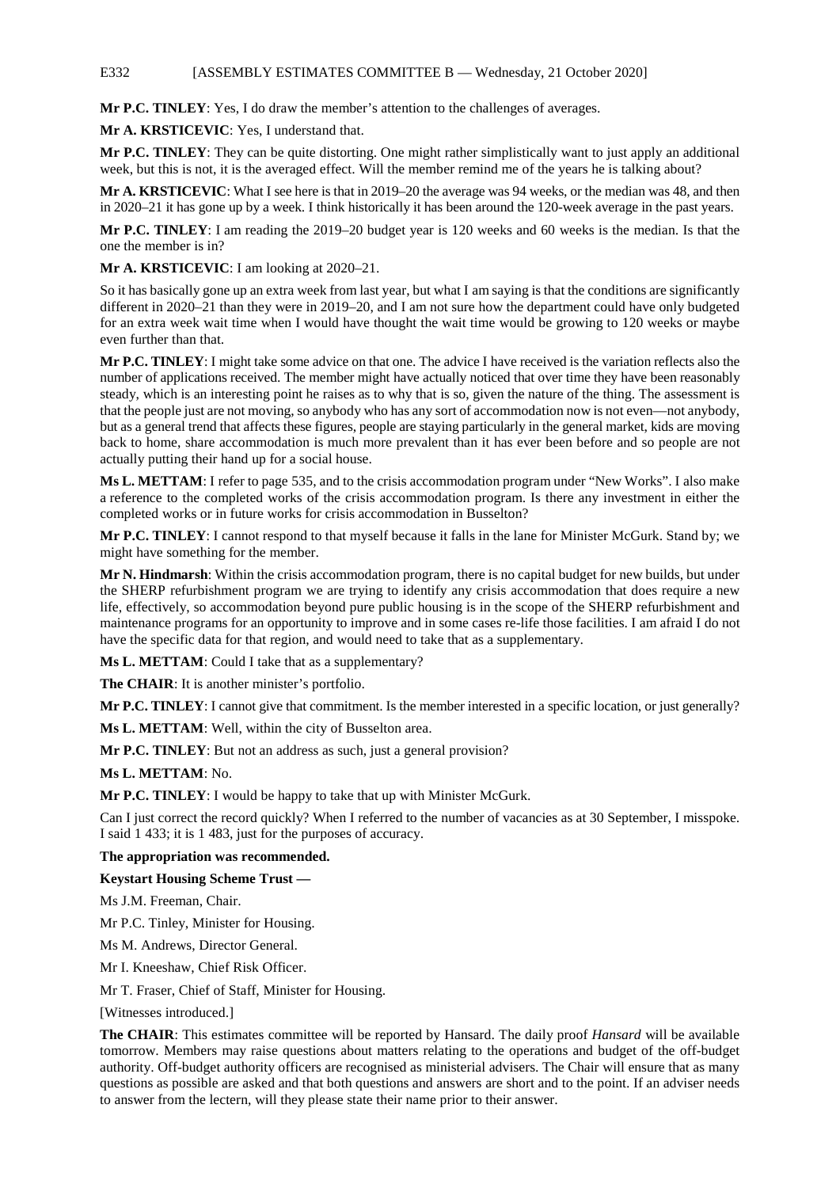**Mr P.C. TINLEY**: Yes, I do draw the member's attention to the challenges of averages.

**Mr A. KRSTICEVIC**: Yes, I understand that.

**Mr P.C. TINLEY**: They can be quite distorting. One might rather simplistically want to just apply an additional week, but this is not, it is the averaged effect. Will the member remind me of the years he is talking about?

**Mr A. KRSTICEVIC**: What I see here is that in 2019–20 the average was 94 weeks, or the median was 48, and then in 2020–21 it has gone up by a week. I think historically it has been around the 120-week average in the past years.

**Mr P.C. TINLEY**: I am reading the 2019–20 budget year is 120 weeks and 60 weeks is the median. Is that the one the member is in?

**Mr A. KRSTICEVIC**: I am looking at 2020–21.

So it has basically gone up an extra week from last year, but what I am saying is that the conditions are significantly different in 2020–21 than they were in 2019–20, and I am not sure how the department could have only budgeted for an extra week wait time when I would have thought the wait time would be growing to 120 weeks or maybe even further than that.

**Mr P.C. TINLEY**: I might take some advice on that one. The advice I have received is the variation reflects also the number of applications received. The member might have actually noticed that over time they have been reasonably steady, which is an interesting point he raises as to why that is so, given the nature of the thing. The assessment is that the people just are not moving, so anybody who has any sort of accommodation now is not even—not anybody, but as a general trend that affects these figures, people are staying particularly in the general market, kids are moving back to home, share accommodation is much more prevalent than it has ever been before and so people are not actually putting their hand up for a social house.

**Ms L. METTAM**: I refer to page 535, and to the crisis accommodation program under "New Works". I also make a reference to the completed works of the crisis accommodation program. Is there any investment in either the completed works or in future works for crisis accommodation in Busselton?

**Mr P.C. TINLEY**: I cannot respond to that myself because it falls in the lane for Minister McGurk. Stand by; we might have something for the member.

**Mr N. Hindmarsh**: Within the crisis accommodation program, there is no capital budget for new builds, but under the SHERP refurbishment program we are trying to identify any crisis accommodation that does require a new life, effectively, so accommodation beyond pure public housing is in the scope of the SHERP refurbishment and maintenance programs for an opportunity to improve and in some cases re-life those facilities. I am afraid I do not have the specific data for that region, and would need to take that as a supplementary.

**Ms L. METTAM**: Could I take that as a supplementary?

**The CHAIR**: It is another minister's portfolio.

**Mr P.C. TINLEY**: I cannot give that commitment. Is the member interested in a specific location, or just generally?

**Ms L. METTAM**: Well, within the city of Busselton area.

**Mr P.C. TINLEY**: But not an address as such, just a general provision?

**Ms L. METTAM**: No.

**Mr P.C. TINLEY**: I would be happy to take that up with Minister McGurk.

Can I just correct the record quickly? When I referred to the number of vacancies as at 30 September, I misspoke. I said 1 433; it is 1 483, just for the purposes of accuracy.

**The appropriation was recommended.**

**Keystart Housing Scheme Trust —**

Ms J.M. Freeman, Chair.

Mr P.C. Tinley, Minister for Housing.

Ms M. Andrews, Director General.

Mr I. Kneeshaw, Chief Risk Officer.

Mr T. Fraser, Chief of Staff, Minister for Housing.

[Witnesses introduced.]

**The CHAIR**: This estimates committee will be reported by Hansard. The daily proof *Hansard* will be available tomorrow. Members may raise questions about matters relating to the operations and budget of the off-budget authority. Off-budget authority officers are recognised as ministerial advisers. The Chair will ensure that as many questions as possible are asked and that both questions and answers are short and to the point. If an adviser needs to answer from the lectern, will they please state their name prior to their answer.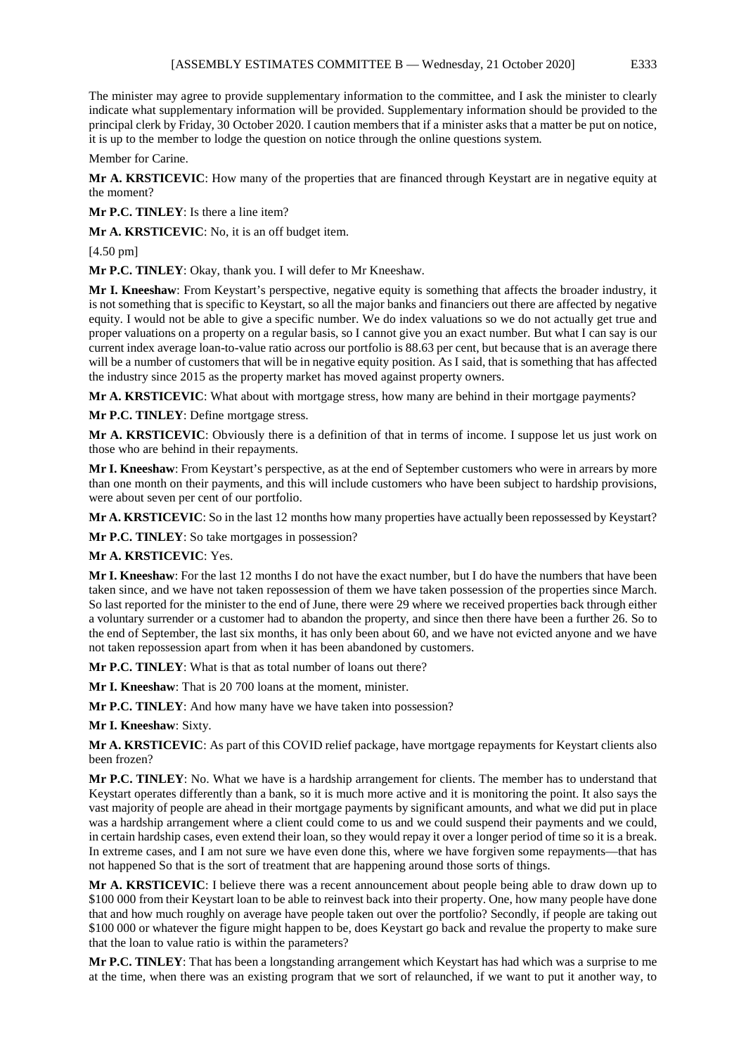The minister may agree to provide supplementary information to the committee, and I ask the minister to clearly indicate what supplementary information will be provided. Supplementary information should be provided to the principal clerk by Friday, 30 October 2020. I caution members that if a minister asks that a matter be put on notice, it is up to the member to lodge the question on notice through the online questions system.

Member for Carine.

**Mr A. KRSTICEVIC**: How many of the properties that are financed through Keystart are in negative equity at the moment?

**Mr P.C. TINLEY**: Is there a line item?

**Mr A. KRSTICEVIC**: No, it is an off budget item.

[4.50 pm]

**Mr P.C. TINLEY**: Okay, thank you. I will defer to Mr Kneeshaw.

**Mr I. Kneeshaw**: From Keystart's perspective, negative equity is something that affects the broader industry, it is not something that is specific to Keystart, so all the major banks and financiers out there are affected by negative equity. I would not be able to give a specific number. We do index valuations so we do not actually get true and proper valuations on a property on a regular basis, so I cannot give you an exact number. But what I can say is our current index average loan-to-value ratio across our portfolio is 88.63 per cent, but because that is an average there will be a number of customers that will be in negative equity position. As I said, that is something that has affected the industry since 2015 as the property market has moved against property owners.

**Mr A. KRSTICEVIC**: What about with mortgage stress, how many are behind in their mortgage payments?

**Mr P.C. TINLEY**: Define mortgage stress.

**Mr A. KRSTICEVIC**: Obviously there is a definition of that in terms of income. I suppose let us just work on those who are behind in their repayments.

**Mr I. Kneeshaw**: From Keystart's perspective, as at the end of September customers who were in arrears by more than one month on their payments, and this will include customers who have been subject to hardship provisions, were about seven per cent of our portfolio.

**Mr A. KRSTICEVIC**: So in the last 12 months how many properties have actually been repossessed by Keystart?

**Mr P.C. TINLEY**: So take mortgages in possession?

**Mr A. KRSTICEVIC**: Yes.

**Mr I. Kneeshaw**: For the last 12 months I do not have the exact number, but I do have the numbers that have been taken since, and we have not taken repossession of them we have taken possession of the properties since March. So last reported for the minister to the end of June, there were 29 where we received properties back through either a voluntary surrender or a customer had to abandon the property, and since then there have been a further 26. So to the end of September, the last six months, it has only been about 60, and we have not evicted anyone and we have not taken repossession apart from when it has been abandoned by customers.

**Mr P.C. TINLEY**: What is that as total number of loans out there?

**Mr I. Kneeshaw**: That is 20 700 loans at the moment, minister.

**Mr P.C. TINLEY**: And how many have we have taken into possession?

**Mr I. Kneeshaw**: Sixty.

**Mr A. KRSTICEVIC**: As part of this COVID relief package, have mortgage repayments for Keystart clients also been frozen?

**Mr P.C. TINLEY**: No. What we have is a hardship arrangement for clients. The member has to understand that Keystart operates differently than a bank, so it is much more active and it is monitoring the point. It also says the vast majority of people are ahead in their mortgage payments by significant amounts, and what we did put in place was a hardship arrangement where a client could come to us and we could suspend their payments and we could, in certain hardship cases, even extend their loan, so they would repay it over a longer period of time so it is a break. In extreme cases, and I am not sure we have even done this, where we have forgiven some repayments—that has not happened So that is the sort of treatment that are happening around those sorts of things.

**Mr A. KRSTICEVIC**: I believe there was a recent announcement about people being able to draw down up to $100 000 from their Keystart loan to be able to reinvest back into their property. One, how many people have done that and how much roughly on average have people taken out over the portfolio? Secondly, if people are taking out $100 000 or whatever the figure might happen to be, does Keystart go back and revalue the property to make sure that the loan to value ratio is within the parameters?

**Mr P.C. TINLEY**: That has been a longstanding arrangement which Keystart has had which was a surprise to me at the time, when there was an existing program that we sort of relaunched, if we want to put it another way, to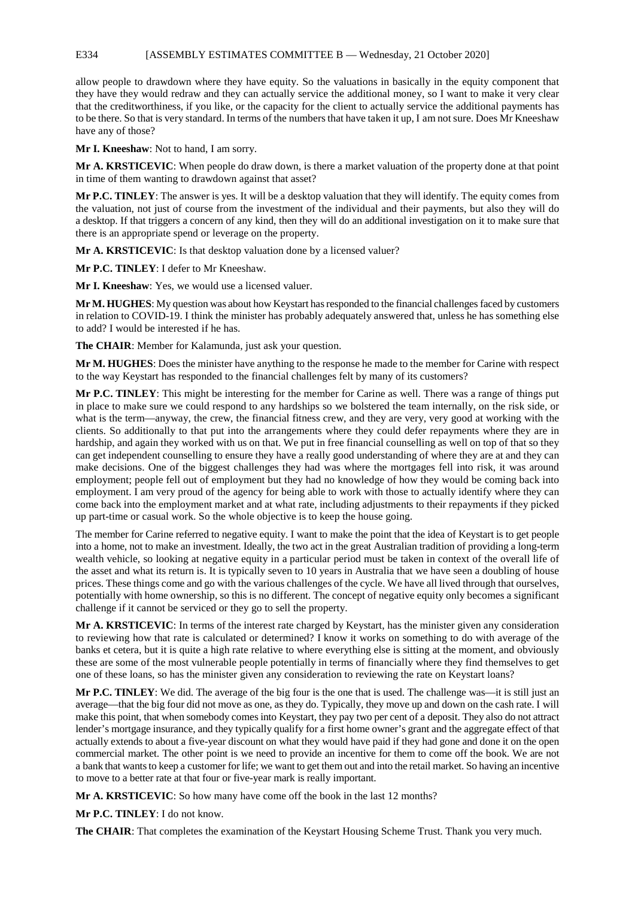allow people to drawdown where they have equity. So the valuations in basically in the equity component that they have they would redraw and they can actually service the additional money, so I want to make it very clear that the creditworthiness, if you like, or the capacity for the client to actually service the additional payments has to be there. So that is very standard. In terms of the numbers that have taken it up, I am not sure. Does Mr Kneeshaw have any of those?

**Mr I. Kneeshaw**: Not to hand, I am sorry.

**Mr A. KRSTICEVIC**: When people do draw down, is there a market valuation of the property done at that point in time of them wanting to drawdown against that asset?

**Mr P.C. TINLEY**: The answer is yes. It will be a desktop valuation that they will identify. The equity comes from the valuation, not just of course from the investment of the individual and their payments, but also they will do a desktop. If that triggers a concern of any kind, then they will do an additional investigation on it to make sure that there is an appropriate spend or leverage on the property.

**Mr A. KRSTICEVIC**: Is that desktop valuation done by a licensed valuer?

**Mr P.C. TINLEY**: I defer to Mr Kneeshaw.

**Mr I. Kneeshaw**: Yes, we would use a licensed valuer.

**Mr M. HUGHES**: My question was about how Keystart has responded to the financial challenges faced by customers in relation to COVID-19. I think the minister has probably adequately answered that, unless he has something else to add? I would be interested if he has.

**The CHAIR**: Member for Kalamunda, just ask your question.

**Mr M. HUGHES**: Does the minister have anything to the response he made to the member for Carine with respect to the way Keystart has responded to the financial challenges felt by many of its customers?

**Mr P.C. TINLEY**: This might be interesting for the member for Carine as well. There was a range of things put in place to make sure we could respond to any hardships so we bolstered the team internally, on the risk side, or what is the term—anyway, the crew, the financial fitness crew, and they are very, very good at working with the clients. So additionally to that put into the arrangements where they could defer repayments where they are in hardship, and again they worked with us on that. We put in free financial counselling as well on top of that so they can get independent counselling to ensure they have a really good understanding of where they are at and they can make decisions. One of the biggest challenges they had was where the mortgages fell into risk, it was around employment; people fell out of employment but they had no knowledge of how they would be coming back into employment. I am very proud of the agency for being able to work with those to actually identify where they can come back into the employment market and at what rate, including adjustments to their repayments if they picked up part-time or casual work. So the whole objective is to keep the house going.

The member for Carine referred to negative equity. I want to make the point that the idea of Keystart is to get people into a home, not to make an investment. Ideally, the two act in the great Australian tradition of providing a long-term wealth vehicle, so looking at negative equity in a particular period must be taken in context of the overall life of the asset and what its return is. It is typically seven to 10 years in Australia that we have seen a doubling of house prices. These things come and go with the various challenges of the cycle. We have all lived through that ourselves, potentially with home ownership, so this is no different. The concept of negative equity only becomes a significant challenge if it cannot be serviced or they go to sell the property.

**Mr A. KRSTICEVIC**: In terms of the interest rate charged by Keystart, has the minister given any consideration to reviewing how that rate is calculated or determined? I know it works on something to do with average of the banks et cetera, but it is quite a high rate relative to where everything else is sitting at the moment, and obviously these are some of the most vulnerable people potentially in terms of financially where they find themselves to get one of these loans, so has the minister given any consideration to reviewing the rate on Keystart loans?

**Mr P.C. TINLEY**: We did. The average of the big four is the one that is used. The challenge was—it is still just an average—that the big four did not move as one, as they do. Typically, they move up and down on the cash rate. I will make this point, that when somebody comes into Keystart, they pay two per cent of a deposit. They also do not attract lender's mortgage insurance, and they typically qualify for a first home owner's grant and the aggregate effect of that actually extends to about a five-year discount on what they would have paid if they had gone and done it on the open commercial market. The other point is we need to provide an incentive for them to come off the book. We are not a bank that wants to keep a customer for life; we want to get them out and into the retail market. So having an incentive to move to a better rate at that four or five-year mark is really important.

**Mr A. KRSTICEVIC**: So how many have come off the book in the last 12 months?

**Mr P.C. TINLEY**: I do not know.

**The CHAIR**: That completes the examination of the Keystart Housing Scheme Trust. Thank you very much.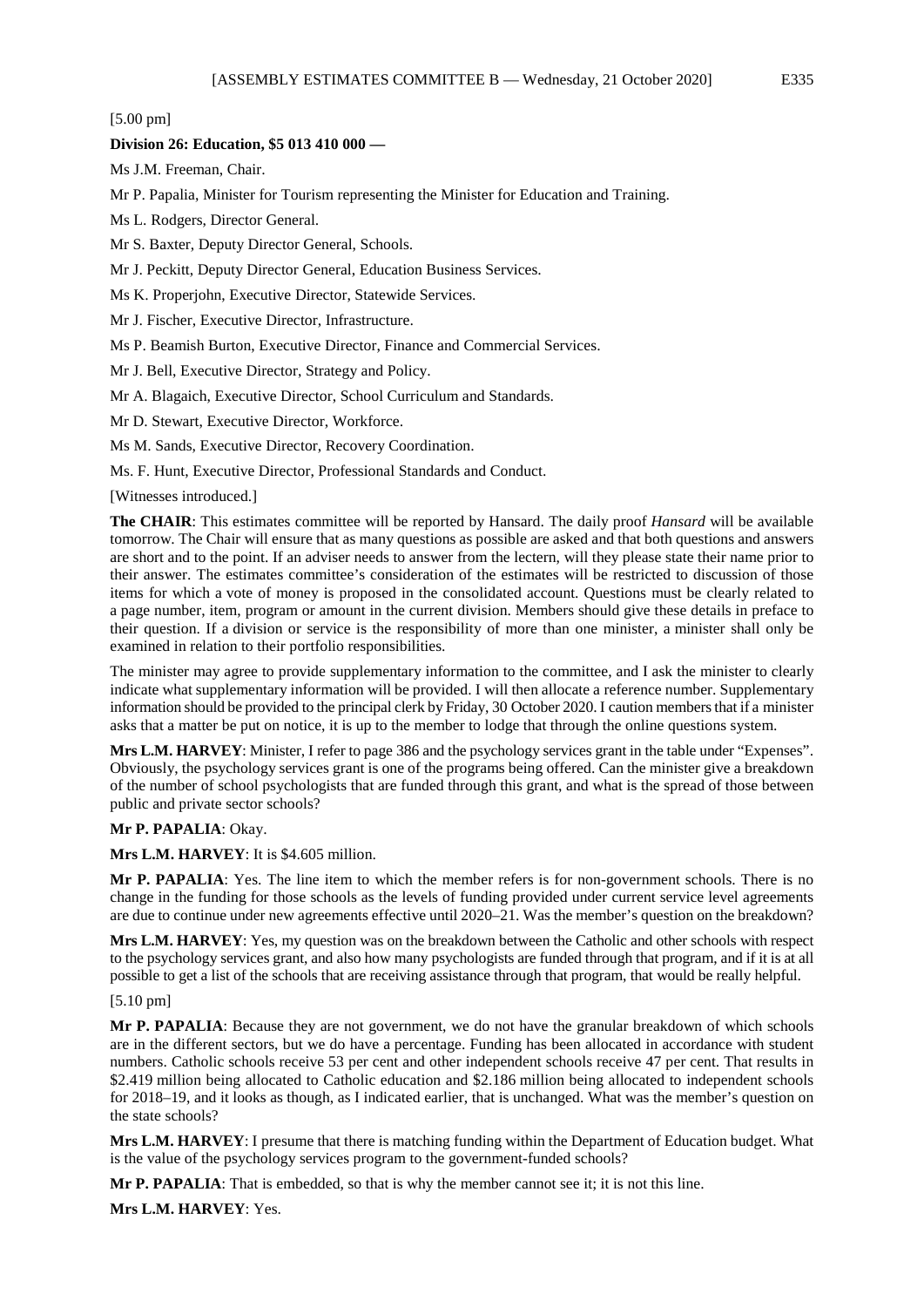[5.00 pm]

**Division 26: Education, $5 013 410 000 —**

Ms J.M. Freeman, Chair.

Mr P. Papalia, Minister for Tourism representing the Minister for Education and Training.

Ms L. Rodgers, Director General.

Mr S. Baxter, Deputy Director General, Schools.

Mr J. Peckitt, Deputy Director General, Education Business Services.

Ms K. Properjohn, Executive Director, Statewide Services.

Mr J. Fischer, Executive Director, Infrastructure.

Ms P. Beamish Burton, Executive Director, Finance and Commercial Services.

Mr J. Bell, Executive Director, Strategy and Policy.

Mr A. Blagaich, Executive Director, School Curriculum and Standards.

Mr D. Stewart, Executive Director, Workforce.

Ms M. Sands, Executive Director, Recovery Coordination.

Ms. F. Hunt, Executive Director, Professional Standards and Conduct.

[Witnesses introduced.]

**The CHAIR**: This estimates committee will be reported by Hansard. The daily proof *Hansard* will be available tomorrow. The Chair will ensure that as many questions as possible are asked and that both questions and answers are short and to the point. If an adviser needs to answer from the lectern, will they please state their name prior to their answer. The estimates committee's consideration of the estimates will be restricted to discussion of those items for which a vote of money is proposed in the consolidated account. Questions must be clearly related to a page number, item, program or amount in the current division. Members should give these details in preface to their question. If a division or service is the responsibility of more than one minister, a minister shall only be examined in relation to their portfolio responsibilities.

The minister may agree to provide supplementary information to the committee, and I ask the minister to clearly indicate what supplementary information will be provided. I will then allocate a reference number. Supplementary information should be provided to the principal clerk by Friday, 30 October 2020. I caution members that if a minister asks that a matter be put on notice, it is up to the member to lodge that through the online questions system.

**Mrs L.M. HARVEY**: Minister, I refer to page 386 and the psychology services grant in the table under "Expenses". Obviously, the psychology services grant is one of the programs being offered. Can the minister give a breakdown of the number of school psychologists that are funded through this grant, and what is the spread of those between public and private sector schools?

**Mr P. PAPALIA**: Okay.

**Mrs L.M. HARVEY**: It is $4.605 million.

**Mr P. PAPALIA**: Yes. The line item to which the member refers is for non-government schools. There is no change in the funding for those schools as the levels of funding provided under current service level agreements are due to continue under new agreements effective until 2020–21. Was the member's question on the breakdown?

**Mrs L.M. HARVEY**: Yes, my question was on the breakdown between the Catholic and other schools with respect to the psychology services grant, and also how many psychologists are funded through that program, and if it is at all possible to get a list of the schools that are receiving assistance through that program, that would be really helpful.

[5.10 pm]

**Mr P. PAPALIA**: Because they are not government, we do not have the granular breakdown of which schools are in the different sectors, but we do have a percentage. Funding has been allocated in accordance with student numbers. Catholic schools receive 53 per cent and other independent schools receive 47 per cent. That results in $2.419 million being allocated to Catholic education and $2.186 million being allocated to independent schools for 2018–19, and it looks as though, as I indicated earlier, that is unchanged. What was the member's question on the state schools?

**Mrs L.M. HARVEY**: I presume that there is matching funding within the Department of Education budget. What is the value of the psychology services program to the government-funded schools?

**Mr P. PAPALIA**: That is embedded, so that is why the member cannot see it; it is not this line.

**Mrs L.M. HARVEY**: Yes.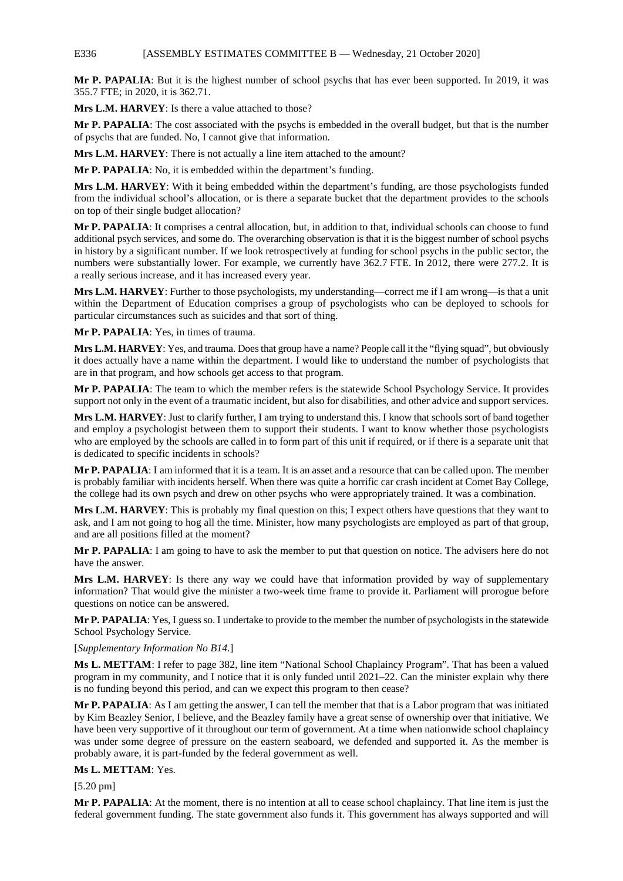**Mr P. PAPALIA**: But it is the highest number of school psychs that has ever been supported. In 2019, it was 355.7 FTE; in 2020, it is 362.71.

**Mrs L.M. HARVEY**: Is there a value attached to those?

**Mr P. PAPALIA**: The cost associated with the psychs is embedded in the overall budget, but that is the number of psychs that are funded. No, I cannot give that information.

**Mrs L.M. HARVEY**: There is not actually a line item attached to the amount?

**Mr P. PAPALIA**: No, it is embedded within the department's funding.

**Mrs L.M. HARVEY**: With it being embedded within the department's funding, are those psychologists funded from the individual school's allocation, or is there a separate bucket that the department provides to the schools on top of their single budget allocation?

**Mr P. PAPALIA**: It comprises a central allocation, but, in addition to that, individual schools can choose to fund additional psych services, and some do. The overarching observation is that it is the biggest number of school psychs in history by a significant number. If we look retrospectively at funding for school psychs in the public sector, the numbers were substantially lower. For example, we currently have 362.7 FTE. In 2012, there were 277.2. It is a really serious increase, and it has increased every year.

**Mrs L.M. HARVEY**: Further to those psychologists, my understanding—correct me if I am wrong—is that a unit within the Department of Education comprises a group of psychologists who can be deployed to schools for particular circumstances such as suicides and that sort of thing.

**Mr P. PAPALIA**: Yes, in times of trauma.

**Mrs L.M. HARVEY**: Yes, and trauma. Does that group have a name? People call it the "flying squad", but obviously it does actually have a name within the department. I would like to understand the number of psychologists that are in that program, and how schools get access to that program.

**Mr P. PAPALIA**: The team to which the member refers is the statewide School Psychology Service. It provides support not only in the event of a traumatic incident, but also for disabilities, and other advice and support services.

**Mrs L.M. HARVEY**: Just to clarify further, I am trying to understand this. I know that schools sort of band together and employ a psychologist between them to support their students. I want to know whether those psychologists who are employed by the schools are called in to form part of this unit if required, or if there is a separate unit that is dedicated to specific incidents in schools?

**Mr P. PAPALIA**: I am informed that it is a team. It is an asset and a resource that can be called upon. The member is probably familiar with incidents herself. When there was quite a horrific car crash incident at Comet Bay College, the college had its own psych and drew on other psychs who were appropriately trained. It was a combination.

**Mrs L.M. HARVEY**: This is probably my final question on this; I expect others have questions that they want to ask, and I am not going to hog all the time. Minister, how many psychologists are employed as part of that group, and are all positions filled at the moment?

**Mr P. PAPALIA**: I am going to have to ask the member to put that question on notice. The advisers here do not have the answer.

**Mrs L.M. HARVEY**: Is there any way we could have that information provided by way of supplementary information? That would give the minister a two-week time frame to provide it. Parliament will prorogue before questions on notice can be answered.

**Mr P. PAPALIA**: Yes, I guess so. I undertake to provide to the member the number of psychologists in the statewide School Psychology Service.

[*Supplementary Information No B14.*]

**Ms L. METTAM**: I refer to page 382, line item "National School Chaplaincy Program". That has been a valued program in my community, and I notice that it is only funded until 2021–22. Can the minister explain why there is no funding beyond this period, and can we expect this program to then cease?

**Mr P. PAPALIA**: As I am getting the answer, I can tell the member that that is a Labor program that was initiated by Kim Beazley Senior, I believe, and the Beazley family have a great sense of ownership over that initiative. We have been very supportive of it throughout our term of government. At a time when nationwide school chaplaincy was under some degree of pressure on the eastern seaboard, we defended and supported it. As the member is probably aware, it is part-funded by the federal government as well.

**Ms L. METTAM**: Yes.

[5.20 pm]

**Mr P. PAPALIA**: At the moment, there is no intention at all to cease school chaplaincy. That line item is just the federal government funding. The state government also funds it. This government has always supported and will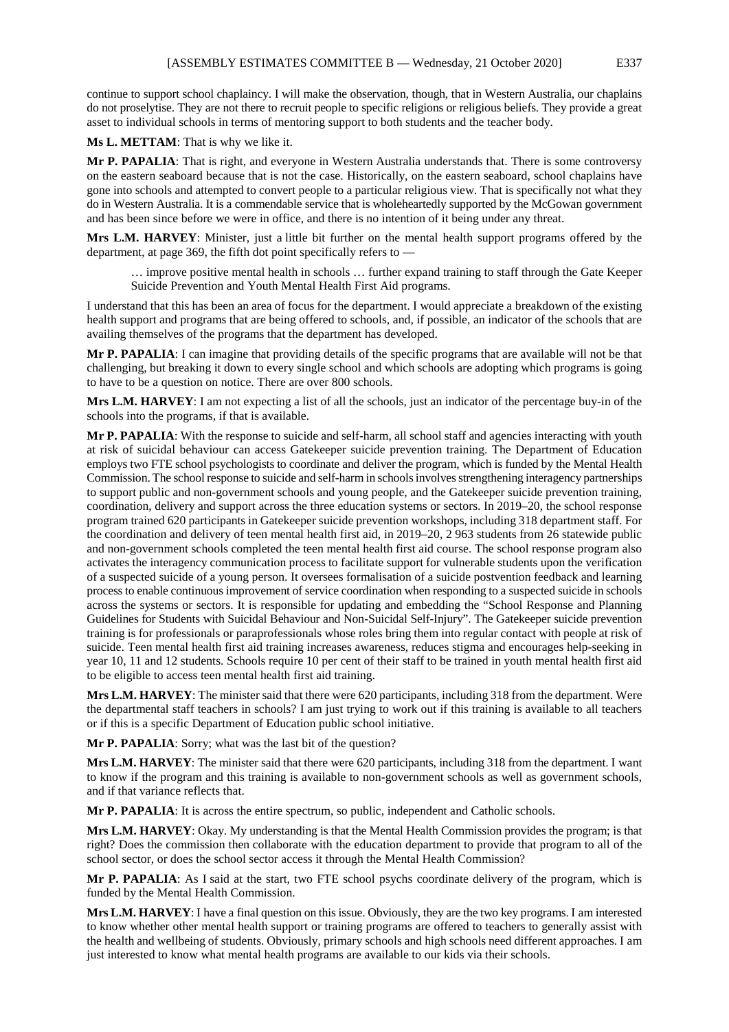continue to support school chaplaincy. I will make the observation, though, that in Western Australia, our chaplains do not proselytise. They are not there to recruit people to specific religions or religious beliefs. They provide a great asset to individual schools in terms of mentoring support to both students and the teacher body.

**Ms L. METTAM**: That is why we like it.

**Mr P. PAPALIA**: That is right, and everyone in Western Australia understands that. There is some controversy on the eastern seaboard because that is not the case. Historically, on the eastern seaboard, school chaplains have gone into schools and attempted to convert people to a particular religious view. That is specifically not what they do in Western Australia. It is a commendable service that is wholeheartedly supported by the McGowan government and has been since before we were in office, and there is no intention of it being under any threat.

**Mrs L.M. HARVEY**: Minister, just a little bit further on the mental health support programs offered by the department, at page 369, the fifth dot point specifically refers to —

> … improve positive mental health in schools … further expand training to staff through the Gate Keeper Suicide Prevention and Youth Mental Health First Aid programs.

I understand that this has been an area of focus for the department. I would appreciate a breakdown of the existing health support and programs that are being offered to schools, and, if possible, an indicator of the schools that are availing themselves of the programs that the department has developed.

**Mr P. PAPALIA**: I can imagine that providing details of the specific programs that are available will not be that challenging, but breaking it down to every single school and which schools are adopting which programs is going to have to be a question on notice. There are over 800 schools.

**Mrs L.M. HARVEY**: I am not expecting a list of all the schools, just an indicator of the percentage buy-in of the schools into the programs, if that is available.

**Mr P. PAPALIA**: With the response to suicide and self-harm, all school staff and agencies interacting with youth at risk of suicidal behaviour can access Gatekeeper suicide prevention training. The Department of Education employs two FTE school psychologists to coordinate and deliver the program, which is funded by the Mental Health Commission. The school response to suicide and self-harm in schools involves strengthening interagency partnerships to support public and non-government schools and young people, and the Gatekeeper suicide prevention training, coordination, delivery and support across the three education systems or sectors. In 2019–20, the school response program trained 620 participants in Gatekeeper suicide prevention workshops, including 318 department staff. For the coordination and delivery of teen mental health first aid, in 2019–20, 2 963 students from 26 statewide public and non-government schools completed the teen mental health first aid course. The school response program also activates the interagency communication process to facilitate support for vulnerable students upon the verification of a suspected suicide of a young person. It oversees formalisation of a suicide postvention feedback and learning process to enable continuous improvement of service coordination when responding to a suspected suicide in schools across the systems or sectors. It is responsible for updating and embedding the "School Response and Planning Guidelines for Students with Suicidal Behaviour and Non-Suicidal Self-Injury". The Gatekeeper suicide prevention training is for professionals or paraprofessionals whose roles bring them into regular contact with people at risk of suicide. Teen mental health first aid training increases awareness, reduces stigma and encourages help-seeking in year 10, 11 and 12 students. Schools require 10 per cent of their staff to be trained in youth mental health first aid to be eligible to access teen mental health first aid training.

**Mrs L.M. HARVEY**: The minister said that there were 620 participants, including 318 from the department. Were the departmental staff teachers in schools? I am just trying to work out if this training is available to all teachers or if this is a specific Department of Education public school initiative.

**Mr P. PAPALIA**: Sorry; what was the last bit of the question?

**Mrs L.M. HARVEY**: The minister said that there were 620 participants, including 318 from the department. I want to know if the program and this training is available to non-government schools as well as government schools, and if that variance reflects that.

**Mr P. PAPALIA**: It is across the entire spectrum, so public, independent and Catholic schools.

**Mrs L.M. HARVEY**: Okay. My understanding is that the Mental Health Commission provides the program; is that right? Does the commission then collaborate with the education department to provide that program to all of the school sector, or does the school sector access it through the Mental Health Commission?

**Mr P. PAPALIA**: As I said at the start, two FTE school psychs coordinate delivery of the program, which is funded by the Mental Health Commission.

**Mrs L.M. HARVEY**: I have a final question on this issue. Obviously, they are the two key programs. I am interested to know whether other mental health support or training programs are offered to teachers to generally assist with the health and wellbeing of students. Obviously, primary schools and high schools need different approaches. I am just interested to know what mental health programs are available to our kids via their schools.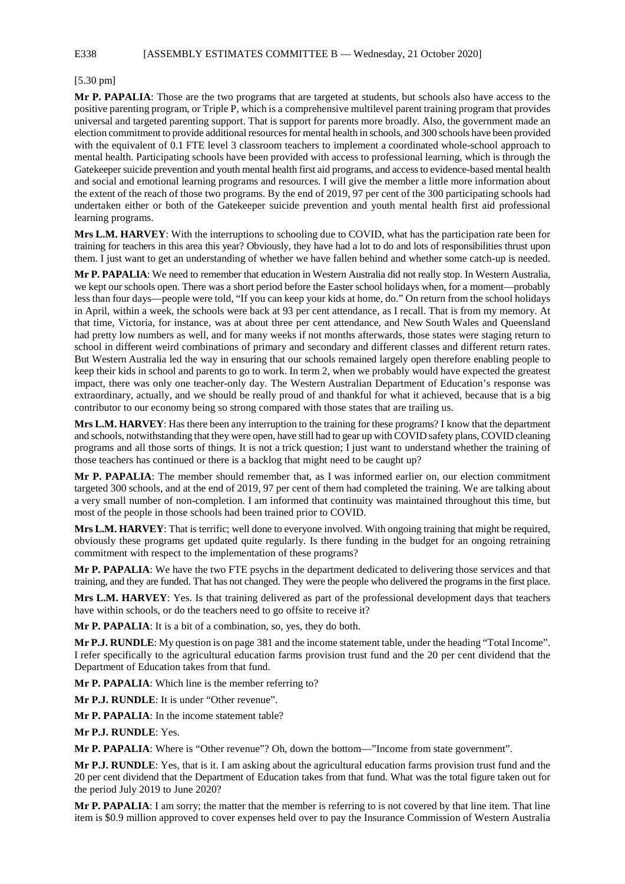[5.30 pm]

**Mr P. PAPALIA**: Those are the two programs that are targeted at students, but schools also have access to the positive parenting program, or Triple P, which is a comprehensive multilevel parent training program that provides universal and targeted parenting support. That is support for parents more broadly. Also, the government made an election commitment to provide additional resources for mental health in schools, and 300 schools have been provided with the equivalent of 0.1 FTE level 3 classroom teachers to implement a coordinated whole-school approach to mental health. Participating schools have been provided with access to professional learning, which is through the Gatekeeper suicide prevention and youth mental health first aid programs, and access to evidence-based mental health and social and emotional learning programs and resources. I will give the member a little more information about the extent of the reach of those two programs. By the end of 2019, 97 per cent of the 300 participating schools had undertaken either or both of the Gatekeeper suicide prevention and youth mental health first aid professional learning programs.

**Mrs L.M. HARVEY**: With the interruptions to schooling due to COVID, what has the participation rate been for training for teachers in this area this year? Obviously, they have had a lot to do and lots of responsibilities thrust upon them. I just want to get an understanding of whether we have fallen behind and whether some catch-up is needed.

**Mr P. PAPALIA**: We need to remember that education in Western Australia did not really stop. In Western Australia, we kept our schools open. There was a short period before the Easter school holidays when, for a moment—probably less than four days—people were told, "If you can keep your kids at home, do." On return from the school holidays in April, within a week, the schools were back at 93 per cent attendance, as I recall. That is from my memory. At that time, Victoria, for instance, was at about three per cent attendance, and New South Wales and Queensland had pretty low numbers as well, and for many weeks if not months afterwards, those states were staging return to school in different weird combinations of primary and secondary and different classes and different return rates. But Western Australia led the way in ensuring that our schools remained largely open therefore enabling people to keep their kids in school and parents to go to work. In term 2, when we probably would have expected the greatest impact, there was only one teacher-only day. The Western Australian Department of Education's response was extraordinary, actually, and we should be really proud of and thankful for what it achieved, because that is a big contributor to our economy being so strong compared with those states that are trailing us.

**Mrs L.M. HARVEY**: Has there been any interruption to the training for these programs? I know that the department and schools, notwithstanding that they were open, have still had to gear up with COVID safety plans, COVID cleaning programs and all those sorts of things. It is not a trick question; I just want to understand whether the training of those teachers has continued or there is a backlog that might need to be caught up?

**Mr P. PAPALIA**: The member should remember that, as I was informed earlier on, our election commitment targeted 300 schools, and at the end of 2019, 97 per cent of them had completed the training. We are talking about a very small number of non-completion. I am informed that continuity was maintained throughout this time, but most of the people in those schools had been trained prior to COVID.

**Mrs L.M. HARVEY**: That is terrific; well done to everyone involved. With ongoing training that might be required, obviously these programs get updated quite regularly. Is there funding in the budget for an ongoing retraining commitment with respect to the implementation of these programs?

**Mr P. PAPALIA**: We have the two FTE psychs in the department dedicated to delivering those services and that training, and they are funded. That has not changed. They were the people who delivered the programs in the first place.

**Mrs L.M. HARVEY**: Yes. Is that training delivered as part of the professional development days that teachers have within schools, or do the teachers need to go offsite to receive it?

**Mr P. PAPALIA**: It is a bit of a combination, so, yes, they do both.

**Mr P.J. RUNDLE**: My question is on page 381 and the income statement table, under the heading "Total Income". I refer specifically to the agricultural education farms provision trust fund and the 20 per cent dividend that the Department of Education takes from that fund.

**Mr P. PAPALIA**: Which line is the member referring to?

**Mr P.J. RUNDLE**: It is under "Other revenue".

**Mr P. PAPALIA**: In the income statement table?

**Mr P.J. RUNDLE**: Yes.

**Mr P. PAPALIA**: Where is "Other revenue"? Oh, down the bottom—"Income from state government".

**Mr P.J. RUNDLE**: Yes, that is it. I am asking about the agricultural education farms provision trust fund and the 20 per cent dividend that the Department of Education takes from that fund. What was the total figure taken out for the period July 2019 to June 2020?

**Mr P. PAPALIA**: I am sorry; the matter that the member is referring to is not covered by that line item. That line item is $0.9 million approved to cover expenses held over to pay the Insurance Commission of Western Australia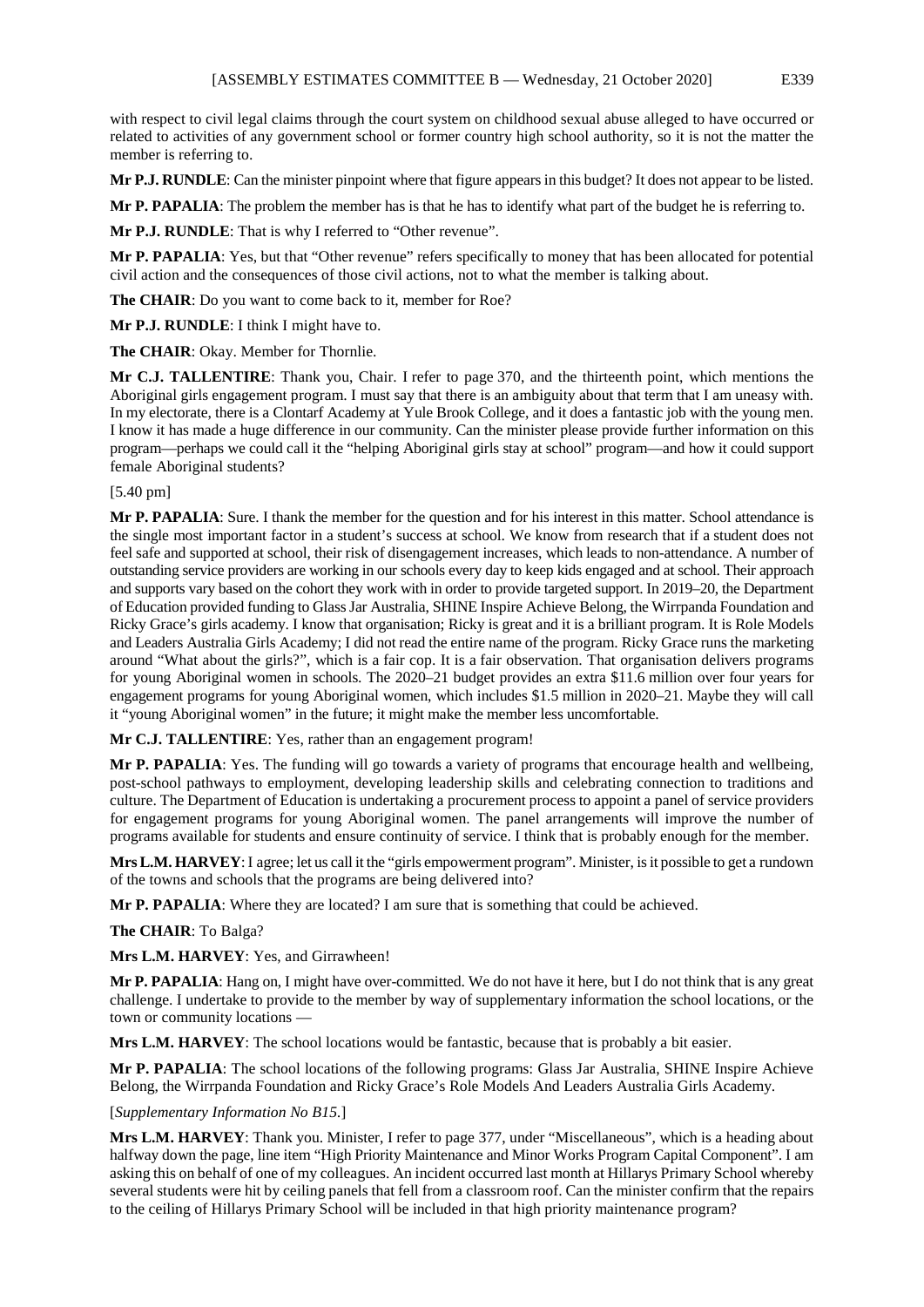with respect to civil legal claims through the court system on childhood sexual abuse alleged to have occurred or related to activities of any government school or former country high school authority, so it is not the matter the member is referring to.

**Mr P.J. RUNDLE**: Can the minister pinpoint where that figure appears in this budget? It does not appear to be listed.

**Mr P. PAPALIA**: The problem the member has is that he has to identify what part of the budget he is referring to.

**Mr P.J. RUNDLE**: That is why I referred to "Other revenue".

**Mr P. PAPALIA**: Yes, but that "Other revenue" refers specifically to money that has been allocated for potential civil action and the consequences of those civil actions, not to what the member is talking about.

**The CHAIR**: Do you want to come back to it, member for Roe?

**Mr P.J. RUNDLE**: I think I might have to.

**The CHAIR**: Okay. Member for Thornlie.

**Mr C.J. TALLENTIRE**: Thank you, Chair. I refer to page 370, and the thirteenth point, which mentions the Aboriginal girls engagement program. I must say that there is an ambiguity about that term that I am uneasy with. In my electorate, there is a Clontarf Academy at Yule Brook College, and it does a fantastic job with the young men. I know it has made a huge difference in our community. Can the minister please provide further information on this program—perhaps we could call it the "helping Aboriginal girls stay at school" program—and how it could support female Aboriginal students?

[5.40 pm]

**Mr P. PAPALIA**: Sure. I thank the member for the question and for his interest in this matter. School attendance is the single most important factor in a student's success at school. We know from research that if a student does not feel safe and supported at school, their risk of disengagement increases, which leads to non-attendance. A number of outstanding service providers are working in our schools every day to keep kids engaged and at school. Their approach and supports vary based on the cohort they work with in order to provide targeted support. In 2019–20, the Department of Education provided funding to Glass Jar Australia, SHINE Inspire Achieve Belong, the Wirrpanda Foundation and Ricky Grace's girls academy. I know that organisation; Ricky is great and it is a brilliant program. It is Role Models and Leaders Australia Girls Academy; I did not read the entire name of the program. Ricky Grace runs the marketing around "What about the girls?", which is a fair cop. It is a fair observation. That organisation delivers programs for young Aboriginal women in schools. The 2020–21 budget provides an extra $11.6 million over four years for engagement programs for young Aboriginal women, which includes $1.5 million in 2020–21. Maybe they will call it "young Aboriginal women" in the future; it might make the member less uncomfortable.

**Mr C.J. TALLENTIRE**: Yes, rather than an engagement program!

**Mr P. PAPALIA**: Yes. The funding will go towards a variety of programs that encourage health and wellbeing, post-school pathways to employment, developing leadership skills and celebrating connection to traditions and culture. The Department of Education is undertaking a procurement process to appoint a panel of service providers for engagement programs for young Aboriginal women. The panel arrangements will improve the number of programs available for students and ensure continuity of service. I think that is probably enough for the member.

**Mrs L.M. HARVEY**: I agree; let us call it the "girls empowerment program". Minister, is it possible to get a rundown of the towns and schools that the programs are being delivered into?

**Mr P. PAPALIA**: Where they are located? I am sure that is something that could be achieved.

**The CHAIR**: To Balga?

**Mrs L.M. HARVEY**: Yes, and Girrawheen!

**Mr P. PAPALIA**: Hang on, I might have over-committed. We do not have it here, but I do not think that is any great challenge. I undertake to provide to the member by way of supplementary information the school locations, or the town or community locations —

**Mrs L.M. HARVEY**: The school locations would be fantastic, because that is probably a bit easier.

**Mr P. PAPALIA**: The school locations of the following programs: Glass Jar Australia, SHINE Inspire Achieve Belong, the Wirrpanda Foundation and Ricky Grace's Role Models And Leaders Australia Girls Academy.

[*Supplementary Information No B15.*]

**Mrs L.M. HARVEY**: Thank you. Minister, I refer to page 377, under "Miscellaneous", which is a heading about halfway down the page, line item "High Priority Maintenance and Minor Works Program Capital Component". I am asking this on behalf of one of my colleagues. An incident occurred last month at Hillarys Primary School whereby several students were hit by ceiling panels that fell from a classroom roof. Can the minister confirm that the repairs to the ceiling of Hillarys Primary School will be included in that high priority maintenance program?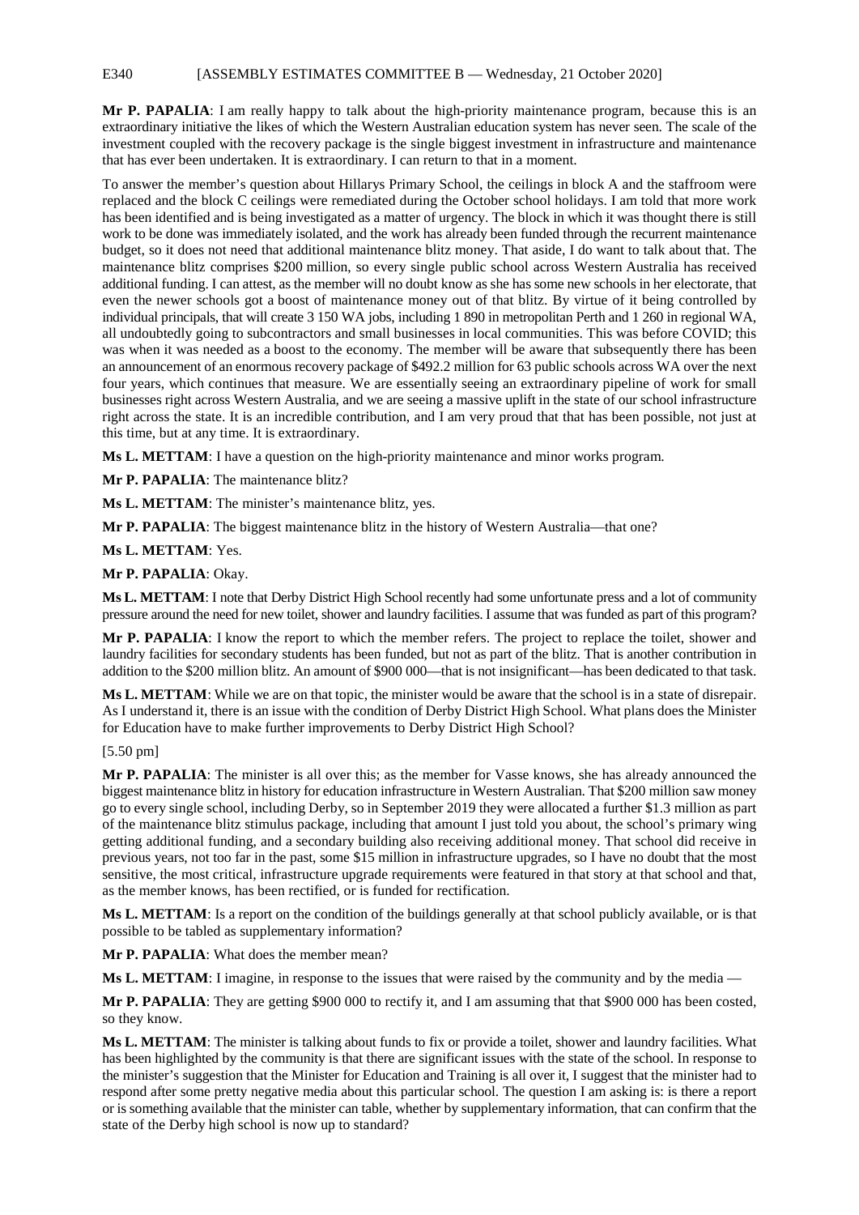**Mr P. PAPALIA**: I am really happy to talk about the high-priority maintenance program, because this is an extraordinary initiative the likes of which the Western Australian education system has never seen. The scale of the investment coupled with the recovery package is the single biggest investment in infrastructure and maintenance that has ever been undertaken. It is extraordinary. I can return to that in a moment.

To answer the member's question about Hillarys Primary School, the ceilings in block A and the staffroom were replaced and the block C ceilings were remediated during the October school holidays. I am told that more work has been identified and is being investigated as a matter of urgency. The block in which it was thought there is still work to be done was immediately isolated, and the work has already been funded through the recurrent maintenance budget, so it does not need that additional maintenance blitz money. That aside, I do want to talk about that. The maintenance blitz comprises $200 million, so every single public school across Western Australia has received additional funding. I can attest, as the member will no doubt know as she has some new schools in her electorate, that even the newer schools got a boost of maintenance money out of that blitz. By virtue of it being controlled by individual principals, that will create 3 150 WA jobs, including 1 890 in metropolitan Perth and 1 260 in regional WA, all undoubtedly going to subcontractors and small businesses in local communities. This was before COVID; this was when it was needed as a boost to the economy. The member will be aware that subsequently there has been an announcement of an enormous recovery package of $492.2 million for 63 public schools across WA over the next four years, which continues that measure. We are essentially seeing an extraordinary pipeline of work for small businesses right across Western Australia, and we are seeing a massive uplift in the state of our school infrastructure right across the state. It is an incredible contribution, and I am very proud that that has been possible, not just at this time, but at any time. It is extraordinary.

**Ms L. METTAM**: I have a question on the high-priority maintenance and minor works program.

**Mr P. PAPALIA**: The maintenance blitz?

**Ms L. METTAM**: The minister's maintenance blitz, yes.

**Mr P. PAPALIA**: The biggest maintenance blitz in the history of Western Australia—that one?

**Ms L. METTAM**: Yes.

**Mr P. PAPALIA**: Okay.

**Ms L. METTAM**: I note that Derby District High School recently had some unfortunate press and a lot of community pressure around the need for new toilet, shower and laundry facilities. I assume that was funded as part of this program?

**Mr P. PAPALIA**: I know the report to which the member refers. The project to replace the toilet, shower and laundry facilities for secondary students has been funded, but not as part of the blitz. That is another contribution in addition to the $200 million blitz. An amount of $900 000—that is not insignificant—has been dedicated to that task.

**Ms L. METTAM**: While we are on that topic, the minister would be aware that the school is in a state of disrepair. As I understand it, there is an issue with the condition of Derby District High School. What plans does the Minister for Education have to make further improvements to Derby District High School?

[5.50 pm]

**Mr P. PAPALIA**: The minister is all over this; as the member for Vasse knows, she has already announced the biggest maintenance blitz in history for education infrastructure in Western Australian. That $200 million saw money go to every single school, including Derby, so in September 2019 they were allocated a further $1.3 million as part of the maintenance blitz stimulus package, including that amount I just told you about, the school's primary wing getting additional funding, and a secondary building also receiving additional money. That school did receive in previous years, not too far in the past, some $15 million in infrastructure upgrades, so I have no doubt that the most sensitive, the most critical, infrastructure upgrade requirements were featured in that story at that school and that, as the member knows, has been rectified, or is funded for rectification.

**Ms L. METTAM**: Is a report on the condition of the buildings generally at that school publicly available, or is that possible to be tabled as supplementary information?

**Mr P. PAPALIA**: What does the member mean?

**Ms L. METTAM**: I imagine, in response to the issues that were raised by the community and by the media —

**Mr P. PAPALIA**: They are getting $900 000 to rectify it, and I am assuming that that $900 000 has been costed, so they know.

**Ms L. METTAM**: The minister is talking about funds to fix or provide a toilet, shower and laundry facilities. What has been highlighted by the community is that there are significant issues with the state of the school. In response to the minister's suggestion that the Minister for Education and Training is all over it, I suggest that the minister had to respond after some pretty negative media about this particular school. The question I am asking is: is there a report or is something available that the minister can table, whether by supplementary information, that can confirm that the state of the Derby high school is now up to standard?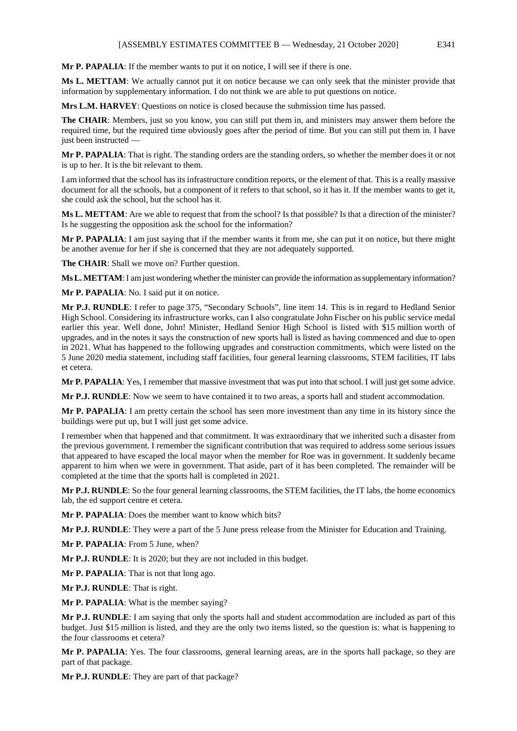**Mr P. PAPALIA**: If the member wants to put it on notice, I will see if there is one.

**Ms L. METTAM**: We actually cannot put it on notice because we can only seek that the minister provide that information by supplementary information. I do not think we are able to put questions on notice.

**Mrs L.M. HARVEY**: Questions on notice is closed because the submission time has passed.

**The CHAIR**: Members, just so you know, you can still put them in, and ministers may answer them before the required time, but the required time obviously goes after the period of time. But you can still put them in. I have just been instructed —

**Mr P. PAPALIA**: That is right. The standing orders are the standing orders, so whether the member does it or not is up to her. It is the bit relevant to them.

I am informed that the school has its infrastructure condition reports, or the element of that. This is a really massive document for all the schools, but a component of it refers to that school, so it has it. If the member wants to get it, she could ask the school, but the school has it.

**Ms L. METTAM**: Are we able to request that from the school? Is that possible? Is that a direction of the minister? Is he suggesting the opposition ask the school for the information?

**Mr P. PAPALIA**: I am just saying that if the member wants it from me, she can put it on notice, but there might be another avenue for her if she is concerned that they are not adequately supported.

**The CHAIR**: Shall we move on? Further question.

**Ms L. METTAM**: I am just wondering whether the minister can provide the information as supplementary information?

**Mr P. PAPALIA**: No. I said put it on notice.

**Mr P.J. RUNDLE**: I refer to page 375, "Secondary Schools", line item 14. This is in regard to Hedland Senior High School. Considering its infrastructure works, can I also congratulate John Fischer on his public service medal earlier this year. Well done, John! Minister, Hedland Senior High School is listed with $15 million worth of upgrades, and in the notes it says the construction of new sports hall is listed as having commenced and due to open in 2021. What has happened to the following upgrades and construction commitments, which were listed on the 5 June 2020 media statement, including staff facilities, four general learning classrooms, STEM facilities, IT labs et cetera.

**Mr P. PAPALIA**: Yes, I remember that massive investment that was put into that school. I will just get some advice.

**Mr P.J. RUNDLE**: Now we seem to have contained it to two areas, a sports hall and student accommodation.

**Mr P. PAPALIA**: I am pretty certain the school has seen more investment than any time in its history since the buildings were put up, but I will just get some advice.

I remember when that happened and that commitment. It was extraordinary that we inherited such a disaster from the previous government. I remember the significant contribution that was required to address some serious issues that appeared to have escaped the local mayor when the member for Roe was in government. It suddenly became apparent to him when we were in government. That aside, part of it has been completed. The remainder will be completed at the time that the sports hall is completed in 2021.

**Mr P.J. RUNDLE**: So the four general learning classrooms, the STEM facilities, the IT labs, the home economics lab, the ed support centre et cetera.

**Mr P. PAPALIA**: Does the member want to know which bits?

**Mr P.J. RUNDLE**: They were a part of the 5 June press release from the Minister for Education and Training.

**Mr P. PAPALIA**: From 5 June, when?

**Mr P.J. RUNDLE**: It is 2020; but they are not included in this budget.

**Mr P. PAPALIA**: That is not that long ago.

**Mr P.J. RUNDLE**: That is right.

**Mr P. PAPALIA**: What is the member saying?

**Mr P.J. RUNDLE**: I am saying that only the sports hall and student accommodation are included as part of this budget. Just $15 million is listed, and they are the only two items listed, so the question is: what is happening to the four classrooms et cetera?

**Mr P. PAPALIA**: Yes. The four classrooms, general learning areas, are in the sports hall package, so they are part of that package.

**Mr P.J. RUNDLE**: They are part of that package?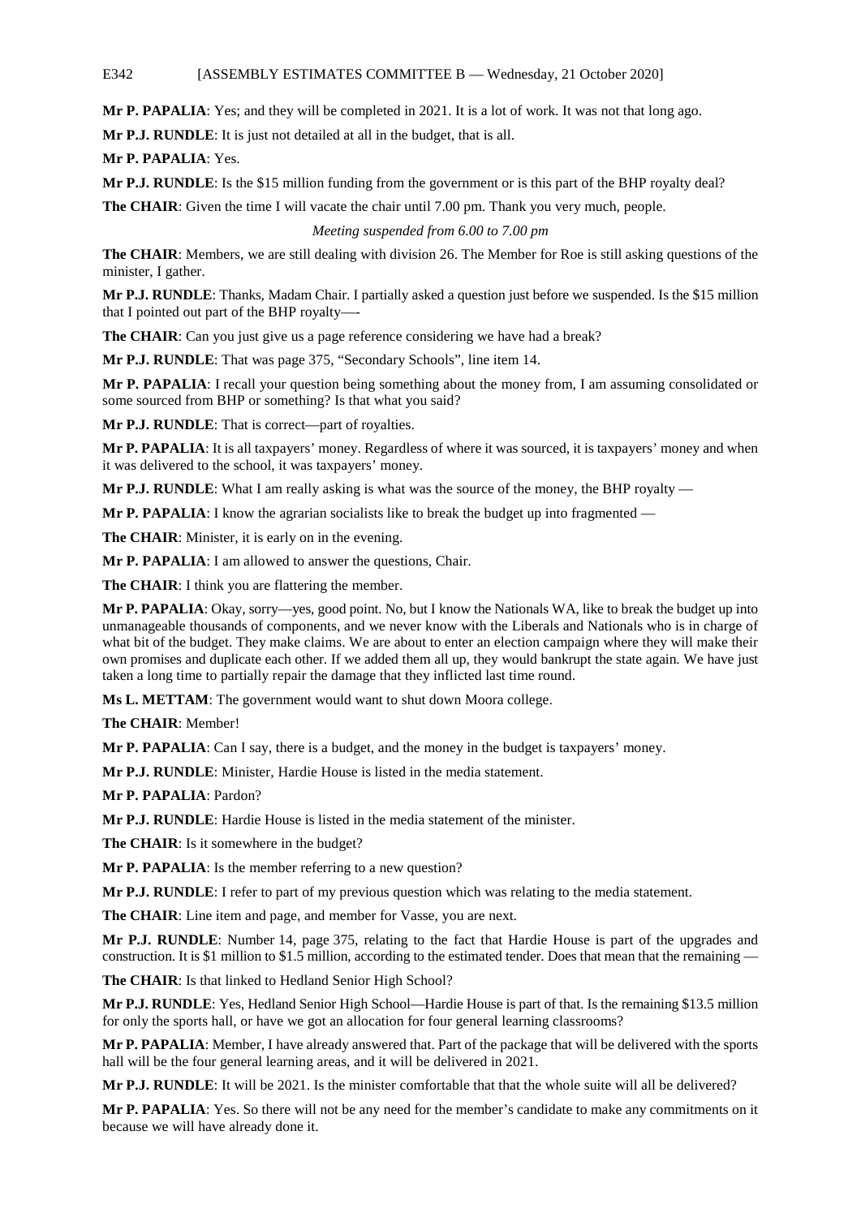**Mr P. PAPALIA**: Yes; and they will be completed in 2021. It is a lot of work. It was not that long ago.

**Mr P.J. RUNDLE**: It is just not detailed at all in the budget, that is all.

**Mr P. PAPALIA**: Yes.

**Mr P.J. RUNDLE**: Is the $15 million funding from the government or is this part of the BHP royalty deal?

**The CHAIR**: Given the time I will vacate the chair until 7.00 pm. Thank you very much, people.

*Meeting suspended from 6.00 to 7.00 pm*

**The CHAIR**: Members, we are still dealing with division 26. The Member for Roe is still asking questions of the minister, I gather.

**Mr P.J. RUNDLE**: Thanks, Madam Chair. I partially asked a question just before we suspended. Is the $15 million that I pointed out part of the BHP royalty—-

**The CHAIR**: Can you just give us a page reference considering we have had a break?

**Mr P.J. RUNDLE**: That was page 375, "Secondary Schools", line item 14.

**Mr P. PAPALIA**: I recall your question being something about the money from, I am assuming consolidated or some sourced from BHP or something? Is that what you said?

**Mr P.J. RUNDLE**: That is correct—part of royalties.

**Mr P. PAPALIA**: It is all taxpayers' money. Regardless of where it was sourced, it is taxpayers' money and when it was delivered to the school, it was taxpayers' money.

**Mr P.J. RUNDLE**: What I am really asking is what was the source of the money, the BHP royalty —

**Mr P. PAPALIA**: I know the agrarian socialists like to break the budget up into fragmented —

**The CHAIR**: Minister, it is early on in the evening.

**Mr P. PAPALIA**: I am allowed to answer the questions, Chair.

**The CHAIR**: I think you are flattering the member.

**Mr P. PAPALIA**: Okay, sorry—yes, good point. No, but I know the Nationals WA, like to break the budget up into unmanageable thousands of components, and we never know with the Liberals and Nationals who is in charge of what bit of the budget. They make claims. We are about to enter an election campaign where they will make their own promises and duplicate each other. If we added them all up, they would bankrupt the state again. We have just taken a long time to partially repair the damage that they inflicted last time round.

**Ms L. METTAM**: The government would want to shut down Moora college.

**The CHAIR**: Member!

**Mr P. PAPALIA**: Can I say, there is a budget, and the money in the budget is taxpayers' money.

**Mr P.J. RUNDLE**: Minister, Hardie House is listed in the media statement.

**Mr P. PAPALIA**: Pardon?

**Mr P.J. RUNDLE**: Hardie House is listed in the media statement of the minister.

**The CHAIR**: Is it somewhere in the budget?

**Mr P. PAPALIA**: Is the member referring to a new question?

**Mr P.J. RUNDLE**: I refer to part of my previous question which was relating to the media statement.

**The CHAIR**: Line item and page, and member for Vasse, you are next.

**Mr P.J. RUNDLE**: Number 14, page 375, relating to the fact that Hardie House is part of the upgrades and construction. It is $1 million to $1.5 million, according to the estimated tender. Does that mean that the remaining —

**The CHAIR**: Is that linked to Hedland Senior High School?

**Mr P.J. RUNDLE**: Yes, Hedland Senior High School—Hardie House is part of that. Is the remaining $13.5 million for only the sports hall, or have we got an allocation for four general learning classrooms?

**Mr P. PAPALIA**: Member, I have already answered that. Part of the package that will be delivered with the sports hall will be the four general learning areas, and it will be delivered in 2021.

**Mr P.J. RUNDLE**: It will be 2021. Is the minister comfortable that that the whole suite will all be delivered?

**Mr P. PAPALIA**: Yes. So there will not be any need for the member's candidate to make any commitments on it because we will have already done it.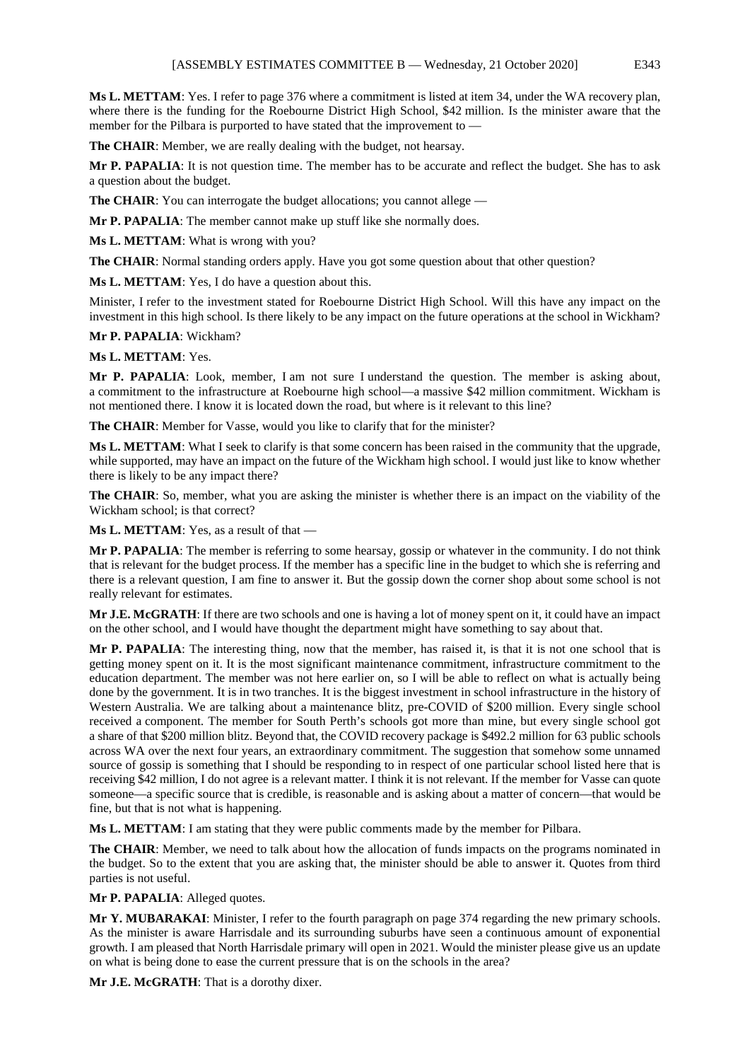**Ms L. METTAM**: Yes. I refer to page 376 where a commitment is listed at item 34, under the WA recovery plan, where there is the funding for the Roebourne District High School, $42 million. Is the minister aware that the member for the Pilbara is purported to have stated that the improvement to —

**The CHAIR**: Member, we are really dealing with the budget, not hearsay.

**Mr P. PAPALIA**: It is not question time. The member has to be accurate and reflect the budget. She has to ask a question about the budget.

**The CHAIR**: You can interrogate the budget allocations; you cannot allege —

**Mr P. PAPALIA**: The member cannot make up stuff like she normally does.

**Ms L. METTAM**: What is wrong with you?

**The CHAIR**: Normal standing orders apply. Have you got some question about that other question?

**Ms L. METTAM**: Yes, I do have a question about this.

Minister, I refer to the investment stated for Roebourne District High School. Will this have any impact on the investment in this high school. Is there likely to be any impact on the future operations at the school in Wickham?

**Mr P. PAPALIA**: Wickham?

**Ms L. METTAM**: Yes.

**Mr P. PAPALIA**: Look, member, I am not sure I understand the question. The member is asking about, a commitment to the infrastructure at Roebourne high school—a massive $42 million commitment. Wickham is not mentioned there. I know it is located down the road, but where is it relevant to this line?

**The CHAIR**: Member for Vasse, would you like to clarify that for the minister?

**Ms L. METTAM**: What I seek to clarify is that some concern has been raised in the community that the upgrade, while supported, may have an impact on the future of the Wickham high school. I would just like to know whether there is likely to be any impact there?

**The CHAIR**: So, member, what you are asking the minister is whether there is an impact on the viability of the Wickham school; is that correct?

**Ms L. METTAM**: Yes, as a result of that —

**Mr P. PAPALIA**: The member is referring to some hearsay, gossip or whatever in the community. I do not think that is relevant for the budget process. If the member has a specific line in the budget to which she is referring and there is a relevant question, I am fine to answer it. But the gossip down the corner shop about some school is not really relevant for estimates.

**Mr J.E. McGRATH**: If there are two schools and one is having a lot of money spent on it, it could have an impact on the other school, and I would have thought the department might have something to say about that.

**Mr P. PAPALIA**: The interesting thing, now that the member, has raised it, is that it is not one school that is getting money spent on it. It is the most significant maintenance commitment, infrastructure commitment to the education department. The member was not here earlier on, so I will be able to reflect on what is actually being done by the government. It is in two tranches. It is the biggest investment in school infrastructure in the history of Western Australia. We are talking about a maintenance blitz, pre-COVID of $200 million. Every single school received a component. The member for South Perth's schools got more than mine, but every single school got a share of that $200 million blitz. Beyond that, the COVID recovery package is $492.2 million for 63 public schools across WA over the next four years, an extraordinary commitment. The suggestion that somehow some unnamed source of gossip is something that I should be responding to in respect of one particular school listed here that is receiving $42 million, I do not agree is a relevant matter. I think it is not relevant. If the member for Vasse can quote someone—a specific source that is credible, is reasonable and is asking about a matter of concern—that would be fine, but that is not what is happening.

**Ms L. METTAM**: I am stating that they were public comments made by the member for Pilbara.

**The CHAIR**: Member, we need to talk about how the allocation of funds impacts on the programs nominated in the budget. So to the extent that you are asking that, the minister should be able to answer it. Quotes from third parties is not useful.

**Mr P. PAPALIA**: Alleged quotes.

**Mr Y. MUBARAKAI**: Minister, I refer to the fourth paragraph on page 374 regarding the new primary schools. As the minister is aware Harrisdale and its surrounding suburbs have seen a continuous amount of exponential growth. I am pleased that North Harrisdale primary will open in 2021. Would the minister please give us an update on what is being done to ease the current pressure that is on the schools in the area?

**Mr J.E. McGRATH**: That is a dorothy dixer.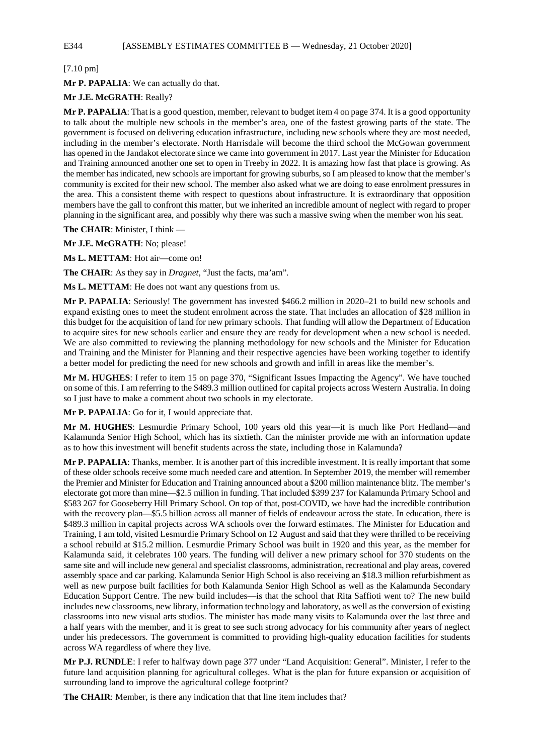[7.10 pm]

**Mr P. PAPALIA**: We can actually do that.

**Mr J.E. McGRATH**: Really?

**Mr P. PAPALIA**: That is a good question, member, relevant to budget item 4 on page 374. It is a good opportunity to talk about the multiple new schools in the member's area, one of the fastest growing parts of the state. The government is focused on delivering education infrastructure, including new schools where they are most needed, including in the member's electorate. North Harrisdale will become the third school the McGowan government has opened in the Jandakot electorate since we came into government in 2017. Last year the Minister for Education and Training announced another one set to open in Treeby in 2022. It is amazing how fast that place is growing. As the member has indicated, new schools are important for growing suburbs, so I am pleased to know that the member's community is excited for their new school. The member also asked what we are doing to ease enrolment pressures in the area. This a consistent theme with respect to questions about infrastructure. It is extraordinary that opposition members have the gall to confront this matter, but we inherited an incredible amount of neglect with regard to proper planning in the significant area, and possibly why there was such a massive swing when the member won his seat.

**The CHAIR**: Minister, I think —

**Mr J.E. McGRATH**: No; please!

**Ms L. METTAM**: Hot air—come on!

**The CHAIR**: As they say in *Dragnet*, "Just the facts, ma'am".

**Ms L. METTAM**: He does not want any questions from us.

**Mr P. PAPALIA**: Seriously! The government has invested $466.2 million in 2020–21 to build new schools and expand existing ones to meet the student enrolment across the state. That includes an allocation of $28 million in this budget for the acquisition of land for new primary schools. That funding will allow the Department of Education to acquire sites for new schools earlier and ensure they are ready for development when a new school is needed. We are also committed to reviewing the planning methodology for new schools and the Minister for Education and Training and the Minister for Planning and their respective agencies have been working together to identify a better model for predicting the need for new schools and growth and infill in areas like the member's.

**Mr M. HUGHES**: I refer to item 15 on page 370, "Significant Issues Impacting the Agency". We have touched on some of this. I am referring to the $489.3 million outlined for capital projects across Western Australia. In doing so I just have to make a comment about two schools in my electorate.

**Mr P. PAPALIA**: Go for it, I would appreciate that.

**Mr M. HUGHES**: Lesmurdie Primary School, 100 years old this year—it is much like Port Hedland—and Kalamunda Senior High School, which has its sixtieth. Can the minister provide me with an information update as to how this investment will benefit students across the state, including those in Kalamunda?

**Mr P. PAPALIA**: Thanks, member. It is another part of this incredible investment. It is really important that some of these older schools receive some much needed care and attention. In September 2019, the member will remember the Premier and Minister for Education and Training announced about a $200 million maintenance blitz. The member's electorate got more than mine—$2.5 million in funding. That included $399 237 for Kalamunda Primary School and $583 267 for Gooseberry Hill Primary School. On top of that, post-COVID, we have had the incredible contribution with the recovery plan—$5.5 billion across all manner of fields of endeavour across the state. In education, there is $489.3 million in capital projects across WA schools over the forward estimates. The Minister for Education and Training, I am told, visited Lesmurdie Primary School on 12 August and said that they were thrilled to be receiving a school rebuild at $15.2 million. Lesmurdie Primary School was built in 1920 and this year, as the member for Kalamunda said, it celebrates 100 years. The funding will deliver a new primary school for 370 students on the same site and will include new general and specialist classrooms, administration, recreational and play areas, covered assembly space and car parking. Kalamunda Senior High School is also receiving an $18.3 million refurbishment as well as new purpose built facilities for both Kalamunda Senior High School as well as the Kalamunda Secondary Education Support Centre. The new build includes—is that the school that Rita Saffioti went to? The new build includes new classrooms, new library, information technology and laboratory, as well as the conversion of existing classrooms into new visual arts studios. The minister has made many visits to Kalamunda over the last three and a half years with the member, and it is great to see such strong advocacy for his community after years of neglect under his predecessors. The government is committed to providing high-quality education facilities for students across WA regardless of where they live.

**Mr P.J. RUNDLE**: I refer to halfway down page 377 under "Land Acquisition: General". Minister, I refer to the future land acquisition planning for agricultural colleges. What is the plan for future expansion or acquisition of surrounding land to improve the agricultural college footprint?

**The CHAIR**: Member, is there any indication that that line item includes that?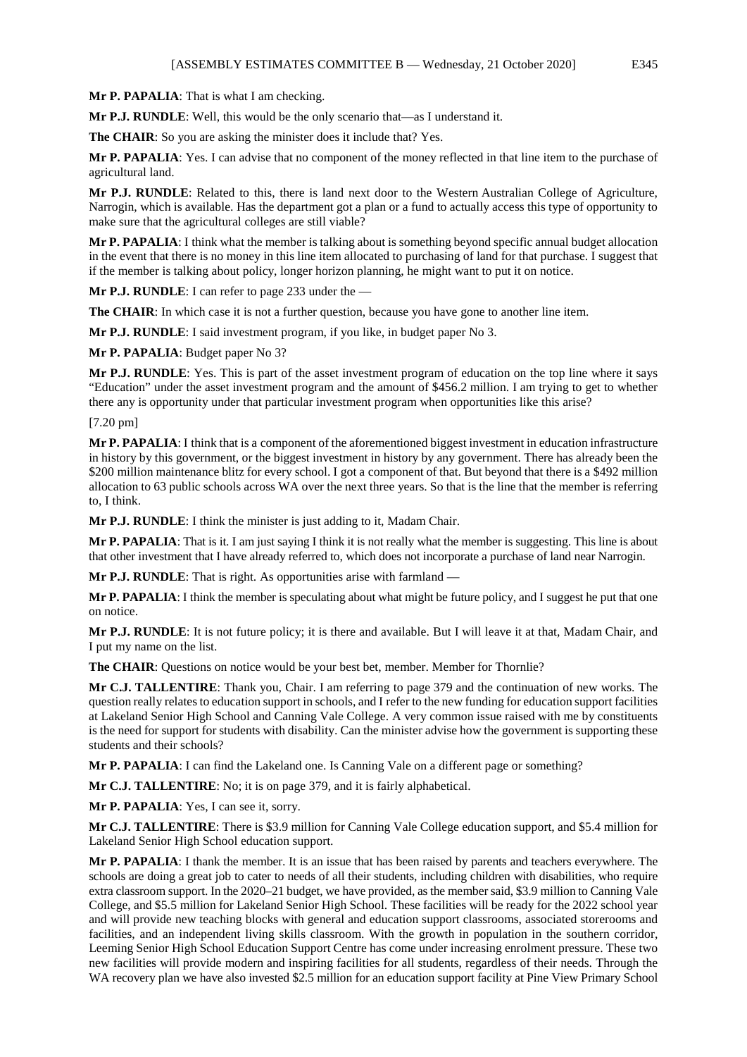**Mr P. PAPALIA**: That is what I am checking.

**Mr P.J. RUNDLE**: Well, this would be the only scenario that—as I understand it.

**The CHAIR**: So you are asking the minister does it include that? Yes.

**Mr P. PAPALIA**: Yes. I can advise that no component of the money reflected in that line item to the purchase of agricultural land.

**Mr P.J. RUNDLE**: Related to this, there is land next door to the Western Australian College of Agriculture, Narrogin, which is available. Has the department got a plan or a fund to actually access this type of opportunity to make sure that the agricultural colleges are still viable?

**Mr P. PAPALIA**: I think what the member is talking about is something beyond specific annual budget allocation in the event that there is no money in this line item allocated to purchasing of land for that purchase. I suggest that if the member is talking about policy, longer horizon planning, he might want to put it on notice.

**Mr P.J. RUNDLE**: I can refer to page 233 under the —

**The CHAIR**: In which case it is not a further question, because you have gone to another line item.

**Mr P.J. RUNDLE**: I said investment program, if you like, in budget paper No 3.

**Mr P. PAPALIA**: Budget paper No 3?

**Mr P.J. RUNDLE**: Yes. This is part of the asset investment program of education on the top line where it says "Education" under the asset investment program and the amount of $456.2 million. I am trying to get to whether there any is opportunity under that particular investment program when opportunities like this arise?

[7.20 pm]

**Mr P. PAPALIA**: I think that is a component of the aforementioned biggest investment in education infrastructure in history by this government, or the biggest investment in history by any government. There has already been the $200 million maintenance blitz for every school. I got a component of that. But beyond that there is a $492 million allocation to 63 public schools across WA over the next three years. So that is the line that the member is referring to, I think.

**Mr P.J. RUNDLE**: I think the minister is just adding to it, Madam Chair.

**Mr P. PAPALIA**: That is it. I am just saying I think it is not really what the member is suggesting. This line is about that other investment that I have already referred to, which does not incorporate a purchase of land near Narrogin.

**Mr P.J. RUNDLE**: That is right. As opportunities arise with farmland —

**Mr P. PAPALIA**: I think the member is speculating about what might be future policy, and I suggest he put that one on notice.

**Mr P.J. RUNDLE**: It is not future policy; it is there and available. But I will leave it at that, Madam Chair, and I put my name on the list.

**The CHAIR**: Questions on notice would be your best bet, member. Member for Thornlie?

**Mr C.J. TALLENTIRE**: Thank you, Chair. I am referring to page 379 and the continuation of new works. The question really relates to education support in schools, and I refer to the new funding for education support facilities at Lakeland Senior High School and Canning Vale College. A very common issue raised with me by constituents is the need for support for students with disability. Can the minister advise how the government is supporting these students and their schools?

**Mr P. PAPALIA**: I can find the Lakeland one. Is Canning Vale on a different page or something?

**Mr C.J. TALLENTIRE**: No; it is on page 379, and it is fairly alphabetical.

**Mr P. PAPALIA**: Yes, I can see it, sorry.

**Mr C.J. TALLENTIRE**: There is $3.9 million for Canning Vale College education support, and $5.4 million for Lakeland Senior High School education support.

**Mr P. PAPALIA**: I thank the member. It is an issue that has been raised by parents and teachers everywhere. The schools are doing a great job to cater to needs of all their students, including children with disabilities, who require extra classroom support. In the 2020–21 budget, we have provided, as the member said, $3.9 million to Canning Vale College, and $5.5 million for Lakeland Senior High School. These facilities will be ready for the 2022 school year and will provide new teaching blocks with general and education support classrooms, associated storerooms and facilities, and an independent living skills classroom. With the growth in population in the southern corridor, Leeming Senior High School Education Support Centre has come under increasing enrolment pressure. These two new facilities will provide modern and inspiring facilities for all students, regardless of their needs. Through the WA recovery plan we have also invested $2.5 million for an education support facility at Pine View Primary School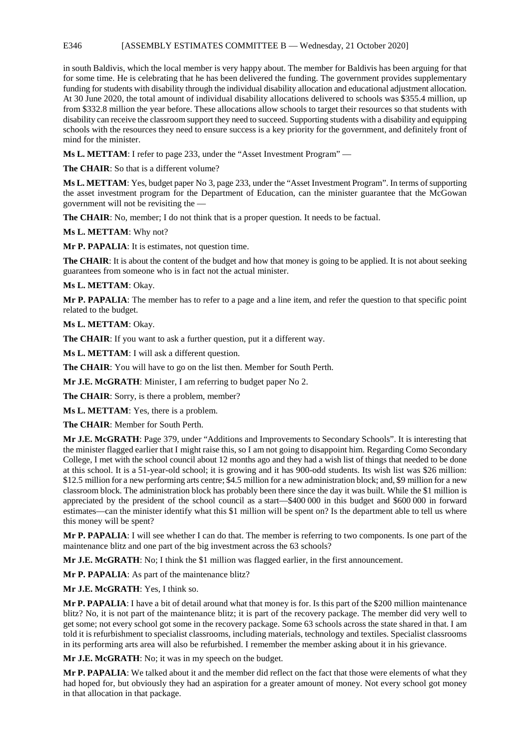in south Baldivis, which the local member is very happy about. The member for Baldivis has been arguing for that for some time. He is celebrating that he has been delivered the funding. The government provides supplementary funding for students with disability through the individual disability allocation and educational adjustment allocation. At 30 June 2020, the total amount of individual disability allocations delivered to schools was $355.4 million, up from $332.8 million the year before. These allocations allow schools to target their resources so that students with disability can receive the classroom support they need to succeed. Supporting students with a disability and equipping schools with the resources they need to ensure success is a key priority for the government, and definitely front of mind for the minister.

**Ms L. METTAM**: I refer to page 233, under the "Asset Investment Program" —

**The CHAIR**: So that is a different volume?

**Ms L. METTAM**: Yes, budget paper No 3, page 233, under the "Asset Investment Program". In terms of supporting the asset investment program for the Department of Education, can the minister guarantee that the McGowan government will not be revisiting the —

**The CHAIR**: No, member; I do not think that is a proper question. It needs to be factual.

**Ms L. METTAM**: Why not?

**Mr P. PAPALIA**: It is estimates, not question time.

**The CHAIR**: It is about the content of the budget and how that money is going to be applied. It is not about seeking guarantees from someone who is in fact not the actual minister.

**Ms L. METTAM**: Okay.

**Mr P. PAPALIA**: The member has to refer to a page and a line item, and refer the question to that specific point related to the budget.

**Ms L. METTAM**: Okay.

**The CHAIR**: If you want to ask a further question, put it a different way.

**Ms L. METTAM**: I will ask a different question.

**The CHAIR**: You will have to go on the list then. Member for South Perth.

**Mr J.E. McGRATH**: Minister, I am referring to budget paper No 2.

**The CHAIR**: Sorry, is there a problem, member?

**Ms L. METTAM**: Yes, there is a problem.

**The CHAIR**: Member for South Perth.

**Mr J.E. McGRATH**: Page 379, under "Additions and Improvements to Secondary Schools". It is interesting that the minister flagged earlier that I might raise this, so I am not going to disappoint him. Regarding Como Secondary College, I met with the school council about 12 months ago and they had a wish list of things that needed to be done at this school. It is a 51-year-old school; it is growing and it has 900-odd students. Its wish list was $26 million: $12.5 million for a new performing arts centre; $4.5 million for a new administration block; and, $9 million for a new classroom block. The administration block has probably been there since the day it was built. While the $1 million is appreciated by the president of the school council as a start—$400 000 in this budget and $600 000 in forward estimates—can the minister identify what this $1 million will be spent on? Is the department able to tell us where this money will be spent?

**Mr P. PAPALIA**: I will see whether I can do that. The member is referring to two components. Is one part of the maintenance blitz and one part of the big investment across the 63 schools?

**Mr J.E. McGRATH**: No; I think the $1 million was flagged earlier, in the first announcement.

**Mr P. PAPALIA**: As part of the maintenance blitz?

**Mr J.E. McGRATH**: Yes, I think so.

**Mr P. PAPALIA**: I have a bit of detail around what that money is for. Is this part of the $200 million maintenance blitz? No, it is not part of the maintenance blitz; it is part of the recovery package. The member did very well to get some; not every school got some in the recovery package. Some 63 schools across the state shared in that. I am told it is refurbishment to specialist classrooms, including materials, technology and textiles. Specialist classrooms in its performing arts area will also be refurbished. I remember the member asking about it in his grievance.

**Mr J.E. McGRATH**: No; it was in my speech on the budget.

**Mr P. PAPALIA**: We talked about it and the member did reflect on the fact that those were elements of what they had hoped for, but obviously they had an aspiration for a greater amount of money. Not every school got money in that allocation in that package.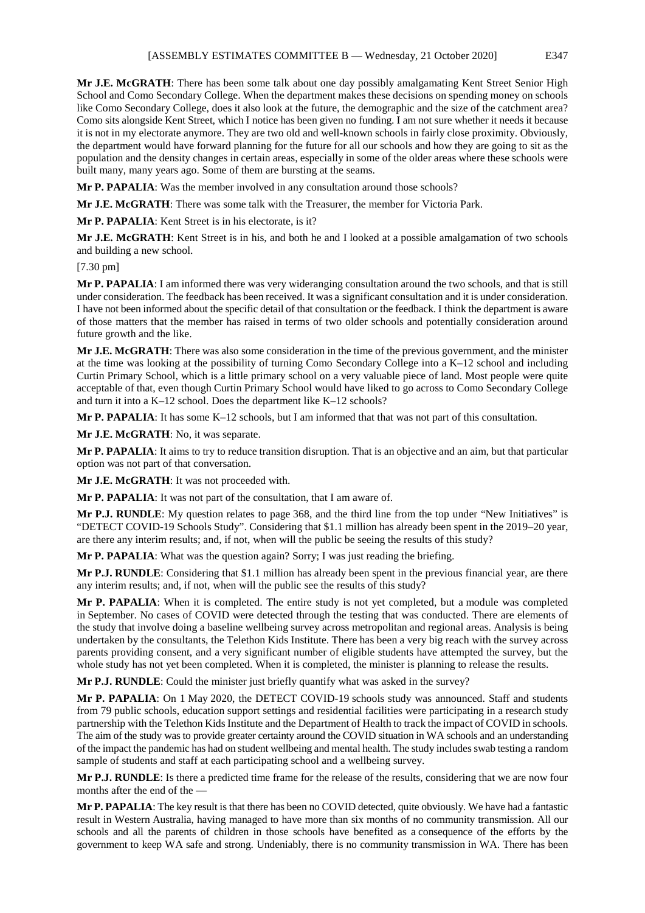**Mr J.E. McGRATH**: There has been some talk about one day possibly amalgamating Kent Street Senior High School and Como Secondary College. When the department makes these decisions on spending money on schools like Como Secondary College, does it also look at the future, the demographic and the size of the catchment area? Como sits alongside Kent Street, which I notice has been given no funding. I am not sure whether it needs it because it is not in my electorate anymore. They are two old and well-known schools in fairly close proximity. Obviously, the department would have forward planning for the future for all our schools and how they are going to sit as the population and the density changes in certain areas, especially in some of the older areas where these schools were built many, many years ago. Some of them are bursting at the seams.

**Mr P. PAPALIA**: Was the member involved in any consultation around those schools?

**Mr J.E. McGRATH**: There was some talk with the Treasurer, the member for Victoria Park.

**Mr P. PAPALIA**: Kent Street is in his electorate, is it?

**Mr J.E. McGRATH**: Kent Street is in his, and both he and I looked at a possible amalgamation of two schools and building a new school.

[7.30 pm]

**Mr P. PAPALIA**: I am informed there was very wideranging consultation around the two schools, and that is still under consideration. The feedback has been received. It was a significant consultation and it is under consideration. I have not been informed about the specific detail of that consultation or the feedback. I think the department is aware of those matters that the member has raised in terms of two older schools and potentially consideration around future growth and the like.

**Mr J.E. McGRATH**: There was also some consideration in the time of the previous government, and the minister at the time was looking at the possibility of turning Como Secondary College into a K–12 school and including Curtin Primary School, which is a little primary school on a very valuable piece of land. Most people were quite acceptable of that, even though Curtin Primary School would have liked to go across to Como Secondary College and turn it into a K–12 school. Does the department like K–12 schools?

**Mr P. PAPALIA**: It has some K–12 schools, but I am informed that that was not part of this consultation.

**Mr J.E. McGRATH**: No, it was separate.

**Mr P. PAPALIA**: It aims to try to reduce transition disruption. That is an objective and an aim, but that particular option was not part of that conversation.

**Mr J.E. McGRATH**: It was not proceeded with.

**Mr P. PAPALIA**: It was not part of the consultation, that I am aware of.

**Mr P.J. RUNDLE**: My question relates to page 368, and the third line from the top under "New Initiatives" is "DETECT COVID-19 Schools Study". Considering that $1.1 million has already been spent in the 2019–20 year, are there any interim results; and, if not, when will the public be seeing the results of this study?

**Mr P. PAPALIA**: What was the question again? Sorry; I was just reading the briefing.

**Mr P.J. RUNDLE**: Considering that $1.1 million has already been spent in the previous financial year, are there any interim results; and, if not, when will the public see the results of this study?

**Mr P. PAPALIA**: When it is completed. The entire study is not yet completed, but a module was completed in September. No cases of COVID were detected through the testing that was conducted. There are elements of the study that involve doing a baseline wellbeing survey across metropolitan and regional areas. Analysis is being undertaken by the consultants, the Telethon Kids Institute. There has been a very big reach with the survey across parents providing consent, and a very significant number of eligible students have attempted the survey, but the whole study has not yet been completed. When it is completed, the minister is planning to release the results.

**Mr P.J. RUNDLE**: Could the minister just briefly quantify what was asked in the survey?

**Mr P. PAPALIA**: On 1 May 2020, the DETECT COVID-19 schools study was announced. Staff and students from 79 public schools, education support settings and residential facilities were participating in a research study partnership with the Telethon Kids Institute and the Department of Health to track the impact of COVID in schools. The aim of the study was to provide greater certainty around the COVID situation in WA schools and an understanding of the impact the pandemic has had on student wellbeing and mental health. The study includes swab testing a random sample of students and staff at each participating school and a wellbeing survey.

**Mr P.J. RUNDLE**: Is there a predicted time frame for the release of the results, considering that we are now four months after the end of the —

**Mr P. PAPALIA**: The key result is that there has been no COVID detected, quite obviously. We have had a fantastic result in Western Australia, having managed to have more than six months of no community transmission. All our schools and all the parents of children in those schools have benefited as a consequence of the efforts by the government to keep WA safe and strong. Undeniably, there is no community transmission in WA. There has been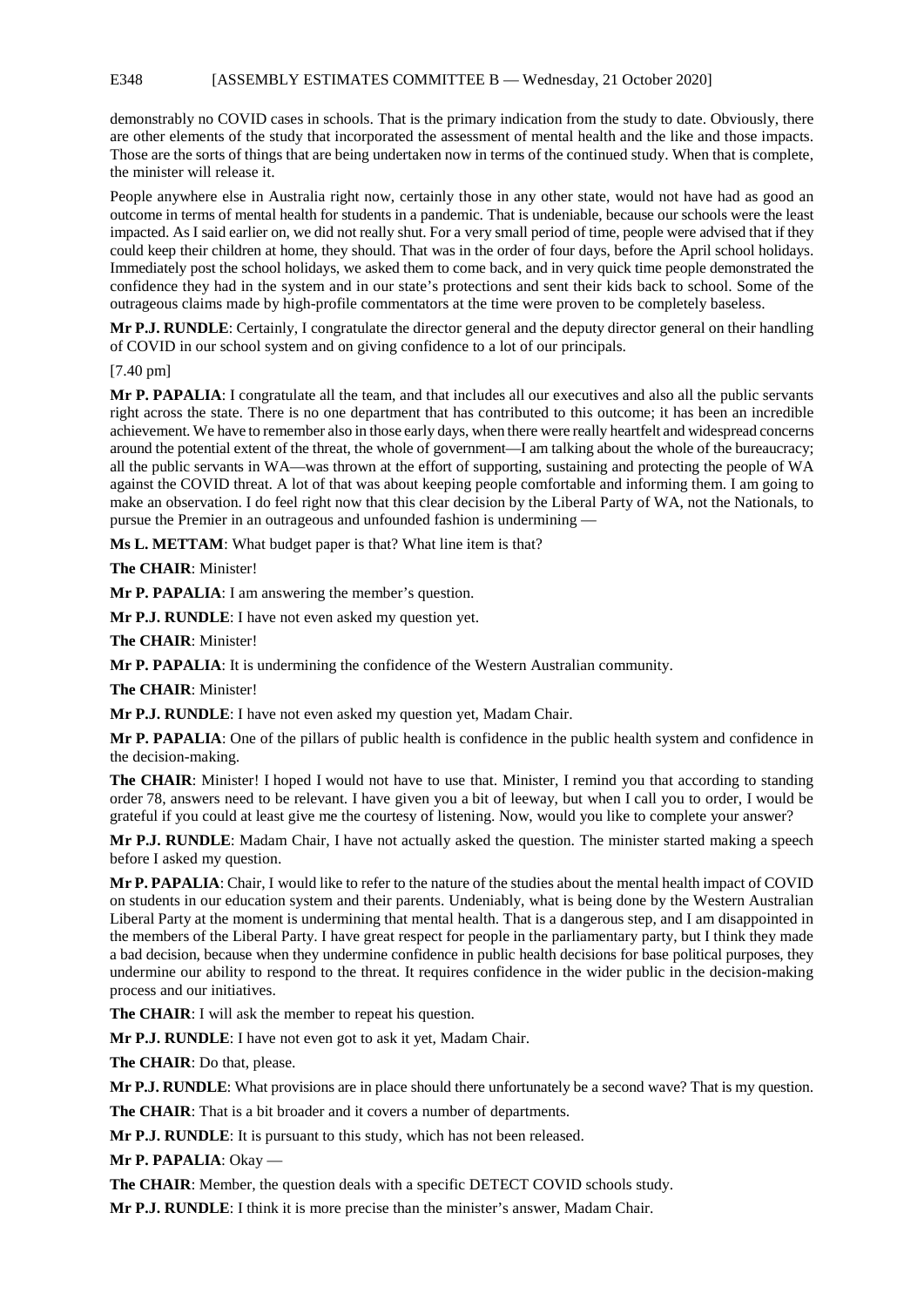demonstrably no COVID cases in schools. That is the primary indication from the study to date. Obviously, there are other elements of the study that incorporated the assessment of mental health and the like and those impacts. Those are the sorts of things that are being undertaken now in terms of the continued study. When that is complete, the minister will release it.

People anywhere else in Australia right now, certainly those in any other state, would not have had as good an outcome in terms of mental health for students in a pandemic. That is undeniable, because our schools were the least impacted. As I said earlier on, we did not really shut. For a very small period of time, people were advised that if they could keep their children at home, they should. That was in the order of four days, before the April school holidays. Immediately post the school holidays, we asked them to come back, and in very quick time people demonstrated the confidence they had in the system and in our state's protections and sent their kids back to school. Some of the outrageous claims made by high-profile commentators at the time were proven to be completely baseless.

**Mr P.J. RUNDLE**: Certainly, I congratulate the director general and the deputy director general on their handling of COVID in our school system and on giving confidence to a lot of our principals.

[7.40 pm]

**Mr P. PAPALIA**: I congratulate all the team, and that includes all our executives and also all the public servants right across the state. There is no one department that has contributed to this outcome; it has been an incredible achievement. We have to remember also in those early days, when there were really heartfelt and widespread concerns around the potential extent of the threat, the whole of government—I am talking about the whole of the bureaucracy; all the public servants in WA—was thrown at the effort of supporting, sustaining and protecting the people of WA against the COVID threat. A lot of that was about keeping people comfortable and informing them. I am going to make an observation. I do feel right now that this clear decision by the Liberal Party of WA, not the Nationals, to pursue the Premier in an outrageous and unfounded fashion is undermining —

**Ms L. METTAM**: What budget paper is that? What line item is that?

**The CHAIR**: Minister!

**Mr P. PAPALIA**: I am answering the member's question.

**Mr P.J. RUNDLE**: I have not even asked my question yet.

**The CHAIR**: Minister!

**Mr P. PAPALIA**: It is undermining the confidence of the Western Australian community.

**The CHAIR**: Minister!

**Mr P.J. RUNDLE**: I have not even asked my question yet, Madam Chair.

**Mr P. PAPALIA**: One of the pillars of public health is confidence in the public health system and confidence in the decision-making.

**The CHAIR**: Minister! I hoped I would not have to use that. Minister, I remind you that according to standing order 78, answers need to be relevant. I have given you a bit of leeway, but when I call you to order, I would be grateful if you could at least give me the courtesy of listening. Now, would you like to complete your answer?

**Mr P.J. RUNDLE**: Madam Chair, I have not actually asked the question. The minister started making a speech before I asked my question.

**Mr P. PAPALIA**: Chair, I would like to refer to the nature of the studies about the mental health impact of COVID on students in our education system and their parents. Undeniably, what is being done by the Western Australian Liberal Party at the moment is undermining that mental health. That is a dangerous step, and I am disappointed in the members of the Liberal Party. I have great respect for people in the parliamentary party, but I think they made a bad decision, because when they undermine confidence in public health decisions for base political purposes, they undermine our ability to respond to the threat. It requires confidence in the wider public in the decision-making process and our initiatives.

**The CHAIR**: I will ask the member to repeat his question.

**Mr P.J. RUNDLE**: I have not even got to ask it yet, Madam Chair.

**The CHAIR**: Do that, please.

**Mr P.J. RUNDLE**: What provisions are in place should there unfortunately be a second wave? That is my question.

**The CHAIR**: That is a bit broader and it covers a number of departments.

**Mr P.J. RUNDLE**: It is pursuant to this study, which has not been released.

**Mr P. PAPALIA**: Okay —

**The CHAIR**: Member, the question deals with a specific DETECT COVID schools study.

**Mr P.J. RUNDLE**: I think it is more precise than the minister's answer, Madam Chair.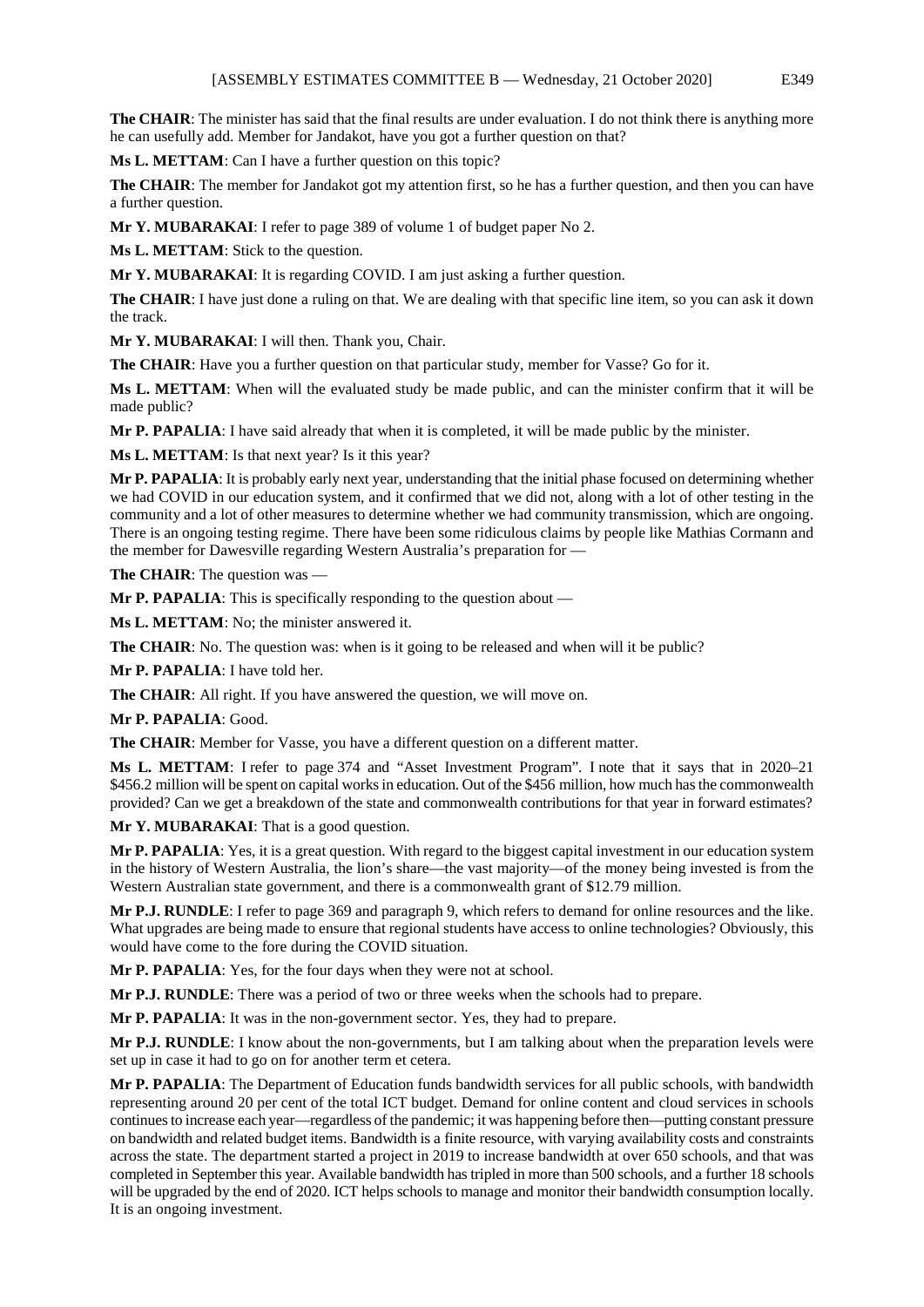**The CHAIR**: The minister has said that the final results are under evaluation. I do not think there is anything more he can usefully add. Member for Jandakot, have you got a further question on that?

**Ms L. METTAM**: Can I have a further question on this topic?

**The CHAIR**: The member for Jandakot got my attention first, so he has a further question, and then you can have a further question.

**Mr Y. MUBARAKAI**: I refer to page 389 of volume 1 of budget paper No 2.

**Ms L. METTAM**: Stick to the question.

**Mr Y. MUBARAKAI**: It is regarding COVID. I am just asking a further question.

**The CHAIR**: I have just done a ruling on that. We are dealing with that specific line item, so you can ask it down the track.

**Mr Y. MUBARAKAI**: I will then. Thank you, Chair.

**The CHAIR**: Have you a further question on that particular study, member for Vasse? Go for it.

**Ms L. METTAM**: When will the evaluated study be made public, and can the minister confirm that it will be made public?

**Mr P. PAPALIA**: I have said already that when it is completed, it will be made public by the minister.

**Ms L. METTAM**: Is that next year? Is it this year?

**Mr P. PAPALIA**: It is probably early next year, understanding that the initial phase focused on determining whether we had COVID in our education system, and it confirmed that we did not, along with a lot of other testing in the community and a lot of other measures to determine whether we had community transmission, which are ongoing. There is an ongoing testing regime. There have been some ridiculous claims by people like Mathias Cormann and the member for Dawesville regarding Western Australia's preparation for —

**The CHAIR**: The question was —

**Mr P. PAPALIA**: This is specifically responding to the question about —

**Ms L. METTAM**: No; the minister answered it.

**The CHAIR**: No. The question was: when is it going to be released and when will it be public?

**Mr P. PAPALIA**: I have told her.

**The CHAIR**: All right. If you have answered the question, we will move on.

**Mr P. PAPALIA**: Good.

**The CHAIR**: Member for Vasse, you have a different question on a different matter.

**Ms L. METTAM**: I refer to page 374 and "Asset Investment Program". I note that it says that in 2020–21 $456.2 million will be spent on capital works in education. Out of the $456 million, how much has the commonwealth provided? Can we get a breakdown of the state and commonwealth contributions for that year in forward estimates?

**Mr Y. MUBARAKAI**: That is a good question.

**Mr P. PAPALIA**: Yes, it is a great question. With regard to the biggest capital investment in our education system in the history of Western Australia, the lion's share—the vast majority—of the money being invested is from the Western Australian state government, and there is a commonwealth grant of $12.79 million.

**Mr P.J. RUNDLE**: I refer to page 369 and paragraph 9, which refers to demand for online resources and the like. What upgrades are being made to ensure that regional students have access to online technologies? Obviously, this would have come to the fore during the COVID situation.

**Mr P. PAPALIA**: Yes, for the four days when they were not at school.

**Mr P.J. RUNDLE**: There was a period of two or three weeks when the schools had to prepare.

**Mr P. PAPALIA**: It was in the non-government sector. Yes, they had to prepare.

**Mr P.J. RUNDLE**: I know about the non-governments, but I am talking about when the preparation levels were set up in case it had to go on for another term et cetera.

**Mr P. PAPALIA**: The Department of Education funds bandwidth services for all public schools, with bandwidth representing around 20 per cent of the total ICT budget. Demand for online content and cloud services in schools continues to increase each year—regardless of the pandemic; it was happening before then—putting constant pressure on bandwidth and related budget items. Bandwidth is a finite resource, with varying availability costs and constraints across the state. The department started a project in 2019 to increase bandwidth at over 650 schools, and that was completed in September this year. Available bandwidth has tripled in more than 500 schools, and a further 18 schools will be upgraded by the end of 2020. ICT helps schools to manage and monitor their bandwidth consumption locally. It is an ongoing investment.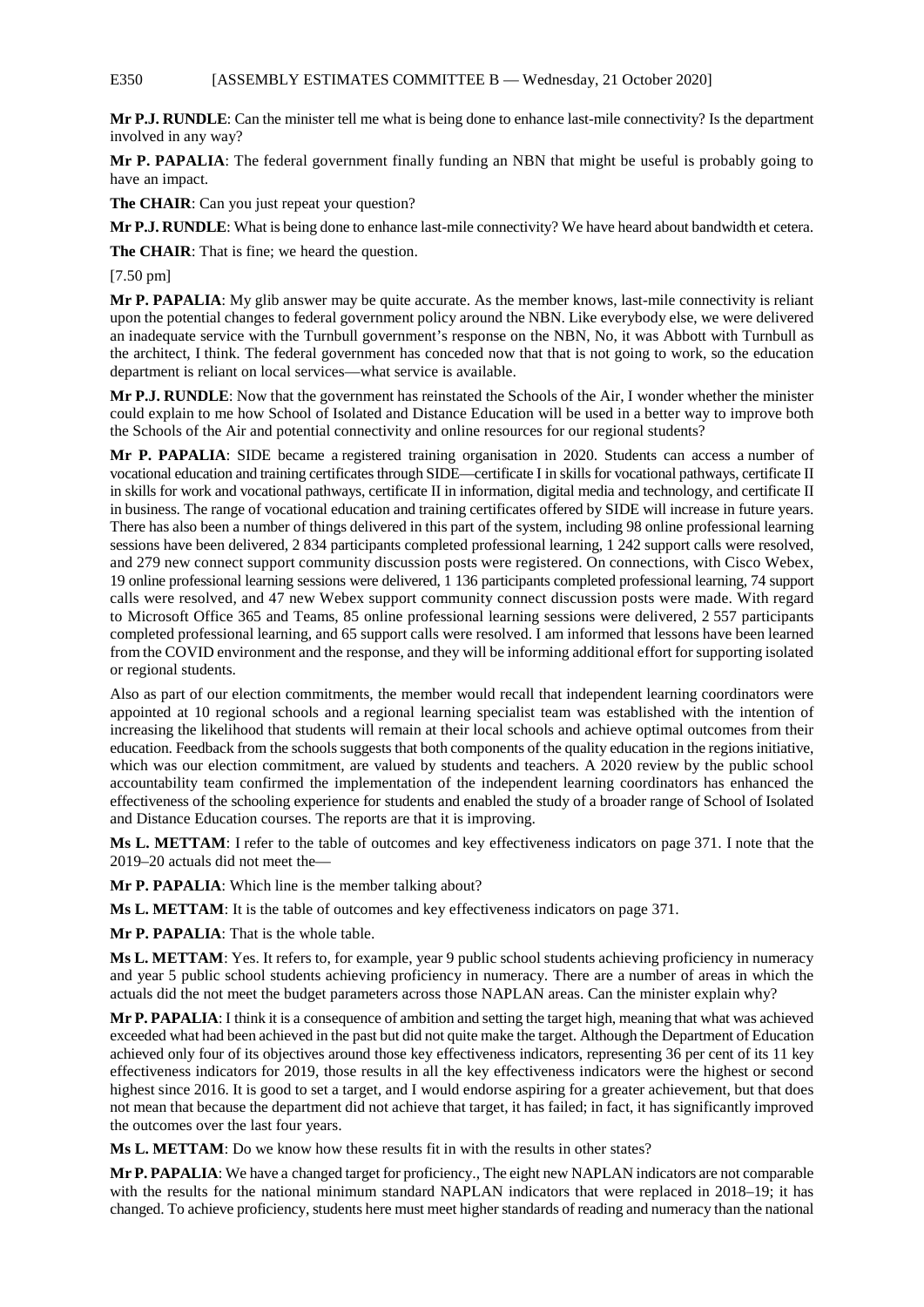**Mr P.J. RUNDLE**: Can the minister tell me what is being done to enhance last-mile connectivity? Is the department involved in any way?

**Mr P. PAPALIA**: The federal government finally funding an NBN that might be useful is probably going to have an impact.

**The CHAIR**: Can you just repeat your question?

**Mr P.J. RUNDLE**: What is being done to enhance last-mile connectivity? We have heard about bandwidth et cetera.

**The CHAIR**: That is fine; we heard the question.

[7.50 pm]

**Mr P. PAPALIA**: My glib answer may be quite accurate. As the member knows, last-mile connectivity is reliant upon the potential changes to federal government policy around the NBN. Like everybody else, we were delivered an inadequate service with the Turnbull government's response on the NBN, No, it was Abbott with Turnbull as the architect, I think. The federal government has conceded now that that is not going to work, so the education department is reliant on local services—what service is available.

**Mr P.J. RUNDLE**: Now that the government has reinstated the Schools of the Air, I wonder whether the minister could explain to me how School of Isolated and Distance Education will be used in a better way to improve both the Schools of the Air and potential connectivity and online resources for our regional students?

**Mr P. PAPALIA**: SIDE became a registered training organisation in 2020. Students can access a number of vocational education and training certificates through SIDE—certificate I in skills for vocational pathways, certificate II in skills for work and vocational pathways, certificate II in information, digital media and technology, and certificate II in business. The range of vocational education and training certificates offered by SIDE will increase in future years. There has also been a number of things delivered in this part of the system, including 98 online professional learning sessions have been delivered, 2 834 participants completed professional learning, 1 242 support calls were resolved, and 279 new connect support community discussion posts were registered. On connections, with Cisco Webex, 19 online professional learning sessions were delivered, 1 136 participants completed professional learning, 74 support calls were resolved, and 47 new Webex support community connect discussion posts were made. With regard to Microsoft Office 365 and Teams, 85 online professional learning sessions were delivered, 2 557 participants completed professional learning, and 65 support calls were resolved. I am informed that lessons have been learned from the COVID environment and the response, and they will be informing additional effort for supporting isolated or regional students.

Also as part of our election commitments, the member would recall that independent learning coordinators were appointed at 10 regional schools and a regional learning specialist team was established with the intention of increasing the likelihood that students will remain at their local schools and achieve optimal outcomes from their education. Feedback from the schools suggests that both components of the quality education in the regions initiative, which was our election commitment, are valued by students and teachers. A 2020 review by the public school accountability team confirmed the implementation of the independent learning coordinators has enhanced the effectiveness of the schooling experience for students and enabled the study of a broader range of School of Isolated and Distance Education courses. The reports are that it is improving.

**Ms L. METTAM**: I refer to the table of outcomes and key effectiveness indicators on page 371. I note that the 2019–20 actuals did not meet the—

**Mr P. PAPALIA**: Which line is the member talking about?

**Ms L. METTAM**: It is the table of outcomes and key effectiveness indicators on page 371.

**Mr P. PAPALIA**: That is the whole table.

**Ms L. METTAM**: Yes. It refers to, for example, year 9 public school students achieving proficiency in numeracy and year 5 public school students achieving proficiency in numeracy. There are a number of areas in which the actuals did the not meet the budget parameters across those NAPLAN areas. Can the minister explain why?

**Mr P. PAPALIA**: I think it is a consequence of ambition and setting the target high, meaning that what was achieved exceeded what had been achieved in the past but did not quite make the target. Although the Department of Education achieved only four of its objectives around those key effectiveness indicators, representing 36 per cent of its 11 key effectiveness indicators for 2019, those results in all the key effectiveness indicators were the highest or second highest since 2016. It is good to set a target, and I would endorse aspiring for a greater achievement, but that does not mean that because the department did not achieve that target, it has failed; in fact, it has significantly improved the outcomes over the last four years.

**Ms L. METTAM**: Do we know how these results fit in with the results in other states?

**Mr P. PAPALIA**: We have a changed target for proficiency., The eight new NAPLAN indicators are not comparable with the results for the national minimum standard NAPLAN indicators that were replaced in 2018–19; it has changed. To achieve proficiency, students here must meet higher standards of reading and numeracy than the national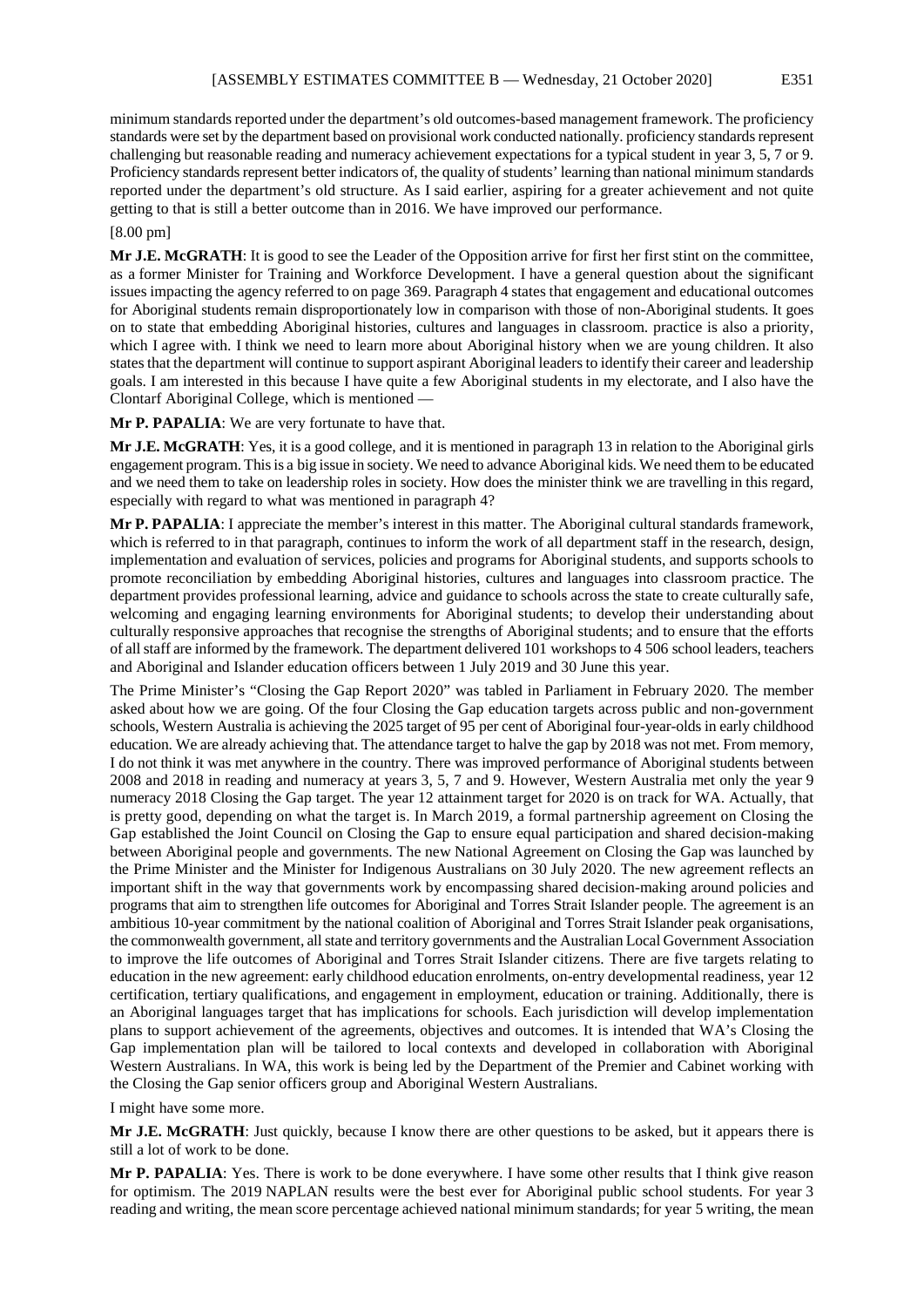minimum standards reported under the department's old outcomes-based management framework. The proficiency standards were set by the department based on provisional work conducted nationally. proficiency standards represent challenging but reasonable reading and numeracy achievement expectations for a typical student in year 3, 5, 7 or 9. Proficiency standards represent better indicators of, the quality of students' learning than national minimum standards reported under the department's old structure. As I said earlier, aspiring for a greater achievement and not quite getting to that is still a better outcome than in 2016. We have improved our performance.

[8.00 pm]

**Mr J.E. McGRATH**: It is good to see the Leader of the Opposition arrive for first her first stint on the committee, as a former Minister for Training and Workforce Development. I have a general question about the significant issues impacting the agency referred to on page 369. Paragraph 4 states that engagement and educational outcomes for Aboriginal students remain disproportionately low in comparison with those of non-Aboriginal students. It goes on to state that embedding Aboriginal histories, cultures and languages in classroom. practice is also a priority, which I agree with. I think we need to learn more about Aboriginal history when we are young children. It also states that the department will continue to support aspirant Aboriginal leaders to identify their career and leadership goals. I am interested in this because I have quite a few Aboriginal students in my electorate, and I also have the Clontarf Aboriginal College, which is mentioned —

**Mr P. PAPALIA**: We are very fortunate to have that.

**Mr J.E. McGRATH**: Yes, it is a good college, and it is mentioned in paragraph 13 in relation to the Aboriginal girls engagement program. This is a big issue in society. We need to advance Aboriginal kids. We need them to be educated and we need them to take on leadership roles in society. How does the minister think we are travelling in this regard, especially with regard to what was mentioned in paragraph 4?

**Mr P. PAPALIA**: I appreciate the member's interest in this matter. The Aboriginal cultural standards framework, which is referred to in that paragraph, continues to inform the work of all department staff in the research, design, implementation and evaluation of services, policies and programs for Aboriginal students, and supports schools to promote reconciliation by embedding Aboriginal histories, cultures and languages into classroom practice. The department provides professional learning, advice and guidance to schools across the state to create culturally safe, welcoming and engaging learning environments for Aboriginal students; to develop their understanding about culturally responsive approaches that recognise the strengths of Aboriginal students; and to ensure that the efforts of all staff are informed by the framework. The department delivered 101 workshops to 4 506 school leaders, teachers and Aboriginal and Islander education officers between 1 July 2019 and 30 June this year.

The Prime Minister's "Closing the Gap Report 2020" was tabled in Parliament in February 2020. The member asked about how we are going. Of the four Closing the Gap education targets across public and non-government schools, Western Australia is achieving the 2025 target of 95 per cent of Aboriginal four-year-olds in early childhood education. We are already achieving that. The attendance target to halve the gap by 2018 was not met. From memory, I do not think it was met anywhere in the country. There was improved performance of Aboriginal students between 2008 and 2018 in reading and numeracy at years 3, 5, 7 and 9. However, Western Australia met only the year 9 numeracy 2018 Closing the Gap target. The year 12 attainment target for 2020 is on track for WA. Actually, that is pretty good, depending on what the target is. In March 2019, a formal partnership agreement on Closing the Gap established the Joint Council on Closing the Gap to ensure equal participation and shared decision-making between Aboriginal people and governments. The new National Agreement on Closing the Gap was launched by the Prime Minister and the Minister for Indigenous Australians on 30 July 2020. The new agreement reflects an important shift in the way that governments work by encompassing shared decision-making around policies and programs that aim to strengthen life outcomes for Aboriginal and Torres Strait Islander people. The agreement is an ambitious 10-year commitment by the national coalition of Aboriginal and Torres Strait Islander peak organisations, the commonwealth government, all state and territory governments and the Australian Local Government Association to improve the life outcomes of Aboriginal and Torres Strait Islander citizens. There are five targets relating to education in the new agreement: early childhood education enrolments, on-entry developmental readiness, year 12 certification, tertiary qualifications, and engagement in employment, education or training. Additionally, there is an Aboriginal languages target that has implications for schools. Each jurisdiction will develop implementation plans to support achievement of the agreements, objectives and outcomes. It is intended that WA's Closing the Gap implementation plan will be tailored to local contexts and developed in collaboration with Aboriginal Western Australians. In WA, this work is being led by the Department of the Premier and Cabinet working with the Closing the Gap senior officers group and Aboriginal Western Australians.

I might have some more.

**Mr J.E. McGRATH**: Just quickly, because I know there are other questions to be asked, but it appears there is still a lot of work to be done.

**Mr P. PAPALIA**: Yes. There is work to be done everywhere. I have some other results that I think give reason for optimism. The 2019 NAPLAN results were the best ever for Aboriginal public school students. For year 3 reading and writing, the mean score percentage achieved national minimum standards; for year 5 writing, the mean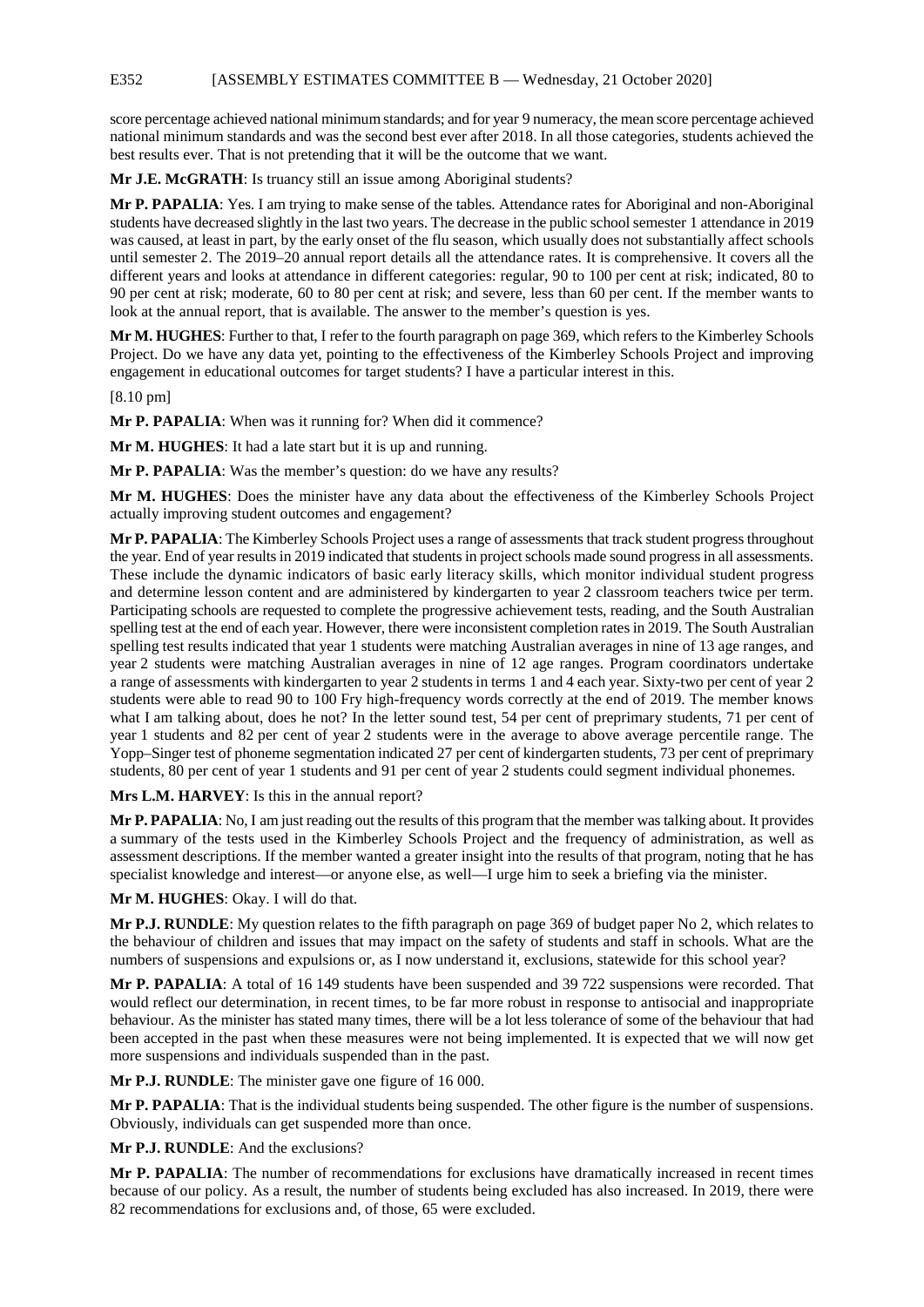score percentage achieved national minimum standards; and for year 9 numeracy, the mean score percentage achieved national minimum standards and was the second best ever after 2018. In all those categories, students achieved the best results ever. That is not pretending that it will be the outcome that we want.

**Mr J.E. McGRATH**: Is truancy still an issue among Aboriginal students?

**Mr P. PAPALIA**: Yes. I am trying to make sense of the tables. Attendance rates for Aboriginal and non-Aboriginal students have decreased slightly in the last two years. The decrease in the public school semester 1 attendance in 2019 was caused, at least in part, by the early onset of the flu season, which usually does not substantially affect schools until semester 2. The 2019–20 annual report details all the attendance rates. It is comprehensive. It covers all the different years and looks at attendance in different categories: regular, 90 to 100 per cent at risk; indicated, 80 to 90 per cent at risk; moderate, 60 to 80 per cent at risk; and severe, less than 60 per cent. If the member wants to look at the annual report, that is available. The answer to the member's question is yes.

**Mr M. HUGHES**: Further to that, I refer to the fourth paragraph on page 369, which refers to the Kimberley Schools Project. Do we have any data yet, pointing to the effectiveness of the Kimberley Schools Project and improving engagement in educational outcomes for target students? I have a particular interest in this.

[8.10 pm]

**Mr P. PAPALIA**: When was it running for? When did it commence?

**Mr M. HUGHES**: It had a late start but it is up and running.

**Mr P. PAPALIA**: Was the member's question: do we have any results?

**Mr M. HUGHES**: Does the minister have any data about the effectiveness of the Kimberley Schools Project actually improving student outcomes and engagement?

**Mr P. PAPALIA**: The Kimberley Schools Project uses a range of assessments that track student progress throughout the year. End of year results in 2019 indicated that students in project schools made sound progress in all assessments. These include the dynamic indicators of basic early literacy skills, which monitor individual student progress and determine lesson content and are administered by kindergarten to year 2 classroom teachers twice per term. Participating schools are requested to complete the progressive achievement tests, reading, and the South Australian spelling test at the end of each year. However, there were inconsistent completion rates in 2019. The South Australian spelling test results indicated that year 1 students were matching Australian averages in nine of 13 age ranges, and year 2 students were matching Australian averages in nine of 12 age ranges. Program coordinators undertake a range of assessments with kindergarten to year 2 students in terms 1 and 4 each year. Sixty-two per cent of year 2 students were able to read 90 to 100 Fry high-frequency words correctly at the end of 2019. The member knows what I am talking about, does he not? In the letter sound test, 54 per cent of preprimary students, 71 per cent of year 1 students and 82 per cent of year 2 students were in the average to above average percentile range. The Yopp–Singer test of phoneme segmentation indicated 27 per cent of kindergarten students, 73 per cent of preprimary students, 80 per cent of year 1 students and 91 per cent of year 2 students could segment individual phonemes.

**Mrs L.M. HARVEY**: Is this in the annual report?

**Mr P. PAPALIA**: No, I am just reading out the results of this program that the member was talking about. It provides a summary of the tests used in the Kimberley Schools Project and the frequency of administration, as well as assessment descriptions. If the member wanted a greater insight into the results of that program, noting that he has specialist knowledge and interest—or anyone else, as well—I urge him to seek a briefing via the minister.

**Mr M. HUGHES**: Okay. I will do that.

**Mr P.J. RUNDLE**: My question relates to the fifth paragraph on page 369 of budget paper No 2, which relates to the behaviour of children and issues that may impact on the safety of students and staff in schools. What are the numbers of suspensions and expulsions or, as I now understand it, exclusions, statewide for this school year?

**Mr P. PAPALIA**: A total of 16 149 students have been suspended and 39 722 suspensions were recorded. That would reflect our determination, in recent times, to be far more robust in response to antisocial and inappropriate behaviour. As the minister has stated many times, there will be a lot less tolerance of some of the behaviour that had been accepted in the past when these measures were not being implemented. It is expected that we will now get more suspensions and individuals suspended than in the past.

**Mr P.J. RUNDLE**: The minister gave one figure of 16 000.

**Mr P. PAPALIA**: That is the individual students being suspended. The other figure is the number of suspensions. Obviously, individuals can get suspended more than once.

**Mr P.J. RUNDLE**: And the exclusions?

**Mr P. PAPALIA**: The number of recommendations for exclusions have dramatically increased in recent times because of our policy. As a result, the number of students being excluded has also increased. In 2019, there were 82 recommendations for exclusions and, of those, 65 were excluded.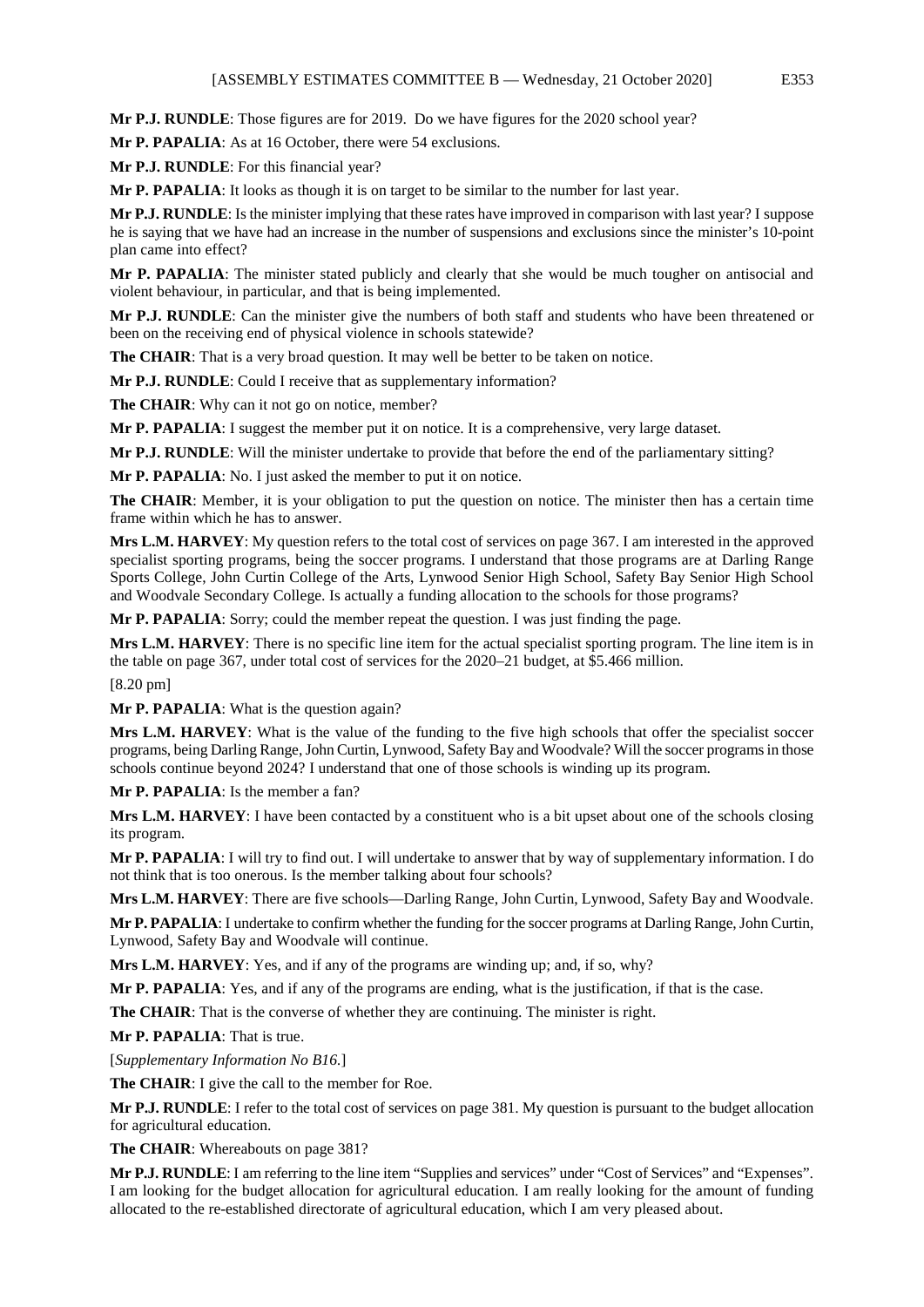**Mr P.J. RUNDLE**: Those figures are for 2019. Do we have figures for the 2020 school year?

**Mr P. PAPALIA**: As at 16 October, there were 54 exclusions.

**Mr P.J. RUNDLE**: For this financial year?

**Mr P. PAPALIA**: It looks as though it is on target to be similar to the number for last year.

**Mr P.J. RUNDLE**: Is the minister implying that these rates have improved in comparison with last year? I suppose he is saying that we have had an increase in the number of suspensions and exclusions since the minister's 10-point plan came into effect?

**Mr P. PAPALIA**: The minister stated publicly and clearly that she would be much tougher on antisocial and violent behaviour, in particular, and that is being implemented.

**Mr P.J. RUNDLE**: Can the minister give the numbers of both staff and students who have been threatened or been on the receiving end of physical violence in schools statewide?

**The CHAIR**: That is a very broad question. It may well be better to be taken on notice.

**Mr P.J. RUNDLE**: Could I receive that as supplementary information?

**The CHAIR**: Why can it not go on notice, member?

**Mr P. PAPALIA**: I suggest the member put it on notice. It is a comprehensive, very large dataset.

**Mr P.J. RUNDLE**: Will the minister undertake to provide that before the end of the parliamentary sitting?

**Mr P. PAPALIA**: No. I just asked the member to put it on notice.

**The CHAIR**: Member, it is your obligation to put the question on notice. The minister then has a certain time frame within which he has to answer.

**Mrs L.M. HARVEY**: My question refers to the total cost of services on page 367. I am interested in the approved specialist sporting programs, being the soccer programs. I understand that those programs are at Darling Range Sports College, John Curtin College of the Arts, Lynwood Senior High School, Safety Bay Senior High School and Woodvale Secondary College. Is actually a funding allocation to the schools for those programs?

**Mr P. PAPALIA**: Sorry; could the member repeat the question. I was just finding the page.

**Mrs L.M. HARVEY**: There is no specific line item for the actual specialist sporting program. The line item is in the table on page 367, under total cost of services for the 2020–21 budget, at $5.466 million.

[8.20 pm]

**Mr P. PAPALIA**: What is the question again?

**Mrs L.M. HARVEY**: What is the value of the funding to the five high schools that offer the specialist soccer programs, being Darling Range, John Curtin, Lynwood, Safety Bay and Woodvale? Will the soccer programs in those schools continue beyond 2024? I understand that one of those schools is winding up its program.

**Mr P. PAPALIA**: Is the member a fan?

**Mrs L.M. HARVEY**: I have been contacted by a constituent who is a bit upset about one of the schools closing its program.

**Mr P. PAPALIA**: I will try to find out. I will undertake to answer that by way of supplementary information. I do not think that is too onerous. Is the member talking about four schools?

**Mrs L.M. HARVEY**: There are five schools—Darling Range, John Curtin, Lynwood, Safety Bay and Woodvale.

**Mr P. PAPALIA**: I undertake to confirm whether the funding for the soccer programs at Darling Range, John Curtin, Lynwood, Safety Bay and Woodvale will continue.

**Mrs L.M. HARVEY**: Yes, and if any of the programs are winding up; and, if so, why?

**Mr P. PAPALIA**: Yes, and if any of the programs are ending, what is the justification, if that is the case.

**The CHAIR**: That is the converse of whether they are continuing. The minister is right.

**Mr P. PAPALIA**: That is true.

[*Supplementary Information No B16.*]

**The CHAIR**: I give the call to the member for Roe.

**Mr P.J. RUNDLE**: I refer to the total cost of services on page 381. My question is pursuant to the budget allocation for agricultural education.

**The CHAIR**: Whereabouts on page 381?

**Mr P.J. RUNDLE**: I am referring to the line item "Supplies and services" under "Cost of Services" and "Expenses". I am looking for the budget allocation for agricultural education. I am really looking for the amount of funding allocated to the re-established directorate of agricultural education, which I am very pleased about.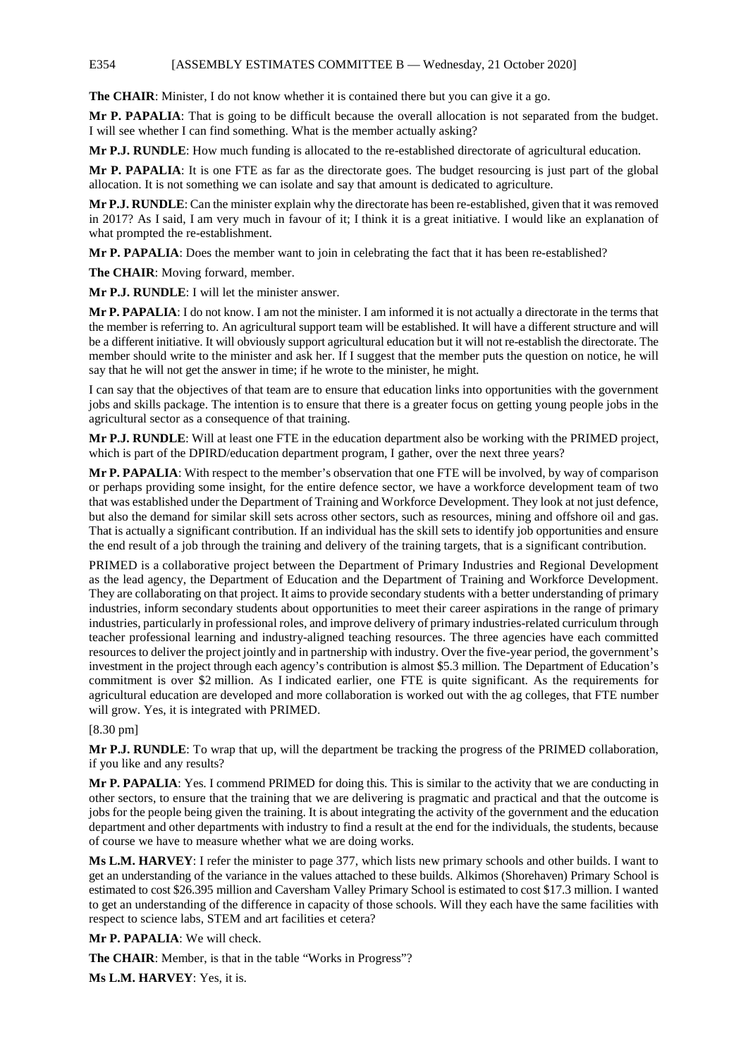**The CHAIR**: Minister, I do not know whether it is contained there but you can give it a go.

**Mr P. PAPALIA**: That is going to be difficult because the overall allocation is not separated from the budget. I will see whether I can find something. What is the member actually asking?

**Mr P.J. RUNDLE**: How much funding is allocated to the re-established directorate of agricultural education.

**Mr P. PAPALIA**: It is one FTE as far as the directorate goes. The budget resourcing is just part of the global allocation. It is not something we can isolate and say that amount is dedicated to agriculture.

**Mr P.J. RUNDLE**: Can the minister explain why the directorate has been re-established, given that it was removed in 2017? As I said, I am very much in favour of it; I think it is a great initiative. I would like an explanation of what prompted the re-establishment.

**Mr P. PAPALIA**: Does the member want to join in celebrating the fact that it has been re-established?

**The CHAIR**: Moving forward, member.

**Mr P.J. RUNDLE**: I will let the minister answer.

**Mr P. PAPALIA**: I do not know. I am not the minister. I am informed it is not actually a directorate in the terms that the member is referring to. An agricultural support team will be established. It will have a different structure and will be a different initiative. It will obviously support agricultural education but it will not re-establish the directorate. The member should write to the minister and ask her. If I suggest that the member puts the question on notice, he will say that he will not get the answer in time; if he wrote to the minister, he might.

I can say that the objectives of that team are to ensure that education links into opportunities with the government jobs and skills package. The intention is to ensure that there is a greater focus on getting young people jobs in the agricultural sector as a consequence of that training.

**Mr P.J. RUNDLE**: Will at least one FTE in the education department also be working with the PRIMED project, which is part of the DPIRD/education department program, I gather, over the next three years?

**Mr P. PAPALIA**: With respect to the member's observation that one FTE will be involved, by way of comparison or perhaps providing some insight, for the entire defence sector, we have a workforce development team of two that was established under the Department of Training and Workforce Development. They look at not just defence, but also the demand for similar skill sets across other sectors, such as resources, mining and offshore oil and gas. That is actually a significant contribution. If an individual has the skill sets to identify job opportunities and ensure the end result of a job through the training and delivery of the training targets, that is a significant contribution.

PRIMED is a collaborative project between the Department of Primary Industries and Regional Development as the lead agency, the Department of Education and the Department of Training and Workforce Development. They are collaborating on that project. It aims to provide secondary students with a better understanding of primary industries, inform secondary students about opportunities to meet their career aspirations in the range of primary industries, particularly in professional roles, and improve delivery of primary industries-related curriculum through teacher professional learning and industry-aligned teaching resources. The three agencies have each committed resources to deliver the project jointly and in partnership with industry. Over the five-year period, the government's investment in the project through each agency's contribution is almost $5.3 million. The Department of Education's commitment is over $2 million. As I indicated earlier, one FTE is quite significant. As the requirements for agricultural education are developed and more collaboration is worked out with the ag colleges, that FTE number will grow. Yes, it is integrated with PRIMED.

[8.30 pm]

**Mr P.J. RUNDLE**: To wrap that up, will the department be tracking the progress of the PRIMED collaboration, if you like and any results?

**Mr P. PAPALIA**: Yes. I commend PRIMED for doing this. This is similar to the activity that we are conducting in other sectors, to ensure that the training that we are delivering is pragmatic and practical and that the outcome is jobs for the people being given the training. It is about integrating the activity of the government and the education department and other departments with industry to find a result at the end for the individuals, the students, because of course we have to measure whether what we are doing works.

**Ms L.M. HARVEY**: I refer the minister to page 377, which lists new primary schools and other builds. I want to get an understanding of the variance in the values attached to these builds. Alkimos (Shorehaven) Primary School is estimated to cost $26.395 million and Caversham Valley Primary School is estimated to cost $17.3 million. I wanted to get an understanding of the difference in capacity of those schools. Will they each have the same facilities with respect to science labs, STEM and art facilities et cetera?

**Mr P. PAPALIA**: We will check.

**The CHAIR**: Member, is that in the table "Works in Progress"?

**Ms L.M. HARVEY**: Yes, it is.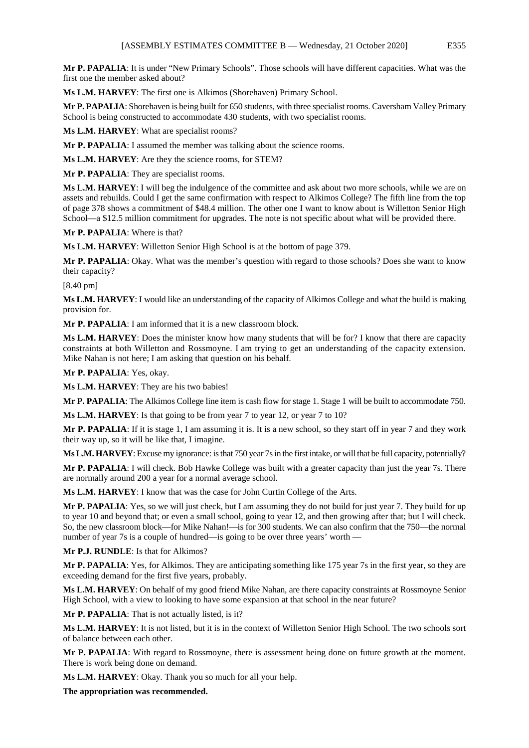**Mr P. PAPALIA**: It is under "New Primary Schools". Those schools will have different capacities. What was the first one the member asked about?

**Ms L.M. HARVEY**: The first one is Alkimos (Shorehaven) Primary School.

**Mr P. PAPALIA**: Shorehaven is being built for 650 students, with three specialist rooms. Caversham Valley Primary School is being constructed to accommodate 430 students, with two specialist rooms.

**Ms L.M. HARVEY**: What are specialist rooms?

**Mr P. PAPALIA**: I assumed the member was talking about the science rooms.

**Ms L.M. HARVEY**: Are they the science rooms, for STEM?

**Mr P. PAPALIA**: They are specialist rooms.

**Ms L.M. HARVEY**: I will beg the indulgence of the committee and ask about two more schools, while we are on assets and rebuilds. Could I get the same confirmation with respect to Alkimos College? The fifth line from the top of page 378 shows a commitment of $48.4 million. The other one I want to know about is Willetton Senior High School—a $12.5 million commitment for upgrades. The note is not specific about what will be provided there.

**Mr P. PAPALIA**: Where is that?

**Ms L.M. HARVEY**: Willetton Senior High School is at the bottom of page 379.

**Mr P. PAPALIA**: Okay. What was the member's question with regard to those schools? Does she want to know their capacity?

[8.40 pm]

**Ms L.M. HARVEY**: I would like an understanding of the capacity of Alkimos College and what the build is making provision for.

**Mr P. PAPALIA**: I am informed that it is a new classroom block.

**Ms L.M. HARVEY**: Does the minister know how many students that will be for? I know that there are capacity constraints at both Willetton and Rossmoyne. I am trying to get an understanding of the capacity extension. Mike Nahan is not here; I am asking that question on his behalf.

**Mr P. PAPALIA**: Yes, okay.

**Ms L.M. HARVEY**: They are his two babies!

**Mr P. PAPALIA**: The Alkimos College line item is cash flow for stage 1. Stage 1 will be built to accommodate 750.

**Ms L.M. HARVEY**: Is that going to be from year 7 to year 12, or year 7 to 10?

**Mr P. PAPALIA**: If it is stage 1, I am assuming it is. It is a new school, so they start off in year 7 and they work their way up, so it will be like that, I imagine.

**Ms L.M. HARVEY**: Excuse my ignorance: is that 750 year 7s in the first intake, or will that be full capacity, potentially?

**Mr P. PAPALIA**: I will check. Bob Hawke College was built with a greater capacity than just the year 7s. There are normally around 200 a year for a normal average school.

**Ms L.M. HARVEY**: I know that was the case for John Curtin College of the Arts.

**Mr P. PAPALIA**: Yes, so we will just check, but I am assuming they do not build for just year 7. They build for up to year 10 and beyond that; or even a small school, going to year 12, and then growing after that; but I will check. So, the new classroom block—for Mike Nahan!—is for 300 students. We can also confirm that the 750—the normal number of year 7s is a couple of hundred—is going to be over three years' worth —

**Mr P.J. RUNDLE**: Is that for Alkimos?

**Mr P. PAPALIA**: Yes, for Alkimos. They are anticipating something like 175 year 7s in the first year, so they are exceeding demand for the first five years, probably.

**Ms L.M. HARVEY**: On behalf of my good friend Mike Nahan, are there capacity constraints at Rossmoyne Senior High School, with a view to looking to have some expansion at that school in the near future?

**Mr P. PAPALIA**: That is not actually listed, is it?

**Ms L.M. HARVEY**: It is not listed, but it is in the context of Willetton Senior High School. The two schools sort of balance between each other.

**Mr P. PAPALIA**: With regard to Rossmoyne, there is assessment being done on future growth at the moment. There is work being done on demand.

**Ms L.M. HARVEY**: Okay. Thank you so much for all your help.

**The appropriation was recommended.**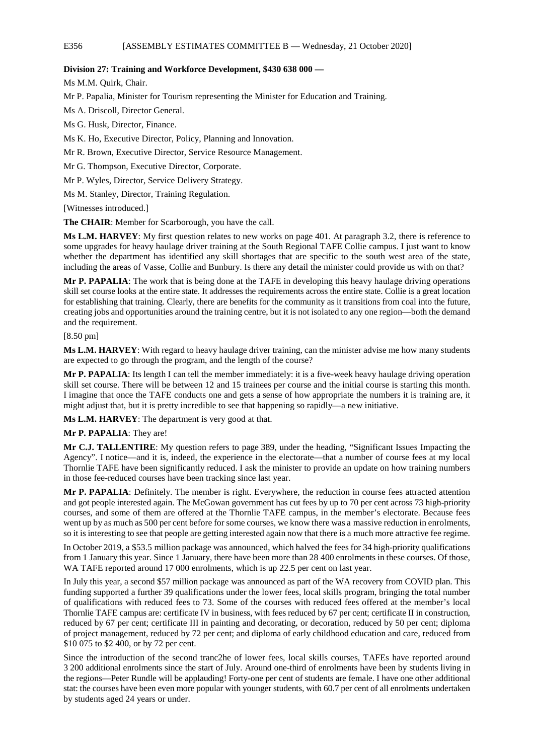**Division 27: Training and Workforce Development, $430 638 000 —**

Ms M.M. Quirk, Chair.

Mr P. Papalia, Minister for Tourism representing the Minister for Education and Training.

Ms A. Driscoll, Director General.

Ms G. Husk, Director, Finance.

Ms K. Ho, Executive Director, Policy, Planning and Innovation.

Mr R. Brown, Executive Director, Service Resource Management.

Mr G. Thompson, Executive Director, Corporate.

Mr P. Wyles, Director, Service Delivery Strategy.

Ms M. Stanley, Director, Training Regulation.

[Witnesses introduced.]

**The CHAIR**: Member for Scarborough, you have the call.

**Ms L.M. HARVEY**: My first question relates to new works on page 401. At paragraph 3.2, there is reference to some upgrades for heavy haulage driver training at the South Regional TAFE Collie campus. I just want to know whether the department has identified any skill shortages that are specific to the south west area of the state, including the areas of Vasse, Collie and Bunbury. Is there any detail the minister could provide us with on that?

**Mr P. PAPALIA**: The work that is being done at the TAFE in developing this heavy haulage driving operations skill set course looks at the entire state. It addresses the requirements across the entire state. Collie is a great location for establishing that training. Clearly, there are benefits for the community as it transitions from coal into the future, creating jobs and opportunities around the training centre, but it is not isolated to any one region—both the demand and the requirement.

[8.50 pm]

**Ms L.M. HARVEY**: With regard to heavy haulage driver training, can the minister advise me how many students are expected to go through the program, and the length of the course?

**Mr P. PAPALIA**: Its length I can tell the member immediately: it is a five-week heavy haulage driving operation skill set course. There will be between 12 and 15 trainees per course and the initial course is starting this month. I imagine that once the TAFE conducts one and gets a sense of how appropriate the numbers it is training are, it might adjust that, but it is pretty incredible to see that happening so rapidly—a new initiative.

**Ms L.M. HARVEY**: The department is very good at that.

**Mr P. PAPALIA**: They are!

**Mr C.J. TALLENTIRE**: My question refers to page 389, under the heading, "Significant Issues Impacting the Agency". I notice—and it is, indeed, the experience in the electorate—that a number of course fees at my local Thornlie TAFE have been significantly reduced. I ask the minister to provide an update on how training numbers in those fee-reduced courses have been tracking since last year.

**Mr P. PAPALIA**: Definitely. The member is right. Everywhere, the reduction in course fees attracted attention and got people interested again. The McGowan government has cut fees by up to 70 per cent across 73 high-priority courses, and some of them are offered at the Thornlie TAFE campus, in the member's electorate. Because fees went up by as much as 500 per cent before for some courses, we know there was a massive reduction in enrolments, so it is interesting to see that people are getting interested again now that there is a much more attractive fee regime.

In October 2019, a $53.5 million package was announced, which halved the fees for 34 high-priority qualifications from 1 January this year. Since 1 January, there have been more than 28 400 enrolments in these courses. Of those, WA TAFE reported around 17 000 enrolments, which is up 22.5 per cent on last year.

In July this year, a second $57 million package was announced as part of the WA recovery from COVID plan. This funding supported a further 39 qualifications under the lower fees, local skills program, bringing the total number of qualifications with reduced fees to 73. Some of the courses with reduced fees offered at the member's local Thornlie TAFE campus are: certificate IV in business, with fees reduced by 67 per cent; certificate II in construction, reduced by 67 per cent; certificate III in painting and decorating, or decoration, reduced by 50 per cent; diploma of project management, reduced by 72 per cent; and diploma of early childhood education and care, reduced from $10 075 to $2 400, or by 72 per cent.

Since the introduction of the second tranc2he of lower fees, local skills courses, TAFEs have reported around 3 200 additional enrolments since the start of July. Around one-third of enrolments have been by students living in the regions—Peter Rundle will be applauding! Forty-one per cent of students are female. I have one other additional stat: the courses have been even more popular with younger students, with 60.7 per cent of all enrolments undertaken by students aged 24 years or under.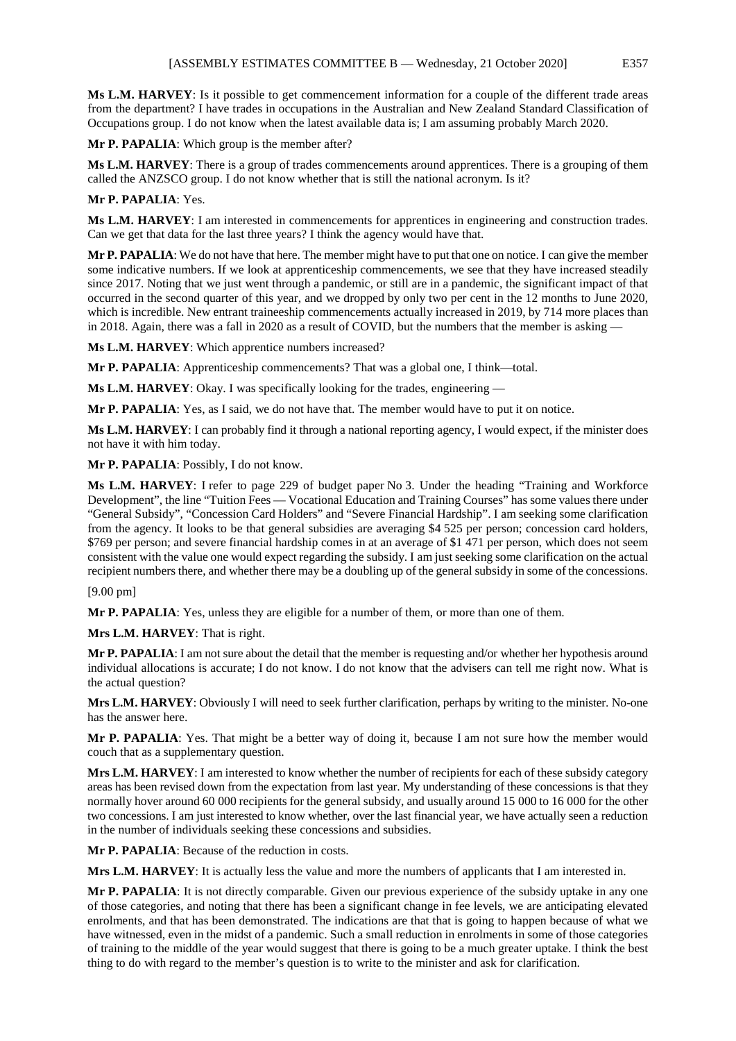**Ms L.M. HARVEY**: Is it possible to get commencement information for a couple of the different trade areas from the department? I have trades in occupations in the Australian and New Zealand Standard Classification of Occupations group. I do not know when the latest available data is; I am assuming probably March 2020.

**Mr P. PAPALIA**: Which group is the member after?

**Ms L.M. HARVEY**: There is a group of trades commencements around apprentices. There is a grouping of them called the ANZSCO group. I do not know whether that is still the national acronym. Is it?

**Mr P. PAPALIA**: Yes.

**Ms L.M. HARVEY**: I am interested in commencements for apprentices in engineering and construction trades. Can we get that data for the last three years? I think the agency would have that.

**Mr P. PAPALIA**: We do not have that here. The member might have to put that one on notice. I can give the member some indicative numbers. If we look at apprenticeship commencements, we see that they have increased steadily since 2017. Noting that we just went through a pandemic, or still are in a pandemic, the significant impact of that occurred in the second quarter of this year, and we dropped by only two per cent in the 12 months to June 2020, which is incredible. New entrant traineeship commencements actually increased in 2019, by 714 more places than in 2018. Again, there was a fall in 2020 as a result of COVID, but the numbers that the member is asking —

**Ms L.M. HARVEY**: Which apprentice numbers increased?

**Mr P. PAPALIA**: Apprenticeship commencements? That was a global one, I think—total.

**Ms L.M. HARVEY**: Okay. I was specifically looking for the trades, engineering —

**Mr P. PAPALIA**: Yes, as I said, we do not have that. The member would have to put it on notice.

**Ms L.M. HARVEY**: I can probably find it through a national reporting agency, I would expect, if the minister does not have it with him today.

**Mr P. PAPALIA**: Possibly, I do not know.

**Ms L.M. HARVEY**: I refer to page 229 of budget paper No 3. Under the heading "Training and Workforce Development", the line "Tuition Fees — Vocational Education and Training Courses" has some values there under "General Subsidy", "Concession Card Holders" and "Severe Financial Hardship". I am seeking some clarification from the agency. It looks to be that general subsidies are averaging $4 525 per person; concession card holders, $769 per person; and severe financial hardship comes in at an average of $1 471 per person, which does not seem consistent with the value one would expect regarding the subsidy. I am just seeking some clarification on the actual recipient numbers there, and whether there may be a doubling up of the general subsidy in some of the concessions.

[9.00 pm]

**Mr P. PAPALIA**: Yes, unless they are eligible for a number of them, or more than one of them.

**Mrs L.M. HARVEY**: That is right.

**Mr P. PAPALIA**: I am not sure about the detail that the member is requesting and/or whether her hypothesis around individual allocations is accurate; I do not know. I do not know that the advisers can tell me right now. What is the actual question?

**Mrs L.M. HARVEY**: Obviously I will need to seek further clarification, perhaps by writing to the minister. No-one has the answer here.

**Mr P. PAPALIA**: Yes. That might be a better way of doing it, because I am not sure how the member would couch that as a supplementary question.

**Mrs L.M. HARVEY**: I am interested to know whether the number of recipients for each of these subsidy category areas has been revised down from the expectation from last year. My understanding of these concessions is that they normally hover around 60 000 recipients for the general subsidy, and usually around 15 000 to 16 000 for the other two concessions. I am just interested to know whether, over the last financial year, we have actually seen a reduction in the number of individuals seeking these concessions and subsidies.

**Mr P. PAPALIA**: Because of the reduction in costs.

**Mrs L.M. HARVEY**: It is actually less the value and more the numbers of applicants that I am interested in.

**Mr P. PAPALIA**: It is not directly comparable. Given our previous experience of the subsidy uptake in any one of those categories, and noting that there has been a significant change in fee levels, we are anticipating elevated enrolments, and that has been demonstrated. The indications are that that is going to happen because of what we have witnessed, even in the midst of a pandemic. Such a small reduction in enrolments in some of those categories of training to the middle of the year would suggest that there is going to be a much greater uptake. I think the best thing to do with regard to the member's question is to write to the minister and ask for clarification.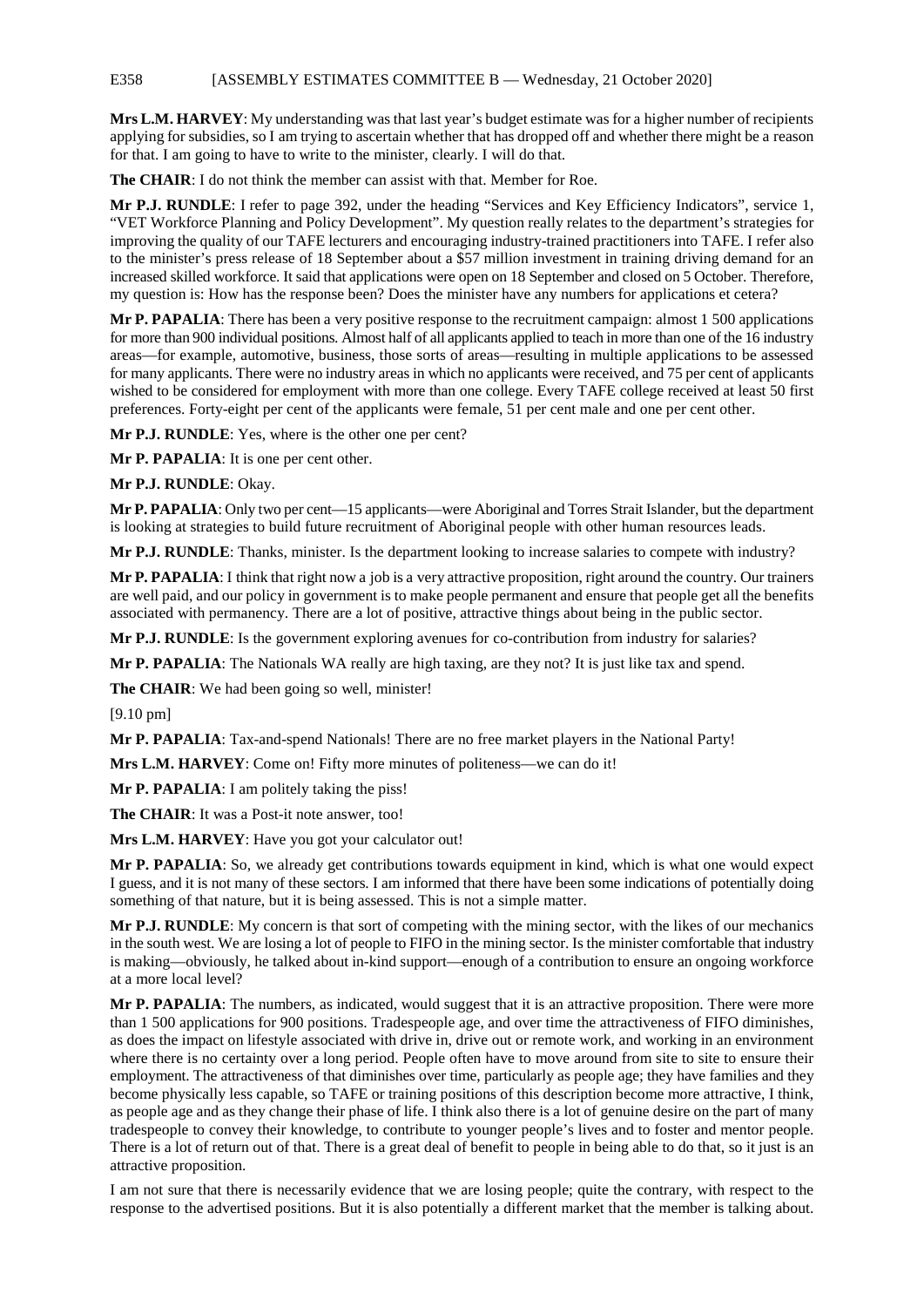**Mrs L.M. HARVEY**: My understanding was that last year's budget estimate was for a higher number of recipients applying for subsidies, so I am trying to ascertain whether that has dropped off and whether there might be a reason for that. I am going to have to write to the minister, clearly. I will do that.

**The CHAIR**: I do not think the member can assist with that. Member for Roe.

**Mr P.J. RUNDLE**: I refer to page 392, under the heading "Services and Key Efficiency Indicators", service 1, "VET Workforce Planning and Policy Development". My question really relates to the department's strategies for improving the quality of our TAFE lecturers and encouraging industry-trained practitioners into TAFE. I refer also to the minister's press release of 18 September about a $57 million investment in training driving demand for an increased skilled workforce. It said that applications were open on 18 September and closed on 5 October. Therefore, my question is: How has the response been? Does the minister have any numbers for applications et cetera?

**Mr P. PAPALIA**: There has been a very positive response to the recruitment campaign: almost 1 500 applications for more than 900 individual positions. Almost half of all applicants applied to teach in more than one of the 16 industry areas—for example, automotive, business, those sorts of areas—resulting in multiple applications to be assessed for many applicants. There were no industry areas in which no applicants were received, and 75 per cent of applicants wished to be considered for employment with more than one college. Every TAFE college received at least 50 first preferences. Forty-eight per cent of the applicants were female, 51 per cent male and one per cent other.

**Mr P.J. RUNDLE**: Yes, where is the other one per cent?

**Mr P. PAPALIA**: It is one per cent other.

**Mr P.J. RUNDLE**: Okay.

**Mr P. PAPALIA**: Only two per cent—15 applicants—were Aboriginal and Torres Strait Islander, but the department is looking at strategies to build future recruitment of Aboriginal people with other human resources leads.

**Mr P.J. RUNDLE**: Thanks, minister. Is the department looking to increase salaries to compete with industry?

**Mr P. PAPALIA**: I think that right now a job is a very attractive proposition, right around the country. Our trainers are well paid, and our policy in government is to make people permanent and ensure that people get all the benefits associated with permanency. There are a lot of positive, attractive things about being in the public sector.

**Mr P.J. RUNDLE**: Is the government exploring avenues for co-contribution from industry for salaries?

**Mr P. PAPALIA**: The Nationals WA really are high taxing, are they not? It is just like tax and spend.

**The CHAIR**: We had been going so well, minister!

[9.10 pm]

**Mr P. PAPALIA**: Tax-and-spend Nationals! There are no free market players in the National Party!

**Mrs L.M. HARVEY**: Come on! Fifty more minutes of politeness—we can do it!

**Mr P. PAPALIA**: I am politely taking the piss!

**The CHAIR**: It was a Post-it note answer, too!

**Mrs L.M. HARVEY**: Have you got your calculator out!

**Mr P. PAPALIA**: So, we already get contributions towards equipment in kind, which is what one would expect I guess, and it is not many of these sectors. I am informed that there have been some indications of potentially doing something of that nature, but it is being assessed. This is not a simple matter.

**Mr P.J. RUNDLE**: My concern is that sort of competing with the mining sector, with the likes of our mechanics in the south west. We are losing a lot of people to FIFO in the mining sector. Is the minister comfortable that industry is making—obviously, he talked about in-kind support—enough of a contribution to ensure an ongoing workforce at a more local level?

**Mr P. PAPALIA**: The numbers, as indicated, would suggest that it is an attractive proposition. There were more than 1 500 applications for 900 positions. Tradespeople age, and over time the attractiveness of FIFO diminishes, as does the impact on lifestyle associated with drive in, drive out or remote work, and working in an environment where there is no certainty over a long period. People often have to move around from site to site to ensure their employment. The attractiveness of that diminishes over time, particularly as people age; they have families and they become physically less capable, so TAFE or training positions of this description become more attractive, I think, as people age and as they change their phase of life. I think also there is a lot of genuine desire on the part of many tradespeople to convey their knowledge, to contribute to younger people's lives and to foster and mentor people. There is a lot of return out of that. There is a great deal of benefit to people in being able to do that, so it just is an attractive proposition.

I am not sure that there is necessarily evidence that we are losing people; quite the contrary, with respect to the response to the advertised positions. But it is also potentially a different market that the member is talking about.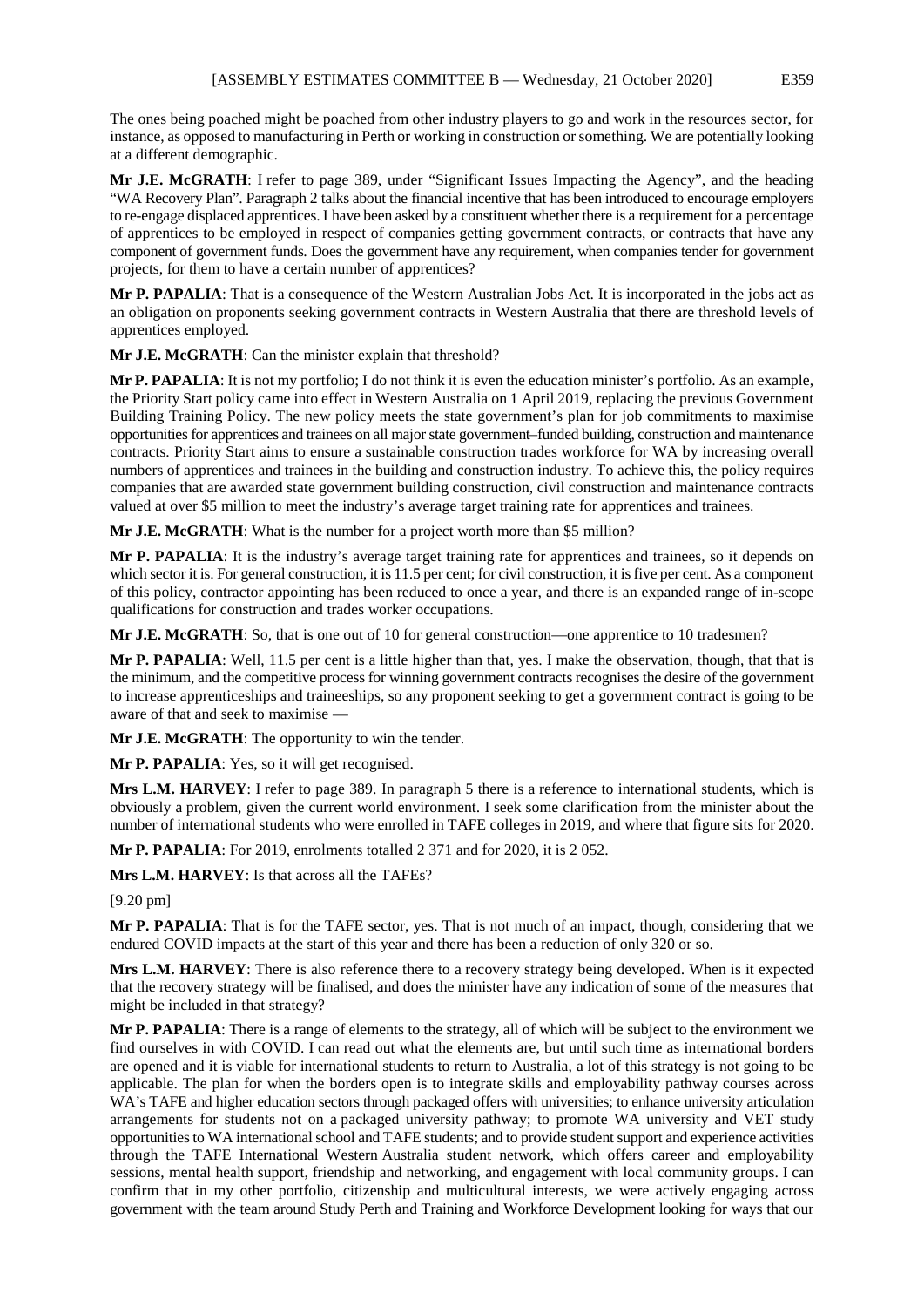The ones being poached might be poached from other industry players to go and work in the resources sector, for instance, as opposed to manufacturing in Perth or working in construction or something. We are potentially looking at a different demographic.

**Mr J.E. McGRATH**: I refer to page 389, under "Significant Issues Impacting the Agency", and the heading "WA Recovery Plan". Paragraph 2 talks about the financial incentive that has been introduced to encourage employers to re-engage displaced apprentices. I have been asked by a constituent whether there is a requirement for a percentage of apprentices to be employed in respect of companies getting government contracts, or contracts that have any component of government funds. Does the government have any requirement, when companies tender for government projects, for them to have a certain number of apprentices?

**Mr P. PAPALIA**: That is a consequence of the Western Australian Jobs Act. It is incorporated in the jobs act as an obligation on proponents seeking government contracts in Western Australia that there are threshold levels of apprentices employed.

**Mr J.E. McGRATH**: Can the minister explain that threshold?

**Mr P. PAPALIA**: It is not my portfolio; I do not think it is even the education minister's portfolio. As an example, the Priority Start policy came into effect in Western Australia on 1 April 2019, replacing the previous Government Building Training Policy. The new policy meets the state government's plan for job commitments to maximise opportunities for apprentices and trainees on all major state government–funded building, construction and maintenance contracts. Priority Start aims to ensure a sustainable construction trades workforce for WA by increasing overall numbers of apprentices and trainees in the building and construction industry. To achieve this, the policy requires companies that are awarded state government building construction, civil construction and maintenance contracts valued at over $5 million to meet the industry's average target training rate for apprentices and trainees.

**Mr J.E. McGRATH**: What is the number for a project worth more than $5 million?

**Mr P. PAPALIA**: It is the industry's average target training rate for apprentices and trainees, so it depends on which sector it is. For general construction, it is 11.5 per cent; for civil construction, it is five per cent. As a component of this policy, contractor appointing has been reduced to once a year, and there is an expanded range of in-scope qualifications for construction and trades worker occupations.

**Mr J.E. McGRATH**: So, that is one out of 10 for general construction—one apprentice to 10 tradesmen?

**Mr P. PAPALIA**: Well, 11.5 per cent is a little higher than that, yes. I make the observation, though, that that is the minimum, and the competitive process for winning government contracts recognises the desire of the government to increase apprenticeships and traineeships, so any proponent seeking to get a government contract is going to be aware of that and seek to maximise —

**Mr J.E. McGRATH**: The opportunity to win the tender.

**Mr P. PAPALIA**: Yes, so it will get recognised.

**Mrs L.M. HARVEY**: I refer to page 389. In paragraph 5 there is a reference to international students, which is obviously a problem, given the current world environment. I seek some clarification from the minister about the number of international students who were enrolled in TAFE colleges in 2019, and where that figure sits for 2020.

**Mr P. PAPALIA**: For 2019, enrolments totalled 2 371 and for 2020, it is 2 052.

**Mrs L.M. HARVEY**: Is that across all the TAFEs?

[9.20 pm]

**Mr P. PAPALIA**: That is for the TAFE sector, yes. That is not much of an impact, though, considering that we endured COVID impacts at the start of this year and there has been a reduction of only 320 or so.

**Mrs L.M. HARVEY**: There is also reference there to a recovery strategy being developed. When is it expected that the recovery strategy will be finalised, and does the minister have any indication of some of the measures that might be included in that strategy?

**Mr P. PAPALIA**: There is a range of elements to the strategy, all of which will be subject to the environment we find ourselves in with COVID. I can read out what the elements are, but until such time as international borders are opened and it is viable for international students to return to Australia, a lot of this strategy is not going to be applicable. The plan for when the borders open is to integrate skills and employability pathway courses across WA's TAFE and higher education sectors through packaged offers with universities; to enhance university articulation arrangements for students not on a packaged university pathway; to promote WA university and VET study opportunities to WA international school and TAFE students; and to provide student support and experience activities through the TAFE International Western Australia student network, which offers career and employability sessions, mental health support, friendship and networking, and engagement with local community groups. I can confirm that in my other portfolio, citizenship and multicultural interests, we were actively engaging across government with the team around Study Perth and Training and Workforce Development looking for ways that our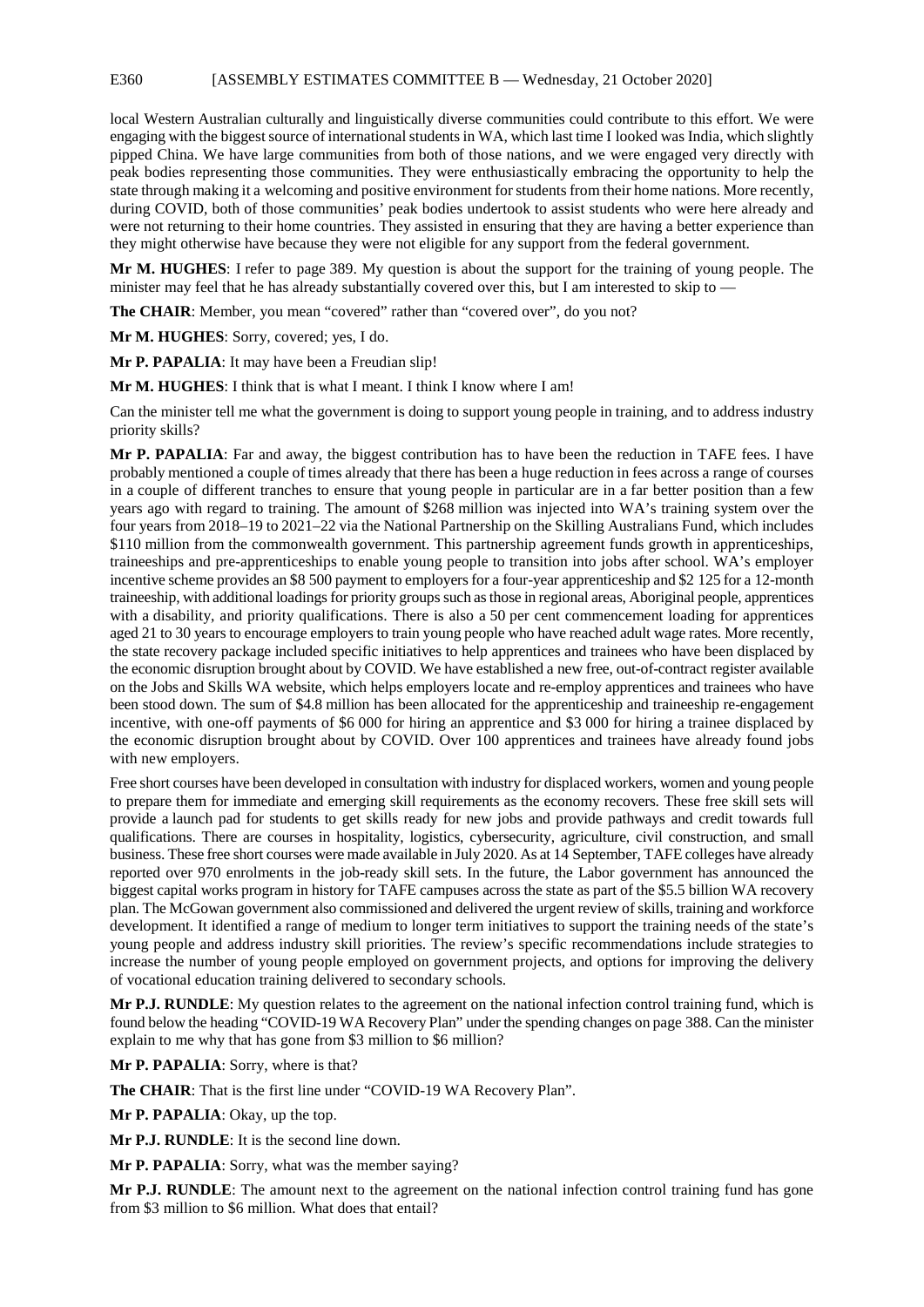local Western Australian culturally and linguistically diverse communities could contribute to this effort. We were engaging with the biggest source of international students in WA, which last time I looked was India, which slightly pipped China. We have large communities from both of those nations, and we were engaged very directly with peak bodies representing those communities. They were enthusiastically embracing the opportunity to help the state through making it a welcoming and positive environment for students from their home nations. More recently, during COVID, both of those communities' peak bodies undertook to assist students who were here already and were not returning to their home countries. They assisted in ensuring that they are having a better experience than they might otherwise have because they were not eligible for any support from the federal government.

**Mr M. HUGHES**: I refer to page 389. My question is about the support for the training of young people. The minister may feel that he has already substantially covered over this, but I am interested to skip to —

**The CHAIR**: Member, you mean "covered" rather than "covered over", do you not?

**Mr M. HUGHES**: Sorry, covered; yes, I do.

**Mr P. PAPALIA**: It may have been a Freudian slip!

**Mr M. HUGHES**: I think that is what I meant. I think I know where I am!

Can the minister tell me what the government is doing to support young people in training, and to address industry priority skills?

**Mr P. PAPALIA**: Far and away, the biggest contribution has to have been the reduction in TAFE fees. I have probably mentioned a couple of times already that there has been a huge reduction in fees across a range of courses in a couple of different tranches to ensure that young people in particular are in a far better position than a few years ago with regard to training. The amount of $268 million was injected into WA's training system over the four years from 2018–19 to 2021–22 via the National Partnership on the Skilling Australians Fund, which includes $110 million from the commonwealth government. This partnership agreement funds growth in apprenticeships, traineeships and pre-apprenticeships to enable young people to transition into jobs after school. WA's employer incentive scheme provides an $8 500 payment to employers for a four-year apprenticeship and $2 125 for a 12-month traineeship, with additional loadings for priority groups such as those in regional areas, Aboriginal people, apprentices with a disability, and priority qualifications. There is also a 50 per cent commencement loading for apprentices aged 21 to 30 years to encourage employers to train young people who have reached adult wage rates. More recently, the state recovery package included specific initiatives to help apprentices and trainees who have been displaced by the economic disruption brought about by COVID. We have established a new free, out-of-contract register available on the Jobs and Skills WA website, which helps employers locate and re-employ apprentices and trainees who have been stood down. The sum of $4.8 million has been allocated for the apprenticeship and traineeship re-engagement incentive, with one-off payments of $6 000 for hiring an apprentice and $3 000 for hiring a trainee displaced by the economic disruption brought about by COVID. Over 100 apprentices and trainees have already found jobs with new employers.

Free short courses have been developed in consultation with industry for displaced workers, women and young people to prepare them for immediate and emerging skill requirements as the economy recovers. These free skill sets will provide a launch pad for students to get skills ready for new jobs and provide pathways and credit towards full qualifications. There are courses in hospitality, logistics, cybersecurity, agriculture, civil construction, and small business. These free short courses were made available in July 2020. As at 14 September, TAFE colleges have already reported over 970 enrolments in the job-ready skill sets. In the future, the Labor government has announced the biggest capital works program in history for TAFE campuses across the state as part of the $5.5 billion WA recovery plan. The McGowan government also commissioned and delivered the urgent review of skills, training and workforce development. It identified a range of medium to longer term initiatives to support the training needs of the state's young people and address industry skill priorities. The review's specific recommendations include strategies to increase the number of young people employed on government projects, and options for improving the delivery of vocational education training delivered to secondary schools.

**Mr P.J. RUNDLE**: My question relates to the agreement on the national infection control training fund, which is found below the heading "COVID-19 WA Recovery Plan" under the spending changes on page 388. Can the minister explain to me why that has gone from $3 million to $6 million?

**Mr P. PAPALIA**: Sorry, where is that?

**The CHAIR**: That is the first line under "COVID-19 WA Recovery Plan".

**Mr P. PAPALIA**: Okay, up the top.

**Mr P.J. RUNDLE**: It is the second line down.

**Mr P. PAPALIA**: Sorry, what was the member saying?

**Mr P.J. RUNDLE**: The amount next to the agreement on the national infection control training fund has gone from $3 million to $6 million. What does that entail?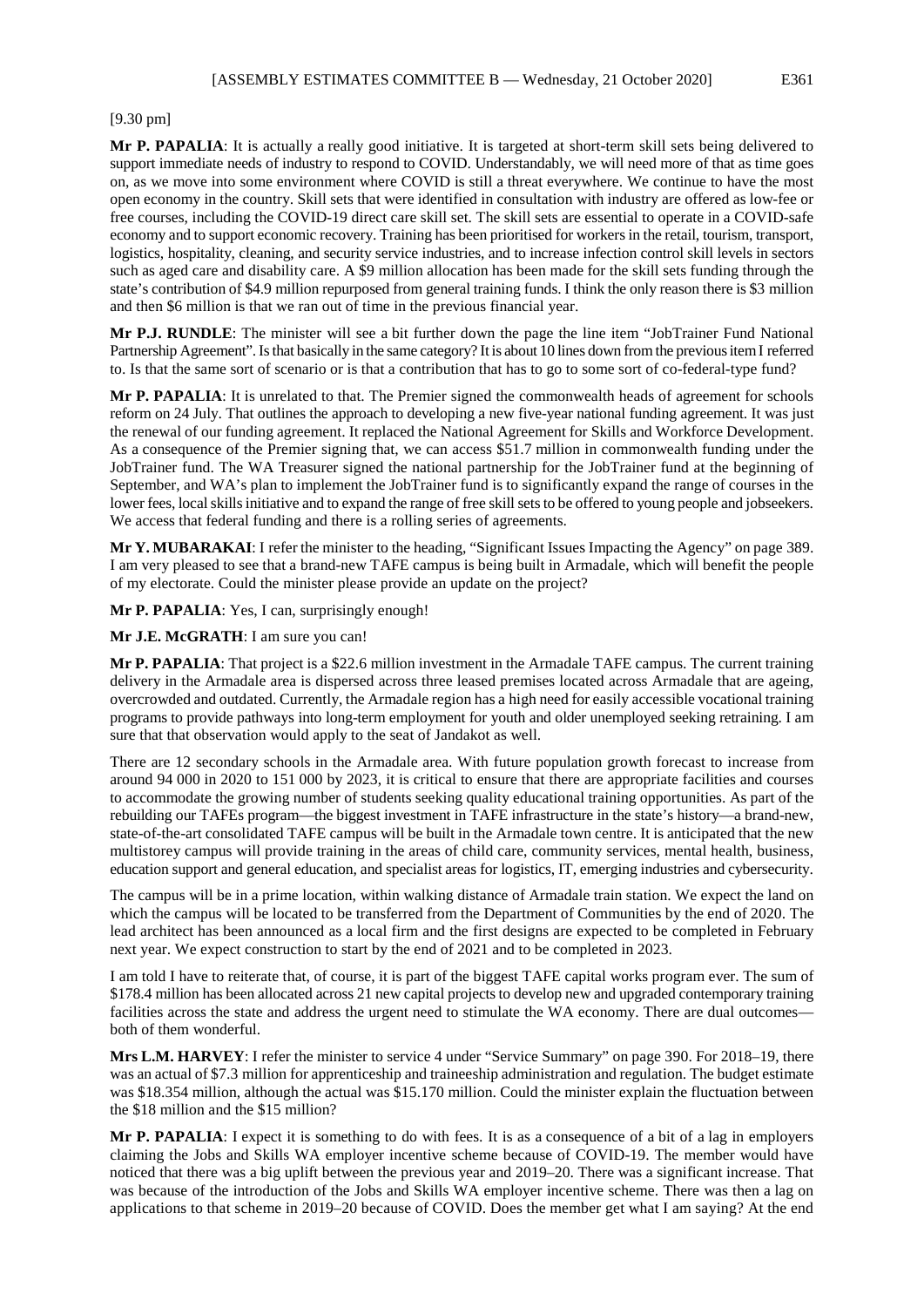[9.30 pm]

**Mr P. PAPALIA**: It is actually a really good initiative. It is targeted at short-term skill sets being delivered to support immediate needs of industry to respond to COVID. Understandably, we will need more of that as time goes on, as we move into some environment where COVID is still a threat everywhere. We continue to have the most open economy in the country. Skill sets that were identified in consultation with industry are offered as low-fee or free courses, including the COVID-19 direct care skill set. The skill sets are essential to operate in a COVID-safe economy and to support economic recovery. Training has been prioritised for workers in the retail, tourism, transport, logistics, hospitality, cleaning, and security service industries, and to increase infection control skill levels in sectors such as aged care and disability care. A $9 million allocation has been made for the skill sets funding through the state's contribution of $4.9 million repurposed from general training funds. I think the only reason there is $3 million and then $6 million is that we ran out of time in the previous financial year.

**Mr P.J. RUNDLE**: The minister will see a bit further down the page the line item "JobTrainer Fund National Partnership Agreement". Is that basically in the same category? It is about 10 lines down from the previous item I referred to. Is that the same sort of scenario or is that a contribution that has to go to some sort of co-federal-type fund?

**Mr P. PAPALIA**: It is unrelated to that. The Premier signed the commonwealth heads of agreement for schools reform on 24 July. That outlines the approach to developing a new five-year national funding agreement. It was just the renewal of our funding agreement. It replaced the National Agreement for Skills and Workforce Development. As a consequence of the Premier signing that, we can access $51.7 million in commonwealth funding under the JobTrainer fund. The WA Treasurer signed the national partnership for the JobTrainer fund at the beginning of September, and WA's plan to implement the JobTrainer fund is to significantly expand the range of courses in the lower fees, local skills initiative and to expand the range of free skill sets to be offered to young people and jobseekers. We access that federal funding and there is a rolling series of agreements.

**Mr Y. MUBARAKAI**: I refer the minister to the heading, "Significant Issues Impacting the Agency" on page 389. I am very pleased to see that a brand-new TAFE campus is being built in Armadale, which will benefit the people of my electorate. Could the minister please provide an update on the project?

**Mr P. PAPALIA**: Yes, I can, surprisingly enough!

**Mr J.E. McGRATH**: I am sure you can!

**Mr P. PAPALIA**: That project is a $22.6 million investment in the Armadale TAFE campus. The current training delivery in the Armadale area is dispersed across three leased premises located across Armadale that are ageing, overcrowded and outdated. Currently, the Armadale region has a high need for easily accessible vocational training programs to provide pathways into long-term employment for youth and older unemployed seeking retraining. I am sure that that observation would apply to the seat of Jandakot as well.

There are 12 secondary schools in the Armadale area. With future population growth forecast to increase from around 94 000 in 2020 to 151 000 by 2023, it is critical to ensure that there are appropriate facilities and courses to accommodate the growing number of students seeking quality educational training opportunities. As part of the rebuilding our TAFEs program—the biggest investment in TAFE infrastructure in the state's history—a brand-new, state-of-the-art consolidated TAFE campus will be built in the Armadale town centre. It is anticipated that the new multistorey campus will provide training in the areas of child care, community services, mental health, business, education support and general education, and specialist areas for logistics, IT, emerging industries and cybersecurity.

The campus will be in a prime location, within walking distance of Armadale train station. We expect the land on which the campus will be located to be transferred from the Department of Communities by the end of 2020. The lead architect has been announced as a local firm and the first designs are expected to be completed in February next year. We expect construction to start by the end of 2021 and to be completed in 2023.

I am told I have to reiterate that, of course, it is part of the biggest TAFE capital works program ever. The sum of $178.4 million has been allocated across 21 new capital projects to develop new and upgraded contemporary training facilities across the state and address the urgent need to stimulate the WA economy. There are dual outcomes—both of them wonderful.

**Mrs L.M. HARVEY**: I refer the minister to service 4 under "Service Summary" on page 390. For 2018–19, there was an actual of $7.3 million for apprenticeship and traineeship administration and regulation. The budget estimate was $18.354 million, although the actual was $15.170 million. Could the minister explain the fluctuation between the $18 million and the $15 million?

**Mr P. PAPALIA**: I expect it is something to do with fees. It is as a consequence of a bit of a lag in employers claiming the Jobs and Skills WA employer incentive scheme because of COVID-19. The member would have noticed that there was a big uplift between the previous year and 2019–20. There was a significant increase. That was because of the introduction of the Jobs and Skills WA employer incentive scheme. There was then a lag on applications to that scheme in 2019–20 because of COVID. Does the member get what I am saying? At the end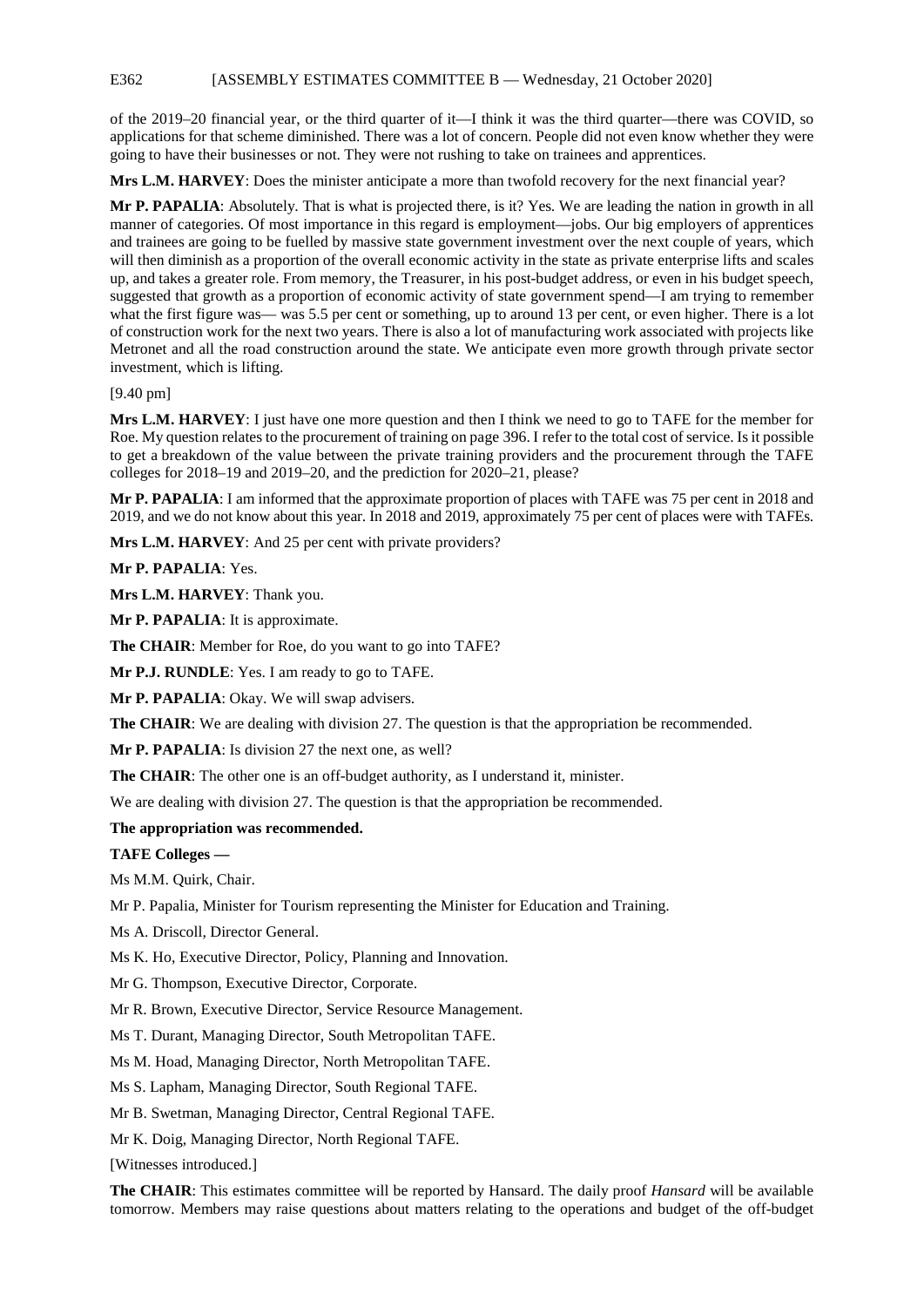of the 2019–20 financial year, or the third quarter of it—I think it was the third quarter—there was COVID, so applications for that scheme diminished. There was a lot of concern. People did not even know whether they were going to have their businesses or not. They were not rushing to take on trainees and apprentices.

**Mrs L.M. HARVEY**: Does the minister anticipate a more than twofold recovery for the next financial year?

**Mr P. PAPALIA**: Absolutely. That is what is projected there, is it? Yes. We are leading the nation in growth in all manner of categories. Of most importance in this regard is employment—jobs. Our big employers of apprentices and trainees are going to be fuelled by massive state government investment over the next couple of years, which will then diminish as a proportion of the overall economic activity in the state as private enterprise lifts and scales up, and takes a greater role. From memory, the Treasurer, in his post-budget address, or even in his budget speech, suggested that growth as a proportion of economic activity of state government spend—I am trying to remember what the first figure was— was 5.5 per cent or something, up to around 13 per cent, or even higher. There is a lot of construction work for the next two years. There is also a lot of manufacturing work associated with projects like Metronet and all the road construction around the state. We anticipate even more growth through private sector investment, which is lifting.

[9.40 pm]

**Mrs L.M. HARVEY**: I just have one more question and then I think we need to go to TAFE for the member for Roe. My question relates to the procurement of training on page 396. I refer to the total cost of service. Is it possible to get a breakdown of the value between the private training providers and the procurement through the TAFE colleges for 2018–19 and 2019–20, and the prediction for 2020–21, please?

**Mr P. PAPALIA**: I am informed that the approximate proportion of places with TAFE was 75 per cent in 2018 and 2019, and we do not know about this year. In 2018 and 2019, approximately 75 per cent of places were with TAFEs.

**Mrs L.M. HARVEY**: And 25 per cent with private providers?

**Mr P. PAPALIA**: Yes.

**Mrs L.M. HARVEY**: Thank you.

**Mr P. PAPALIA**: It is approximate.

**The CHAIR**: Member for Roe, do you want to go into TAFE?

**Mr P.J. RUNDLE**: Yes. I am ready to go to TAFE.

**Mr P. PAPALIA**: Okay. We will swap advisers.

**The CHAIR**: We are dealing with division 27. The question is that the appropriation be recommended.

**Mr P. PAPALIA**: Is division 27 the next one, as well?

**The CHAIR**: The other one is an off-budget authority, as I understand it, minister.

We are dealing with division 27. The question is that the appropriation be recommended.

**The appropriation was recommended.**

**TAFE Colleges —**

Ms M.M. Quirk, Chair.

Mr P. Papalia, Minister for Tourism representing the Minister for Education and Training.

Ms A. Driscoll, Director General.

Ms K. Ho, Executive Director, Policy, Planning and Innovation.

Mr G. Thompson, Executive Director, Corporate.

Mr R. Brown, Executive Director, Service Resource Management.

Ms T. Durant, Managing Director, South Metropolitan TAFE.

Ms M. Hoad, Managing Director, North Metropolitan TAFE.

Ms S. Lapham, Managing Director, South Regional TAFE.

Mr B. Swetman, Managing Director, Central Regional TAFE.

Mr K. Doig, Managing Director, North Regional TAFE.

[Witnesses introduced.]

**The CHAIR**: This estimates committee will be reported by Hansard. The daily proof *Hansard* will be available tomorrow. Members may raise questions about matters relating to the operations and budget of the off-budget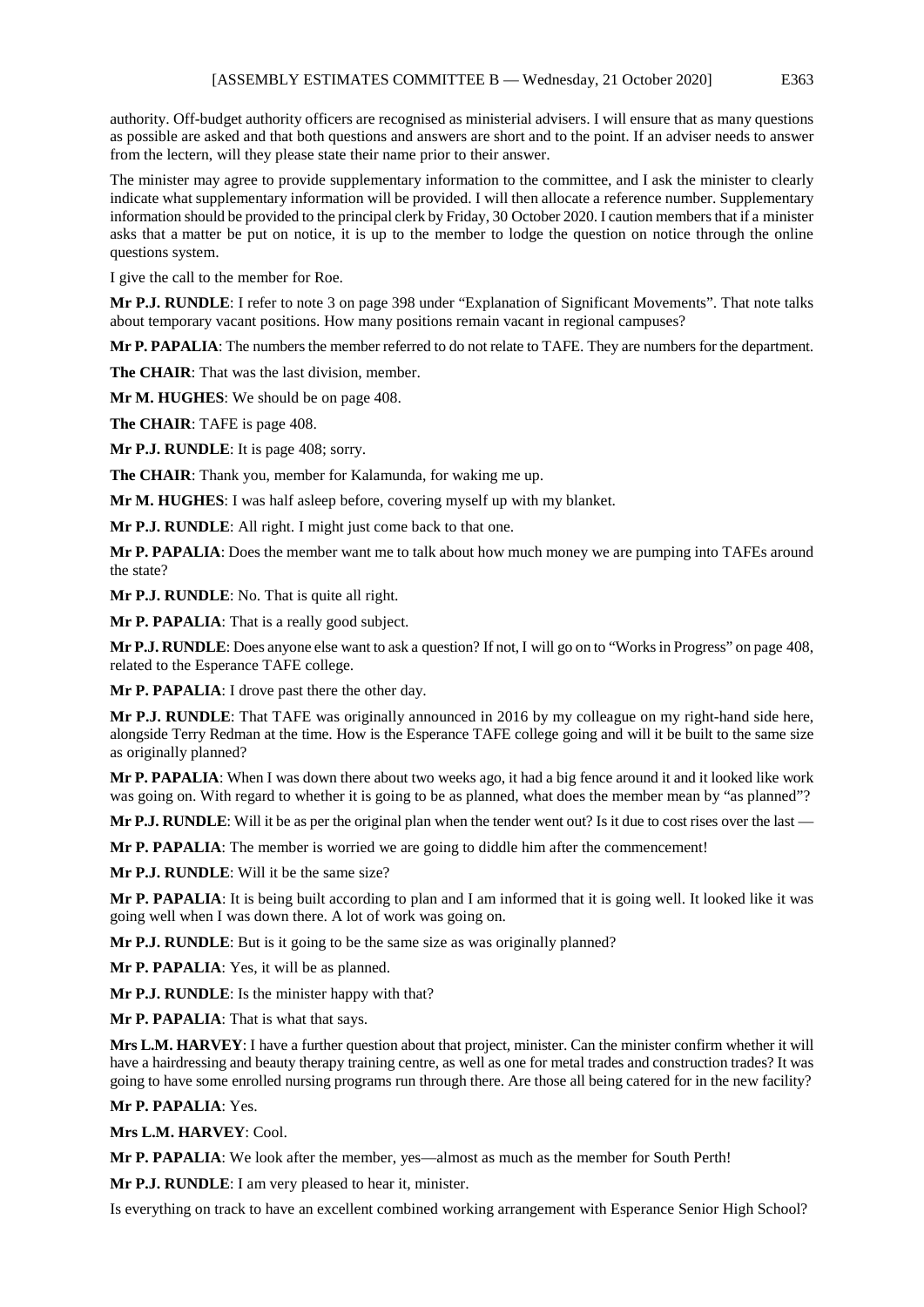authority. Off-budget authority officers are recognised as ministerial advisers. I will ensure that as many questions as possible are asked and that both questions and answers are short and to the point. If an adviser needs to answer from the lectern, will they please state their name prior to their answer.

The minister may agree to provide supplementary information to the committee, and I ask the minister to clearly indicate what supplementary information will be provided. I will then allocate a reference number. Supplementary information should be provided to the principal clerk by Friday, 30 October 2020. I caution members that if a minister asks that a matter be put on notice, it is up to the member to lodge the question on notice through the online questions system.

I give the call to the member for Roe.

**Mr P.J. RUNDLE**: I refer to note 3 on page 398 under "Explanation of Significant Movements". That note talks about temporary vacant positions. How many positions remain vacant in regional campuses?

**Mr P. PAPALIA**: The numbers the member referred to do not relate to TAFE. They are numbers for the department.

**The CHAIR**: That was the last division, member.

**Mr M. HUGHES**: We should be on page 408.

**The CHAIR**: TAFE is page 408.

**Mr P.J. RUNDLE**: It is page 408; sorry.

**The CHAIR**: Thank you, member for Kalamunda, for waking me up.

**Mr M. HUGHES**: I was half asleep before, covering myself up with my blanket.

**Mr P.J. RUNDLE**: All right. I might just come back to that one.

**Mr P. PAPALIA**: Does the member want me to talk about how much money we are pumping into TAFEs around the state?

**Mr P.J. RUNDLE**: No. That is quite all right.

**Mr P. PAPALIA**: That is a really good subject.

**Mr P.J. RUNDLE**: Does anyone else want to ask a question? If not, I will go on to "Works in Progress" on page 408, related to the Esperance TAFE college.

**Mr P. PAPALIA**: I drove past there the other day.

**Mr P.J. RUNDLE**: That TAFE was originally announced in 2016 by my colleague on my right-hand side here, alongside Terry Redman at the time. How is the Esperance TAFE college going and will it be built to the same size as originally planned?

**Mr P. PAPALIA**: When I was down there about two weeks ago, it had a big fence around it and it looked like work was going on. With regard to whether it is going to be as planned, what does the member mean by "as planned"?

**Mr P.J. RUNDLE**: Will it be as per the original plan when the tender went out? Is it due to cost rises over the last —

**Mr P. PAPALIA**: The member is worried we are going to diddle him after the commencement!

**Mr P.J. RUNDLE**: Will it be the same size?

**Mr P. PAPALIA**: It is being built according to plan and I am informed that it is going well. It looked like it was going well when I was down there. A lot of work was going on.

**Mr P.J. RUNDLE**: But is it going to be the same size as was originally planned?

**Mr P. PAPALIA**: Yes, it will be as planned.

**Mr P.J. RUNDLE**: Is the minister happy with that?

**Mr P. PAPALIA**: That is what that says.

**Mrs L.M. HARVEY**: I have a further question about that project, minister. Can the minister confirm whether it will have a hairdressing and beauty therapy training centre, as well as one for metal trades and construction trades? It was going to have some enrolled nursing programs run through there. Are those all being catered for in the new facility?

**Mr P. PAPALIA**: Yes.

**Mrs L.M. HARVEY**: Cool.

**Mr P. PAPALIA**: We look after the member, yes—almost as much as the member for South Perth!

**Mr P.J. RUNDLE**: I am very pleased to hear it, minister.

Is everything on track to have an excellent combined working arrangement with Esperance Senior High School?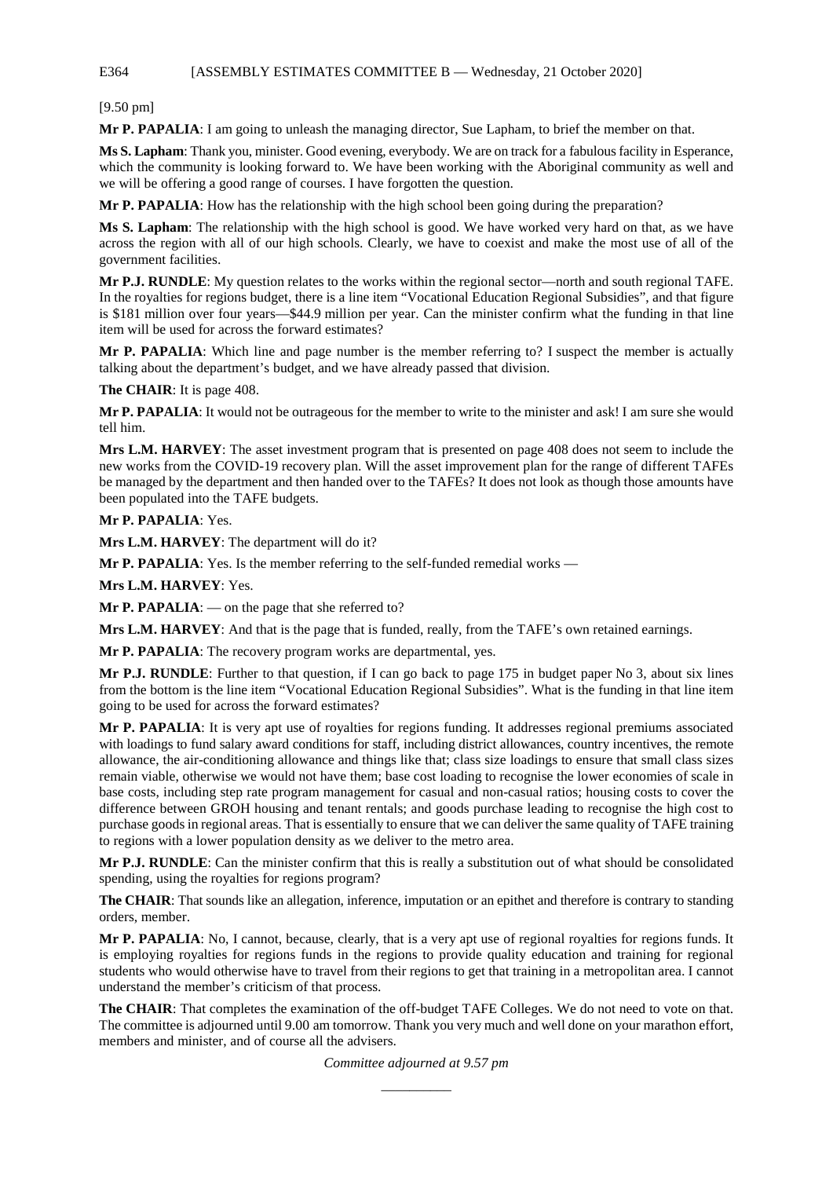[9.50 pm]

**Mr P. PAPALIA**: I am going to unleash the managing director, Sue Lapham, to brief the member on that.

**Ms S. Lapham**: Thank you, minister. Good evening, everybody. We are on track for a fabulous facility in Esperance, which the community is looking forward to. We have been working with the Aboriginal community as well and we will be offering a good range of courses. I have forgotten the question.

**Mr P. PAPALIA**: How has the relationship with the high school been going during the preparation?

**Ms S. Lapham**: The relationship with the high school is good. We have worked very hard on that, as we have across the region with all of our high schools. Clearly, we have to coexist and make the most use of all of the government facilities.

**Mr P.J. RUNDLE**: My question relates to the works within the regional sector—north and south regional TAFE. In the royalties for regions budget, there is a line item "Vocational Education Regional Subsidies", and that figure is $181 million over four years—$44.9 million per year. Can the minister confirm what the funding in that line item will be used for across the forward estimates?

**Mr P. PAPALIA**: Which line and page number is the member referring to? I suspect the member is actually talking about the department's budget, and we have already passed that division.

**The CHAIR**: It is page 408.

**Mr P. PAPALIA**: It would not be outrageous for the member to write to the minister and ask! I am sure she would tell him.

**Mrs L.M. HARVEY**: The asset investment program that is presented on page 408 does not seem to include the new works from the COVID-19 recovery plan. Will the asset improvement plan for the range of different TAFEs be managed by the department and then handed over to the TAFEs? It does not look as though those amounts have been populated into the TAFE budgets.

**Mr P. PAPALIA**: Yes.

**Mrs L.M. HARVEY**: The department will do it?

**Mr P. PAPALIA**: Yes. Is the member referring to the self-funded remedial works —

**Mrs L.M. HARVEY**: Yes.

**Mr P. PAPALIA**: — on the page that she referred to?

**Mrs L.M. HARVEY**: And that is the page that is funded, really, from the TAFE's own retained earnings.

**Mr P. PAPALIA**: The recovery program works are departmental, yes.

**Mr P.J. RUNDLE**: Further to that question, if I can go back to page 175 in budget paper No 3, about six lines from the bottom is the line item "Vocational Education Regional Subsidies". What is the funding in that line item going to be used for across the forward estimates?

**Mr P. PAPALIA**: It is very apt use of royalties for regions funding. It addresses regional premiums associated with loadings to fund salary award conditions for staff, including district allowances, country incentives, the remote allowance, the air-conditioning allowance and things like that; class size loadings to ensure that small class sizes remain viable, otherwise we would not have them; base cost loading to recognise the lower economies of scale in base costs, including step rate program management for casual and non-casual ratios; housing costs to cover the difference between GROH housing and tenant rentals; and goods purchase leading to recognise the high cost to purchase goods in regional areas. That is essentially to ensure that we can deliver the same quality of TAFE training to regions with a lower population density as we deliver to the metro area.

**Mr P.J. RUNDLE**: Can the minister confirm that this is really a substitution out of what should be consolidated spending, using the royalties for regions program?

**The CHAIR**: That sounds like an allegation, inference, imputation or an epithet and therefore is contrary to standing orders, member.

**Mr P. PAPALIA**: No, I cannot, because, clearly, that is a very apt use of regional royalties for regions funds. It is employing royalties for regions funds in the regions to provide quality education and training for regional students who would otherwise have to travel from their regions to get that training in a metropolitan area. I cannot understand the member's criticism of that process.

**The CHAIR**: That completes the examination of the off-budget TAFE Colleges. We do not need to vote on that. The committee is adjourned until 9.00 am tomorrow. Thank you very much and well done on your marathon effort, members and minister, and of course all the advisers.

*Committee adjourned at 9.57 pm*

---